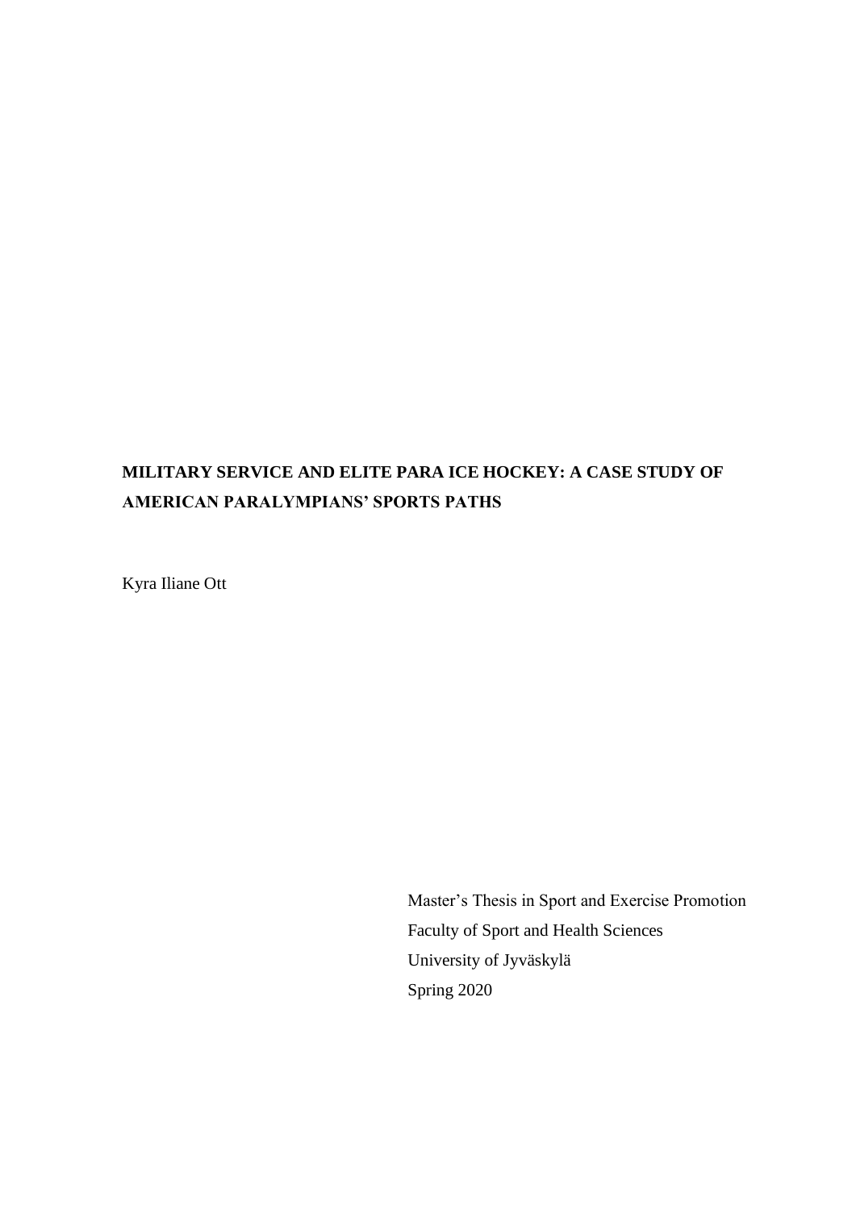# MILITARY SERVICE AND ELITE PARA ICE HOCKEY: A CASE STUDY OF AMERICAN PARALYMPIANS' SPORTS PATHS

Kyra Iliane Ott

Master's Thesis in Sport and Exercise Promotion
Faculty of Sport and Health Sciences
University of Jyväskylä
Spring 2020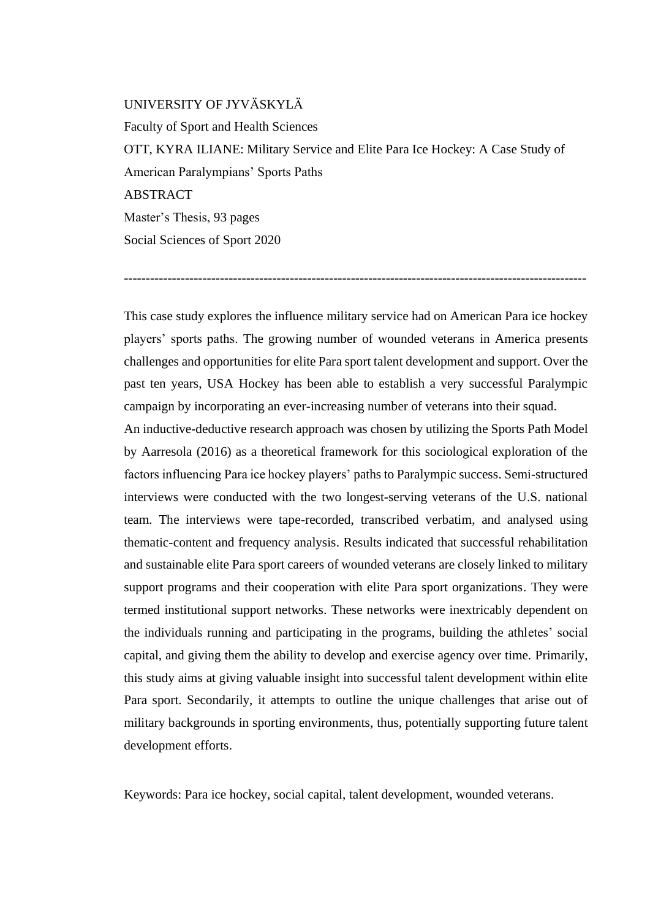UNIVERSITY OF JYVÄSKYLÄ

Faculty of Sport and Health Sciences

OTT, KYRA ILIANE: Military Service and Elite Para Ice Hockey: A Case Study of American Paralympians' Sports Paths

ABSTRACT

Master's Thesis, 93 pages

Social Sciences of Sport 2020

---

This case study explores the influence military service had on American Para ice hockey players' sports paths. The growing number of wounded veterans in America presents challenges and opportunities for elite Para sport talent development and support. Over the past ten years, USA Hockey has been able to establish a very successful Paralympic campaign by incorporating an ever-increasing number of veterans into their squad.

An inductive-deductive research approach was chosen by utilizing the Sports Path Model by Aarresola (2016) as a theoretical framework for this sociological exploration of the factors influencing Para ice hockey players' paths to Paralympic success. Semi-structured interviews were conducted with the two longest-serving veterans of the U.S. national team. The interviews were tape-recorded, transcribed verbatim, and analysed using thematic-content and frequency analysis. Results indicated that successful rehabilitation and sustainable elite Para sport careers of wounded veterans are closely linked to military support programs and their cooperation with elite Para sport organizations. They were termed institutional support networks. These networks were inextricably dependent on the individuals running and participating in the programs, building the athletes' social capital, and giving them the ability to develop and exercise agency over time. Primarily, this study aims at giving valuable insight into successful talent development within elite Para sport. Secondarily, it attempts to outline the unique challenges that arise out of military backgrounds in sporting environments, thus, potentially supporting future talent development efforts.

Keywords: Para ice hockey, social capital, talent development, wounded veterans.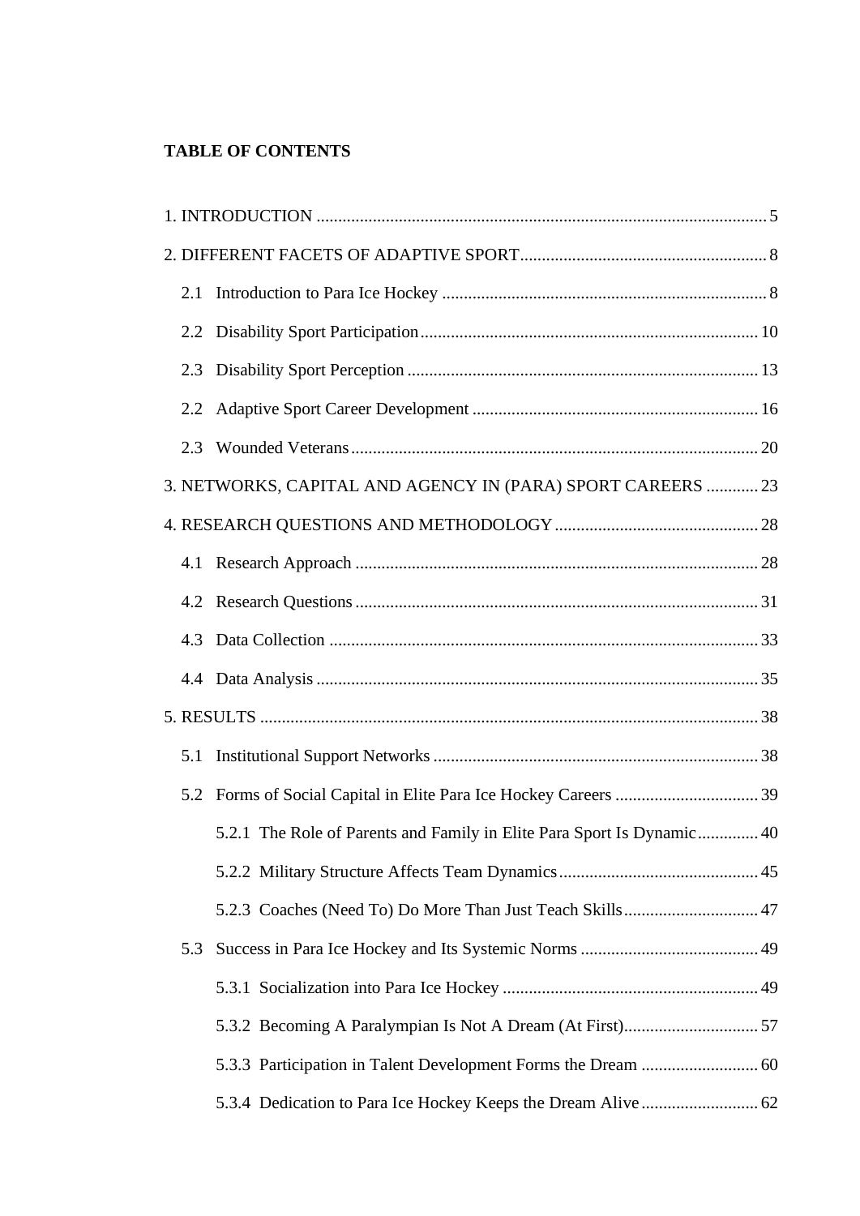**TABLE OF CONTENTS**

1. INTRODUCTION ........................................................................................................ 5

2. DIFFERENT FACETS OF ADAPTIVE SPORT......................................................... 8

   2.1 Introduction to Para Ice Hockey ........................................................................... 8

   2.2 Disability Sport Participation.............................................................................. 10

   2.3 Disability Sport Perception ................................................................................. 13

   2.2 Adaptive Sport Career Development .................................................................. 16

   2.3 Wounded Veterans.............................................................................................. 20

3. NETWORKS, CAPITAL AND AGENCY IN (PARA) SPORT CAREERS ............ 23

4. RESEARCH QUESTIONS AND METHODOLOGY ............................................... 28

   4.1 Research Approach ............................................................................................. 28

   4.2 Research Questions............................................................................................. 31

   4.3 Data Collection ................................................................................................... 33

   4.4 Data Analysis...................................................................................................... 35

5. RESULTS .................................................................................................................. 38

   5.1 Institutional Support Networks........................................................................... 38

   5.2 Forms of Social Capital in Elite Para Ice Hockey Careers ................................. 39

      5.2.1 The Role of Parents and Family in Elite Para Sport Is Dynamic............. 40

      5.2.2 Military Structure Affects Team Dynamics............................................. 45

      5.2.3 Coaches (Need To) Do More Than Just Teach Skills............................... 47

   5.3 Success in Para Ice Hockey and Its Systemic Norms ......................................... 49

      5.3.1 Socialization into Para Ice Hockey ........................................................... 49

      5.3.2 Becoming A Paralympian Is Not A Dream (At First)............................... 57

      5.3.3 Participation in Talent Development Forms the Dream ........................... 60

      5.3.4 Dedication to Para Ice Hockey Keeps the Dream Alive........................... 62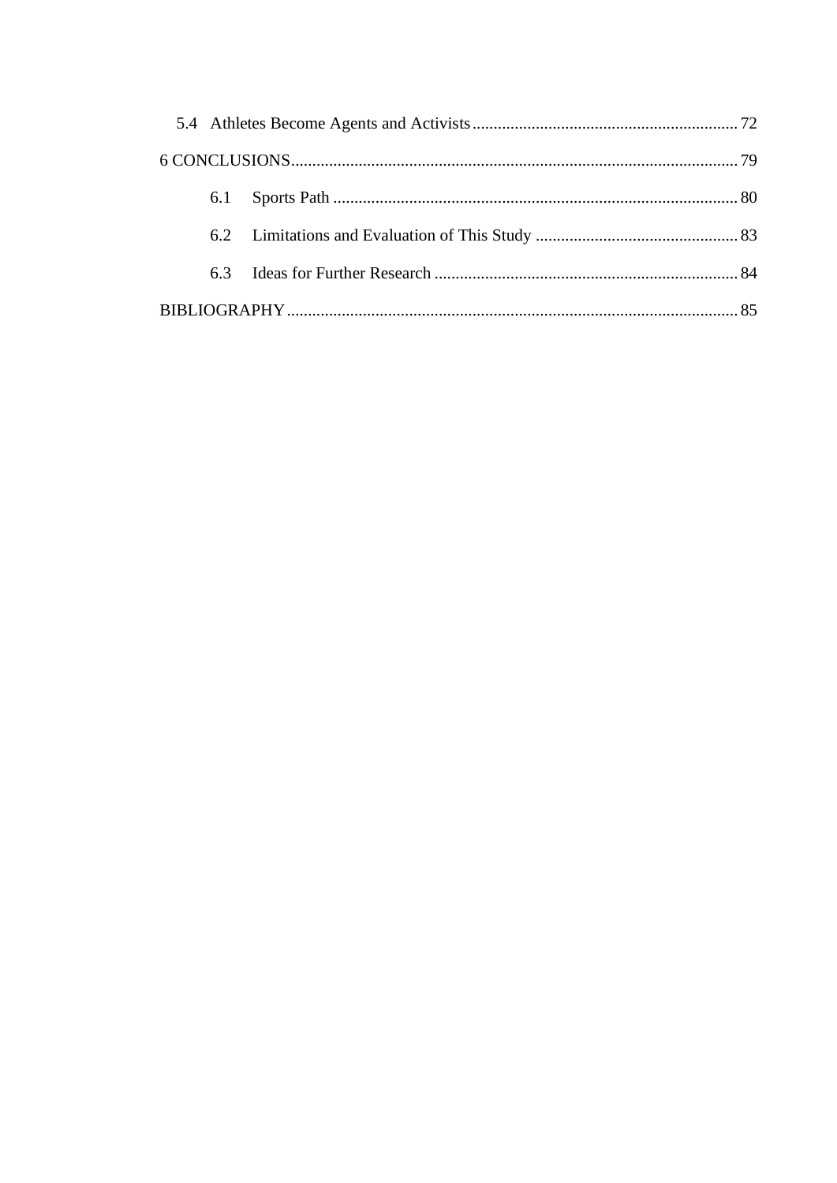5.4 Athletes Become Agents and Activists ........ 72

6 CONCLUSIONS ........ 79

6.1 Sports Path ........ 80

6.2 Limitations and Evaluation of This Study ........ 83

6.3 Ideas for Further Research ........ 84

BIBLIOGRAPHY ........ 85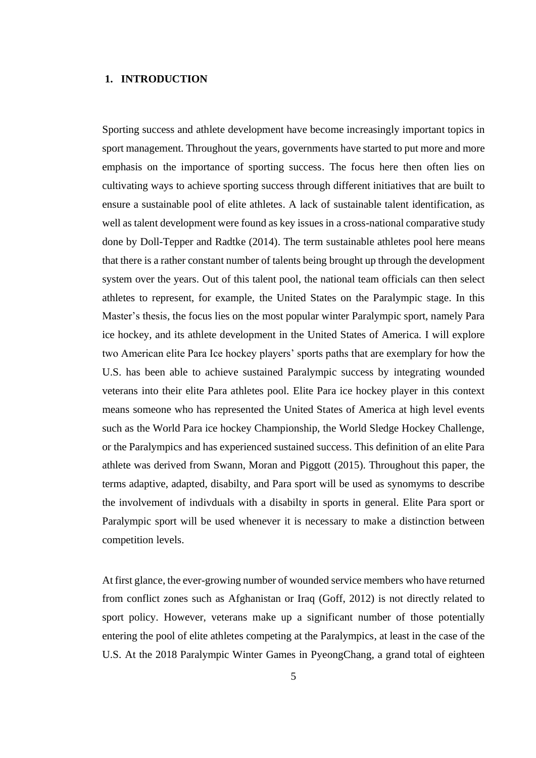# 1. INTRODUCTION

Sporting success and athlete development have become increasingly important topics in sport management. Throughout the years, governments have started to put more and more emphasis on the importance of sporting success. The focus here then often lies on cultivating ways to achieve sporting success through different initiatives that are built to ensure a sustainable pool of elite athletes. A lack of sustainable talent identification, as well as talent development were found as key issues in a cross-national comparative study done by Doll-Tepper and Radtke (2014). The term sustainable athletes pool here means that there is a rather constant number of talents being brought up through the development system over the years. Out of this talent pool, the national team officials can then select athletes to represent, for example, the United States on the Paralympic stage. In this Master's thesis, the focus lies on the most popular winter Paralympic sport, namely Para ice hockey, and its athlete development in the United States of America. I will explore two American elite Para Ice hockey players' sports paths that are exemplary for how the U.S. has been able to achieve sustained Paralympic success by integrating wounded veterans into their elite Para athletes pool. Elite Para ice hockey player in this context means someone who has represented the United States of America at high level events such as the World Para ice hockey Championship, the World Sledge Hockey Challenge, or the Paralympics and has experienced sustained success. This definition of an elite Para athlete was derived from Swann, Moran and Piggott (2015). Throughout this paper, the terms adaptive, adapted, disabilty, and Para sport will be used as synomyms to describe the involvement of indivduals with a disabilty in sports in general. Elite Para sport or Paralympic sport will be used whenever it is necessary to make a distinction between competition levels.

At first glance, the ever-growing number of wounded service members who have returned from conflict zones such as Afghanistan or Iraq (Goff, 2012) is not directly related to sport policy. However, veterans make up a significant number of those potentially entering the pool of elite athletes competing at the Paralympics, at least in the case of the U.S. At the 2018 Paralympic Winter Games in PyeongChang, a grand total of eighteen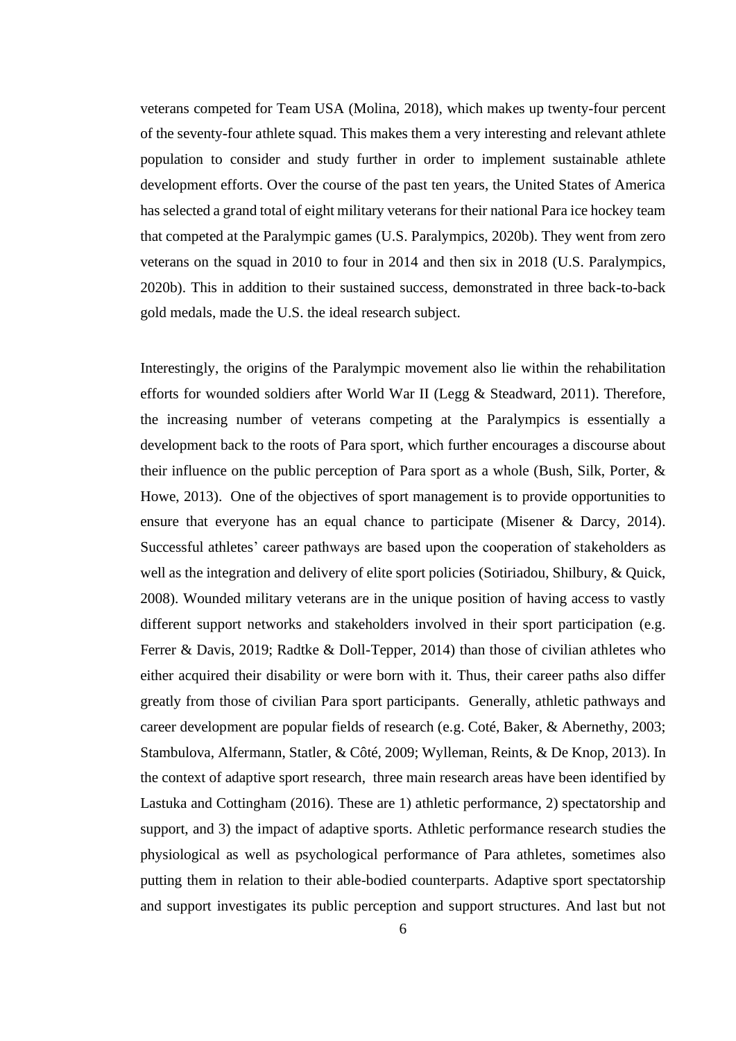veterans competed for Team USA (Molina, 2018), which makes up twenty-four percent of the seventy-four athlete squad. This makes them a very interesting and relevant athlete population to consider and study further in order to implement sustainable athlete development efforts. Over the course of the past ten years, the United States of America has selected a grand total of eight military veterans for their national Para ice hockey team that competed at the Paralympic games (U.S. Paralympics, 2020b). They went from zero veterans on the squad in 2010 to four in 2014 and then six in 2018 (U.S. Paralympics, 2020b). This in addition to their sustained success, demonstrated in three back-to-back gold medals, made the U.S. the ideal research subject.

Interestingly, the origins of the Paralympic movement also lie within the rehabilitation efforts for wounded soldiers after World War II (Legg & Steadward, 2011). Therefore, the increasing number of veterans competing at the Paralympics is essentially a development back to the roots of Para sport, which further encourages a discourse about their influence on the public perception of Para sport as a whole (Bush, Silk, Porter, & Howe, 2013). One of the objectives of sport management is to provide opportunities to ensure that everyone has an equal chance to participate (Misener & Darcy, 2014). Successful athletes' career pathways are based upon the cooperation of stakeholders as well as the integration and delivery of elite sport policies (Sotiriadou, Shilbury, & Quick, 2008). Wounded military veterans are in the unique position of having access to vastly different support networks and stakeholders involved in their sport participation (e.g. Ferrer & Davis, 2019; Radtke & Doll-Tepper, 2014) than those of civilian athletes who either acquired their disability or were born with it. Thus, their career paths also differ greatly from those of civilian Para sport participants. Generally, athletic pathways and career development are popular fields of research (e.g. Coté, Baker, & Abernethy, 2003; Stambulova, Alfermann, Statler, & Côté, 2009; Wylleman, Reints, & De Knop, 2013). In the context of adaptive sport research, three main research areas have been identified by Lastuka and Cottingham (2016). These are 1) athletic performance, 2) spectatorship and support, and 3) the impact of adaptive sports. Athletic performance research studies the physiological as well as psychological performance of Para athletes, sometimes also putting them in relation to their able-bodied counterparts. Adaptive sport spectatorship and support investigates its public perception and support structures. And last but not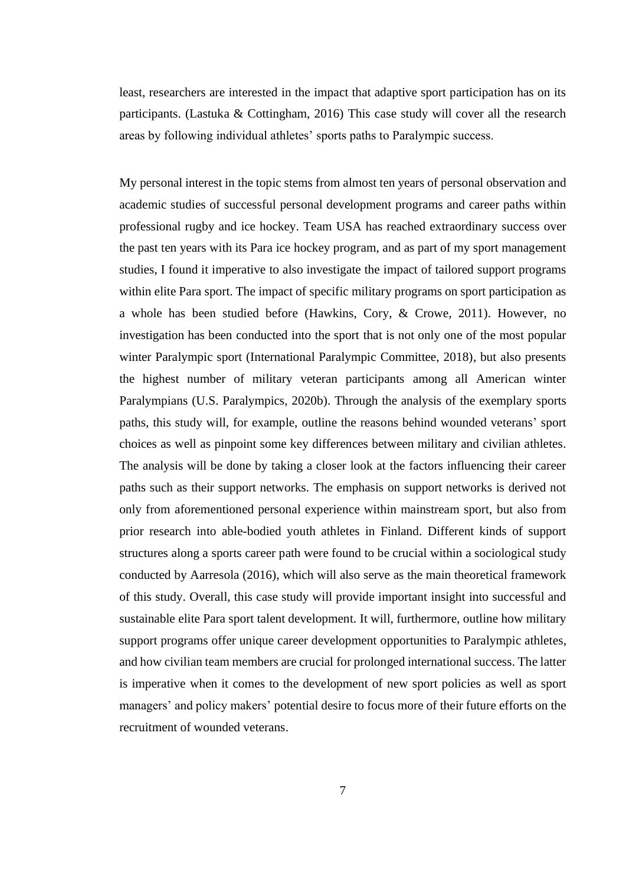least, researchers are interested in the impact that adaptive sport participation has on its participants. (Lastuka & Cottingham, 2016) This case study will cover all the research areas by following individual athletes' sports paths to Paralympic success.

My personal interest in the topic stems from almost ten years of personal observation and academic studies of successful personal development programs and career paths within professional rugby and ice hockey. Team USA has reached extraordinary success over the past ten years with its Para ice hockey program, and as part of my sport management studies, I found it imperative to also investigate the impact of tailored support programs within elite Para sport. The impact of specific military programs on sport participation as a whole has been studied before (Hawkins, Cory, & Crowe, 2011). However, no investigation has been conducted into the sport that is not only one of the most popular winter Paralympic sport (International Paralympic Committee, 2018), but also presents the highest number of military veteran participants among all American winter Paralympians (U.S. Paralympics, 2020b). Through the analysis of the exemplary sports paths, this study will, for example, outline the reasons behind wounded veterans' sport choices as well as pinpoint some key differences between military and civilian athletes. The analysis will be done by taking a closer look at the factors influencing their career paths such as their support networks. The emphasis on support networks is derived not only from aforementioned personal experience within mainstream sport, but also from prior research into able-bodied youth athletes in Finland. Different kinds of support structures along a sports career path were found to be crucial within a sociological study conducted by Aarresola (2016), which will also serve as the main theoretical framework of this study. Overall, this case study will provide important insight into successful and sustainable elite Para sport talent development. It will, furthermore, outline how military support programs offer unique career development opportunities to Paralympic athletes, and how civilian team members are crucial for prolonged international success. The latter is imperative when it comes to the development of new sport policies as well as sport managers' and policy makers' potential desire to focus more of their future efforts on the recruitment of wounded veterans.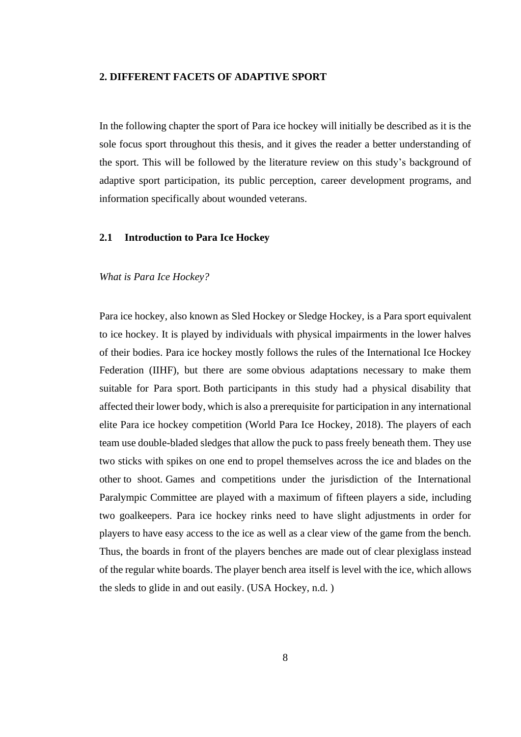# 2. DIFFERENT FACETS OF ADAPTIVE SPORT

In the following chapter the sport of Para ice hockey will initially be described as it is the sole focus sport throughout this thesis, and it gives the reader a better understanding of the sport. This will be followed by the literature review on this study's background of adaptive sport participation, its public perception, career development programs, and information specifically about wounded veterans.

## 2.1 Introduction to Para Ice Hockey

*What is Para Ice Hockey?*

Para ice hockey, also known as Sled Hockey or Sledge Hockey, is a Para sport equivalent to ice hockey. It is played by individuals with physical impairments in the lower halves of their bodies. Para ice hockey mostly follows the rules of the International Ice Hockey Federation (IIHF), but there are some obvious adaptations necessary to make them suitable for Para sport. Both participants in this study had a physical disability that affected their lower body, which is also a prerequisite for participation in any international elite Para ice hockey competition (World Para Ice Hockey, 2018). The players of each team use double-bladed sledges that allow the puck to pass freely beneath them. They use two sticks with spikes on one end to propel themselves across the ice and blades on the other to shoot. Games and competitions under the jurisdiction of the International Paralympic Committee are played with a maximum of fifteen players a side, including two goalkeepers. Para ice hockey rinks need to have slight adjustments in order for players to have easy access to the ice as well as a clear view of the game from the bench. Thus, the boards in front of the players benches are made out of clear plexiglass instead of the regular white boards. The player bench area itself is level with the ice, which allows the sleds to glide in and out easily. (USA Hockey, n.d. )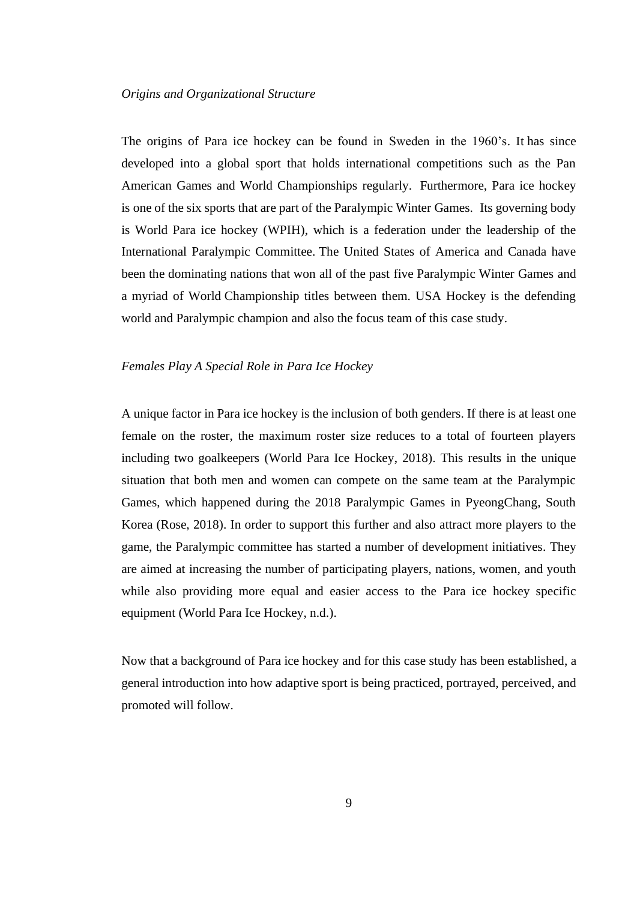*Origins and Organizational Structure*

The origins of Para ice hockey can be found in Sweden in the 1960's. It has since developed into a global sport that holds international competitions such as the Pan American Games and World Championships regularly. Furthermore, Para ice hockey is one of the six sports that are part of the Paralympic Winter Games. Its governing body is World Para ice hockey (WPIH), which is a federation under the leadership of the International Paralympic Committee. The United States of America and Canada have been the dominating nations that won all of the past five Paralympic Winter Games and a myriad of World Championship titles between them. USA Hockey is the defending world and Paralympic champion and also the focus team of this case study.

*Females Play A Special Role in Para Ice Hockey*

A unique factor in Para ice hockey is the inclusion of both genders. If there is at least one female on the roster, the maximum roster size reduces to a total of fourteen players including two goalkeepers (World Para Ice Hockey, 2018). This results in the unique situation that both men and women can compete on the same team at the Paralympic Games, which happened during the 2018 Paralympic Games in PyeongChang, South Korea (Rose, 2018). In order to support this further and also attract more players to the game, the Paralympic committee has started a number of development initiatives. They are aimed at increasing the number of participating players, nations, women, and youth while also providing more equal and easier access to the Para ice hockey specific equipment (World Para Ice Hockey, n.d.).

Now that a background of Para ice hockey and for this case study has been established, a general introduction into how adaptive sport is being practiced, portrayed, perceived, and promoted will follow.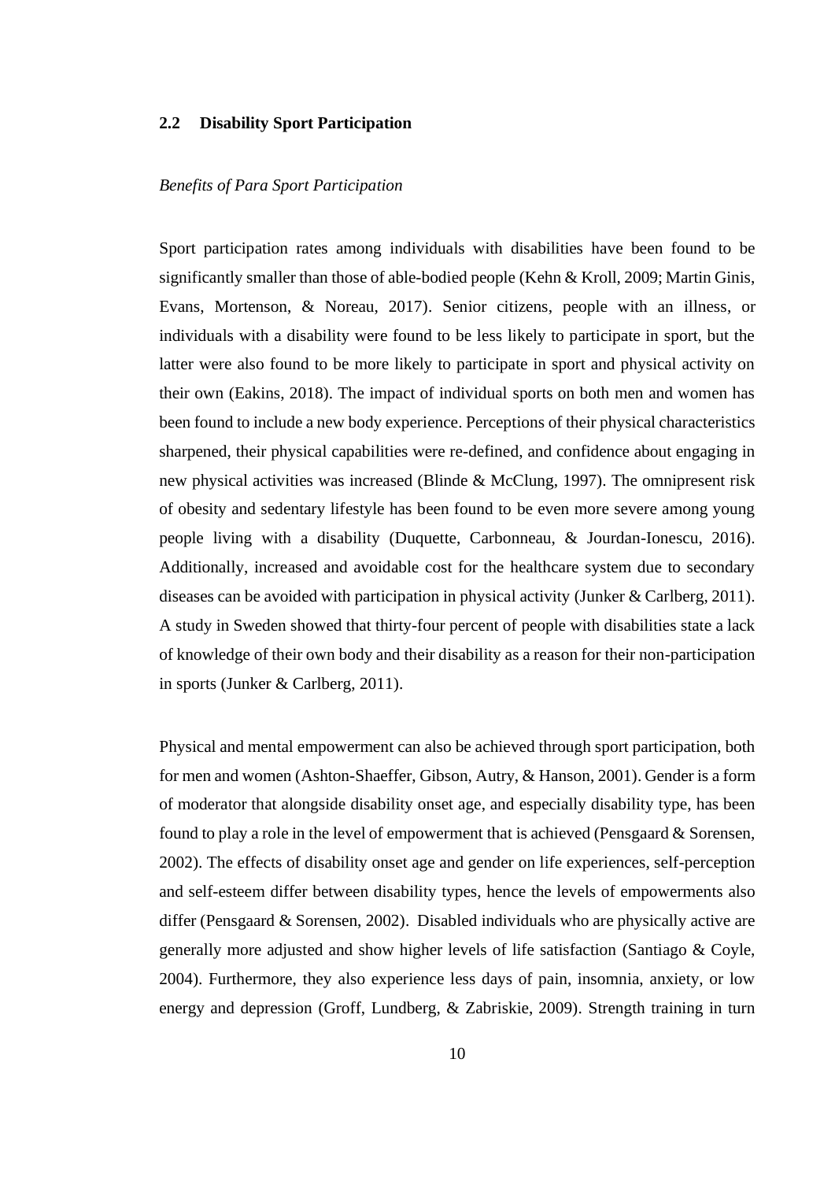## 2.2 Disability Sport Participation

*Benefits of Para Sport Participation*

Sport participation rates among individuals with disabilities have been found to be significantly smaller than those of able-bodied people (Kehn & Kroll, 2009; Martin Ginis, Evans, Mortenson, & Noreau, 2017). Senior citizens, people with an illness, or individuals with a disability were found to be less likely to participate in sport, but the latter were also found to be more likely to participate in sport and physical activity on their own (Eakins, 2018). The impact of individual sports on both men and women has been found to include a new body experience. Perceptions of their physical characteristics sharpened, their physical capabilities were re-defined, and confidence about engaging in new physical activities was increased (Blinde & McClung, 1997). The omnipresent risk of obesity and sedentary lifestyle has been found to be even more severe among young people living with a disability (Duquette, Carbonneau, & Jourdan-Ionescu, 2016). Additionally, increased and avoidable cost for the healthcare system due to secondary diseases can be avoided with participation in physical activity (Junker & Carlberg, 2011). A study in Sweden showed that thirty-four percent of people with disabilities state a lack of knowledge of their own body and their disability as a reason for their non-participation in sports (Junker & Carlberg, 2011).

Physical and mental empowerment can also be achieved through sport participation, both for men and women (Ashton-Shaeffer, Gibson, Autry, & Hanson, 2001). Gender is a form of moderator that alongside disability onset age, and especially disability type, has been found to play a role in the level of empowerment that is achieved (Pensgaard & Sorensen, 2002). The effects of disability onset age and gender on life experiences, self-perception and self-esteem differ between disability types, hence the levels of empowerments also differ (Pensgaard & Sorensen, 2002). Disabled individuals who are physically active are generally more adjusted and show higher levels of life satisfaction (Santiago & Coyle, 2004). Furthermore, they also experience less days of pain, insomnia, anxiety, or low energy and depression (Groff, Lundberg, & Zabriskie, 2009). Strength training in turn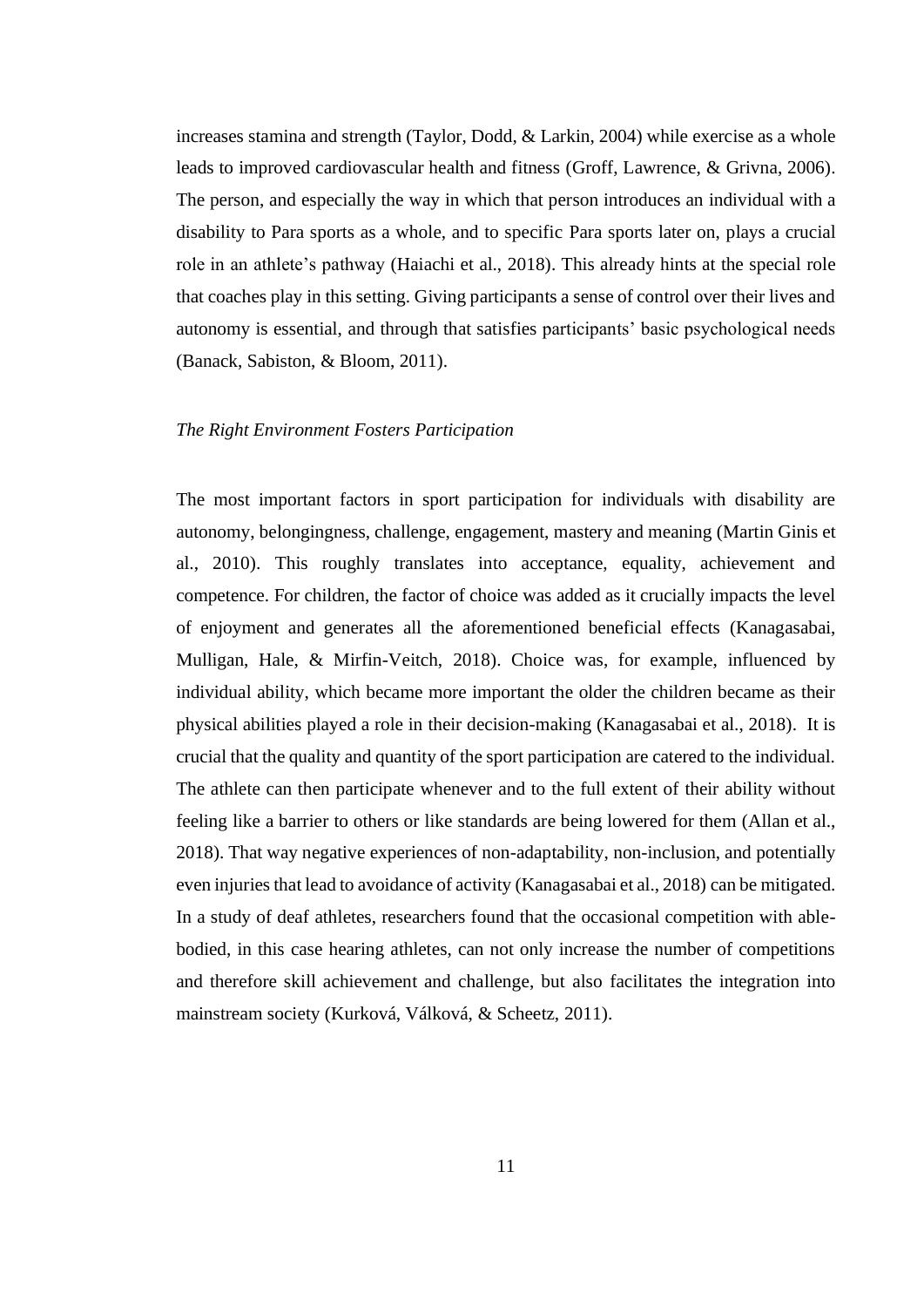increases stamina and strength (Taylor, Dodd, & Larkin, 2004) while exercise as a whole leads to improved cardiovascular health and fitness (Groff, Lawrence, & Grivna, 2006). The person, and especially the way in which that person introduces an individual with a disability to Para sports as a whole, and to specific Para sports later on, plays a crucial role in an athlete's pathway (Haiachi et al., 2018). This already hints at the special role that coaches play in this setting. Giving participants a sense of control over their lives and autonomy is essential, and through that satisfies participants' basic psychological needs (Banack, Sabiston, & Bloom, 2011).

### *The Right Environment Fosters Participation*

The most important factors in sport participation for individuals with disability are autonomy, belongingness, challenge, engagement, mastery and meaning (Martin Ginis et al., 2010). This roughly translates into acceptance, equality, achievement and competence. For children, the factor of choice was added as it crucially impacts the level of enjoyment and generates all the aforementioned beneficial effects (Kanagasabai, Mulligan, Hale, & Mirfin-Veitch, 2018). Choice was, for example, influenced by individual ability, which became more important the older the children became as their physical abilities played a role in their decision-making (Kanagasabai et al., 2018). It is crucial that the quality and quantity of the sport participation are catered to the individual. The athlete can then participate whenever and to the full extent of their ability without feeling like a barrier to others or like standards are being lowered for them (Allan et al., 2018). That way negative experiences of non-adaptability, non-inclusion, and potentially even injuries that lead to avoidance of activity (Kanagasabai et al., 2018) can be mitigated. In a study of deaf athletes, researchers found that the occasional competition with able-bodied, in this case hearing athletes, can not only increase the number of competitions and therefore skill achievement and challenge, but also facilitates the integration into mainstream society (Kurková, Válková, & Scheetz, 2011).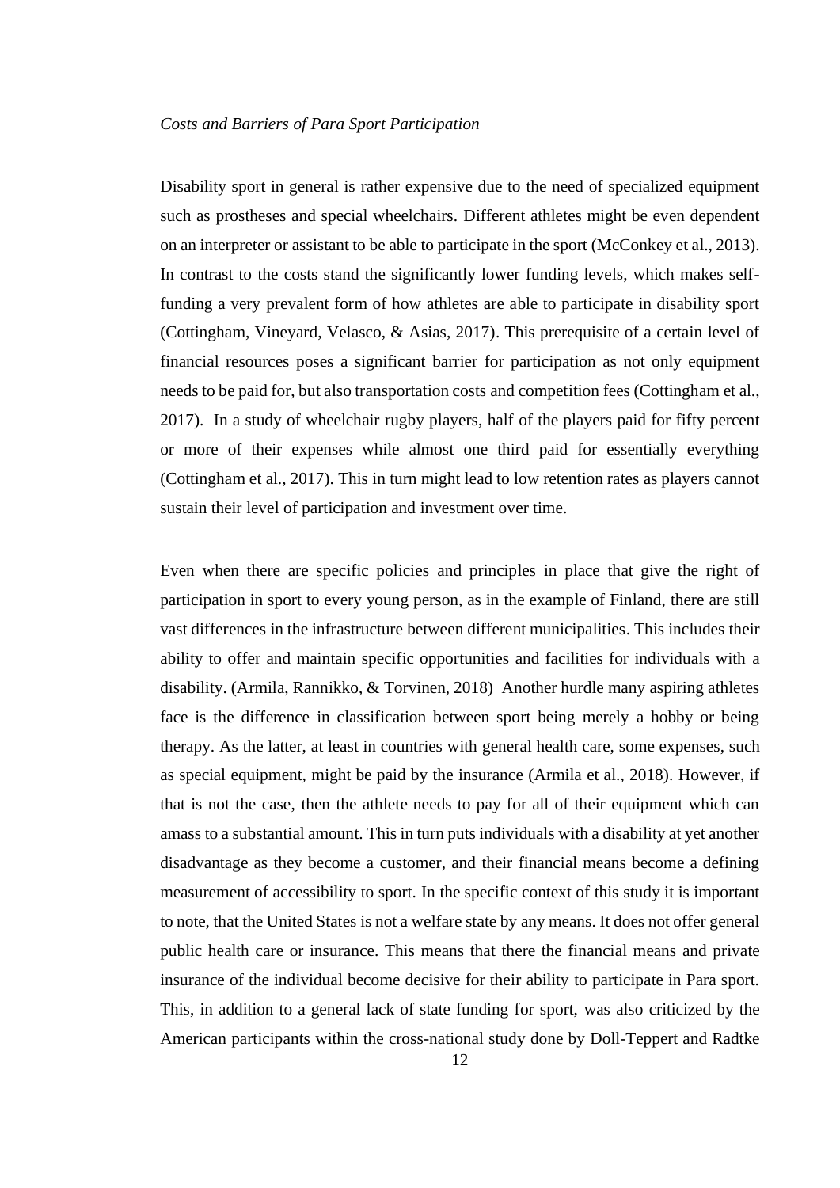*Costs and Barriers of Para Sport Participation*

Disability sport in general is rather expensive due to the need of specialized equipment such as prostheses and special wheelchairs. Different athletes might be even dependent on an interpreter or assistant to be able to participate in the sport (McConkey et al., 2013). In contrast to the costs stand the significantly lower funding levels, which makes self-funding a very prevalent form of how athletes are able to participate in disability sport (Cottingham, Vineyard, Velasco, & Asias, 2017). This prerequisite of a certain level of financial resources poses a significant barrier for participation as not only equipment needs to be paid for, but also transportation costs and competition fees (Cottingham et al., 2017). In a study of wheelchair rugby players, half of the players paid for fifty percent or more of their expenses while almost one third paid for essentially everything (Cottingham et al., 2017). This in turn might lead to low retention rates as players cannot sustain their level of participation and investment over time.

Even when there are specific policies and principles in place that give the right of participation in sport to every young person, as in the example of Finland, there are still vast differences in the infrastructure between different municipalities. This includes their ability to offer and maintain specific opportunities and facilities for individuals with a disability. (Armila, Rannikko, & Torvinen, 2018) Another hurdle many aspiring athletes face is the difference in classification between sport being merely a hobby or being therapy. As the latter, at least in countries with general health care, some expenses, such as special equipment, might be paid by the insurance (Armila et al., 2018). However, if that is not the case, then the athlete needs to pay for all of their equipment which can amass to a substantial amount. This in turn puts individuals with a disability at yet another disadvantage as they become a customer, and their financial means become a defining measurement of accessibility to sport. In the specific context of this study it is important to note, that the United States is not a welfare state by any means. It does not offer general public health care or insurance. This means that there the financial means and private insurance of the individual become decisive for their ability to participate in Para sport. This, in addition to a general lack of state funding for sport, was also criticized by the American participants within the cross-national study done by Doll-Teppert and Radtke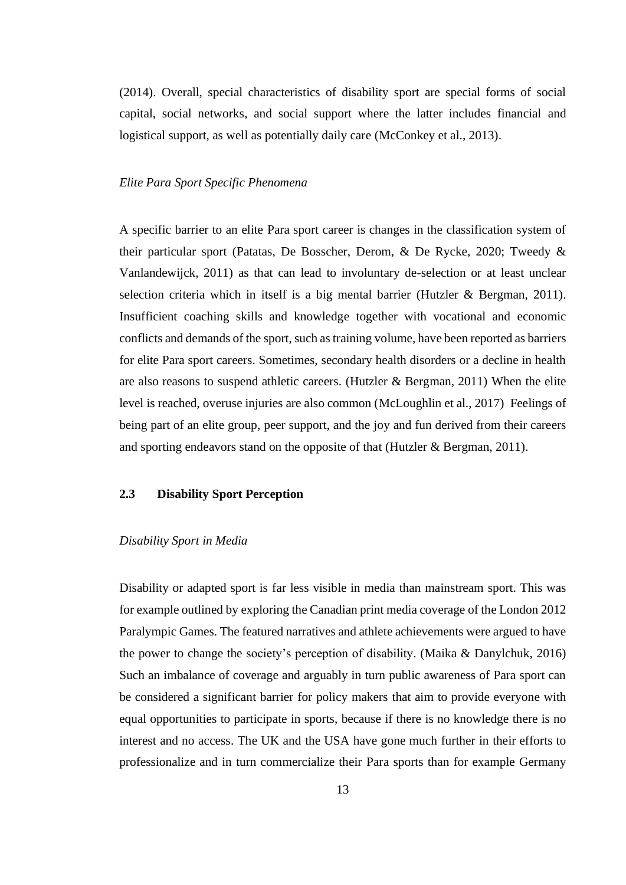(2014). Overall, special characteristics of disability sport are special forms of social capital, social networks, and social support where the latter includes financial and logistical support, as well as potentially daily care (McConkey et al., 2013).

*Elite Para Sport Specific Phenomena*

A specific barrier to an elite Para sport career is changes in the classification system of their particular sport (Patatas, De Bosscher, Derom, & De Rycke, 2020; Tweedy & Vanlandewijck, 2011) as that can lead to involuntary de-selection or at least unclear selection criteria which in itself is a big mental barrier (Hutzler & Bergman, 2011). Insufficient coaching skills and knowledge together with vocational and economic conflicts and demands of the sport, such as training volume, have been reported as barriers for elite Para sport careers. Sometimes, secondary health disorders or a decline in health are also reasons to suspend athletic careers. (Hutzler & Bergman, 2011) When the elite level is reached, overuse injuries are also common (McLoughlin et al., 2017) Feelings of being part of an elite group, peer support, and the joy and fun derived from their careers and sporting endeavors stand on the opposite of that (Hutzler & Bergman, 2011).

## 2.3 Disability Sport Perception

*Disability Sport in Media*

Disability or adapted sport is far less visible in media than mainstream sport. This was for example outlined by exploring the Canadian print media coverage of the London 2012 Paralympic Games. The featured narratives and athlete achievements were argued to have the power to change the society's perception of disability. (Maika & Danylchuk, 2016) Such an imbalance of coverage and arguably in turn public awareness of Para sport can be considered a significant barrier for policy makers that aim to provide everyone with equal opportunities to participate in sports, because if there is no knowledge there is no interest and no access. The UK and the USA have gone much further in their efforts to professionalize and in turn commercialize their Para sports than for example Germany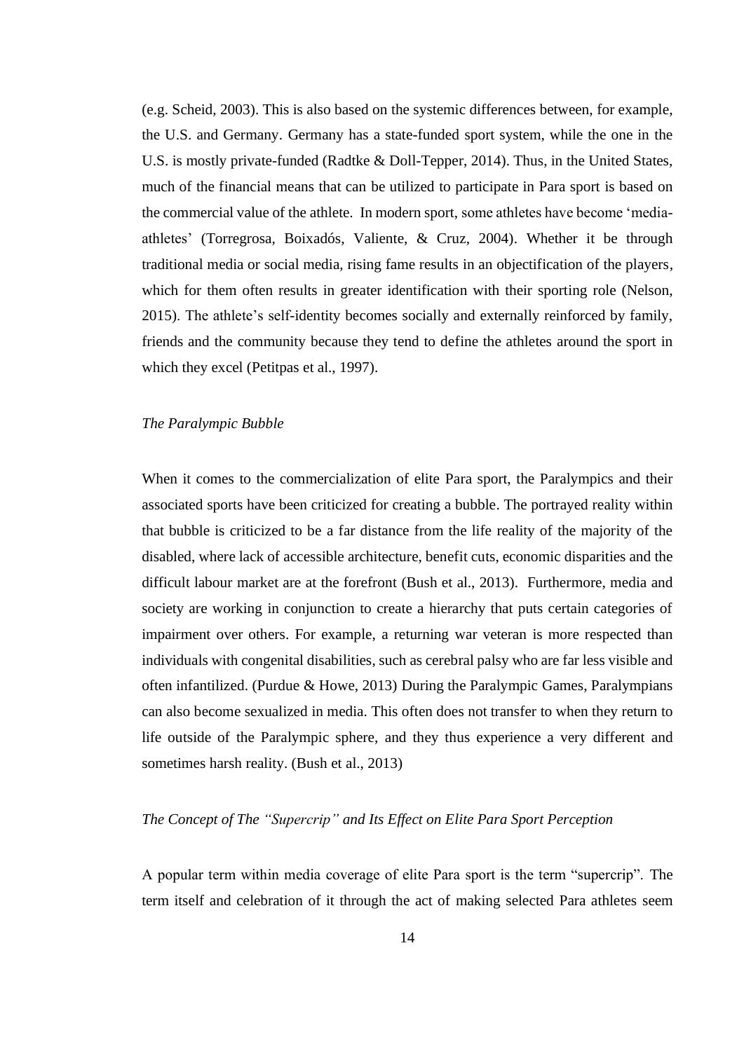(e.g. Scheid, 2003). This is also based on the systemic differences between, for example, the U.S. and Germany. Germany has a state-funded sport system, while the one in the U.S. is mostly private-funded (Radtke & Doll-Tepper, 2014). Thus, in the United States, much of the financial means that can be utilized to participate in Para sport is based on the commercial value of the athlete. In modern sport, some athletes have become 'media-athletes' (Torregrosa, Boixadós, Valiente, & Cruz, 2004). Whether it be through traditional media or social media, rising fame results in an objectification of the players, which for them often results in greater identification with their sporting role (Nelson, 2015). The athlete's self-identity becomes socially and externally reinforced by family, friends and the community because they tend to define the athletes around the sport in which they excel (Petitpas et al., 1997).

### *The Paralympic Bubble*

When it comes to the commercialization of elite Para sport, the Paralympics and their associated sports have been criticized for creating a bubble. The portrayed reality within that bubble is criticized to be a far distance from the life reality of the majority of the disabled, where lack of accessible architecture, benefit cuts, economic disparities and the difficult labour market are at the forefront (Bush et al., 2013). Furthermore, media and society are working in conjunction to create a hierarchy that puts certain categories of impairment over others. For example, a returning war veteran is more respected than individuals with congenital disabilities, such as cerebral palsy who are far less visible and often infantilized. (Purdue & Howe, 2013) During the Paralympic Games, Paralympians can also become sexualized in media. This often does not transfer to when they return to life outside of the Paralympic sphere, and they thus experience a very different and sometimes harsh reality. (Bush et al., 2013)

### *The Concept of The "Supercrip" and Its Effect on Elite Para Sport Perception*

A popular term within media coverage of elite Para sport is the term "supercrip". The term itself and celebration of it through the act of making selected Para athletes seem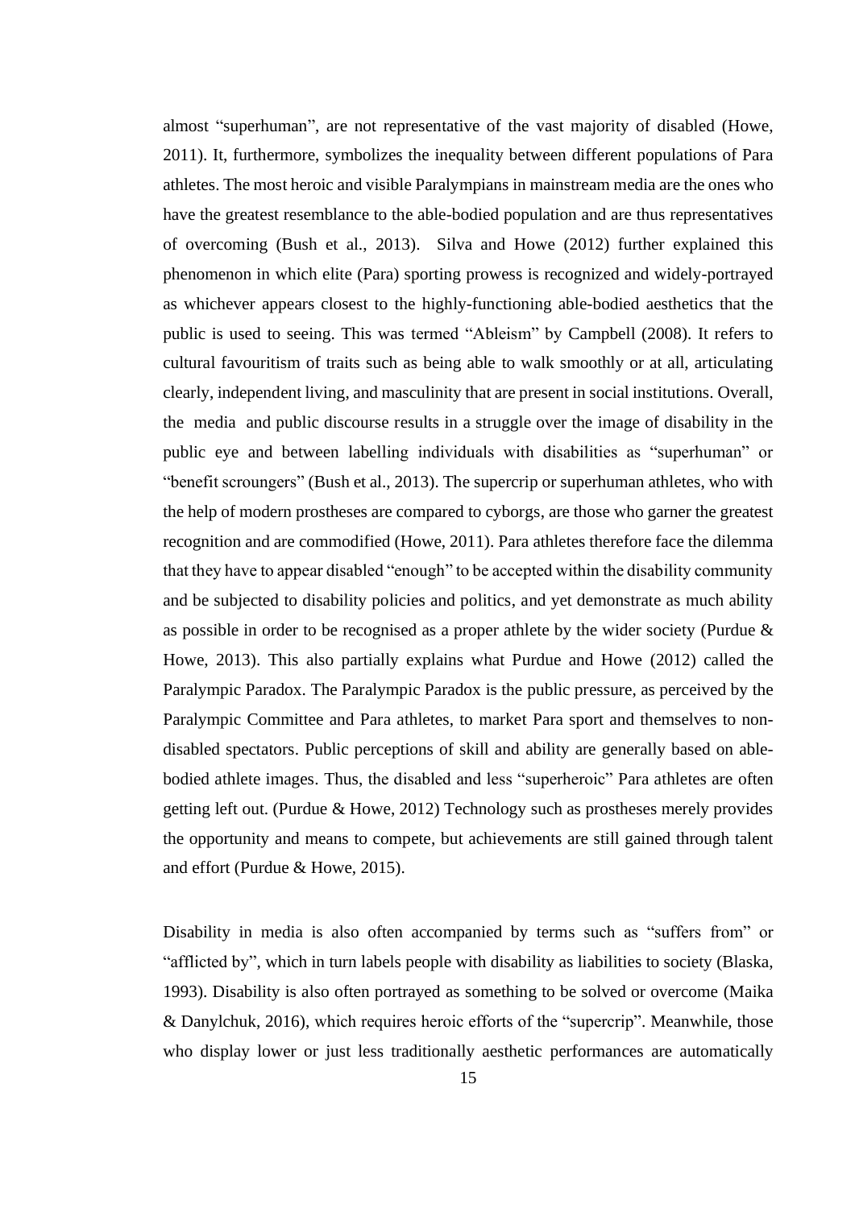almost "superhuman", are not representative of the vast majority of disabled (Howe, 2011). It, furthermore, symbolizes the inequality between different populations of Para athletes. The most heroic and visible Paralympians in mainstream media are the ones who have the greatest resemblance to the able-bodied population and are thus representatives of overcoming (Bush et al., 2013). Silva and Howe (2012) further explained this phenomenon in which elite (Para) sporting prowess is recognized and widely-portrayed as whichever appears closest to the highly-functioning able-bodied aesthetics that the public is used to seeing. This was termed "Ableism" by Campbell (2008). It refers to cultural favouritism of traits such as being able to walk smoothly or at all, articulating clearly, independent living, and masculinity that are present in social institutions. Overall, the media and public discourse results in a struggle over the image of disability in the public eye and between labelling individuals with disabilities as "superhuman" or "benefit scroungers" (Bush et al., 2013). The supercrip or superhuman athletes, who with the help of modern prostheses are compared to cyborgs, are those who garner the greatest recognition and are commodified (Howe, 2011). Para athletes therefore face the dilemma that they have to appear disabled "enough" to be accepted within the disability community and be subjected to disability policies and politics, and yet demonstrate as much ability as possible in order to be recognised as a proper athlete by the wider society (Purdue & Howe, 2013). This also partially explains what Purdue and Howe (2012) called the Paralympic Paradox. The Paralympic Paradox is the public pressure, as perceived by the Paralympic Committee and Para athletes, to market Para sport and themselves to non-disabled spectators. Public perceptions of skill and ability are generally based on able-bodied athlete images. Thus, the disabled and less "superheroic" Para athletes are often getting left out. (Purdue & Howe, 2012) Technology such as prostheses merely provides the opportunity and means to compete, but achievements are still gained through talent and effort (Purdue & Howe, 2015).

Disability in media is also often accompanied by terms such as "suffers from" or "afflicted by", which in turn labels people with disability as liabilities to society (Blaska, 1993). Disability is also often portrayed as something to be solved or overcome (Maika & Danylchuk, 2016), which requires heroic efforts of the "supercrip". Meanwhile, those who display lower or just less traditionally aesthetic performances are automatically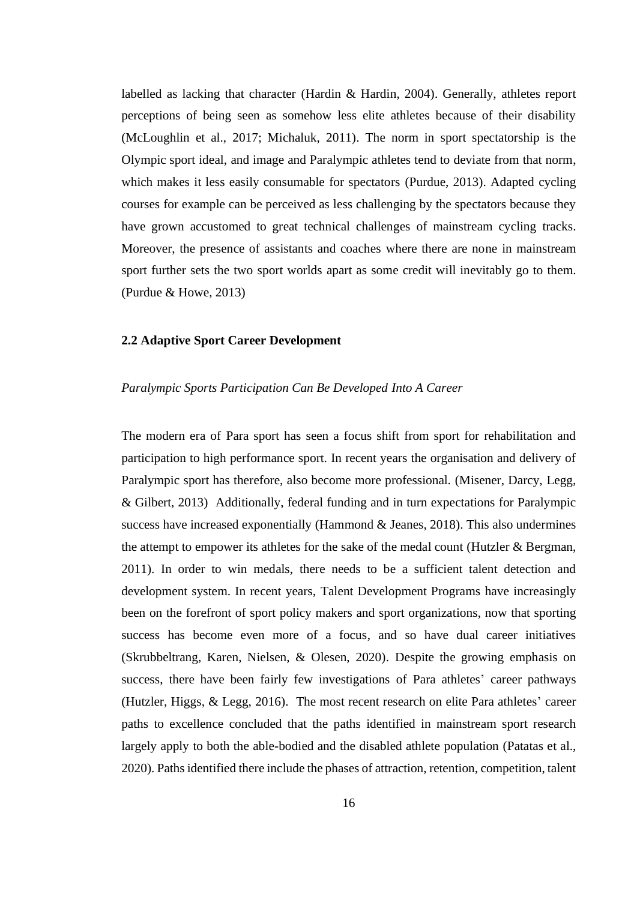labelled as lacking that character (Hardin & Hardin, 2004). Generally, athletes report perceptions of being seen as somehow less elite athletes because of their disability (McLoughlin et al., 2017; Michaluk, 2011). The norm in sport spectatorship is the Olympic sport ideal, and image and Paralympic athletes tend to deviate from that norm, which makes it less easily consumable for spectators (Purdue, 2013). Adapted cycling courses for example can be perceived as less challenging by the spectators because they have grown accustomed to great technical challenges of mainstream cycling tracks. Moreover, the presence of assistants and coaches where there are none in mainstream sport further sets the two sport worlds apart as some credit will inevitably go to them. (Purdue & Howe, 2013)

### 2.2 Adaptive Sport Career Development

*Paralympic Sports Participation Can Be Developed Into A Career*

The modern era of Para sport has seen a focus shift from sport for rehabilitation and participation to high performance sport. In recent years the organisation and delivery of Paralympic sport has therefore, also become more professional. (Misener, Darcy, Legg, & Gilbert, 2013) Additionally, federal funding and in turn expectations for Paralympic success have increased exponentially (Hammond & Jeanes, 2018). This also undermines the attempt to empower its athletes for the sake of the medal count (Hutzler & Bergman, 2011). In order to win medals, there needs to be a sufficient talent detection and development system. In recent years, Talent Development Programs have increasingly been on the forefront of sport policy makers and sport organizations, now that sporting success has become even more of a focus, and so have dual career initiatives (Skrubbeltrang, Karen, Nielsen, & Olesen, 2020). Despite the growing emphasis on success, there have been fairly few investigations of Para athletes' career pathways (Hutzler, Higgs, & Legg, 2016). The most recent research on elite Para athletes' career paths to excellence concluded that the paths identified in mainstream sport research largely apply to both the able-bodied and the disabled athlete population (Patatas et al., 2020). Paths identified there include the phases of attraction, retention, competition, talent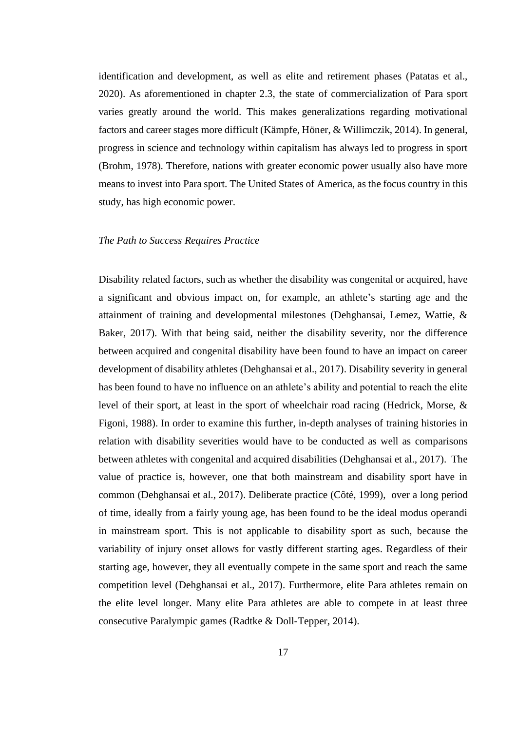identification and development, as well as elite and retirement phases (Patatas et al., 2020). As aforementioned in chapter 2.3, the state of commercialization of Para sport varies greatly around the world. This makes generalizations regarding motivational factors and career stages more difficult (Kämpfe, Höner, & Willimczik, 2014). In general, progress in science and technology within capitalism has always led to progress in sport (Brohm, 1978). Therefore, nations with greater economic power usually also have more means to invest into Para sport. The United States of America, as the focus country in this study, has high economic power.

*The Path to Success Requires Practice*

Disability related factors, such as whether the disability was congenital or acquired, have a significant and obvious impact on, for example, an athlete's starting age and the attainment of training and developmental milestones (Dehghansai, Lemez, Wattie, & Baker, 2017). With that being said, neither the disability severity, nor the difference between acquired and congenital disability have been found to have an impact on career development of disability athletes (Dehghansai et al., 2017). Disability severity in general has been found to have no influence on an athlete's ability and potential to reach the elite level of their sport, at least in the sport of wheelchair road racing (Hedrick, Morse, & Figoni, 1988). In order to examine this further, in-depth analyses of training histories in relation with disability severities would have to be conducted as well as comparisons between athletes with congenital and acquired disabilities (Dehghansai et al., 2017). The value of practice is, however, one that both mainstream and disability sport have in common (Dehghansai et al., 2017). Deliberate practice (Côté, 1999), over a long period of time, ideally from a fairly young age, has been found to be the ideal modus operandi in mainstream sport. This is not applicable to disability sport as such, because the variability of injury onset allows for vastly different starting ages. Regardless of their starting age, however, they all eventually compete in the same sport and reach the same competition level (Dehghansai et al., 2017). Furthermore, elite Para athletes remain on the elite level longer. Many elite Para athletes are able to compete in at least three consecutive Paralympic games (Radtke & Doll-Tepper, 2014).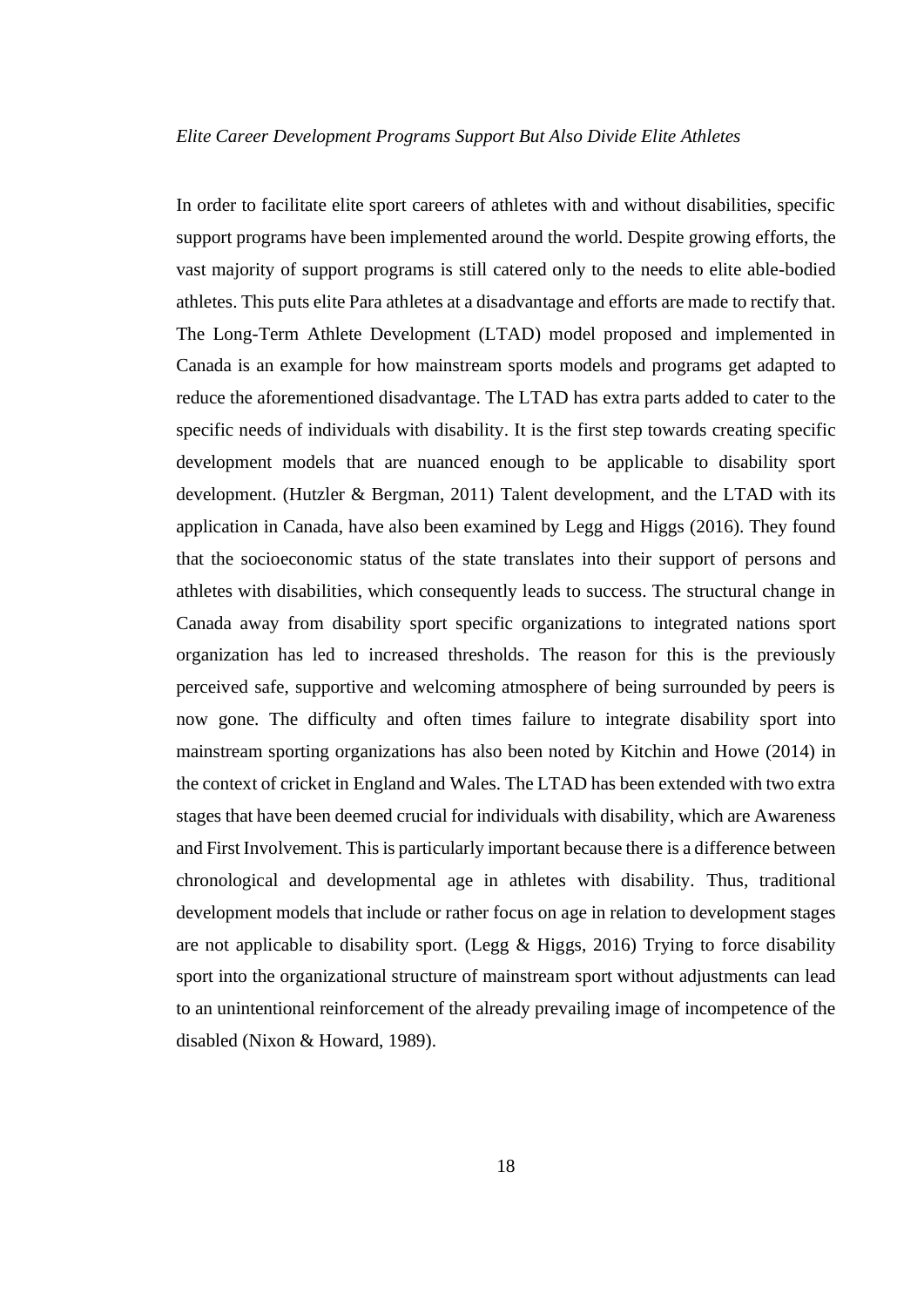*Elite Career Development Programs Support But Also Divide Elite Athletes*

In order to facilitate elite sport careers of athletes with and without disabilities, specific support programs have been implemented around the world. Despite growing efforts, the vast majority of support programs is still catered only to the needs to elite able-bodied athletes. This puts elite Para athletes at a disadvantage and efforts are made to rectify that. The Long-Term Athlete Development (LTAD) model proposed and implemented in Canada is an example for how mainstream sports models and programs get adapted to reduce the aforementioned disadvantage. The LTAD has extra parts added to cater to the specific needs of individuals with disability. It is the first step towards creating specific development models that are nuanced enough to be applicable to disability sport development. (Hutzler & Bergman, 2011) Talent development, and the LTAD with its application in Canada, have also been examined by Legg and Higgs (2016). They found that the socioeconomic status of the state translates into their support of persons and athletes with disabilities, which consequently leads to success. The structural change in Canada away from disability sport specific organizations to integrated nations sport organization has led to increased thresholds. The reason for this is the previously perceived safe, supportive and welcoming atmosphere of being surrounded by peers is now gone. The difficulty and often times failure to integrate disability sport into mainstream sporting organizations has also been noted by Kitchin and Howe (2014) in the context of cricket in England and Wales. The LTAD has been extended with two extra stages that have been deemed crucial for individuals with disability, which are Awareness and First Involvement. This is particularly important because there is a difference between chronological and developmental age in athletes with disability. Thus, traditional development models that include or rather focus on age in relation to development stages are not applicable to disability sport. (Legg & Higgs, 2016) Trying to force disability sport into the organizational structure of mainstream sport without adjustments can lead to an unintentional reinforcement of the already prevailing image of incompetence of the disabled (Nixon & Howard, 1989).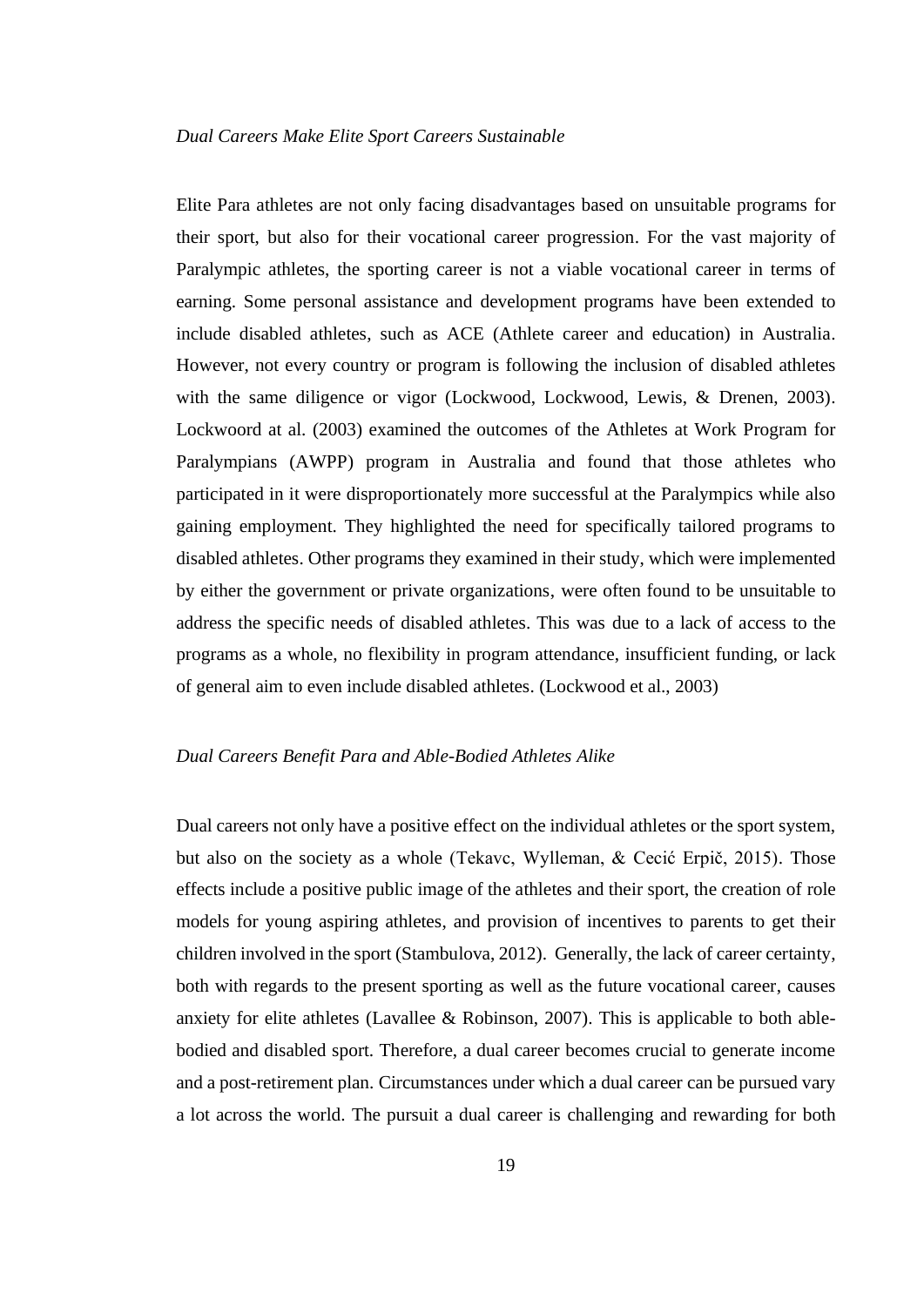*Dual Careers Make Elite Sport Careers Sustainable*

Elite Para athletes are not only facing disadvantages based on unsuitable programs for their sport, but also for their vocational career progression. For the vast majority of Paralympic athletes, the sporting career is not a viable vocational career in terms of earning. Some personal assistance and development programs have been extended to include disabled athletes, such as ACE (Athlete career and education) in Australia. However, not every country or program is following the inclusion of disabled athletes with the same diligence or vigor (Lockwood, Lockwood, Lewis, & Drenen, 2003). Lockwoord at al. (2003) examined the outcomes of the Athletes at Work Program for Paralympians (AWPP) program in Australia and found that those athletes who participated in it were disproportionately more successful at the Paralympics while also gaining employment. They highlighted the need for specifically tailored programs to disabled athletes. Other programs they examined in their study, which were implemented by either the government or private organizations, were often found to be unsuitable to address the specific needs of disabled athletes. This was due to a lack of access to the programs as a whole, no flexibility in program attendance, insufficient funding, or lack of general aim to even include disabled athletes. (Lockwood et al., 2003)

*Dual Careers Benefit Para and Able-Bodied Athletes Alike*

Dual careers not only have a positive effect on the individual athletes or the sport system, but also on the society as a whole (Tekavc, Wylleman, & Cecić Erpič, 2015). Those effects include a positive public image of the athletes and their sport, the creation of role models for young aspiring athletes, and provision of incentives to parents to get their children involved in the sport (Stambulova, 2012). Generally, the lack of career certainty, both with regards to the present sporting as well as the future vocational career, causes anxiety for elite athletes (Lavallee & Robinson, 2007). This is applicable to both able-bodied and disabled sport. Therefore, a dual career becomes crucial to generate income and a post-retirement plan. Circumstances under which a dual career can be pursued vary a lot across the world. The pursuit a dual career is challenging and rewarding for both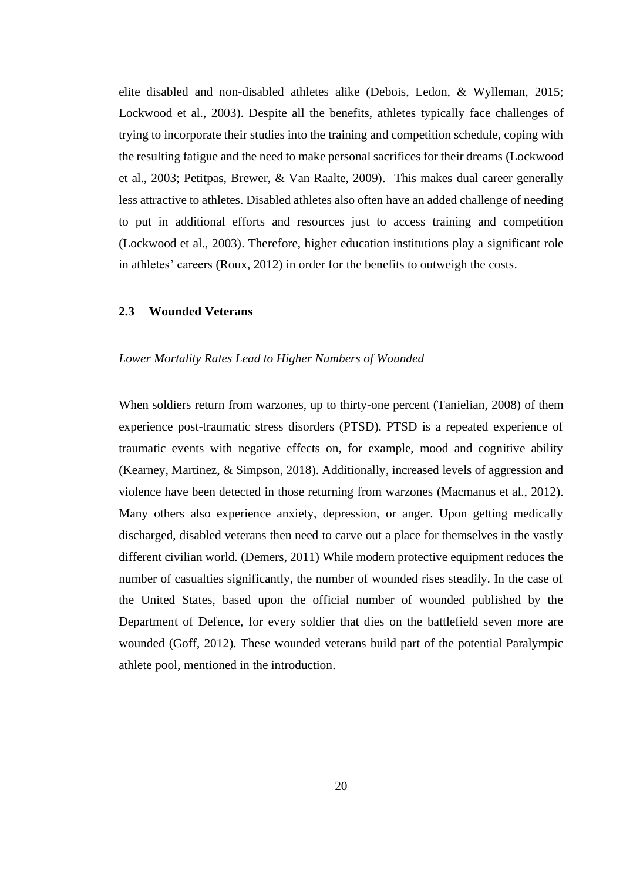elite disabled and non-disabled athletes alike (Debois, Ledon, & Wylleman, 2015; Lockwood et al., 2003). Despite all the benefits, athletes typically face challenges of trying to incorporate their studies into the training and competition schedule, coping with the resulting fatigue and the need to make personal sacrifices for their dreams (Lockwood et al., 2003; Petitpas, Brewer, & Van Raalte, 2009). This makes dual career generally less attractive to athletes. Disabled athletes also often have an added challenge of needing to put in additional efforts and resources just to access training and competition (Lockwood et al., 2003). Therefore, higher education institutions play a significant role in athletes' careers (Roux, 2012) in order for the benefits to outweigh the costs.

## 2.3 Wounded Veterans

*Lower Mortality Rates Lead to Higher Numbers of Wounded*

When soldiers return from warzones, up to thirty-one percent (Tanielian, 2008) of them experience post-traumatic stress disorders (PTSD). PTSD is a repeated experience of traumatic events with negative effects on, for example, mood and cognitive ability (Kearney, Martinez, & Simpson, 2018). Additionally, increased levels of aggression and violence have been detected in those returning from warzones (Macmanus et al., 2012). Many others also experience anxiety, depression, or anger. Upon getting medically discharged, disabled veterans then need to carve out a place for themselves in the vastly different civilian world. (Demers, 2011) While modern protective equipment reduces the number of casualties significantly, the number of wounded rises steadily. In the case of the United States, based upon the official number of wounded published by the Department of Defence, for every soldier that dies on the battlefield seven more are wounded (Goff, 2012). These wounded veterans build part of the potential Paralympic athlete pool, mentioned in the introduction.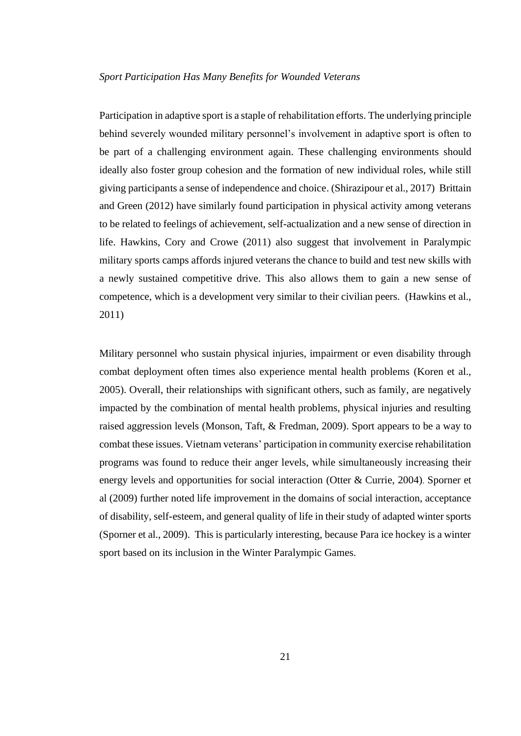*Sport Participation Has Many Benefits for Wounded Veterans*

Participation in adaptive sport is a staple of rehabilitation efforts. The underlying principle behind severely wounded military personnel's involvement in adaptive sport is often to be part of a challenging environment again. These challenging environments should ideally also foster group cohesion and the formation of new individual roles, while still giving participants a sense of independence and choice. (Shirazipour et al., 2017) Brittain and Green (2012) have similarly found participation in physical activity among veterans to be related to feelings of achievement, self-actualization and a new sense of direction in life. Hawkins, Cory and Crowe (2011) also suggest that involvement in Paralympic military sports camps affords injured veterans the chance to build and test new skills with a newly sustained competitive drive. This also allows them to gain a new sense of competence, which is a development very similar to their civilian peers. (Hawkins et al., 2011)

Military personnel who sustain physical injuries, impairment or even disability through combat deployment often times also experience mental health problems (Koren et al., 2005). Overall, their relationships with significant others, such as family, are negatively impacted by the combination of mental health problems, physical injuries and resulting raised aggression levels (Monson, Taft, & Fredman, 2009). Sport appears to be a way to combat these issues. Vietnam veterans' participation in community exercise rehabilitation programs was found to reduce their anger levels, while simultaneously increasing their energy levels and opportunities for social interaction (Otter & Currie, 2004). Sporner et al (2009) further noted life improvement in the domains of social interaction, acceptance of disability, self-esteem, and general quality of life in their study of adapted winter sports (Sporner et al., 2009). This is particularly interesting, because Para ice hockey is a winter sport based on its inclusion in the Winter Paralympic Games.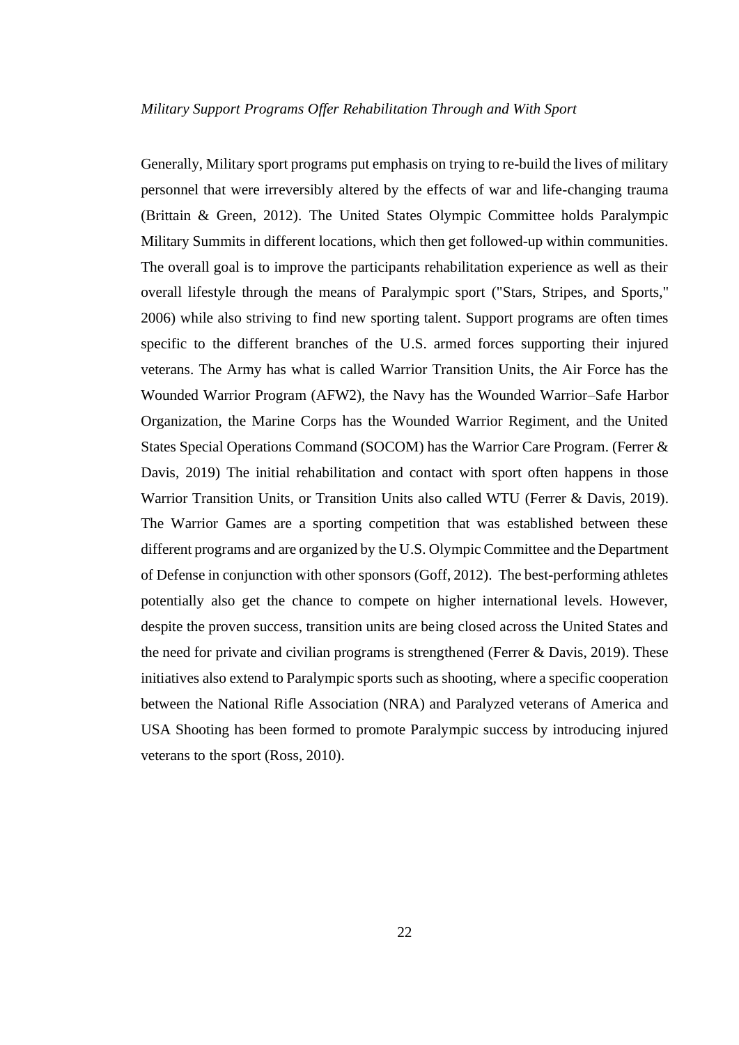*Military Support Programs Offer Rehabilitation Through and With Sport*

Generally, Military sport programs put emphasis on trying to re-build the lives of military personnel that were irreversibly altered by the effects of war and life-changing trauma (Brittain & Green, 2012). The United States Olympic Committee holds Paralympic Military Summits in different locations, which then get followed-up within communities. The overall goal is to improve the participants rehabilitation experience as well as their overall lifestyle through the means of Paralympic sport ("Stars, Stripes, and Sports," 2006) while also striving to find new sporting talent. Support programs are often times specific to the different branches of the U.S. armed forces supporting their injured veterans. The Army has what is called Warrior Transition Units, the Air Force has the Wounded Warrior Program (AFW2), the Navy has the Wounded Warrior–Safe Harbor Organization, the Marine Corps has the Wounded Warrior Regiment, and the United States Special Operations Command (SOCOM) has the Warrior Care Program. (Ferrer & Davis, 2019) The initial rehabilitation and contact with sport often happens in those Warrior Transition Units, or Transition Units also called WTU (Ferrer & Davis, 2019). The Warrior Games are a sporting competition that was established between these different programs and are organized by the U.S. Olympic Committee and the Department of Defense in conjunction with other sponsors (Goff, 2012). The best-performing athletes potentially also get the chance to compete on higher international levels. However, despite the proven success, transition units are being closed across the United States and the need for private and civilian programs is strengthened (Ferrer & Davis, 2019). These initiatives also extend to Paralympic sports such as shooting, where a specific cooperation between the National Rifle Association (NRA) and Paralyzed veterans of America and USA Shooting has been formed to promote Paralympic success by introducing injured veterans to the sport (Ross, 2010).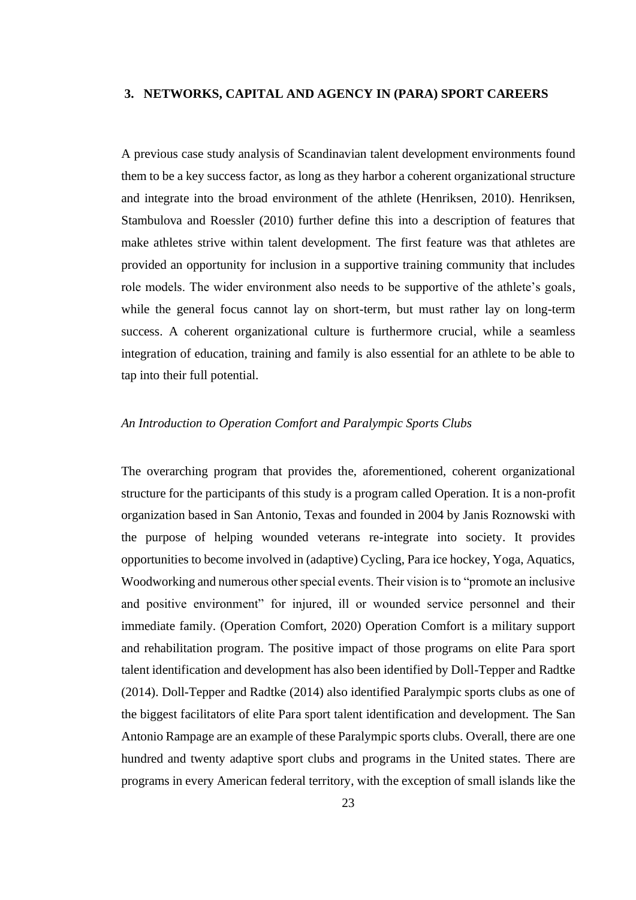## 3. NETWORKS, CAPITAL AND AGENCY IN (PARA) SPORT CAREERS

A previous case study analysis of Scandinavian talent development environments found them to be a key success factor, as long as they harbor a coherent organizational structure and integrate into the broad environment of the athlete (Henriksen, 2010). Henriksen, Stambulova and Roessler (2010) further define this into a description of features that make athletes strive within talent development. The first feature was that athletes are provided an opportunity for inclusion in a supportive training community that includes role models. The wider environment also needs to be supportive of the athlete's goals, while the general focus cannot lay on short-term, but must rather lay on long-term success. A coherent organizational culture is furthermore crucial, while a seamless integration of education, training and family is also essential for an athlete to be able to tap into their full potential.

*An Introduction to Operation Comfort and Paralympic Sports Clubs*

The overarching program that provides the, aforementioned, coherent organizational structure for the participants of this study is a program called Operation. It is a non-profit organization based in San Antonio, Texas and founded in 2004 by Janis Roznowski with the purpose of helping wounded veterans re-integrate into society. It provides opportunities to become involved in (adaptive) Cycling, Para ice hockey, Yoga, Aquatics, Woodworking and numerous other special events. Their vision is to "promote an inclusive and positive environment" for injured, ill or wounded service personnel and their immediate family. (Operation Comfort, 2020) Operation Comfort is a military support and rehabilitation program. The positive impact of those programs on elite Para sport talent identification and development has also been identified by Doll-Tepper and Radtke (2014). Doll-Tepper and Radtke (2014) also identified Paralympic sports clubs as one of the biggest facilitators of elite Para sport talent identification and development. The San Antonio Rampage are an example of these Paralympic sports clubs. Overall, there are one hundred and twenty adaptive sport clubs and programs in the United states. There are programs in every American federal territory, with the exception of small islands like the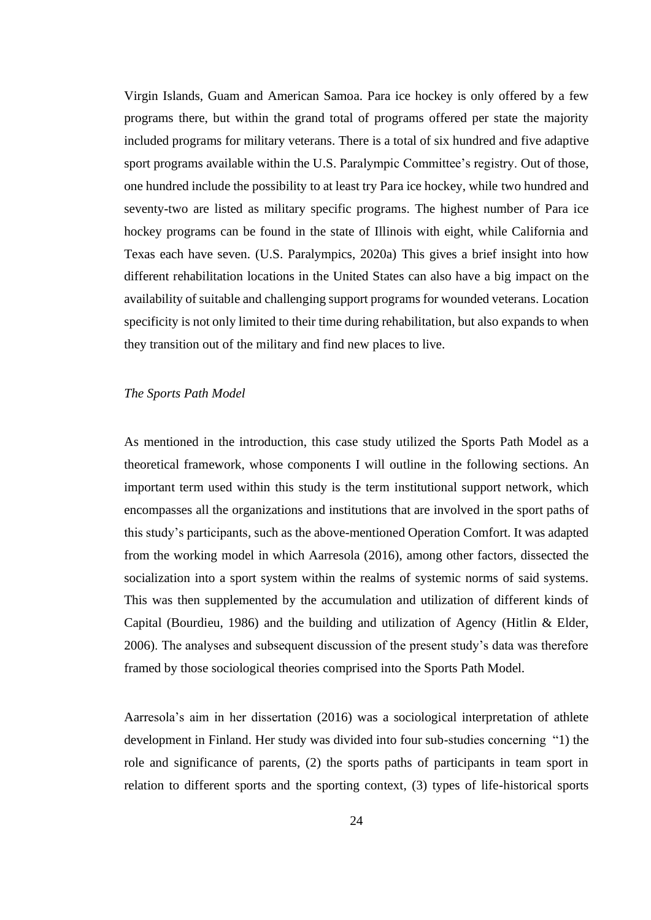Virgin Islands, Guam and American Samoa. Para ice hockey is only offered by a few programs there, but within the grand total of programs offered per state the majority included programs for military veterans. There is a total of six hundred and five adaptive sport programs available within the U.S. Paralympic Committee's registry. Out of those, one hundred include the possibility to at least try Para ice hockey, while two hundred and seventy-two are listed as military specific programs. The highest number of Para ice hockey programs can be found in the state of Illinois with eight, while California and Texas each have seven. (U.S. Paralympics, 2020a) This gives a brief insight into how different rehabilitation locations in the United States can also have a big impact on the availability of suitable and challenging support programs for wounded veterans. Location specificity is not only limited to their time during rehabilitation, but also expands to when they transition out of the military and find new places to live.

*The Sports Path Model*

As mentioned in the introduction, this case study utilized the Sports Path Model as a theoretical framework, whose components I will outline in the following sections. An important term used within this study is the term institutional support network, which encompasses all the organizations and institutions that are involved in the sport paths of this study's participants, such as the above-mentioned Operation Comfort. It was adapted from the working model in which Aarresola (2016), among other factors, dissected the socialization into a sport system within the realms of systemic norms of said systems. This was then supplemented by the accumulation and utilization of different kinds of Capital (Bourdieu, 1986) and the building and utilization of Agency (Hitlin & Elder, 2006). The analyses and subsequent discussion of the present study's data was therefore framed by those sociological theories comprised into the Sports Path Model.

Aarresola's aim in her dissertation (2016) was a sociological interpretation of athlete development in Finland. Her study was divided into four sub-studies concerning "1) the role and significance of parents, (2) the sports paths of participants in team sport in relation to different sports and the sporting context, (3) types of life-historical sports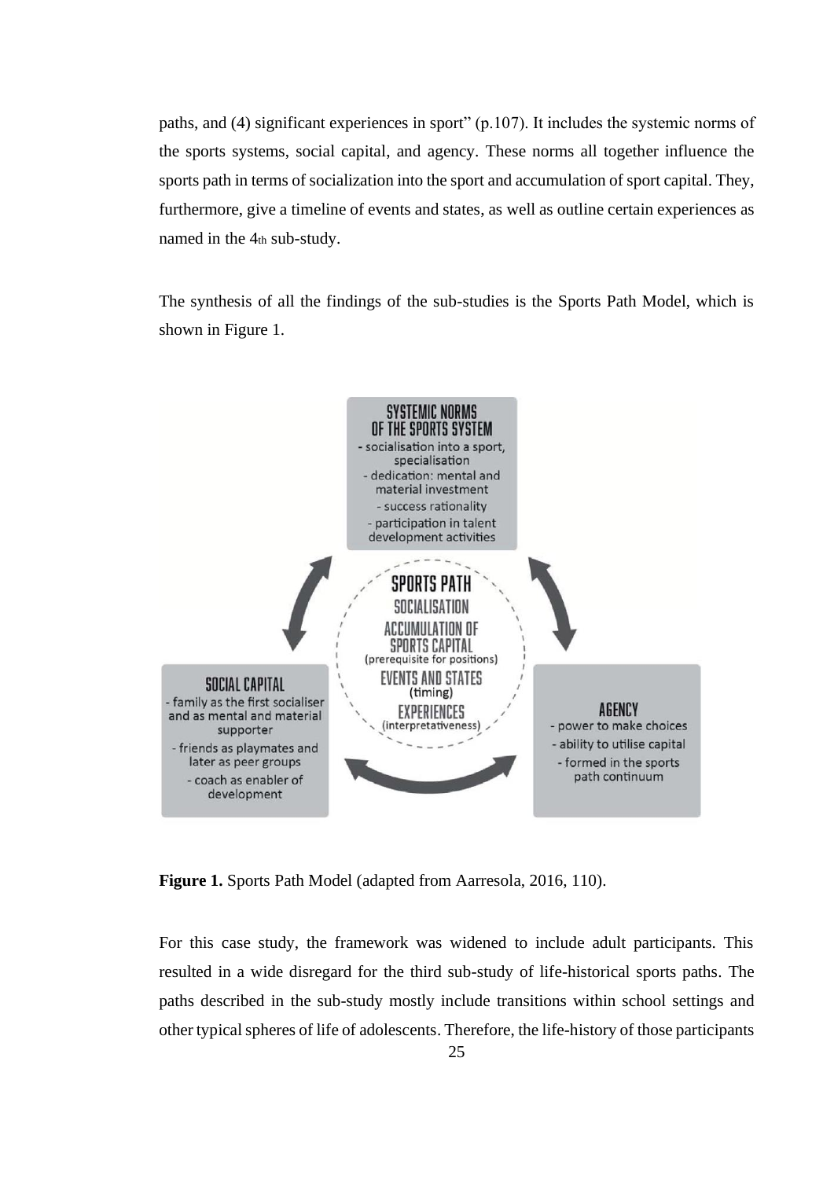paths, and (4) significant experiences in sport" (p.107). It includes the systemic norms of the sports systems, social capital, and agency. These norms all together influence the sports path in terms of socialization into the sport and accumulation of sport capital. They, furthermore, give a timeline of events and states, as well as outline certain experiences as named in the 4th sub-study.

The synthesis of all the findings of the sub-studies is the Sports Path Model, which is shown in Figure 1.

**SYSTEMIC NORMS OF THE SPORTS SYSTEM**
- socialisation into a sport, specialisation
- dedication: mental and material investment
- success rationality
- participation in talent development activities

**SPORTS PATH**
SOCIALISATION
ACCUMULATION OF SPORTS CAPITAL (prerequisite for positions)
EVENTS AND STATES (timing)
EXPERIENCES (interpretativeness)

**SOCIAL CAPITAL**
- family as the first socialiser and as mental and material supporter
- friends as playmates and later as peer groups
- coach as enabler of development

**AGENCY**
- power to make choices
- ability to utilise capital
- formed in the sports path continuum

**Figure 1.** Sports Path Model (adapted from Aarresola, 2016, 110).

For this case study, the framework was widened to include adult participants. This resulted in a wide disregard for the third sub-study of life-historical sports paths. The paths described in the sub-study mostly include transitions within school settings and other typical spheres of life of adolescents. Therefore, the life-history of those participants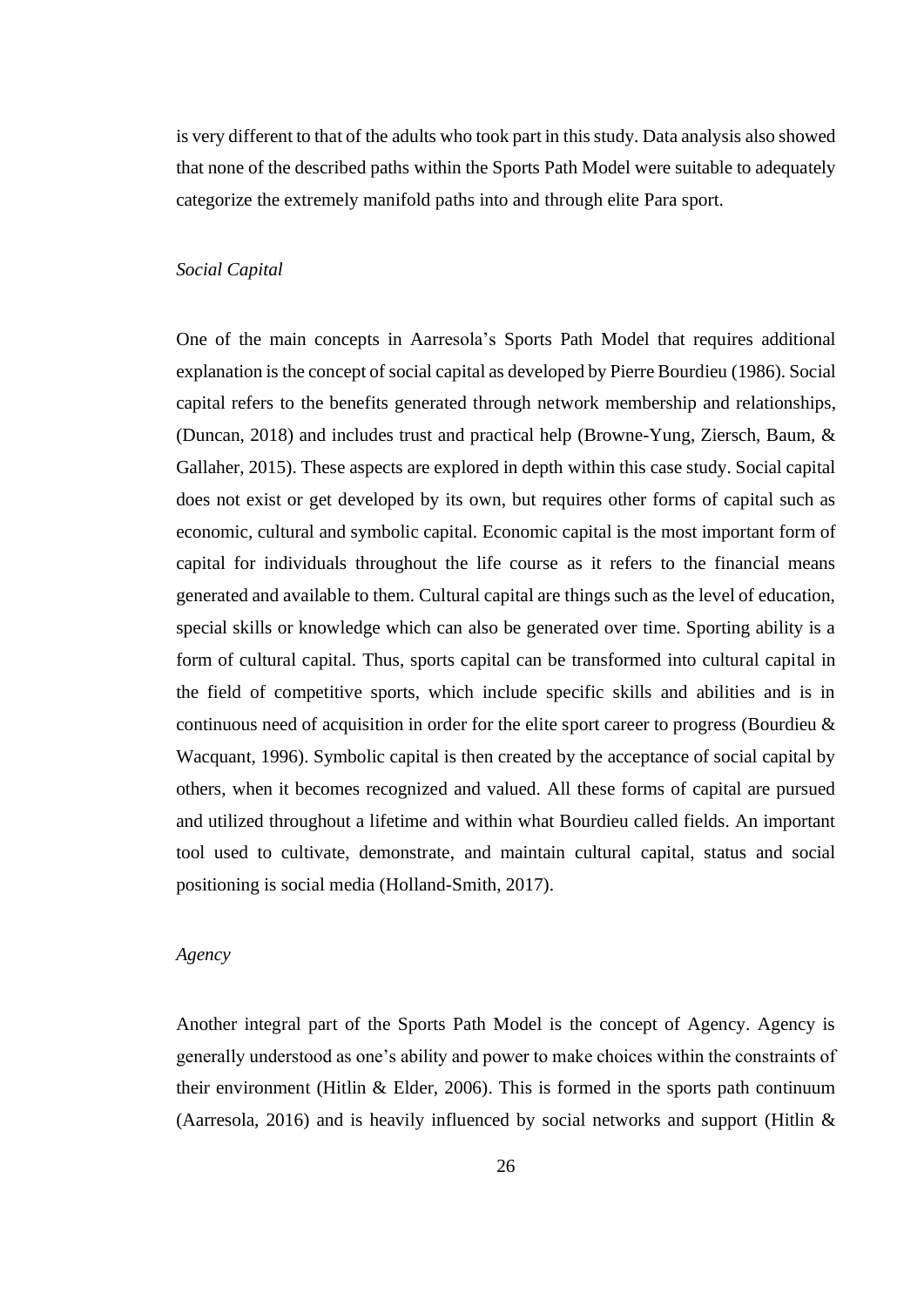is very different to that of the adults who took part in this study. Data analysis also showed that none of the described paths within the Sports Path Model were suitable to adequately categorize the extremely manifold paths into and through elite Para sport.

*Social Capital*

One of the main concepts in Aarresola's Sports Path Model that requires additional explanation is the concept of social capital as developed by Pierre Bourdieu (1986). Social capital refers to the benefits generated through network membership and relationships, (Duncan, 2018) and includes trust and practical help (Browne-Yung, Ziersch, Baum, & Gallaher, 2015). These aspects are explored in depth within this case study. Social capital does not exist or get developed by its own, but requires other forms of capital such as economic, cultural and symbolic capital. Economic capital is the most important form of capital for individuals throughout the life course as it refers to the financial means generated and available to them. Cultural capital are things such as the level of education, special skills or knowledge which can also be generated over time. Sporting ability is a form of cultural capital. Thus, sports capital can be transformed into cultural capital in the field of competitive sports, which include specific skills and abilities and is in continuous need of acquisition in order for the elite sport career to progress (Bourdieu & Wacquant, 1996). Symbolic capital is then created by the acceptance of social capital by others, when it becomes recognized and valued. All these forms of capital are pursued and utilized throughout a lifetime and within what Bourdieu called fields. An important tool used to cultivate, demonstrate, and maintain cultural capital, status and social positioning is social media (Holland-Smith, 2017).

*Agency*

Another integral part of the Sports Path Model is the concept of Agency. Agency is generally understood as one's ability and power to make choices within the constraints of their environment (Hitlin & Elder, 2006). This is formed in the sports path continuum (Aarresola, 2016) and is heavily influenced by social networks and support (Hitlin &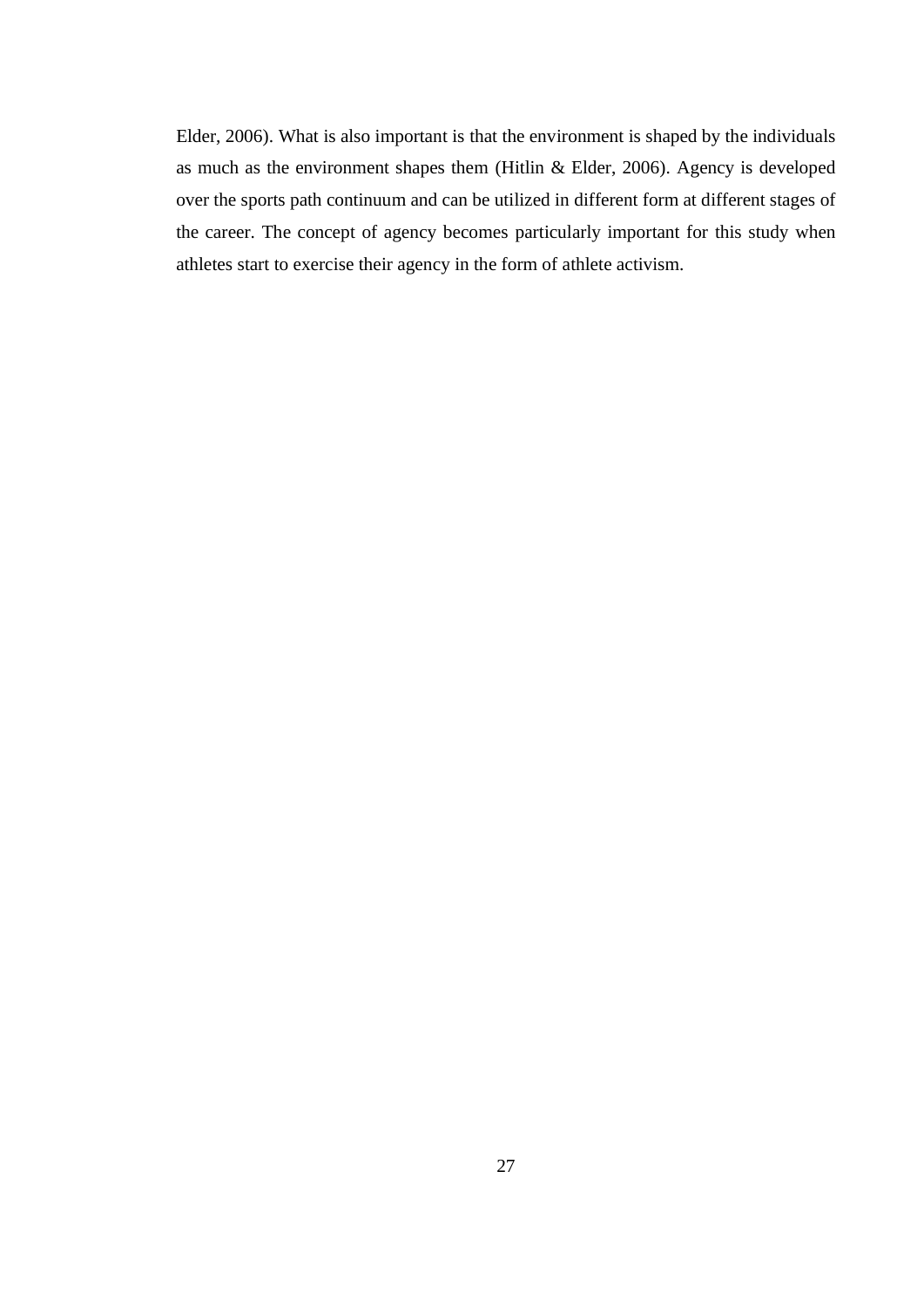Elder, 2006). What is also important is that the environment is shaped by the individuals as much as the environment shapes them (Hitlin & Elder, 2006). Agency is developed over the sports path continuum and can be utilized in different form at different stages of the career. The concept of agency becomes particularly important for this study when athletes start to exercise their agency in the form of athlete activism.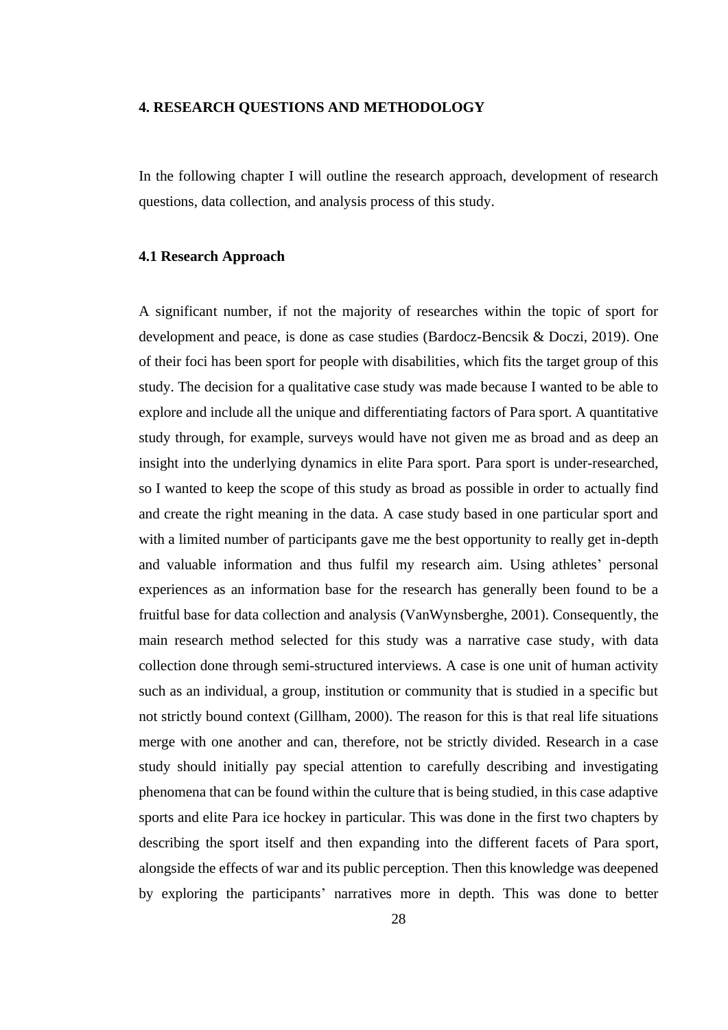# 4. RESEARCH QUESTIONS AND METHODOLOGY

In the following chapter I will outline the research approach, development of research questions, data collection, and analysis process of this study.

## 4.1 Research Approach

A significant number, if not the majority of researches within the topic of sport for development and peace, is done as case studies (Bardocz-Bencsik & Doczi, 2019). One of their foci has been sport for people with disabilities, which fits the target group of this study. The decision for a qualitative case study was made because I wanted to be able to explore and include all the unique and differentiating factors of Para sport. A quantitative study through, for example, surveys would have not given me as broad and as deep an insight into the underlying dynamics in elite Para sport. Para sport is under-researched, so I wanted to keep the scope of this study as broad as possible in order to actually find and create the right meaning in the data. A case study based in one particular sport and with a limited number of participants gave me the best opportunity to really get in-depth and valuable information and thus fulfil my research aim. Using athletes' personal experiences as an information base for the research has generally been found to be a fruitful base for data collection and analysis (VanWynsberghe, 2001). Consequently, the main research method selected for this study was a narrative case study, with data collection done through semi-structured interviews. A case is one unit of human activity such as an individual, a group, institution or community that is studied in a specific but not strictly bound context (Gillham, 2000). The reason for this is that real life situations merge with one another and can, therefore, not be strictly divided. Research in a case study should initially pay special attention to carefully describing and investigating phenomena that can be found within the culture that is being studied, in this case adaptive sports and elite Para ice hockey in particular. This was done in the first two chapters by describing the sport itself and then expanding into the different facets of Para sport, alongside the effects of war and its public perception. Then this knowledge was deepened by exploring the participants' narratives more in depth. This was done to better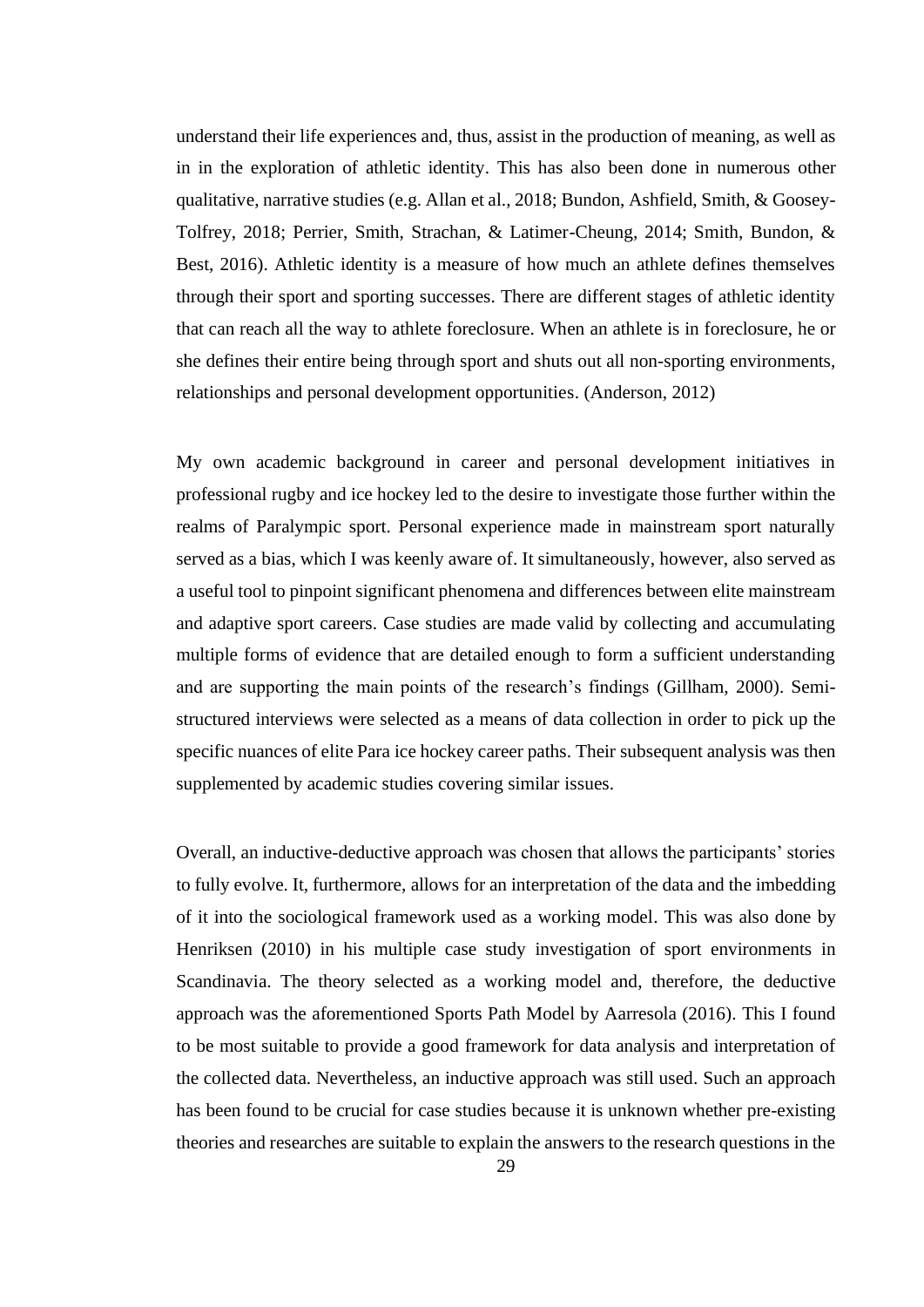understand their life experiences and, thus, assist in the production of meaning, as well as in in the exploration of athletic identity. This has also been done in numerous other qualitative, narrative studies (e.g. Allan et al., 2018; Bundon, Ashfield, Smith, & Goosey-Tolfrey, 2018; Perrier, Smith, Strachan, & Latimer-Cheung, 2014; Smith, Bundon, & Best, 2016). Athletic identity is a measure of how much an athlete defines themselves through their sport and sporting successes. There are different stages of athletic identity that can reach all the way to athlete foreclosure. When an athlete is in foreclosure, he or she defines their entire being through sport and shuts out all non-sporting environments, relationships and personal development opportunities. (Anderson, 2012)

My own academic background in career and personal development initiatives in professional rugby and ice hockey led to the desire to investigate those further within the realms of Paralympic sport. Personal experience made in mainstream sport naturally served as a bias, which I was keenly aware of. It simultaneously, however, also served as a useful tool to pinpoint significant phenomena and differences between elite mainstream and adaptive sport careers. Case studies are made valid by collecting and accumulating multiple forms of evidence that are detailed enough to form a sufficient understanding and are supporting the main points of the research's findings (Gillham, 2000). Semi-structured interviews were selected as a means of data collection in order to pick up the specific nuances of elite Para ice hockey career paths. Their subsequent analysis was then supplemented by academic studies covering similar issues.

Overall, an inductive-deductive approach was chosen that allows the participants' stories to fully evolve. It, furthermore, allows for an interpretation of the data and the imbedding of it into the sociological framework used as a working model. This was also done by Henriksen (2010) in his multiple case study investigation of sport environments in Scandinavia. The theory selected as a working model and, therefore, the deductive approach was the aforementioned Sports Path Model by Aarresola (2016). This I found to be most suitable to provide a good framework for data analysis and interpretation of the collected data. Nevertheless, an inductive approach was still used. Such an approach has been found to be crucial for case studies because it is unknown whether pre-existing theories and researches are suitable to explain the answers to the research questions in the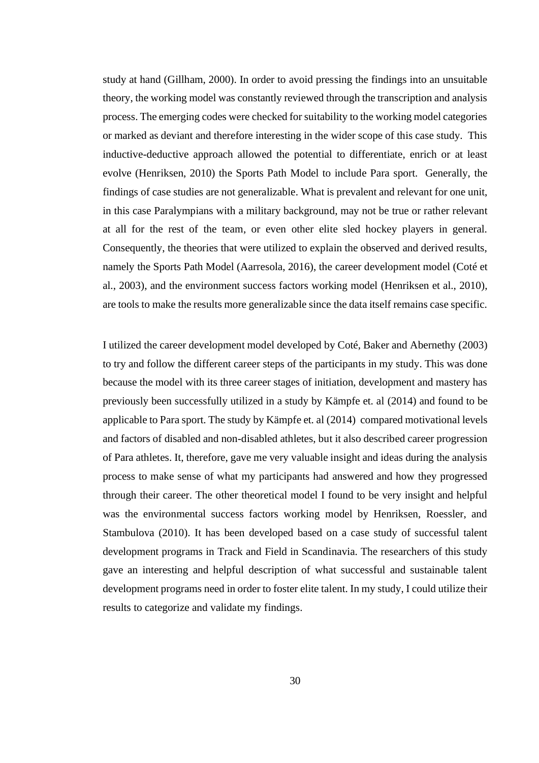study at hand (Gillham, 2000). In order to avoid pressing the findings into an unsuitable theory, the working model was constantly reviewed through the transcription and analysis process. The emerging codes were checked for suitability to the working model categories or marked as deviant and therefore interesting in the wider scope of this case study. This inductive-deductive approach allowed the potential to differentiate, enrich or at least evolve (Henriksen, 2010) the Sports Path Model to include Para sport. Generally, the findings of case studies are not generalizable. What is prevalent and relevant for one unit, in this case Paralympians with a military background, may not be true or rather relevant at all for the rest of the team, or even other elite sled hockey players in general. Consequently, the theories that were utilized to explain the observed and derived results, namely the Sports Path Model (Aarresola, 2016), the career development model (Coté et al., 2003), and the environment success factors working model (Henriksen et al., 2010), are tools to make the results more generalizable since the data itself remains case specific.

I utilized the career development model developed by Coté, Baker and Abernethy (2003) to try and follow the different career steps of the participants in my study. This was done because the model with its three career stages of initiation, development and mastery has previously been successfully utilized in a study by Kämpfe et. al (2014) and found to be applicable to Para sport. The study by Kämpfe et. al (2014) compared motivational levels and factors of disabled and non-disabled athletes, but it also described career progression of Para athletes. It, therefore, gave me very valuable insight and ideas during the analysis process to make sense of what my participants had answered and how they progressed through their career. The other theoretical model I found to be very insight and helpful was the environmental success factors working model by Henriksen, Roessler, and Stambulova (2010). It has been developed based on a case study of successful talent development programs in Track and Field in Scandinavia. The researchers of this study gave an interesting and helpful description of what successful and sustainable talent development programs need in order to foster elite talent. In my study, I could utilize their results to categorize and validate my findings.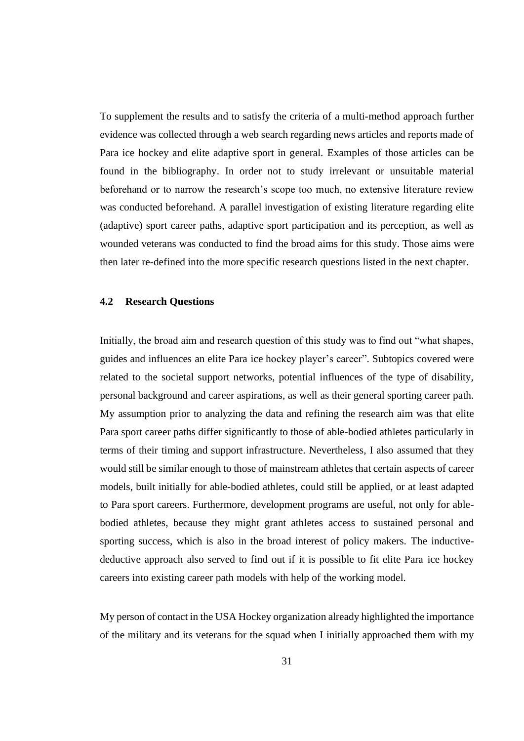To supplement the results and to satisfy the criteria of a multi-method approach further evidence was collected through a web search regarding news articles and reports made of Para ice hockey and elite adaptive sport in general. Examples of those articles can be found in the bibliography. In order not to study irrelevant or unsuitable material beforehand or to narrow the research's scope too much, no extensive literature review was conducted beforehand. A parallel investigation of existing literature regarding elite (adaptive) sport career paths, adaptive sport participation and its perception, as well as wounded veterans was conducted to find the broad aims for this study. Those aims were then later re-defined into the more specific research questions listed in the next chapter.

## 4.2 Research Questions

Initially, the broad aim and research question of this study was to find out "what shapes, guides and influences an elite Para ice hockey player's career". Subtopics covered were related to the societal support networks, potential influences of the type of disability, personal background and career aspirations, as well as their general sporting career path. My assumption prior to analyzing the data and refining the research aim was that elite Para sport career paths differ significantly to those of able-bodied athletes particularly in terms of their timing and support infrastructure. Nevertheless, I also assumed that they would still be similar enough to those of mainstream athletes that certain aspects of career models, built initially for able-bodied athletes, could still be applied, or at least adapted to Para sport careers. Furthermore, development programs are useful, not only for able-bodied athletes, because they might grant athletes access to sustained personal and sporting success, which is also in the broad interest of policy makers. The inductive-deductive approach also served to find out if it is possible to fit elite Para ice hockey careers into existing career path models with help of the working model.

My person of contact in the USA Hockey organization already highlighted the importance of the military and its veterans for the squad when I initially approached them with my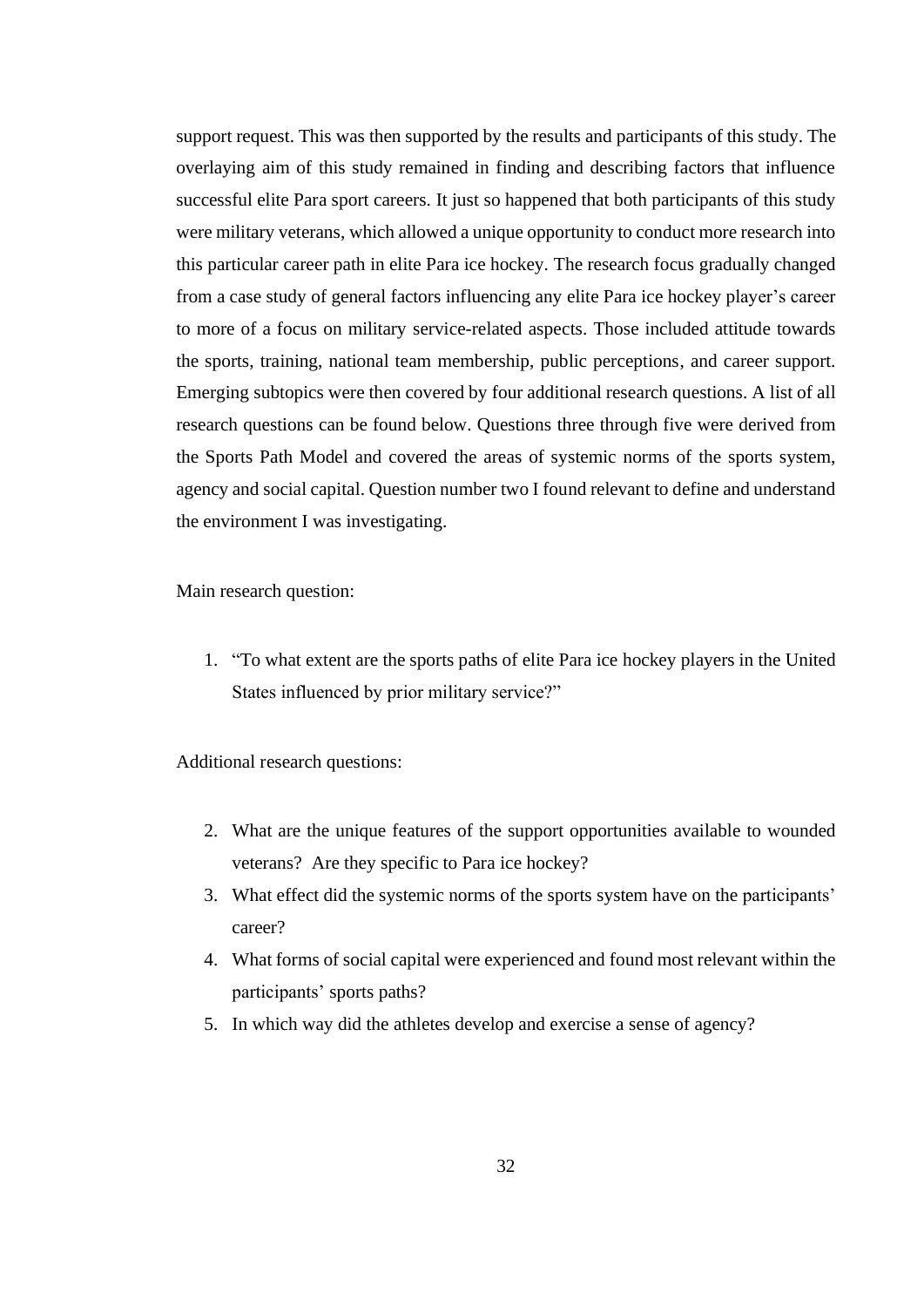support request. This was then supported by the results and participants of this study. The overlaying aim of this study remained in finding and describing factors that influence successful elite Para sport careers. It just so happened that both participants of this study were military veterans, which allowed a unique opportunity to conduct more research into this particular career path in elite Para ice hockey. The research focus gradually changed from a case study of general factors influencing any elite Para ice hockey player's career to more of a focus on military service-related aspects. Those included attitude towards the sports, training, national team membership, public perceptions, and career support. Emerging subtopics were then covered by four additional research questions. A list of all research questions can be found below. Questions three through five were derived from the Sports Path Model and covered the areas of systemic norms of the sports system, agency and social capital. Question number two I found relevant to define and understand the environment I was investigating.

Main research question:

1. "To what extent are the sports paths of elite Para ice hockey players in the United States influenced by prior military service?"

Additional research questions:

2. What are the unique features of the support opportunities available to wounded veterans? Are they specific to Para ice hockey?
3. What effect did the systemic norms of the sports system have on the participants' career?
4. What forms of social capital were experienced and found most relevant within the participants' sports paths?
5. In which way did the athletes develop and exercise a sense of agency?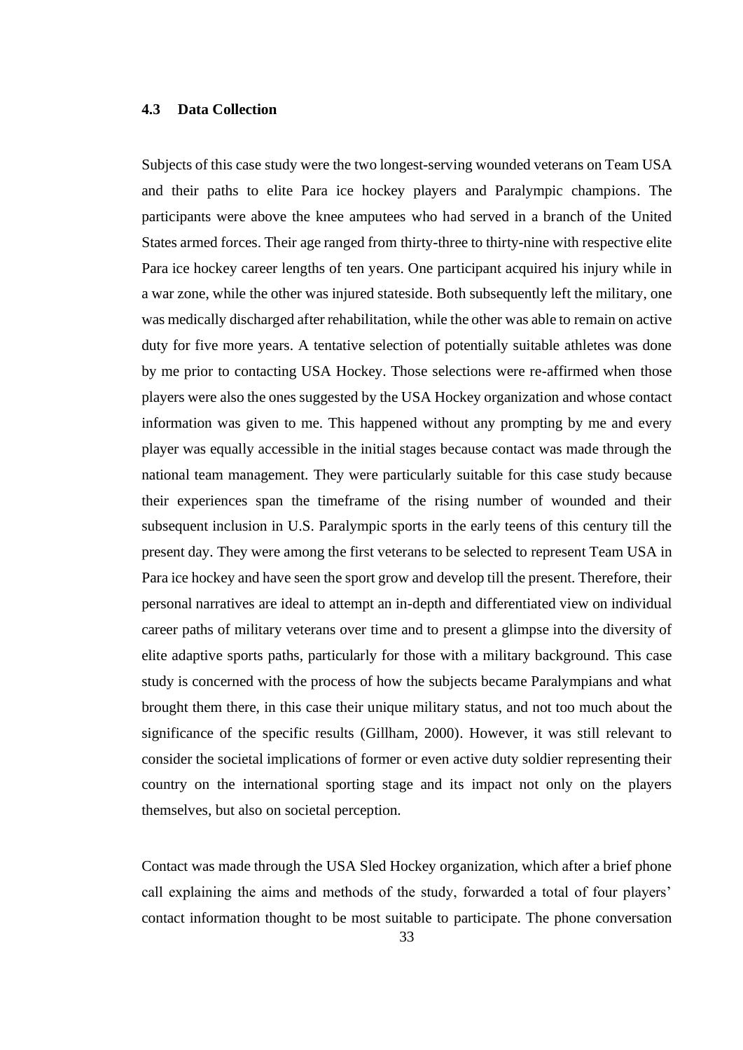### 4.3 Data Collection

Subjects of this case study were the two longest-serving wounded veterans on Team USA and their paths to elite Para ice hockey players and Paralympic champions. The participants were above the knee amputees who had served in a branch of the United States armed forces. Their age ranged from thirty-three to thirty-nine with respective elite Para ice hockey career lengths of ten years. One participant acquired his injury while in a war zone, while the other was injured stateside. Both subsequently left the military, one was medically discharged after rehabilitation, while the other was able to remain on active duty for five more years. A tentative selection of potentially suitable athletes was done by me prior to contacting USA Hockey. Those selections were re-affirmed when those players were also the ones suggested by the USA Hockey organization and whose contact information was given to me. This happened without any prompting by me and every player was equally accessible in the initial stages because contact was made through the national team management. They were particularly suitable for this case study because their experiences span the timeframe of the rising number of wounded and their subsequent inclusion in U.S. Paralympic sports in the early teens of this century till the present day. They were among the first veterans to be selected to represent Team USA in Para ice hockey and have seen the sport grow and develop till the present. Therefore, their personal narratives are ideal to attempt an in-depth and differentiated view on individual career paths of military veterans over time and to present a glimpse into the diversity of elite adaptive sports paths, particularly for those with a military background. This case study is concerned with the process of how the subjects became Paralympians and what brought them there, in this case their unique military status, and not too much about the significance of the specific results (Gillham, 2000). However, it was still relevant to consider the societal implications of former or even active duty soldier representing their country on the international sporting stage and its impact not only on the players themselves, but also on societal perception.

Contact was made through the USA Sled Hockey organization, which after a brief phone call explaining the aims and methods of the study, forwarded a total of four players' contact information thought to be most suitable to participate. The phone conversation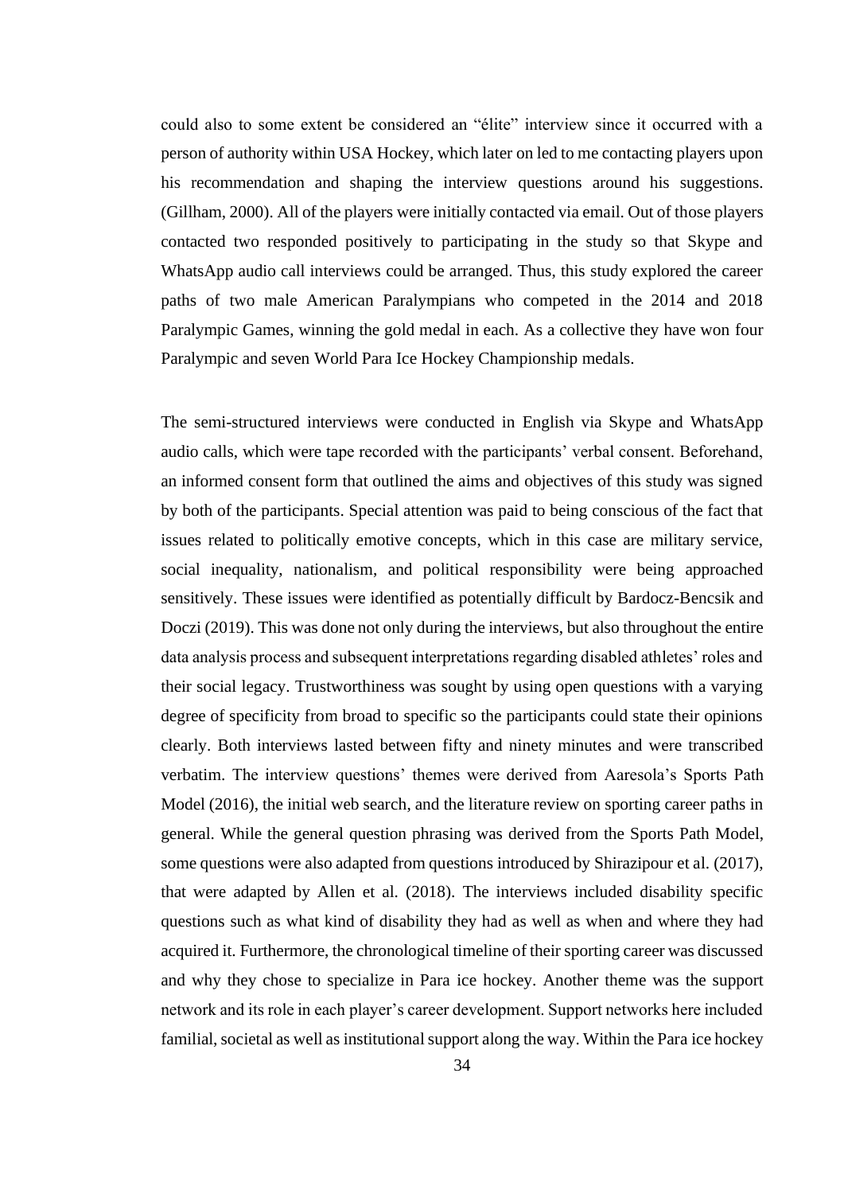could also to some extent be considered an "élite" interview since it occurred with a person of authority within USA Hockey, which later on led to me contacting players upon his recommendation and shaping the interview questions around his suggestions. (Gillham, 2000). All of the players were initially contacted via email. Out of those players contacted two responded positively to participating in the study so that Skype and WhatsApp audio call interviews could be arranged. Thus, this study explored the career paths of two male American Paralympians who competed in the 2014 and 2018 Paralympic Games, winning the gold medal in each. As a collective they have won four Paralympic and seven World Para Ice Hockey Championship medals.

The semi-structured interviews were conducted in English via Skype and WhatsApp audio calls, which were tape recorded with the participants' verbal consent. Beforehand, an informed consent form that outlined the aims and objectives of this study was signed by both of the participants. Special attention was paid to being conscious of the fact that issues related to politically emotive concepts, which in this case are military service, social inequality, nationalism, and political responsibility were being approached sensitively. These issues were identified as potentially difficult by Bardocz-Bencsik and Doczi (2019). This was done not only during the interviews, but also throughout the entire data analysis process and subsequent interpretations regarding disabled athletes' roles and their social legacy. Trustworthiness was sought by using open questions with a varying degree of specificity from broad to specific so the participants could state their opinions clearly. Both interviews lasted between fifty and ninety minutes and were transcribed verbatim. The interview questions' themes were derived from Aaresola's Sports Path Model (2016), the initial web search, and the literature review on sporting career paths in general. While the general question phrasing was derived from the Sports Path Model, some questions were also adapted from questions introduced by Shirazipour et al. (2017), that were adapted by Allen et al. (2018). The interviews included disability specific questions such as what kind of disability they had as well as when and where they had acquired it. Furthermore, the chronological timeline of their sporting career was discussed and why they chose to specialize in Para ice hockey. Another theme was the support network and its role in each player's career development. Support networks here included familial, societal as well as institutional support along the way. Within the Para ice hockey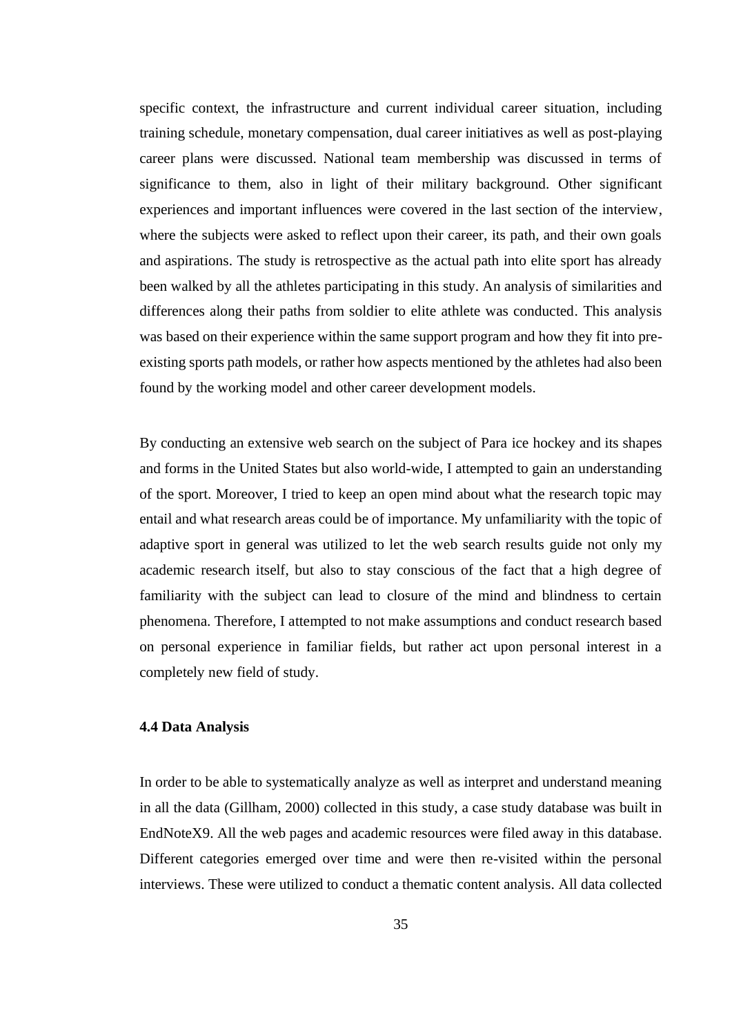specific context, the infrastructure and current individual career situation, including training schedule, monetary compensation, dual career initiatives as well as post-playing career plans were discussed. National team membership was discussed in terms of significance to them, also in light of their military background. Other significant experiences and important influences were covered in the last section of the interview, where the subjects were asked to reflect upon their career, its path, and their own goals and aspirations. The study is retrospective as the actual path into elite sport has already been walked by all the athletes participating in this study. An analysis of similarities and differences along their paths from soldier to elite athlete was conducted. This analysis was based on their experience within the same support program and how they fit into pre-existing sports path models, or rather how aspects mentioned by the athletes had also been found by the working model and other career development models.

By conducting an extensive web search on the subject of Para ice hockey and its shapes and forms in the United States but also world-wide, I attempted to gain an understanding of the sport. Moreover, I tried to keep an open mind about what the research topic may entail and what research areas could be of importance. My unfamiliarity with the topic of adaptive sport in general was utilized to let the web search results guide not only my academic research itself, but also to stay conscious of the fact that a high degree of familiarity with the subject can lead to closure of the mind and blindness to certain phenomena. Therefore, I attempted to not make assumptions and conduct research based on personal experience in familiar fields, but rather act upon personal interest in a completely new field of study.

### 4.4 Data Analysis

In order to be able to systematically analyze as well as interpret and understand meaning in all the data (Gillham, 2000) collected in this study, a case study database was built in EndNoteX9. All the web pages and academic resources were filed away in this database. Different categories emerged over time and were then re-visited within the personal interviews. These were utilized to conduct a thematic content analysis. All data collected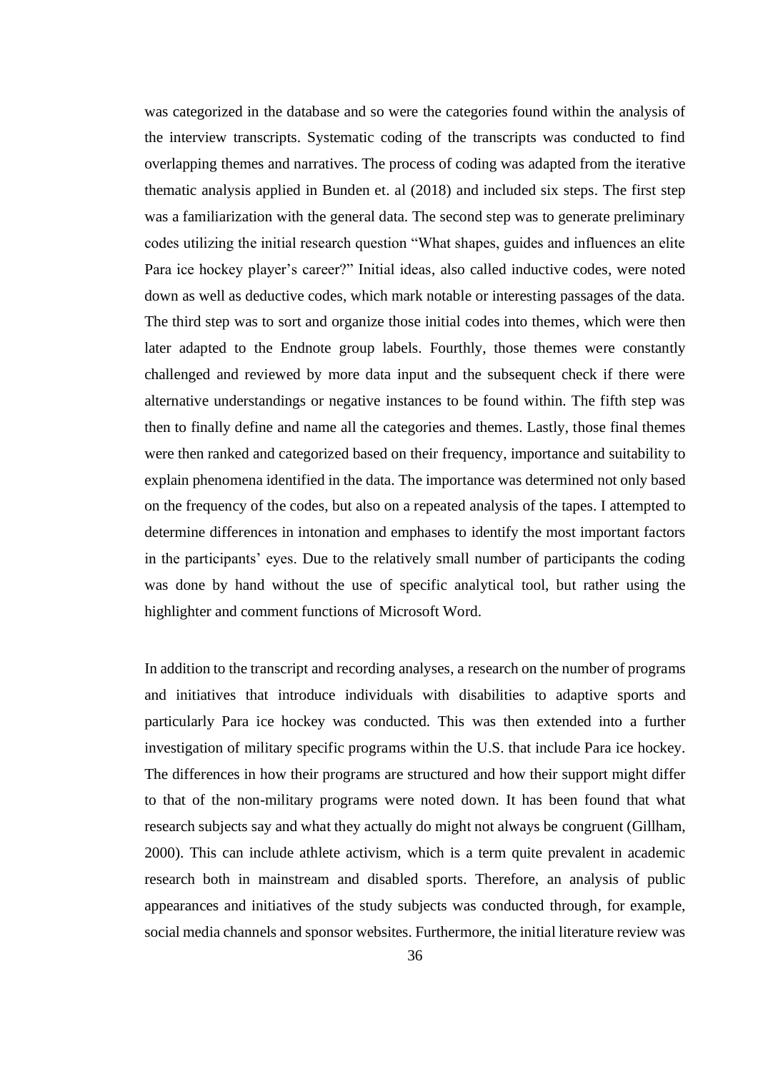was categorized in the database and so were the categories found within the analysis of the interview transcripts. Systematic coding of the transcripts was conducted to find overlapping themes and narratives. The process of coding was adapted from the iterative thematic analysis applied in Bunden et. al (2018) and included six steps. The first step was a familiarization with the general data. The second step was to generate preliminary codes utilizing the initial research question "What shapes, guides and influences an elite Para ice hockey player's career?" Initial ideas, also called inductive codes, were noted down as well as deductive codes, which mark notable or interesting passages of the data. The third step was to sort and organize those initial codes into themes, which were then later adapted to the Endnote group labels. Fourthly, those themes were constantly challenged and reviewed by more data input and the subsequent check if there were alternative understandings or negative instances to be found within. The fifth step was then to finally define and name all the categories and themes. Lastly, those final themes were then ranked and categorized based on their frequency, importance and suitability to explain phenomena identified in the data. The importance was determined not only based on the frequency of the codes, but also on a repeated analysis of the tapes. I attempted to determine differences in intonation and emphases to identify the most important factors in the participants' eyes. Due to the relatively small number of participants the coding was done by hand without the use of specific analytical tool, but rather using the highlighter and comment functions of Microsoft Word.

In addition to the transcript and recording analyses, a research on the number of programs and initiatives that introduce individuals with disabilities to adaptive sports and particularly Para ice hockey was conducted. This was then extended into a further investigation of military specific programs within the U.S. that include Para ice hockey. The differences in how their programs are structured and how their support might differ to that of the non-military programs were noted down. It has been found that what research subjects say and what they actually do might not always be congruent (Gillham, 2000). This can include athlete activism, which is a term quite prevalent in academic research both in mainstream and disabled sports. Therefore, an analysis of public appearances and initiatives of the study subjects was conducted through, for example, social media channels and sponsor websites. Furthermore, the initial literature review was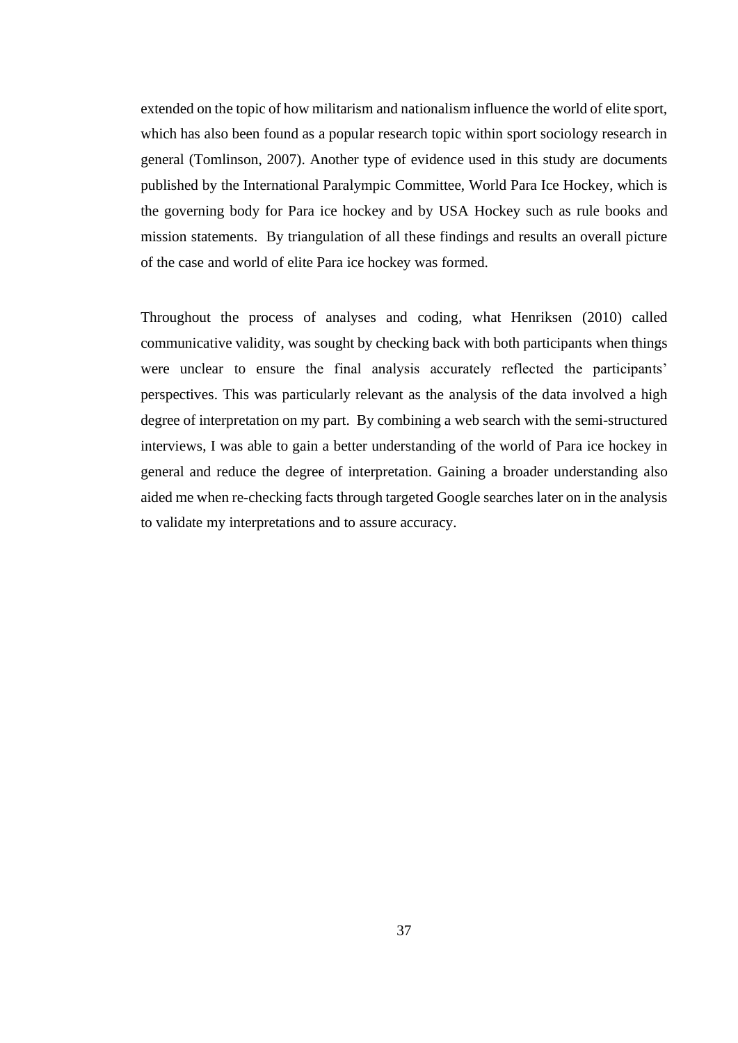extended on the topic of how militarism and nationalism influence the world of elite sport, which has also been found as a popular research topic within sport sociology research in general (Tomlinson, 2007). Another type of evidence used in this study are documents published by the International Paralympic Committee, World Para Ice Hockey, which is the governing body for Para ice hockey and by USA Hockey such as rule books and mission statements. By triangulation of all these findings and results an overall picture of the case and world of elite Para ice hockey was formed.

Throughout the process of analyses and coding, what Henriksen (2010) called communicative validity, was sought by checking back with both participants when things were unclear to ensure the final analysis accurately reflected the participants' perspectives. This was particularly relevant as the analysis of the data involved a high degree of interpretation on my part. By combining a web search with the semi-structured interviews, I was able to gain a better understanding of the world of Para ice hockey in general and reduce the degree of interpretation. Gaining a broader understanding also aided me when re-checking facts through targeted Google searches later on in the analysis to validate my interpretations and to assure accuracy.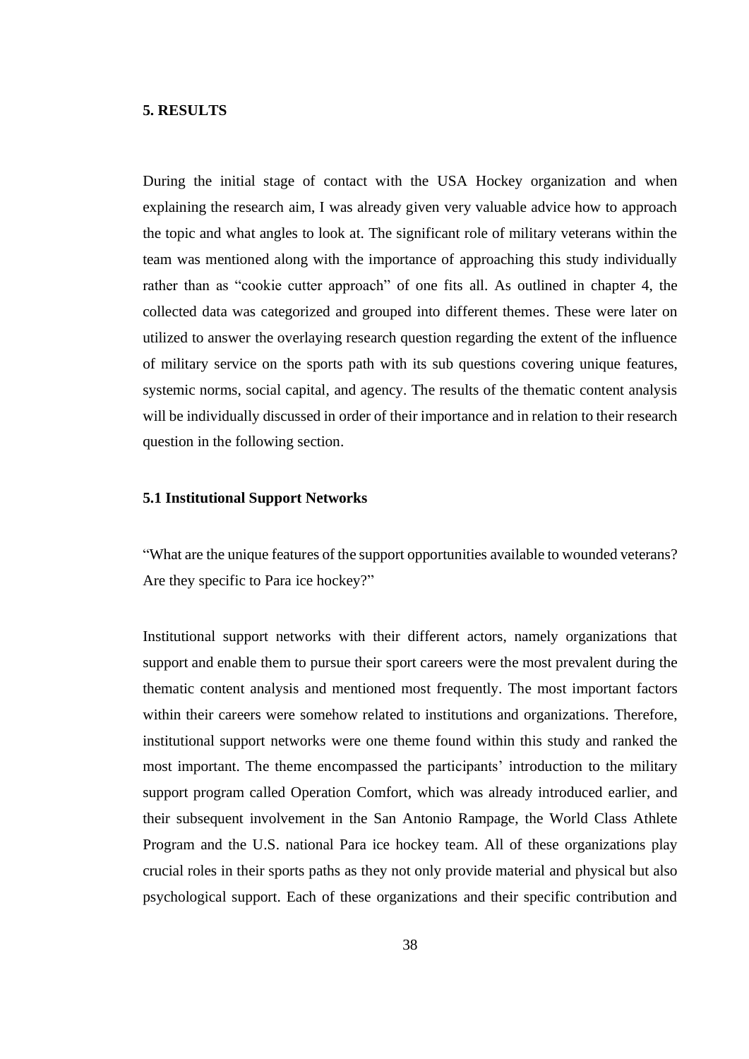## 5. RESULTS

During the initial stage of contact with the USA Hockey organization and when explaining the research aim, I was already given very valuable advice how to approach the topic and what angles to look at. The significant role of military veterans within the team was mentioned along with the importance of approaching this study individually rather than as "cookie cutter approach" of one fits all. As outlined in chapter 4, the collected data was categorized and grouped into different themes. These were later on utilized to answer the overlaying research question regarding the extent of the influence of military service on the sports path with its sub questions covering unique features, systemic norms, social capital, and agency. The results of the thematic content analysis will be individually discussed in order of their importance and in relation to their research question in the following section.

### 5.1 Institutional Support Networks

"What are the unique features of the support opportunities available to wounded veterans? Are they specific to Para ice hockey?"

Institutional support networks with their different actors, namely organizations that support and enable them to pursue their sport careers were the most prevalent during the thematic content analysis and mentioned most frequently. The most important factors within their careers were somehow related to institutions and organizations. Therefore, institutional support networks were one theme found within this study and ranked the most important. The theme encompassed the participants' introduction to the military support program called Operation Comfort, which was already introduced earlier, and their subsequent involvement in the San Antonio Rampage, the World Class Athlete Program and the U.S. national Para ice hockey team. All of these organizations play crucial roles in their sports paths as they not only provide material and physical but also psychological support. Each of these organizations and their specific contribution and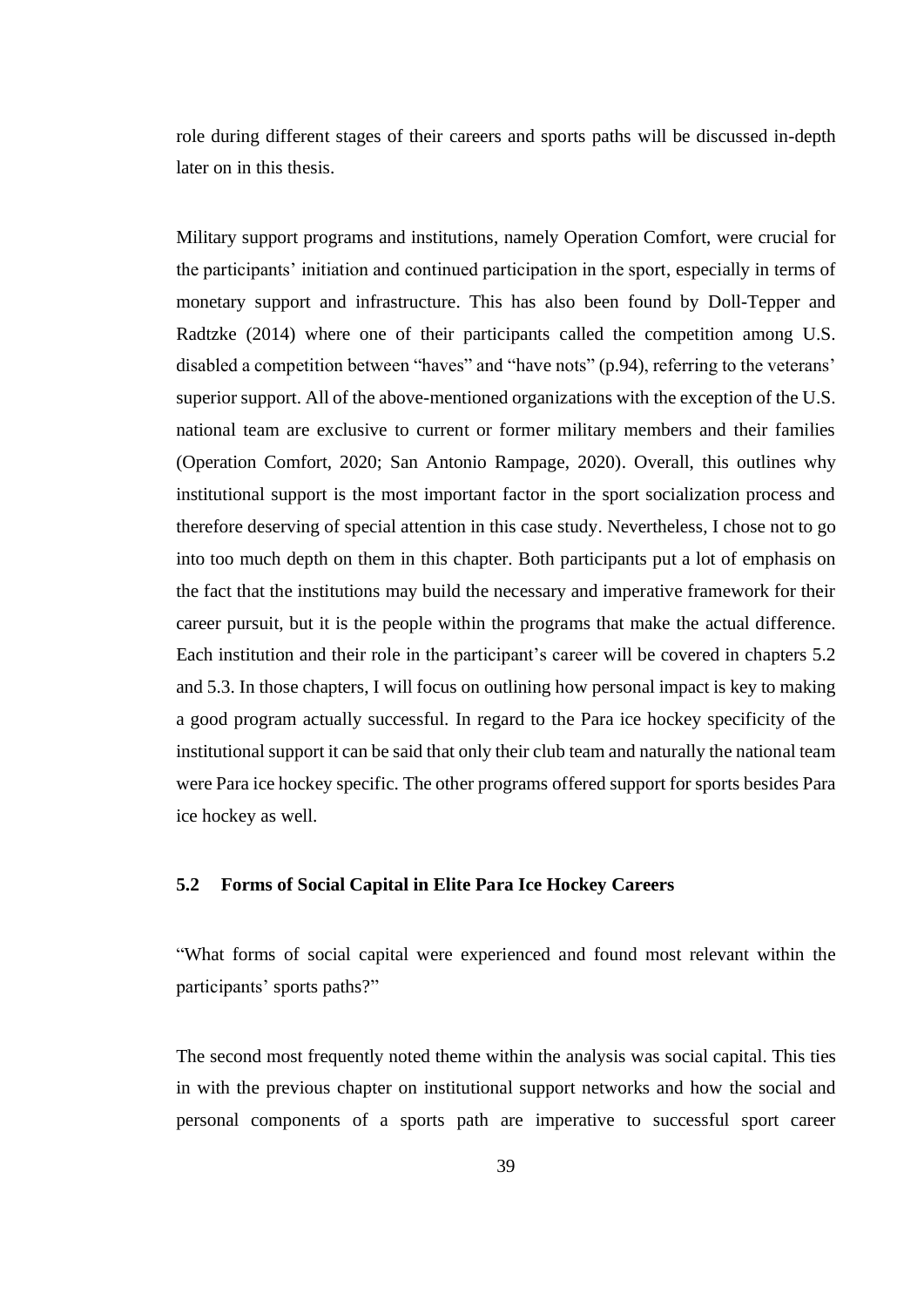role during different stages of their careers and sports paths will be discussed in-depth later on in this thesis.

Military support programs and institutions, namely Operation Comfort, were crucial for the participants' initiation and continued participation in the sport, especially in terms of monetary support and infrastructure. This has also been found by Doll-Tepper and Radtzke (2014) where one of their participants called the competition among U.S. disabled a competition between "haves" and "have nots" (p.94), referring to the veterans' superior support. All of the above-mentioned organizations with the exception of the U.S. national team are exclusive to current or former military members and their families (Operation Comfort, 2020; San Antonio Rampage, 2020). Overall, this outlines why institutional support is the most important factor in the sport socialization process and therefore deserving of special attention in this case study. Nevertheless, I chose not to go into too much depth on them in this chapter. Both participants put a lot of emphasis on the fact that the institutions may build the necessary and imperative framework for their career pursuit, but it is the people within the programs that make the actual difference. Each institution and their role in the participant's career will be covered in chapters 5.2 and 5.3. In those chapters, I will focus on outlining how personal impact is key to making a good program actually successful. In regard to the Para ice hockey specificity of the institutional support it can be said that only their club team and naturally the national team were Para ice hockey specific. The other programs offered support for sports besides Para ice hockey as well.

## 5.2 Forms of Social Capital in Elite Para Ice Hockey Careers

"What forms of social capital were experienced and found most relevant within the participants' sports paths?"

The second most frequently noted theme within the analysis was social capital. This ties in with the previous chapter on institutional support networks and how the social and personal components of a sports path are imperative to successful sport career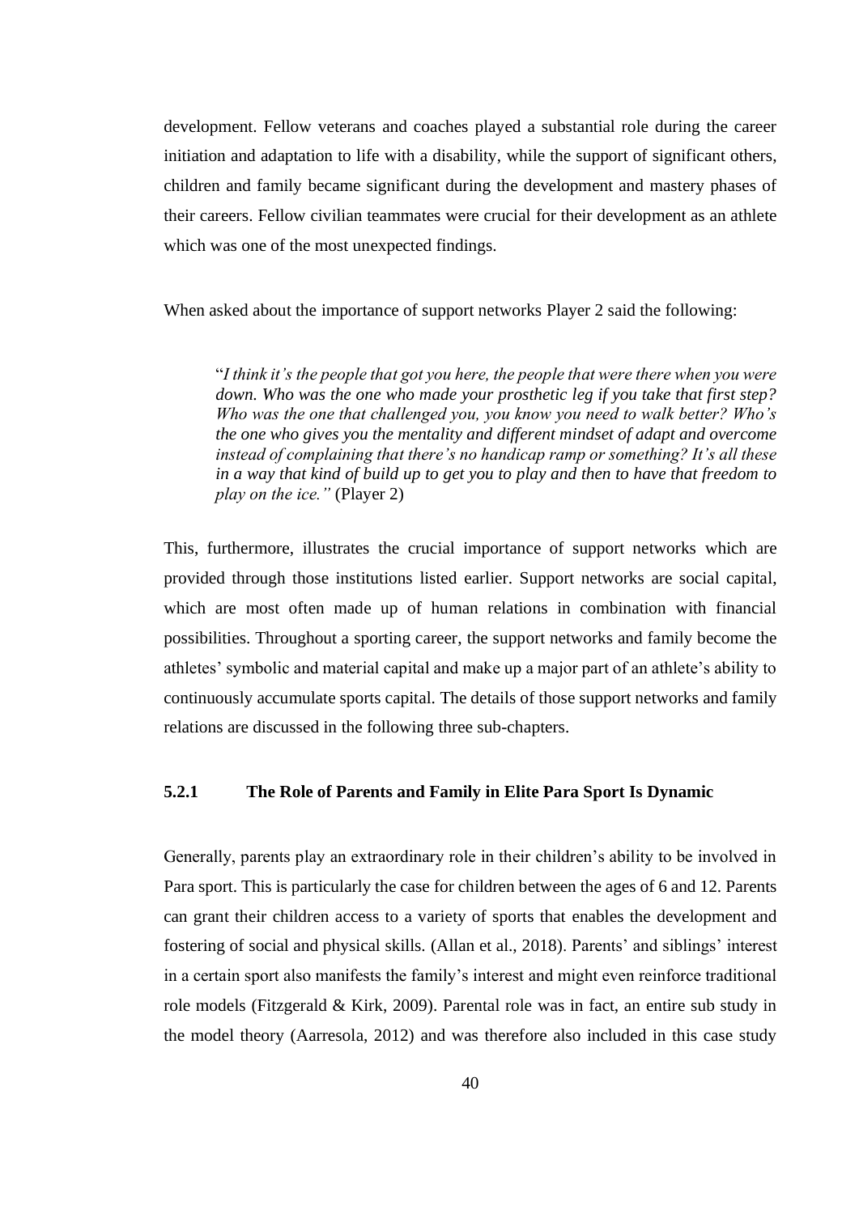development. Fellow veterans and coaches played a substantial role during the career initiation and adaptation to life with a disability, while the support of significant others, children and family became significant during the development and mastery phases of their careers. Fellow civilian teammates were crucial for their development as an athlete which was one of the most unexpected findings.

When asked about the importance of support networks Player 2 said the following:

> "*I think it's the people that got you here, the people that were there when you were down. Who was the one who made your prosthetic leg if you take that first step? Who was the one that challenged you, you know you need to walk better? Who's the one who gives you the mentality and different mindset of adapt and overcome instead of complaining that there's no handicap ramp or something? It's all these in a way that kind of build up to get you to play and then to have that freedom to play on the ice.*" (Player 2)

This, furthermore, illustrates the crucial importance of support networks which are provided through those institutions listed earlier. Support networks are social capital, which are most often made up of human relations in combination with financial possibilities. Throughout a sporting career, the support networks and family become the athletes' symbolic and material capital and make up a major part of an athlete's ability to continuously accumulate sports capital. The details of those support networks and family relations are discussed in the following three sub-chapters.

### 5.2.1 The Role of Parents and Family in Elite Para Sport Is Dynamic

Generally, parents play an extraordinary role in their children's ability to be involved in Para sport. This is particularly the case for children between the ages of 6 and 12. Parents can grant their children access to a variety of sports that enables the development and fostering of social and physical skills. (Allan et al., 2018). Parents' and siblings' interest in a certain sport also manifests the family's interest and might even reinforce traditional role models (Fitzgerald & Kirk, 2009). Parental role was in fact, an entire sub study in the model theory (Aarresola, 2012) and was therefore also included in this case study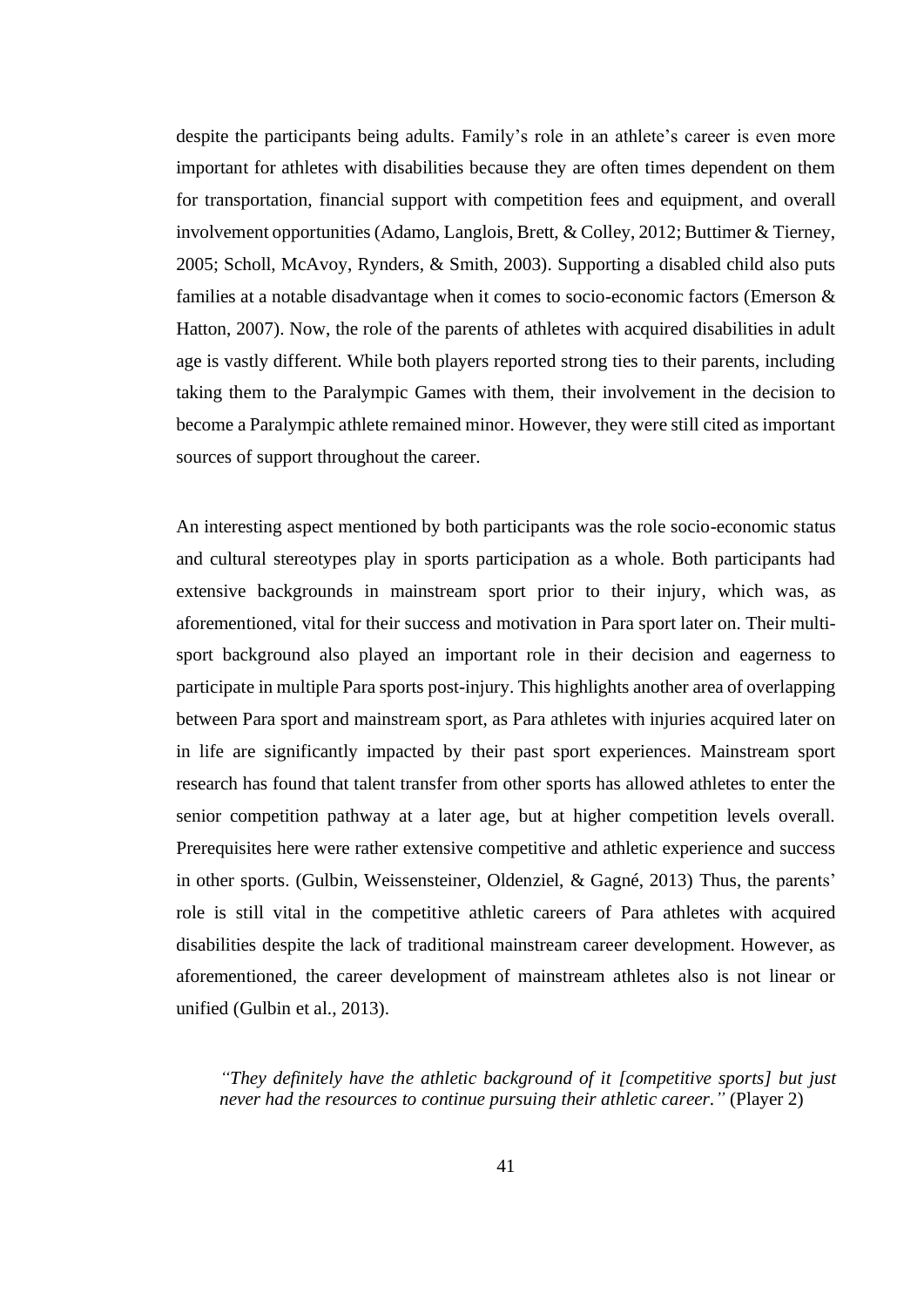despite the participants being adults. Family's role in an athlete's career is even more important for athletes with disabilities because they are often times dependent on them for transportation, financial support with competition fees and equipment, and overall involvement opportunities (Adamo, Langlois, Brett, & Colley, 2012; Buttimer & Tierney, 2005; Scholl, McAvoy, Rynders, & Smith, 2003). Supporting a disabled child also puts families at a notable disadvantage when it comes to socio-economic factors (Emerson & Hatton, 2007). Now, the role of the parents of athletes with acquired disabilities in adult age is vastly different. While both players reported strong ties to their parents, including taking them to the Paralympic Games with them, their involvement in the decision to become a Paralympic athlete remained minor. However, they were still cited as important sources of support throughout the career.

An interesting aspect mentioned by both participants was the role socio-economic status and cultural stereotypes play in sports participation as a whole. Both participants had extensive backgrounds in mainstream sport prior to their injury, which was, as aforementioned, vital for their success and motivation in Para sport later on. Their multi-sport background also played an important role in their decision and eagerness to participate in multiple Para sports post-injury. This highlights another area of overlapping between Para sport and mainstream sport, as Para athletes with injuries acquired later on in life are significantly impacted by their past sport experiences. Mainstream sport research has found that talent transfer from other sports has allowed athletes to enter the senior competition pathway at a later age, but at higher competition levels overall. Prerequisites here were rather extensive competitive and athletic experience and success in other sports. (Gulbin, Weissensteiner, Oldenziel, & Gagné, 2013) Thus, the parents' role is still vital in the competitive athletic careers of Para athletes with acquired disabilities despite the lack of traditional mainstream career development. However, as aforementioned, the career development of mainstream athletes also is not linear or unified (Gulbin et al., 2013).

> *"They definitely have the athletic background of it [competitive sports] but just never had the resources to continue pursuing their athletic career."* (Player 2)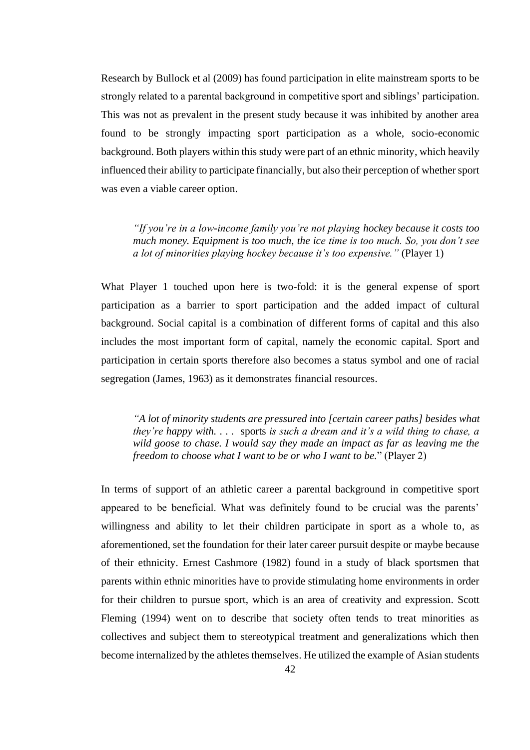Research by Bullock et al (2009) has found participation in elite mainstream sports to be strongly related to a parental background in competitive sport and siblings' participation. This was not as prevalent in the present study because it was inhibited by another area found to be strongly impacting sport participation as a whole, socio-economic background. Both players within this study were part of an ethnic minority, which heavily influenced their ability to participate financially, but also their perception of whether sport was even a viable career option.

> *"If you're in a low-income family you're not playing hockey because it costs too much money. Equipment is too much, the ice time is too much. So, you don't see a lot of minorities playing hockey because it's too expensive."* (Player 1)

What Player 1 touched upon here is two-fold: it is the general expense of sport participation as a barrier to sport participation and the added impact of cultural background. Social capital is a combination of different forms of capital and this also includes the most important form of capital, namely the economic capital. Sport and participation in certain sports therefore also becomes a status symbol and one of racial segregation (James, 1963) as it demonstrates financial resources.

> *"A lot of minority students are pressured into [certain career paths] besides what they're happy with. . . .* sports *is such a dream and it's a wild thing to chase, a wild goose to chase. I would say they made an impact as far as leaving me the freedom to choose what I want to be or who I want to be.*" (Player 2)

In terms of support of an athletic career a parental background in competitive sport appeared to be beneficial. What was definitely found to be crucial was the parents' willingness and ability to let their children participate in sport as a whole to, as aforementioned, set the foundation for their later career pursuit despite or maybe because of their ethnicity. Ernest Cashmore (1982) found in a study of black sportsmen that parents within ethnic minorities have to provide stimulating home environments in order for their children to pursue sport, which is an area of creativity and expression. Scott Fleming (1994) went on to describe that society often tends to treat minorities as collectives and subject them to stereotypical treatment and generalizations which then become internalized by the athletes themselves. He utilized the example of Asian students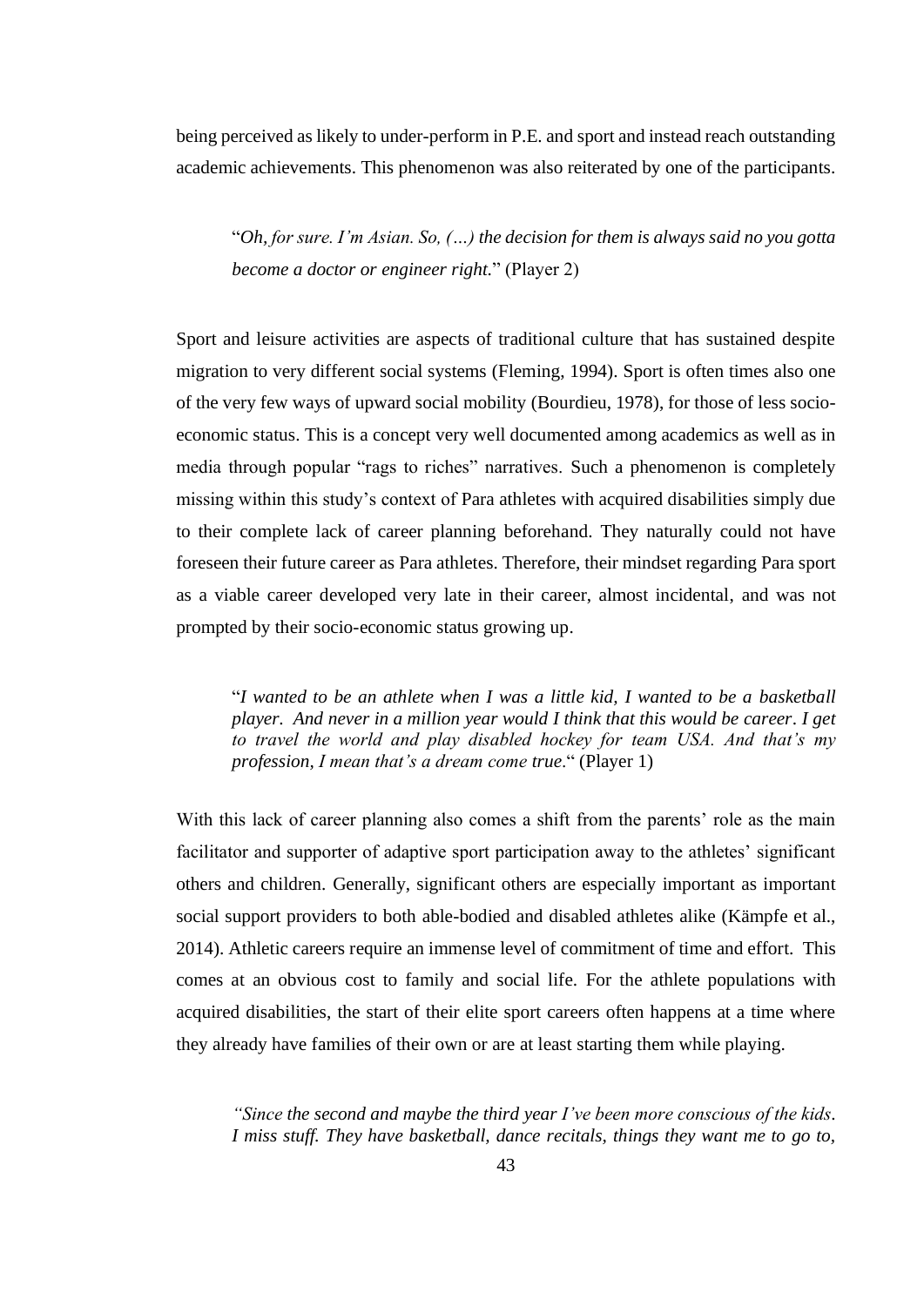being perceived as likely to under-perform in P.E. and sport and instead reach outstanding academic achievements. This phenomenon was also reiterated by one of the participants.

> "*Oh, for sure. I'm Asian. So, (…) the decision for them is always said no you gotta become a doctor or engineer right.*" (Player 2)

Sport and leisure activities are aspects of traditional culture that has sustained despite migration to very different social systems (Fleming, 1994). Sport is often times also one of the very few ways of upward social mobility (Bourdieu, 1978), for those of less socio-economic status. This is a concept very well documented among academics as well as in media through popular "rags to riches" narratives. Such a phenomenon is completely missing within this study's context of Para athletes with acquired disabilities simply due to their complete lack of career planning beforehand. They naturally could not have foreseen their future career as Para athletes. Therefore, their mindset regarding Para sport as a viable career developed very late in their career, almost incidental, and was not prompted by their socio-economic status growing up.

> "*I wanted to be an athlete when I was a little kid, I wanted to be a basketball player. And never in a million year would I think that this would be career. I get to travel the world and play disabled hockey for team USA. And that's my profession, I mean that's a dream come true.*" (Player 1)

With this lack of career planning also comes a shift from the parents' role as the main facilitator and supporter of adaptive sport participation away to the athletes' significant others and children. Generally, significant others are especially important as important social support providers to both able-bodied and disabled athletes alike (Kämpfe et al., 2014). Athletic careers require an immense level of commitment of time and effort. This comes at an obvious cost to family and social life. For the athlete populations with acquired disabilities, the start of their elite sport careers often happens at a time where they already have families of their own or are at least starting them while playing.

> *"Since the second and maybe the third year I've been more conscious of the kids. I miss stuff. They have basketball, dance recitals, things they want me to go to,*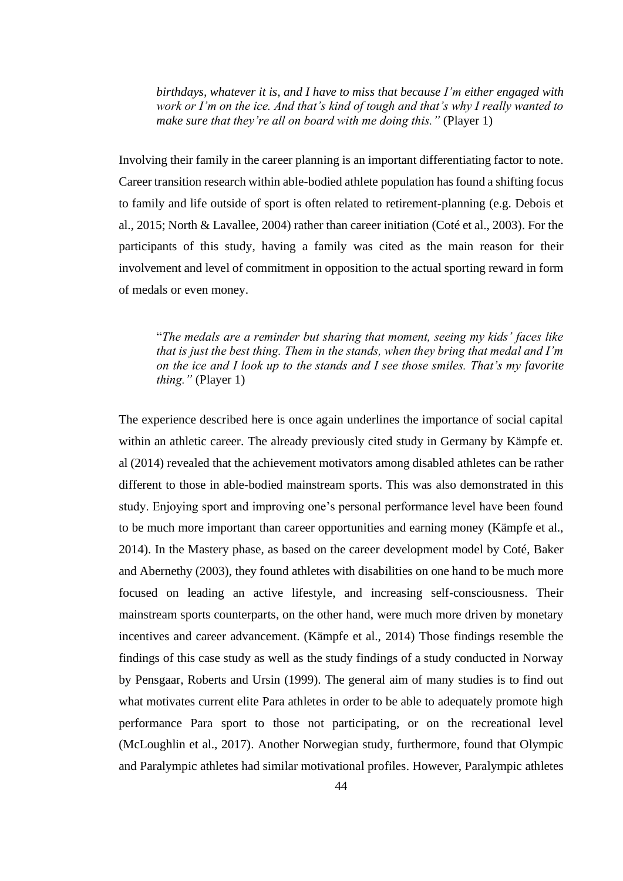> *birthdays, whatever it is, and I have to miss that because I'm either engaged with work or I'm on the ice. And that's kind of tough and that's why I really wanted to make sure that they're all on board with me doing this."* (Player 1)

Involving their family in the career planning is an important differentiating factor to note. Career transition research within able-bodied athlete population has found a shifting focus to family and life outside of sport is often related to retirement-planning (e.g. Debois et al., 2015; North & Lavallee, 2004) rather than career initiation (Coté et al., 2003). For the participants of this study, having a family was cited as the main reason for their involvement and level of commitment in opposition to the actual sporting reward in form of medals or even money.

> "*The medals are a reminder but sharing that moment, seeing my kids' faces like that is just the best thing. Them in the stands, when they bring that medal and I'm on the ice and I look up to the stands and I see those smiles. That's my favorite thing."* (Player 1)

The experience described here is once again underlines the importance of social capital within an athletic career. The already previously cited study in Germany by Kämpfe et. al (2014) revealed that the achievement motivators among disabled athletes can be rather different to those in able-bodied mainstream sports. This was also demonstrated in this study. Enjoying sport and improving one's personal performance level have been found to be much more important than career opportunities and earning money (Kämpfe et al., 2014). In the Mastery phase, as based on the career development model by Coté, Baker and Abernethy (2003), they found athletes with disabilities on one hand to be much more focused on leading an active lifestyle, and increasing self-consciousness. Their mainstream sports counterparts, on the other hand, were much more driven by monetary incentives and career advancement. (Kämpfe et al., 2014) Those findings resemble the findings of this case study as well as the study findings of a study conducted in Norway by Pensgaar, Roberts and Ursin (1999). The general aim of many studies is to find out what motivates current elite Para athletes in order to be able to adequately promote high performance Para sport to those not participating, or on the recreational level (McLoughlin et al., 2017). Another Norwegian study, furthermore, found that Olympic and Paralympic athletes had similar motivational profiles. However, Paralympic athletes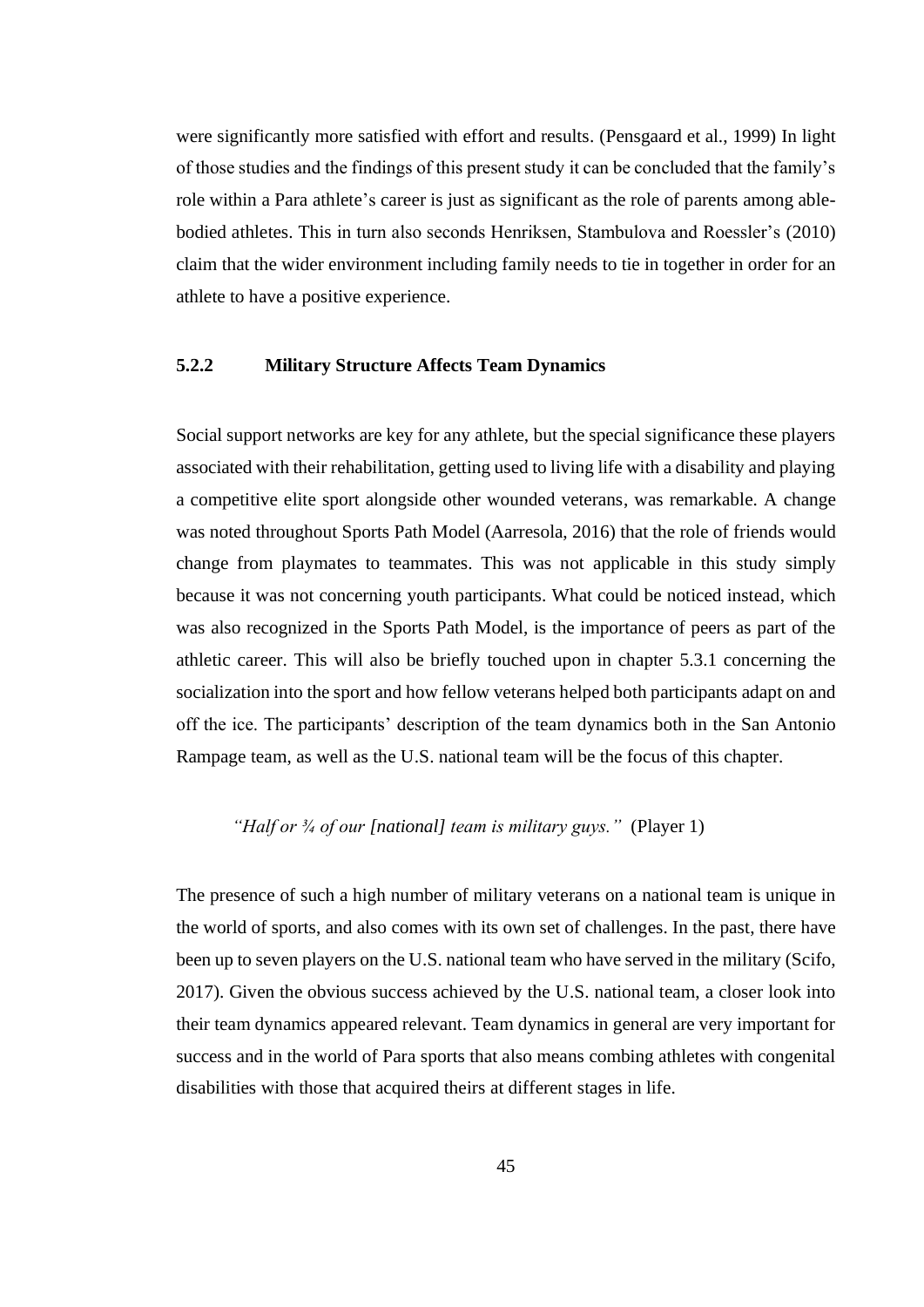were significantly more satisfied with effort and results. (Pensgaard et al., 1999) In light of those studies and the findings of this present study it can be concluded that the family's role within a Para athlete's career is just as significant as the role of parents among able-bodied athletes. This in turn also seconds Henriksen, Stambulova and Roessler's (2010) claim that the wider environment including family needs to tie in together in order for an athlete to have a positive experience.

### 5.2.2 Military Structure Affects Team Dynamics

Social support networks are key for any athlete, but the special significance these players associated with their rehabilitation, getting used to living life with a disability and playing a competitive elite sport alongside other wounded veterans, was remarkable. A change was noted throughout Sports Path Model (Aarresola, 2016) that the role of friends would change from playmates to teammates. This was not applicable in this study simply because it was not concerning youth participants. What could be noticed instead, which was also recognized in the Sports Path Model, is the importance of peers as part of the athletic career. This will also be briefly touched upon in chapter 5.3.1 concerning the socialization into the sport and how fellow veterans helped both participants adapt on and off the ice. The participants' description of the team dynamics both in the San Antonio Rampage team, as well as the U.S. national team will be the focus of this chapter.

> *"Half or ¾ of our [national] team is military guys."* (Player 1)

The presence of such a high number of military veterans on a national team is unique in the world of sports, and also comes with its own set of challenges. In the past, there have been up to seven players on the U.S. national team who have served in the military (Scifo, 2017). Given the obvious success achieved by the U.S. national team, a closer look into their team dynamics appeared relevant. Team dynamics in general are very important for success and in the world of Para sports that also means combing athletes with congenital disabilities with those that acquired theirs at different stages in life.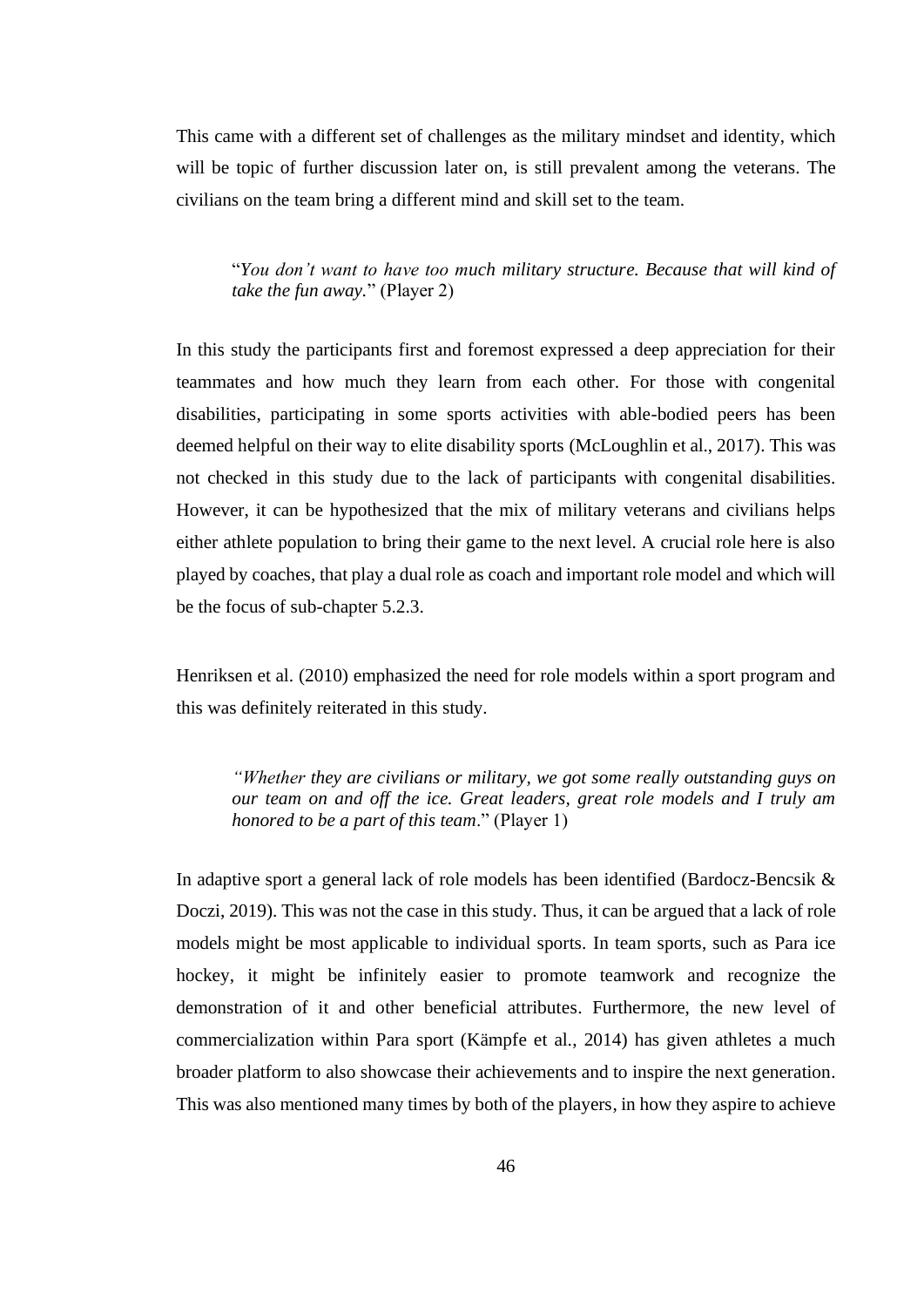This came with a different set of challenges as the military mindset and identity, which will be topic of further discussion later on, is still prevalent among the veterans. The civilians on the team bring a different mind and skill set to the team.

> "*You don't want to have too much military structure. Because that will kind of take the fun away.*" (Player 2)

In this study the participants first and foremost expressed a deep appreciation for their teammates and how much they learn from each other. For those with congenital disabilities, participating in some sports activities with able-bodied peers has been deemed helpful on their way to elite disability sports (McLoughlin et al., 2017). This was not checked in this study due to the lack of participants with congenital disabilities. However, it can be hypothesized that the mix of military veterans and civilians helps either athlete population to bring their game to the next level. A crucial role here is also played by coaches, that play a dual role as coach and important role model and which will be the focus of sub-chapter 5.2.3.

Henriksen et al. (2010) emphasized the need for role models within a sport program and this was definitely reiterated in this study.

> *"Whether they are civilians or military, we got some really outstanding guys on our team on and off the ice. Great leaders, great role models and I truly am honored to be a part of this team*." (Player 1)

In adaptive sport a general lack of role models has been identified (Bardocz-Bencsik & Doczi, 2019). This was not the case in this study. Thus, it can be argued that a lack of role models might be most applicable to individual sports. In team sports, such as Para ice hockey, it might be infinitely easier to promote teamwork and recognize the demonstration of it and other beneficial attributes. Furthermore, the new level of commercialization within Para sport (Kämpfe et al., 2014) has given athletes a much broader platform to also showcase their achievements and to inspire the next generation. This was also mentioned many times by both of the players, in how they aspire to achieve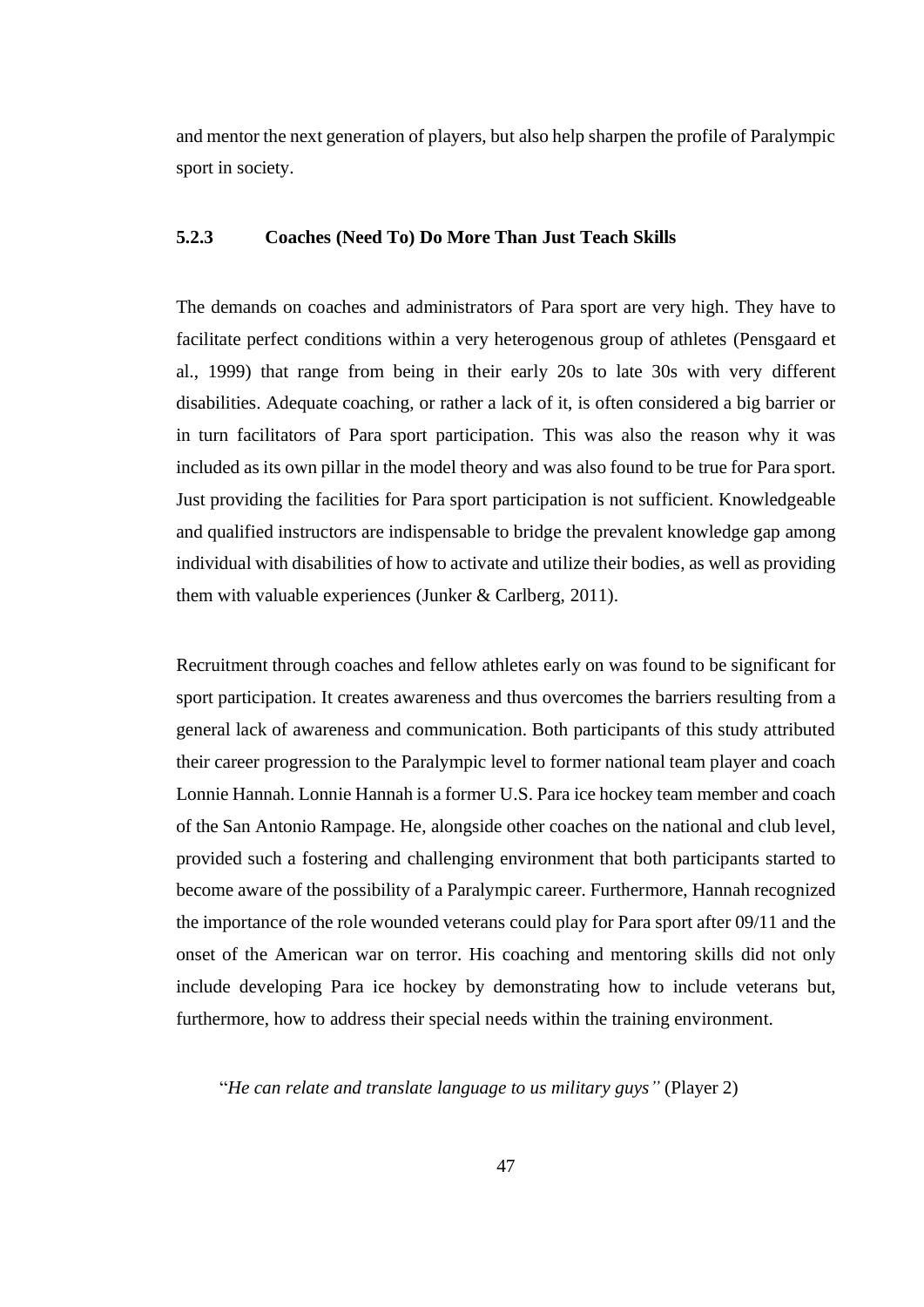and mentor the next generation of players, but also help sharpen the profile of Paralympic sport in society.

### 5.2.3 Coaches (Need To) Do More Than Just Teach Skills

The demands on coaches and administrators of Para sport are very high. They have to facilitate perfect conditions within a very heterogenous group of athletes (Pensgaard et al., 1999) that range from being in their early 20s to late 30s with very different disabilities. Adequate coaching, or rather a lack of it, is often considered a big barrier or in turn facilitators of Para sport participation. This was also the reason why it was included as its own pillar in the model theory and was also found to be true for Para sport. Just providing the facilities for Para sport participation is not sufficient. Knowledgeable and qualified instructors are indispensable to bridge the prevalent knowledge gap among individual with disabilities of how to activate and utilize their bodies, as well as providing them with valuable experiences (Junker & Carlberg, 2011).

Recruitment through coaches and fellow athletes early on was found to be significant for sport participation. It creates awareness and thus overcomes the barriers resulting from a general lack of awareness and communication. Both participants of this study attributed their career progression to the Paralympic level to former national team player and coach Lonnie Hannah. Lonnie Hannah is a former U.S. Para ice hockey team member and coach of the San Antonio Rampage. He, alongside other coaches on the national and club level, provided such a fostering and challenging environment that both participants started to become aware of the possibility of a Paralympic career. Furthermore, Hannah recognized the importance of the role wounded veterans could play for Para sport after 09/11 and the onset of the American war on terror. His coaching and mentoring skills did not only include developing Para ice hockey by demonstrating how to include veterans but, furthermore, how to address their special needs within the training environment.

> "*He can relate and translate language to us military guys"* (Player 2)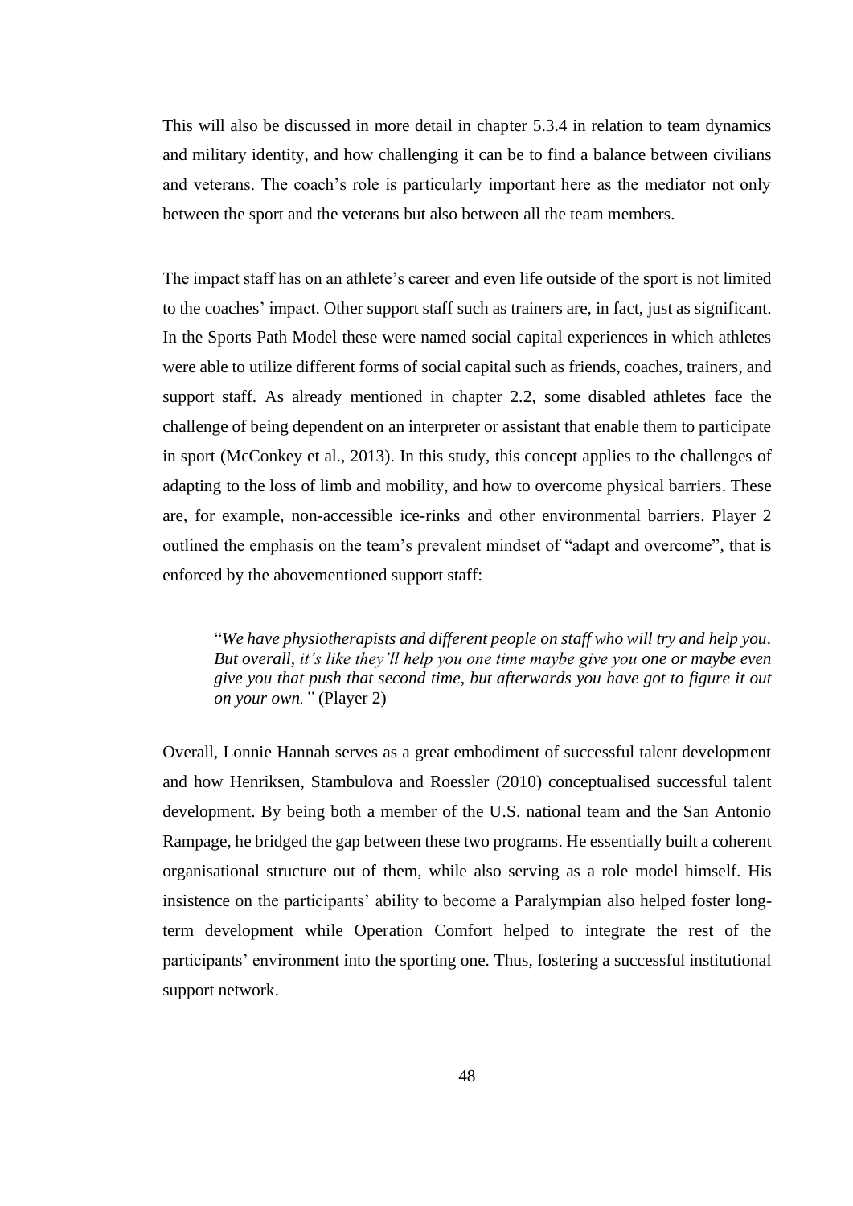This will also be discussed in more detail in chapter 5.3.4 in relation to team dynamics and military identity, and how challenging it can be to find a balance between civilians and veterans. The coach's role is particularly important here as the mediator not only between the sport and the veterans but also between all the team members.

The impact staff has on an athlete's career and even life outside of the sport is not limited to the coaches' impact. Other support staff such as trainers are, in fact, just as significant. In the Sports Path Model these were named social capital experiences in which athletes were able to utilize different forms of social capital such as friends, coaches, trainers, and support staff. As already mentioned in chapter 2.2, some disabled athletes face the challenge of being dependent on an interpreter or assistant that enable them to participate in sport (McConkey et al., 2013). In this study, this concept applies to the challenges of adapting to the loss of limb and mobility, and how to overcome physical barriers. These are, for example, non-accessible ice-rinks and other environmental barriers. Player 2 outlined the emphasis on the team's prevalent mindset of "adapt and overcome", that is enforced by the abovementioned support staff:

> "*We have physiotherapists and different people on staff who will try and help you. But overall, it's like they'll help you one time maybe give you one or maybe even give you that push that second time, but afterwards you have got to figure it out on your own."* (Player 2)

Overall, Lonnie Hannah serves as a great embodiment of successful talent development and how Henriksen, Stambulova and Roessler (2010) conceptualised successful talent development. By being both a member of the U.S. national team and the San Antonio Rampage, he bridged the gap between these two programs. He essentially built a coherent organisational structure out of them, while also serving as a role model himself. His insistence on the participants' ability to become a Paralympian also helped foster long-term development while Operation Comfort helped to integrate the rest of the participants' environment into the sporting one. Thus, fostering a successful institutional support network.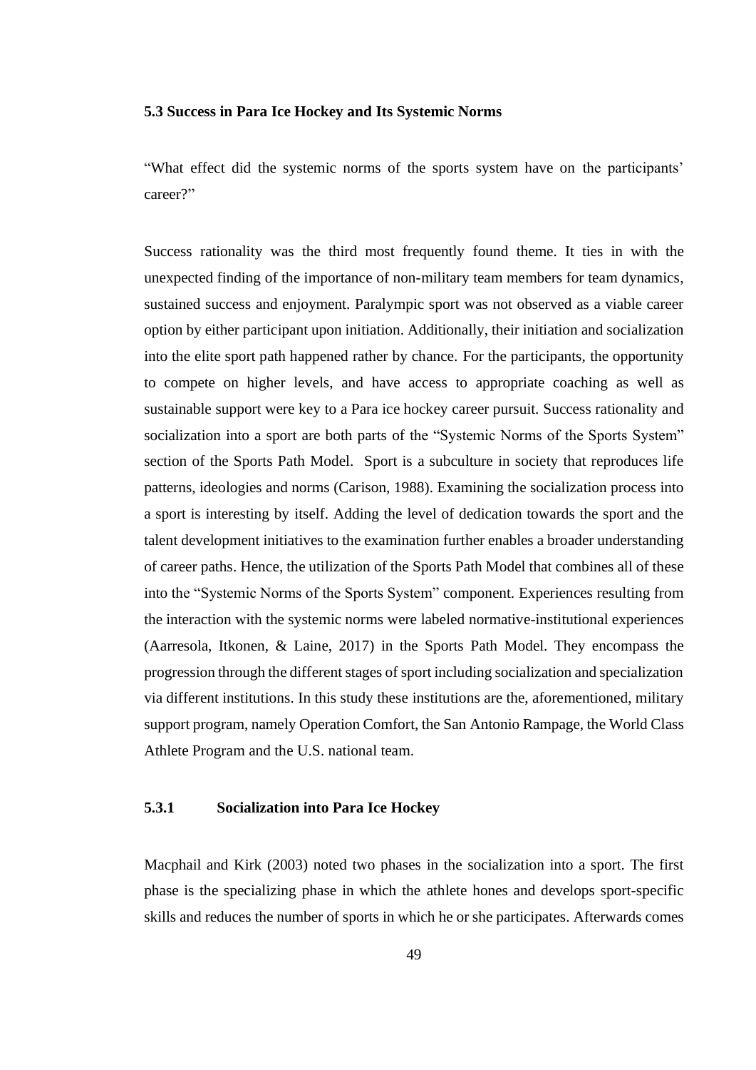### 5.3 Success in Para Ice Hockey and Its Systemic Norms

"What effect did the systemic norms of the sports system have on the participants' career?"

Success rationality was the third most frequently found theme. It ties in with the unexpected finding of the importance of non-military team members for team dynamics, sustained success and enjoyment. Paralympic sport was not observed as a viable career option by either participant upon initiation. Additionally, their initiation and socialization into the elite sport path happened rather by chance. For the participants, the opportunity to compete on higher levels, and have access to appropriate coaching as well as sustainable support were key to a Para ice hockey career pursuit. Success rationality and socialization into a sport are both parts of the "Systemic Norms of the Sports System" section of the Sports Path Model. Sport is a subculture in society that reproduces life patterns, ideologies and norms (Carison, 1988). Examining the socialization process into a sport is interesting by itself. Adding the level of dedication towards the sport and the talent development initiatives to the examination further enables a broader understanding of career paths. Hence, the utilization of the Sports Path Model that combines all of these into the "Systemic Norms of the Sports System" component. Experiences resulting from the interaction with the systemic norms were labeled normative-institutional experiences (Aarresola, Itkonen, & Laine, 2017) in the Sports Path Model. They encompass the progression through the different stages of sport including socialization and specialization via different institutions. In this study these institutions are the, aforementioned, military support program, namely Operation Comfort, the San Antonio Rampage, the World Class Athlete Program and the U.S. national team.

#### 5.3.1 Socialization into Para Ice Hockey

Macphail and Kirk (2003) noted two phases in the socialization into a sport. The first phase is the specializing phase in which the athlete hones and develops sport-specific skills and reduces the number of sports in which he or she participates. Afterwards comes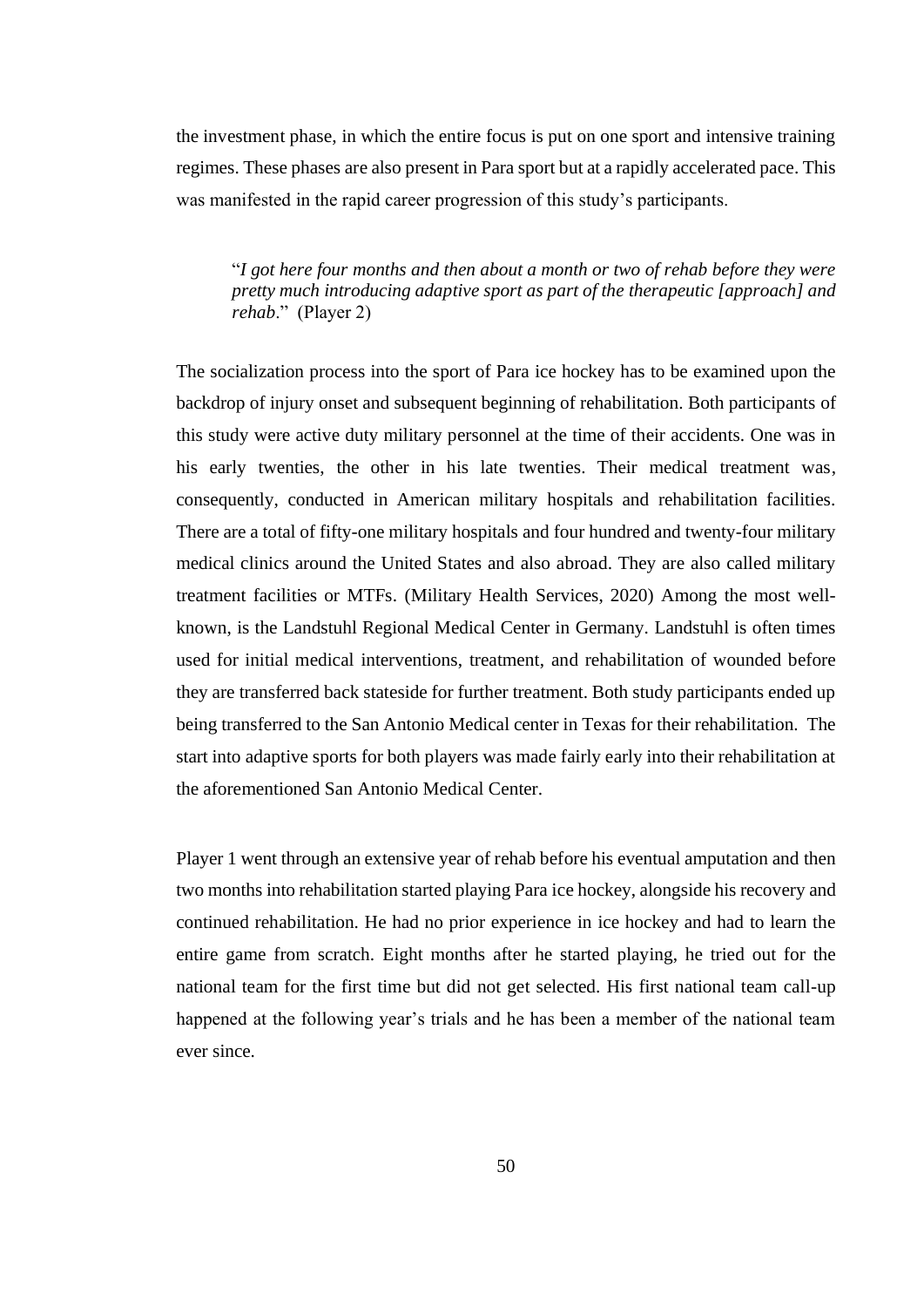the investment phase, in which the entire focus is put on one sport and intensive training regimes. These phases are also present in Para sport but at a rapidly accelerated pace. This was manifested in the rapid career progression of this study's participants.

> "*I got here four months and then about a month or two of rehab before they were pretty much introducing adaptive sport as part of the therapeutic [approach] and rehab*." (Player 2)

The socialization process into the sport of Para ice hockey has to be examined upon the backdrop of injury onset and subsequent beginning of rehabilitation. Both participants of this study were active duty military personnel at the time of their accidents. One was in his early twenties, the other in his late twenties. Their medical treatment was, consequently, conducted in American military hospitals and rehabilitation facilities. There are a total of fifty-one military hospitals and four hundred and twenty-four military medical clinics around the United States and also abroad. They are also called military treatment facilities or MTFs. (Military Health Services, 2020) Among the most well-known, is the Landstuhl Regional Medical Center in Germany. Landstuhl is often times used for initial medical interventions, treatment, and rehabilitation of wounded before they are transferred back stateside for further treatment. Both study participants ended up being transferred to the San Antonio Medical center in Texas for their rehabilitation. The start into adaptive sports for both players was made fairly early into their rehabilitation at the aforementioned San Antonio Medical Center.

Player 1 went through an extensive year of rehab before his eventual amputation and then two months into rehabilitation started playing Para ice hockey, alongside his recovery and continued rehabilitation. He had no prior experience in ice hockey and had to learn the entire game from scratch. Eight months after he started playing, he tried out for the national team for the first time but did not get selected. His first national team call-up happened at the following year's trials and he has been a member of the national team ever since.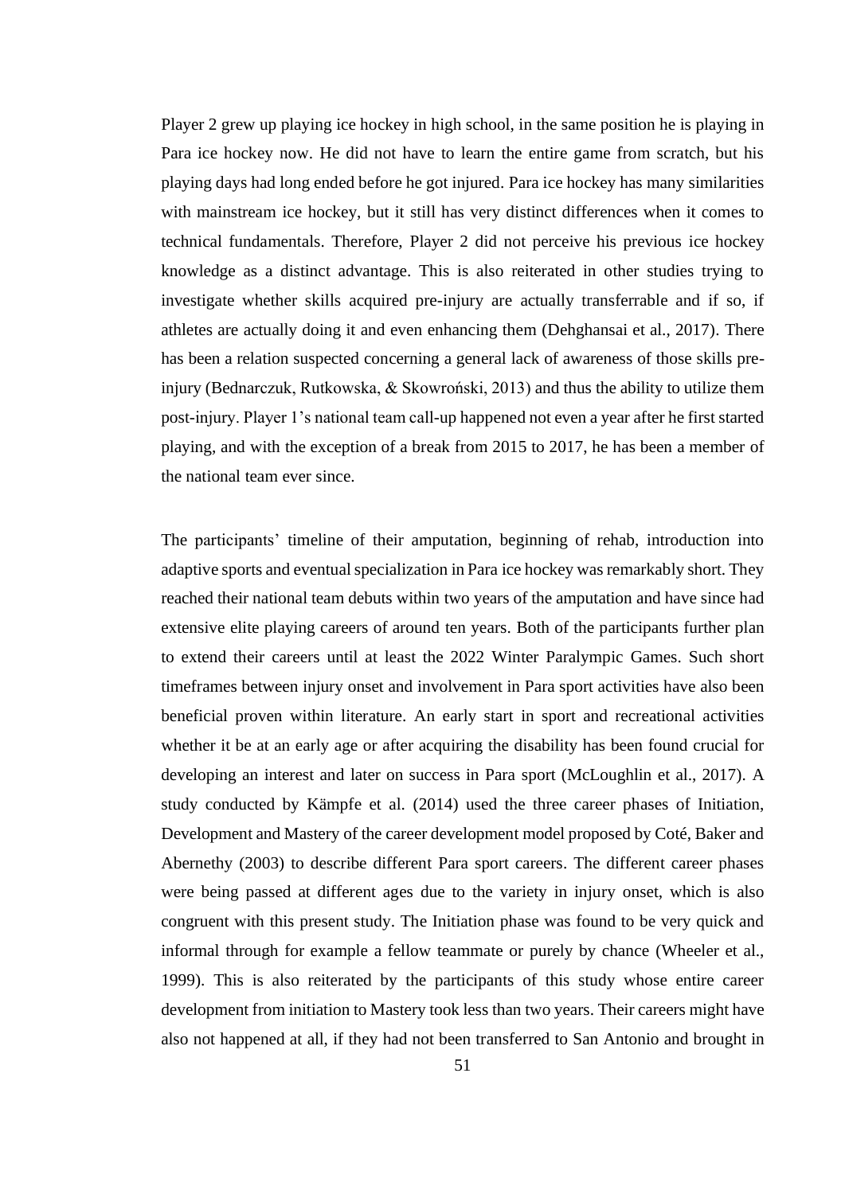Player 2 grew up playing ice hockey in high school, in the same position he is playing in Para ice hockey now. He did not have to learn the entire game from scratch, but his playing days had long ended before he got injured. Para ice hockey has many similarities with mainstream ice hockey, but it still has very distinct differences when it comes to technical fundamentals. Therefore, Player 2 did not perceive his previous ice hockey knowledge as a distinct advantage. This is also reiterated in other studies trying to investigate whether skills acquired pre-injury are actually transferrable and if so, if athletes are actually doing it and even enhancing them (Dehghansai et al., 2017). There has been a relation suspected concerning a general lack of awareness of those skills pre-injury (Bednarczuk, Rutkowska, & Skowroński, 2013) and thus the ability to utilize them post-injury. Player 1's national team call-up happened not even a year after he first started playing, and with the exception of a break from 2015 to 2017, he has been a member of the national team ever since.

The participants' timeline of their amputation, beginning of rehab, introduction into adaptive sports and eventual specialization in Para ice hockey was remarkably short. They reached their national team debuts within two years of the amputation and have since had extensive elite playing careers of around ten years. Both of the participants further plan to extend their careers until at least the 2022 Winter Paralympic Games. Such short timeframes between injury onset and involvement in Para sport activities have also been beneficial proven within literature. An early start in sport and recreational activities whether it be at an early age or after acquiring the disability has been found crucial for developing an interest and later on success in Para sport (McLoughlin et al., 2017). A study conducted by Kämpfe et al. (2014) used the three career phases of Initiation, Development and Mastery of the career development model proposed by Coté, Baker and Abernethy (2003) to describe different Para sport careers. The different career phases were being passed at different ages due to the variety in injury onset, which is also congruent with this present study. The Initiation phase was found to be very quick and informal through for example a fellow teammate or purely by chance (Wheeler et al., 1999). This is also reiterated by the participants of this study whose entire career development from initiation to Mastery took less than two years. Their careers might have also not happened at all, if they had not been transferred to San Antonio and brought in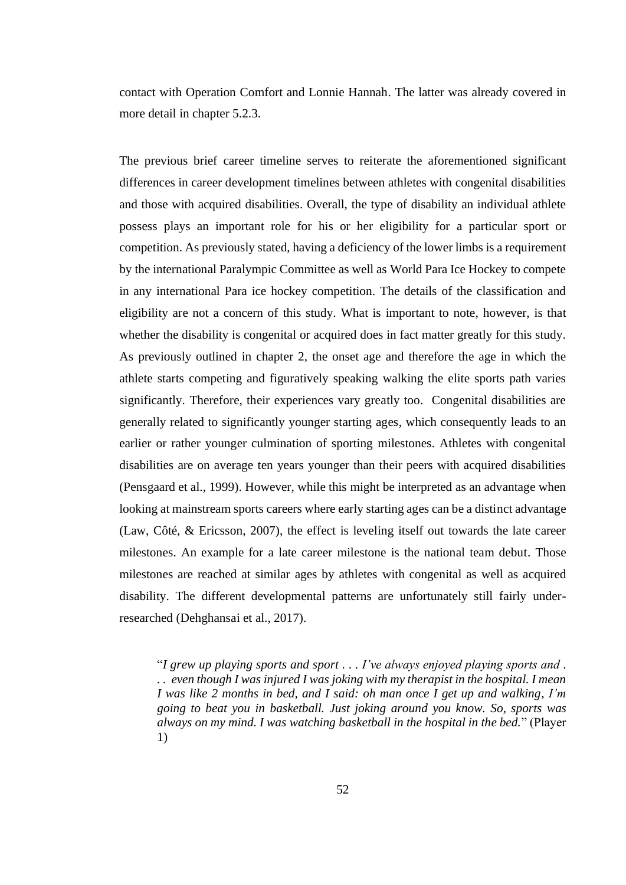contact with Operation Comfort and Lonnie Hannah. The latter was already covered in more detail in chapter 5.2.3.

The previous brief career timeline serves to reiterate the aforementioned significant differences in career development timelines between athletes with congenital disabilities and those with acquired disabilities. Overall, the type of disability an individual athlete possess plays an important role for his or her eligibility for a particular sport or competition. As previously stated, having a deficiency of the lower limbs is a requirement by the international Paralympic Committee as well as World Para Ice Hockey to compete in any international Para ice hockey competition. The details of the classification and eligibility are not a concern of this study. What is important to note, however, is that whether the disability is congenital or acquired does in fact matter greatly for this study. As previously outlined in chapter 2, the onset age and therefore the age in which the athlete starts competing and figuratively speaking walking the elite sports path varies significantly. Therefore, their experiences vary greatly too. Congenital disabilities are generally related to significantly younger starting ages, which consequently leads to an earlier or rather younger culmination of sporting milestones. Athletes with congenital disabilities are on average ten years younger than their peers with acquired disabilities (Pensgaard et al., 1999). However, while this might be interpreted as an advantage when looking at mainstream sports careers where early starting ages can be a distinct advantage (Law, Côté, & Ericsson, 2007), the effect is leveling itself out towards the late career milestones. An example for a late career milestone is the national team debut. Those milestones are reached at similar ages by athletes with congenital as well as acquired disability. The different developmental patterns are unfortunately still fairly under-researched (Dehghansai et al., 2017).

> "*I grew up playing sports and sport . . . I've always enjoyed playing sports and . . . even though I was injured I was joking with my therapist in the hospital. I mean I was like 2 months in bed, and I said: oh man once I get up and walking, I'm going to beat you in basketball. Just joking around you know. So, sports was always on my mind. I was watching basketball in the hospital in the bed.*" (Player 1)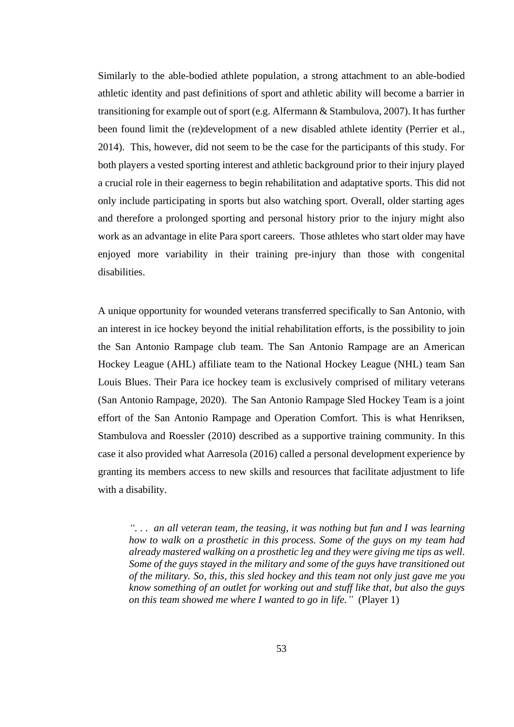Similarly to the able-bodied athlete population, a strong attachment to an able-bodied athletic identity and past definitions of sport and athletic ability will become a barrier in transitioning for example out of sport (e.g. Alfermann & Stambulova, 2007). It has further been found limit the (re)development of a new disabled athlete identity (Perrier et al., 2014). This, however, did not seem to be the case for the participants of this study. For both players a vested sporting interest and athletic background prior to their injury played a crucial role in their eagerness to begin rehabilitation and adaptative sports. This did not only include participating in sports but also watching sport. Overall, older starting ages and therefore a prolonged sporting and personal history prior to the injury might also work as an advantage in elite Para sport careers. Those athletes who start older may have enjoyed more variability in their training pre-injury than those with congenital disabilities.

A unique opportunity for wounded veterans transferred specifically to San Antonio, with an interest in ice hockey beyond the initial rehabilitation efforts, is the possibility to join the San Antonio Rampage club team. The San Antonio Rampage are an American Hockey League (AHL) affiliate team to the National Hockey League (NHL) team San Louis Blues. Their Para ice hockey team is exclusively comprised of military veterans (San Antonio Rampage, 2020). The San Antonio Rampage Sled Hockey Team is a joint effort of the San Antonio Rampage and Operation Comfort. This is what Henriksen, Stambulova and Roessler (2010) described as a supportive training community. In this case it also provided what Aarresola (2016) called a personal development experience by granting its members access to new skills and resources that facilitate adjustment to life with a disability.

> *". . . an all veteran team, the teasing, it was nothing but fun and I was learning how to walk on a prosthetic in this process. Some of the guys on my team had already mastered walking on a prosthetic leg and they were giving me tips as well. Some of the guys stayed in the military and some of the guys have transitioned out of the military. So, this, this sled hockey and this team not only just gave me you know something of an outlet for working out and stuff like that, but also the guys on this team showed me where I wanted to go in life."* (Player 1)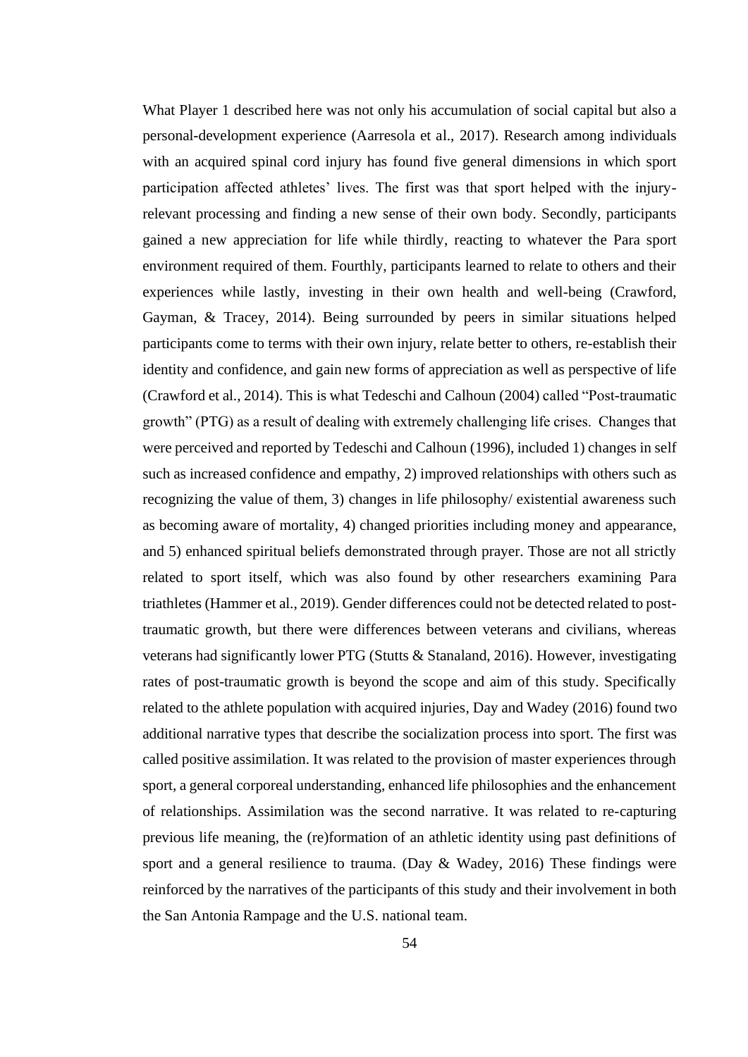What Player 1 described here was not only his accumulation of social capital but also a personal-development experience (Aarresola et al., 2017). Research among individuals with an acquired spinal cord injury has found five general dimensions in which sport participation affected athletes' lives. The first was that sport helped with the injury-relevant processing and finding a new sense of their own body. Secondly, participants gained a new appreciation for life while thirdly, reacting to whatever the Para sport environment required of them. Fourthly, participants learned to relate to others and their experiences while lastly, investing in their own health and well-being (Crawford, Gayman, & Tracey, 2014). Being surrounded by peers in similar situations helped participants come to terms with their own injury, relate better to others, re-establish their identity and confidence, and gain new forms of appreciation as well as perspective of life (Crawford et al., 2014). This is what Tedeschi and Calhoun (2004) called "Post-traumatic growth" (PTG) as a result of dealing with extremely challenging life crises. Changes that were perceived and reported by Tedeschi and Calhoun (1996), included 1) changes in self such as increased confidence and empathy, 2) improved relationships with others such as recognizing the value of them, 3) changes in life philosophy/ existential awareness such as becoming aware of mortality, 4) changed priorities including money and appearance, and 5) enhanced spiritual beliefs demonstrated through prayer. Those are not all strictly related to sport itself, which was also found by other researchers examining Para triathletes (Hammer et al., 2019). Gender differences could not be detected related to post-traumatic growth, but there were differences between veterans and civilians, whereas veterans had significantly lower PTG (Stutts & Stanaland, 2016). However, investigating rates of post-traumatic growth is beyond the scope and aim of this study. Specifically related to the athlete population with acquired injuries, Day and Wadey (2016) found two additional narrative types that describe the socialization process into sport. The first was called positive assimilation. It was related to the provision of master experiences through sport, a general corporeal understanding, enhanced life philosophies and the enhancement of relationships. Assimilation was the second narrative. It was related to re-capturing previous life meaning, the (re)formation of an athletic identity using past definitions of sport and a general resilience to trauma. (Day & Wadey, 2016) These findings were reinforced by the narratives of the participants of this study and their involvement in both the San Antonia Rampage and the U.S. national team.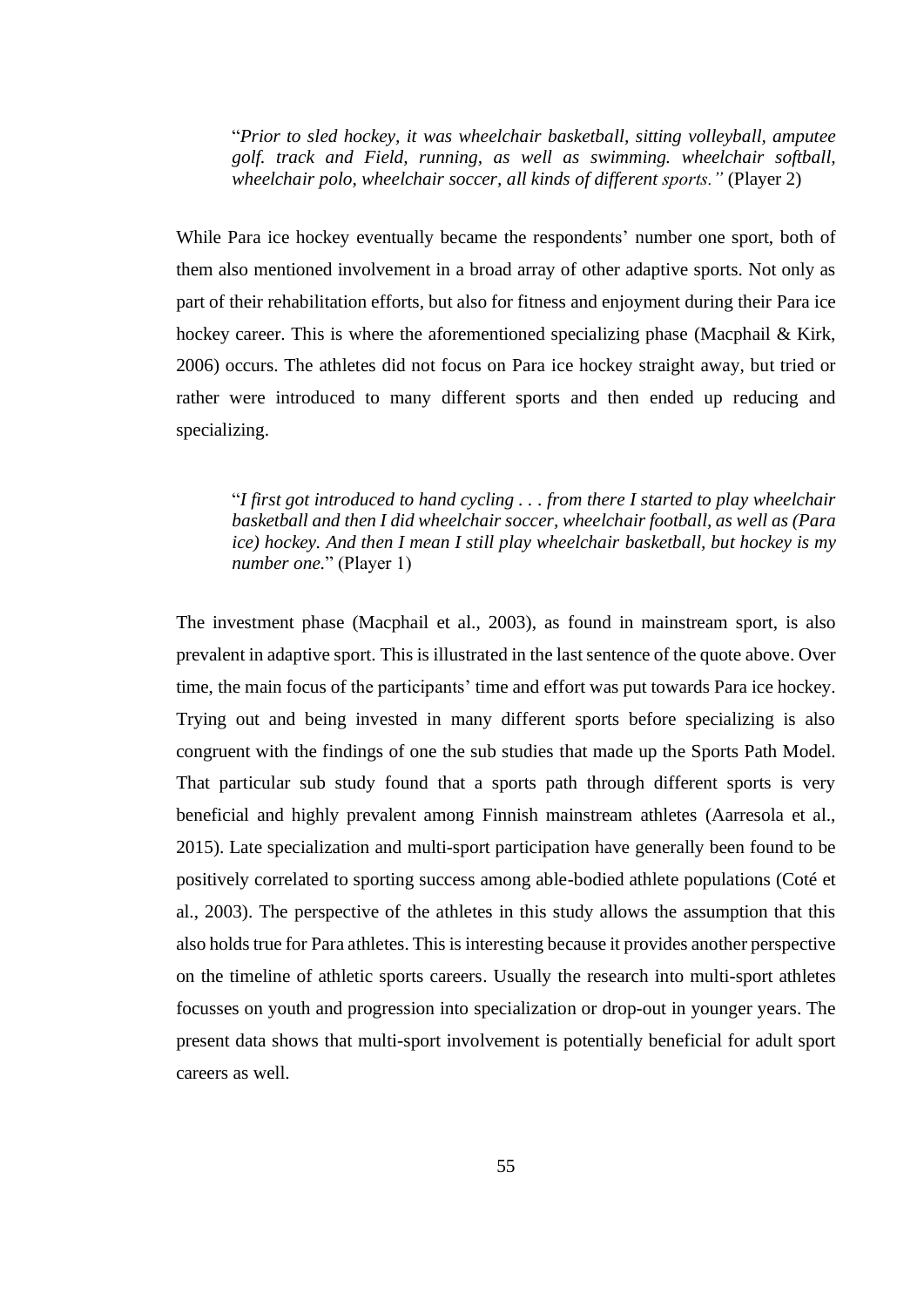> "*Prior to sled hockey, it was wheelchair basketball, sitting volleyball, amputee golf. track and Field, running, as well as swimming. wheelchair softball, wheelchair polo, wheelchair soccer, all kinds of different sports."* (Player 2)

While Para ice hockey eventually became the respondents' number one sport, both of them also mentioned involvement in a broad array of other adaptive sports. Not only as part of their rehabilitation efforts, but also for fitness and enjoyment during their Para ice hockey career. This is where the aforementioned specializing phase (Macphail & Kirk, 2006) occurs. The athletes did not focus on Para ice hockey straight away, but tried or rather were introduced to many different sports and then ended up reducing and specializing.

> "*I first got introduced to hand cycling . . . from there I started to play wheelchair basketball and then I did wheelchair soccer, wheelchair football, as well as (Para ice) hockey. And then I mean I still play wheelchair basketball, but hockey is my number one.*" (Player 1)

The investment phase (Macphail et al., 2003), as found in mainstream sport, is also prevalent in adaptive sport. This is illustrated in the last sentence of the quote above. Over time, the main focus of the participants' time and effort was put towards Para ice hockey. Trying out and being invested in many different sports before specializing is also congruent with the findings of one the sub studies that made up the Sports Path Model. That particular sub study found that a sports path through different sports is very beneficial and highly prevalent among Finnish mainstream athletes (Aarresola et al., 2015). Late specialization and multi-sport participation have generally been found to be positively correlated to sporting success among able-bodied athlete populations (Coté et al., 2003). The perspective of the athletes in this study allows the assumption that this also holds true for Para athletes. This is interesting because it provides another perspective on the timeline of athletic sports careers. Usually the research into multi-sport athletes focusses on youth and progression into specialization or drop-out in younger years. The present data shows that multi-sport involvement is potentially beneficial for adult sport careers as well.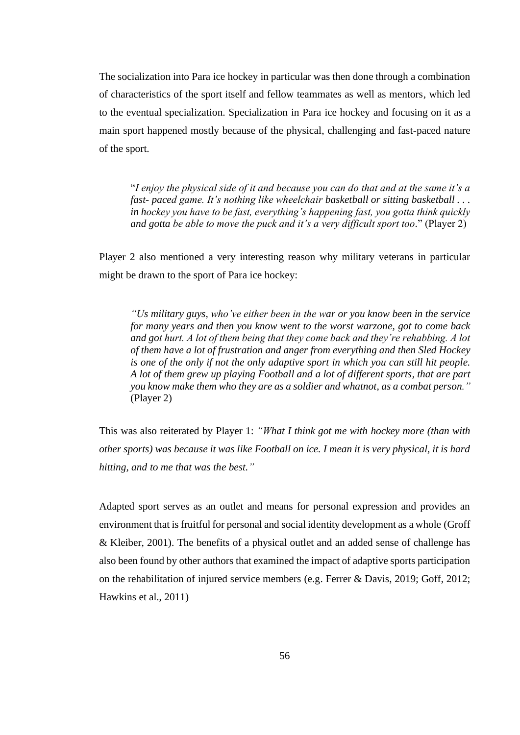The socialization into Para ice hockey in particular was then done through a combination of characteristics of the sport itself and fellow teammates as well as mentors, which led to the eventual specialization. Specialization in Para ice hockey and focusing on it as a main sport happened mostly because of the physical, challenging and fast-paced nature of the sport.

> "*I enjoy the physical side of it and because you can do that and at the same it's a fast- paced game. It's nothing like wheelchair basketball or sitting basketball . . . in hockey you have to be fast, everything's happening fast, you gotta think quickly and gotta be able to move the puck and it's a very difficult sport too*." (Player 2)

Player 2 also mentioned a very interesting reason why military veterans in particular might be drawn to the sport of Para ice hockey:

> *"Us military guys, who've either been in the war or you know been in the service for many years and then you know went to the worst warzone, got to come back and got hurt. A lot of them being that they come back and they're rehabbing. A lot of them have a lot of frustration and anger from everything and then Sled Hockey is one of the only if not the only adaptive sport in which you can still hit people. A lot of them grew up playing Football and a lot of different sports, that are part you know make them who they are as a soldier and whatnot, as a combat person."* (Player 2)

This was also reiterated by Player 1: *"What I think got me with hockey more (than with other sports) was because it was like Football on ice. I mean it is very physical, it is hard hitting, and to me that was the best."*

Adapted sport serves as an outlet and means for personal expression and provides an environment that is fruitful for personal and social identity development as a whole (Groff & Kleiber, 2001). The benefits of a physical outlet and an added sense of challenge has also been found by other authors that examined the impact of adaptive sports participation on the rehabilitation of injured service members (e.g. Ferrer & Davis, 2019; Goff, 2012; Hawkins et al., 2011)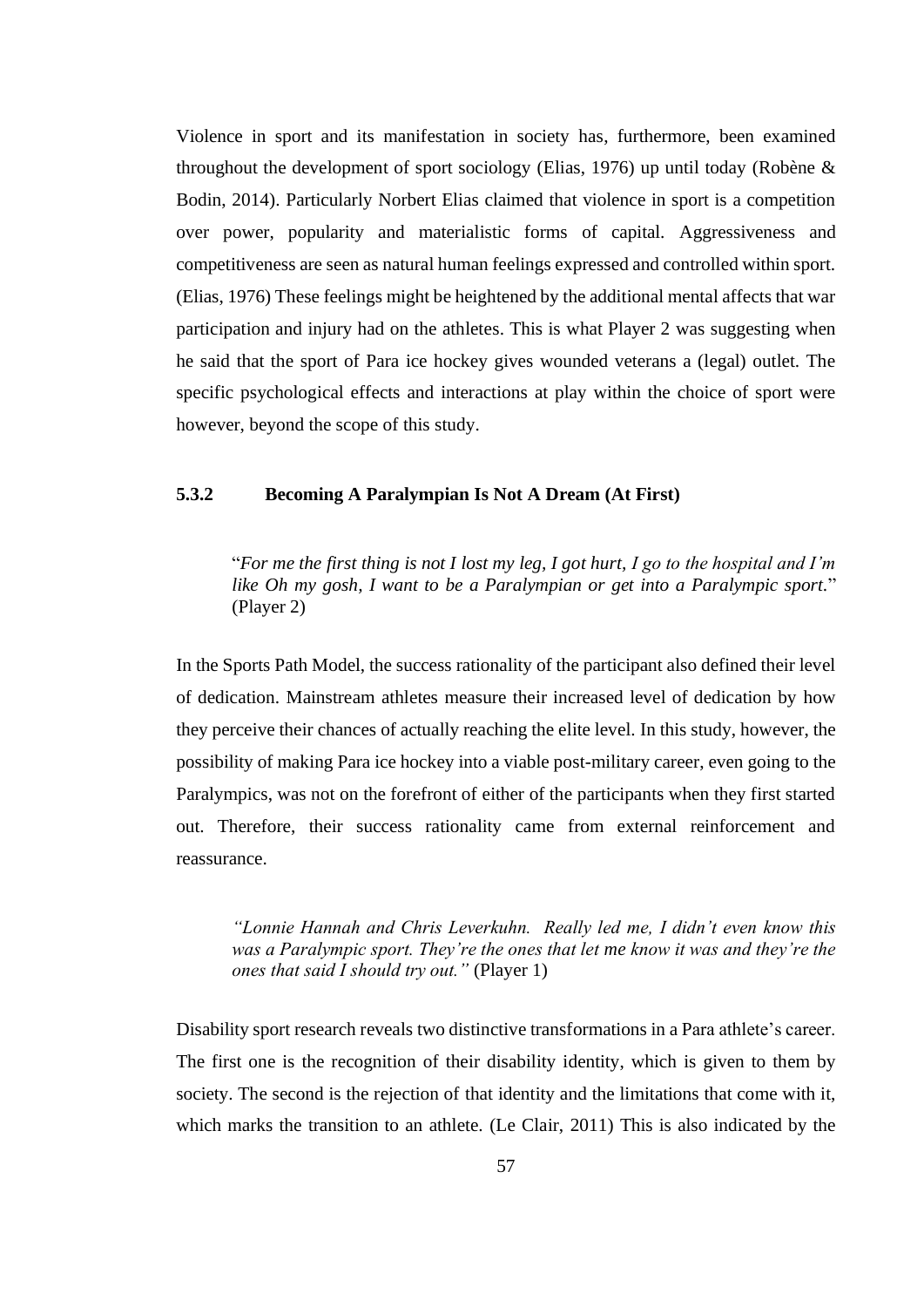Violence in sport and its manifestation in society has, furthermore, been examined throughout the development of sport sociology (Elias, 1976) up until today (Robène & Bodin, 2014). Particularly Norbert Elias claimed that violence in sport is a competition over power, popularity and materialistic forms of capital. Aggressiveness and competitiveness are seen as natural human feelings expressed and controlled within sport. (Elias, 1976) These feelings might be heightened by the additional mental affects that war participation and injury had on the athletes. This is what Player 2 was suggesting when he said that the sport of Para ice hockey gives wounded veterans a (legal) outlet. The specific psychological effects and interactions at play within the choice of sport were however, beyond the scope of this study.

### 5.3.2 Becoming A Paralympian Is Not A Dream (At First)

> "*For me the first thing is not I lost my leg, I got hurt, I go to the hospital and I'm like Oh my gosh, I want to be a Paralympian or get into a Paralympic sport.*" (Player 2)

In the Sports Path Model, the success rationality of the participant also defined their level of dedication. Mainstream athletes measure their increased level of dedication by how they perceive their chances of actually reaching the elite level. In this study, however, the possibility of making Para ice hockey into a viable post-military career, even going to the Paralympics, was not on the forefront of either of the participants when they first started out. Therefore, their success rationality came from external reinforcement and reassurance.

> *"Lonnie Hannah and Chris Leverkuhn. Really led me, I didn't even know this was a Paralympic sport. They're the ones that let me know it was and they're the ones that said I should try out."* (Player 1)

Disability sport research reveals two distinctive transformations in a Para athlete's career. The first one is the recognition of their disability identity, which is given to them by society. The second is the rejection of that identity and the limitations that come with it, which marks the transition to an athlete. (Le Clair, 2011) This is also indicated by the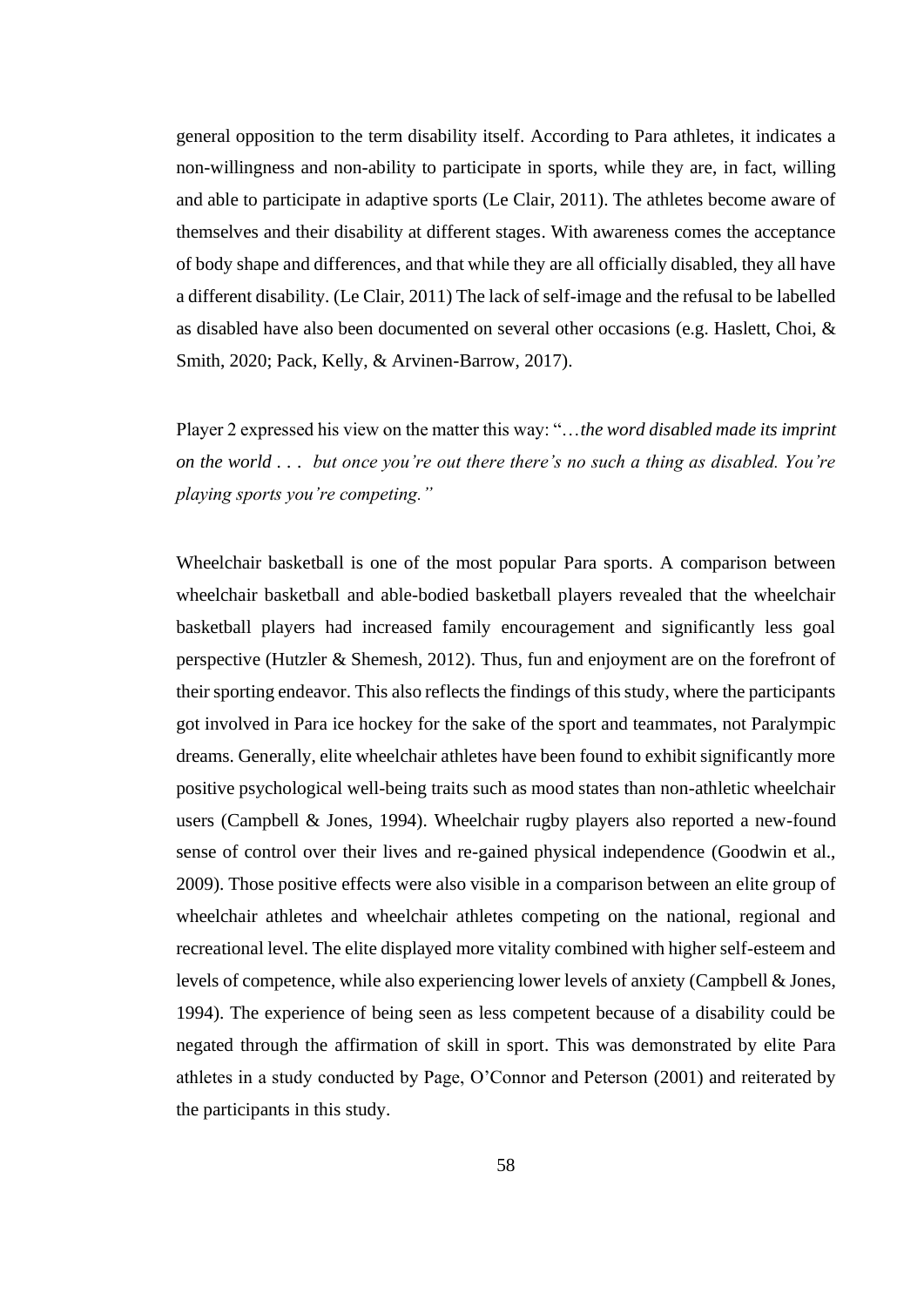general opposition to the term disability itself. According to Para athletes, it indicates a non-willingness and non-ability to participate in sports, while they are, in fact, willing and able to participate in adaptive sports (Le Clair, 2011). The athletes become aware of themselves and their disability at different stages. With awareness comes the acceptance of body shape and differences, and that while they are all officially disabled, they all have a different disability. (Le Clair, 2011) The lack of self-image and the refusal to be labelled as disabled have also been documented on several other occasions (e.g. Haslett, Choi, & Smith, 2020; Pack, Kelly, & Arvinen-Barrow, 2017).

Player 2 expressed his view on the matter this way: "*…the word disabled made its imprint on the world . . . but once you're out there there's no such a thing as disabled. You're playing sports you're competing."*

Wheelchair basketball is one of the most popular Para sports. A comparison between wheelchair basketball and able-bodied basketball players revealed that the wheelchair basketball players had increased family encouragement and significantly less goal perspective (Hutzler & Shemesh, 2012). Thus, fun and enjoyment are on the forefront of their sporting endeavor. This also reflects the findings of this study, where the participants got involved in Para ice hockey for the sake of the sport and teammates, not Paralympic dreams. Generally, elite wheelchair athletes have been found to exhibit significantly more positive psychological well-being traits such as mood states than non-athletic wheelchair users (Campbell & Jones, 1994). Wheelchair rugby players also reported a new-found sense of control over their lives and re-gained physical independence (Goodwin et al., 2009). Those positive effects were also visible in a comparison between an elite group of wheelchair athletes and wheelchair athletes competing on the national, regional and recreational level. The elite displayed more vitality combined with higher self-esteem and levels of competence, while also experiencing lower levels of anxiety (Campbell & Jones, 1994). The experience of being seen as less competent because of a disability could be negated through the affirmation of skill in sport. This was demonstrated by elite Para athletes in a study conducted by Page, O'Connor and Peterson (2001) and reiterated by the participants in this study.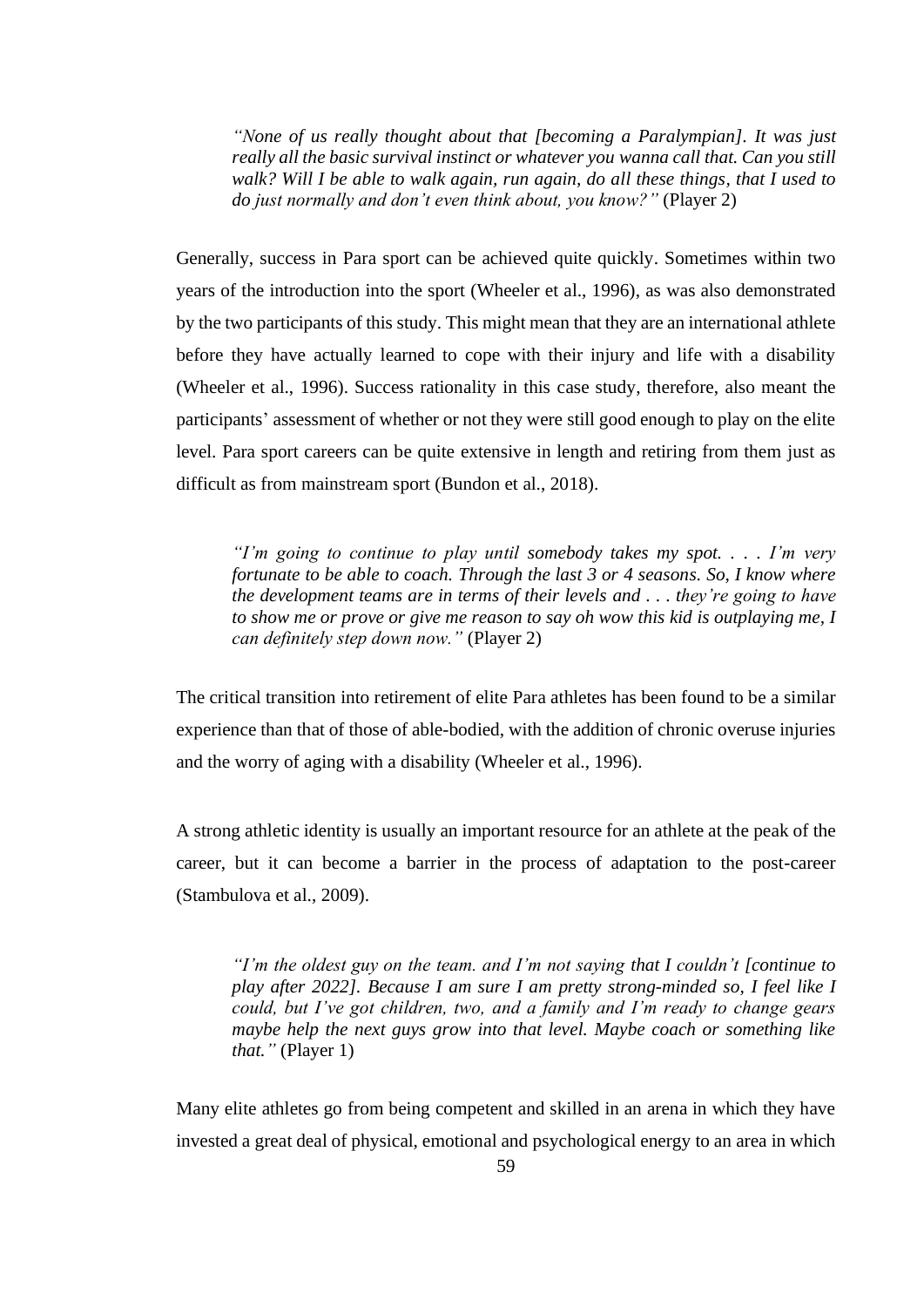> *"None of us really thought about that [becoming a Paralympian]. It was just really all the basic survival instinct or whatever you wanna call that. Can you still walk? Will I be able to walk again, run again, do all these things, that I used to do just normally and don't even think about, you know?"* (Player 2)

Generally, success in Para sport can be achieved quite quickly. Sometimes within two years of the introduction into the sport (Wheeler et al., 1996), as was also demonstrated by the two participants of this study. This might mean that they are an international athlete before they have actually learned to cope with their injury and life with a disability (Wheeler et al., 1996). Success rationality in this case study, therefore, also meant the participants' assessment of whether or not they were still good enough to play on the elite level. Para sport careers can be quite extensive in length and retiring from them just as difficult as from mainstream sport (Bundon et al., 2018).

> *"I'm going to continue to play until somebody takes my spot. . . . I'm very fortunate to be able to coach. Through the last 3 or 4 seasons. So, I know where the development teams are in terms of their levels and . . . they're going to have to show me or prove or give me reason to say oh wow this kid is outplaying me, I can definitely step down now."* (Player 2)

The critical transition into retirement of elite Para athletes has been found to be a similar experience than that of those of able-bodied, with the addition of chronic overuse injuries and the worry of aging with a disability (Wheeler et al., 1996).

A strong athletic identity is usually an important resource for an athlete at the peak of the career, but it can become a barrier in the process of adaptation to the post-career (Stambulova et al., 2009).

> *"I'm the oldest guy on the team. and I'm not saying that I couldn't [continue to play after 2022]. Because I am sure I am pretty strong-minded so, I feel like I could, but I've got children, two, and a family and I'm ready to change gears maybe help the next guys grow into that level. Maybe coach or something like that."* (Player 1)

Many elite athletes go from being competent and skilled in an arena in which they have invested a great deal of physical, emotional and psychological energy to an area in which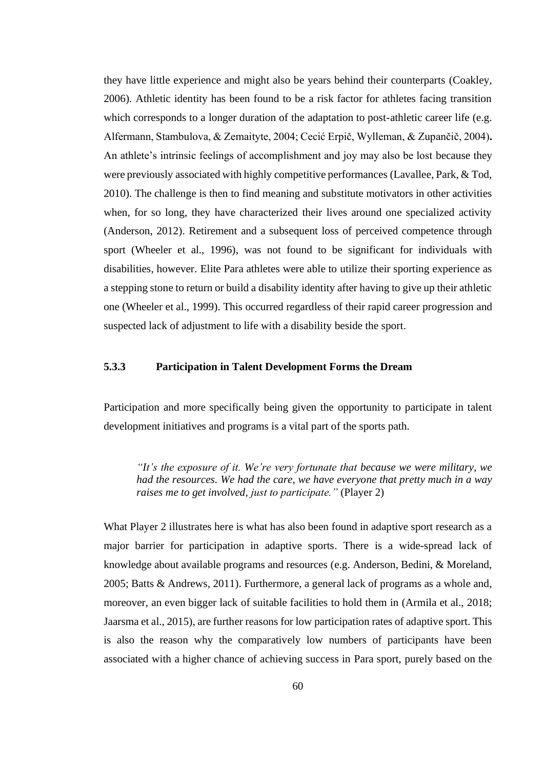they have little experience and might also be years behind their counterparts (Coakley, 2006). Athletic identity has been found to be a risk factor for athletes facing transition which corresponds to a longer duration of the adaptation to post-athletic career life (e.g. Alfermann, Stambulova, & Zemaityte, 2004; Cecić Erpič, Wylleman, & Zupančič, 2004)**.** An athlete's intrinsic feelings of accomplishment and joy may also be lost because they were previously associated with highly competitive performances (Lavallee, Park, & Tod, 2010). The challenge is then to find meaning and substitute motivators in other activities when, for so long, they have characterized their lives around one specialized activity (Anderson, 2012). Retirement and a subsequent loss of perceived competence through sport (Wheeler et al., 1996), was not found to be significant for individuals with disabilities, however. Elite Para athletes were able to utilize their sporting experience as a stepping stone to return or build a disability identity after having to give up their athletic one (Wheeler et al., 1999). This occurred regardless of their rapid career progression and suspected lack of adjustment to life with a disability beside the sport.

### 5.3.3 Participation in Talent Development Forms the Dream

Participation and more specifically being given the opportunity to participate in talent development initiatives and programs is a vital part of the sports path.

> *"It's the exposure of it. We're very fortunate that because we were military, we had the resources. We had the care, we have everyone that pretty much in a way raises me to get involved, just to participate."* (Player 2)

What Player 2 illustrates here is what has also been found in adaptive sport research as a major barrier for participation in adaptive sports. There is a wide-spread lack of knowledge about available programs and resources (e.g. Anderson, Bedini, & Moreland, 2005; Batts & Andrews, 2011). Furthermore, a general lack of programs as a whole and, moreover, an even bigger lack of suitable facilities to hold them in (Armila et al., 2018; Jaarsma et al., 2015), are further reasons for low participation rates of adaptive sport. This is also the reason why the comparatively low numbers of participants have been associated with a higher chance of achieving success in Para sport, purely based on the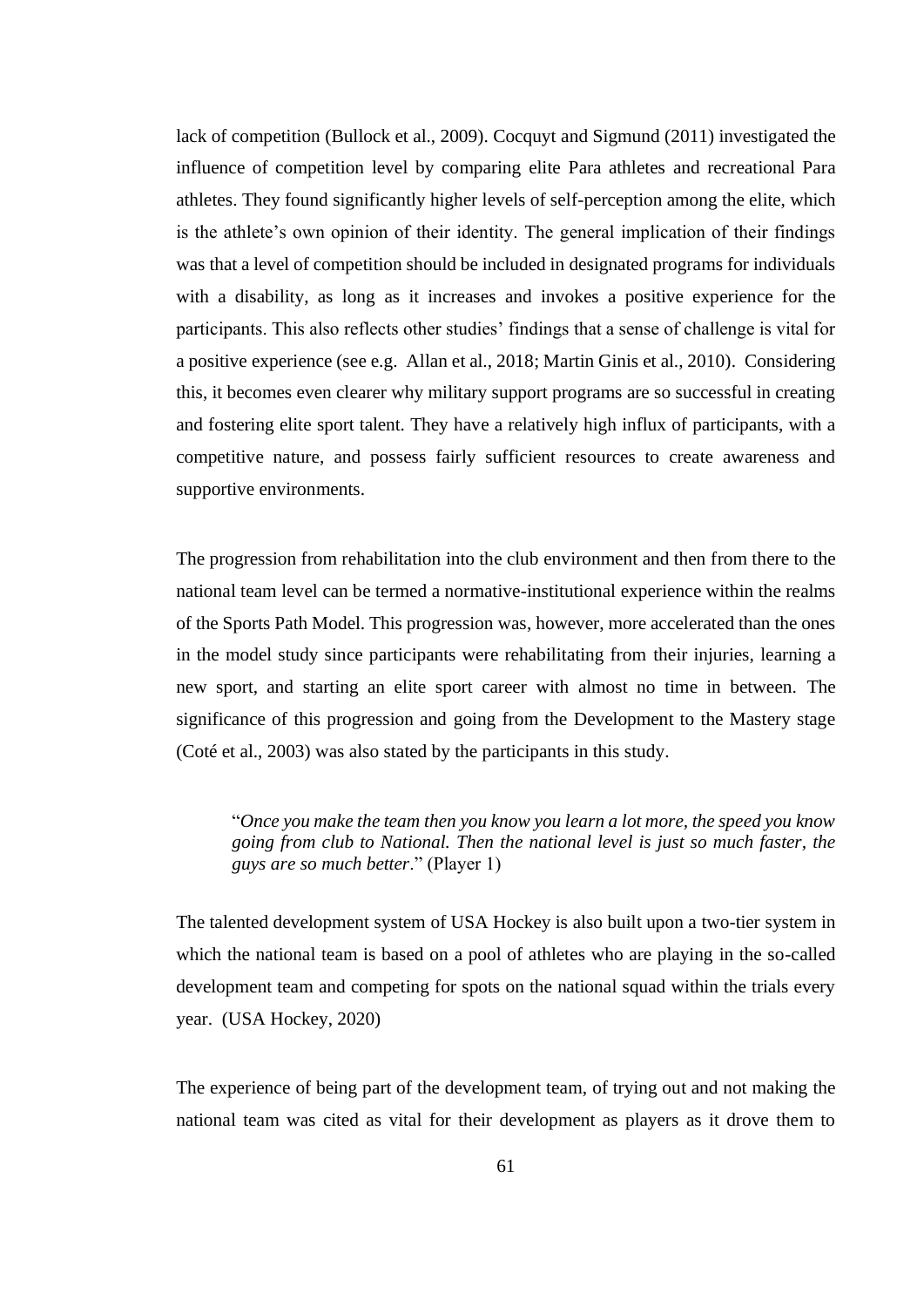lack of competition (Bullock et al., 2009). Cocquyt and Sigmund (2011) investigated the influence of competition level by comparing elite Para athletes and recreational Para athletes. They found significantly higher levels of self-perception among the elite, which is the athlete's own opinion of their identity. The general implication of their findings was that a level of competition should be included in designated programs for individuals with a disability, as long as it increases and invokes a positive experience for the participants. This also reflects other studies' findings that a sense of challenge is vital for a positive experience (see e.g.  Allan et al., 2018; Martin Ginis et al., 2010).  Considering this, it becomes even clearer why military support programs are so successful in creating and fostering elite sport talent. They have a relatively high influx of participants, with a competitive nature, and possess fairly sufficient resources to create awareness and supportive environments.

The progression from rehabilitation into the club environment and then from there to the national team level can be termed a normative-institutional experience within the realms of the Sports Path Model. This progression was, however, more accelerated than the ones in the model study since participants were rehabilitating from their injuries, learning a new sport, and starting an elite sport career with almost no time in between. The significance of this progression and going from the Development to the Mastery stage (Coté et al., 2003) was also stated by the participants in this study.

> "*Once you make the team then you know you learn a lot more, the speed you know going from club to National. Then the national level is just so much faster, the guys are so much better*." (Player 1)

The talented development system of USA Hockey is also built upon a two-tier system in which the national team is based on a pool of athletes who are playing in the so-called development team and competing for spots on the national squad within the trials every year.  (USA Hockey, 2020)

The experience of being part of the development team, of trying out and not making the national team was cited as vital for their development as players as it drove them to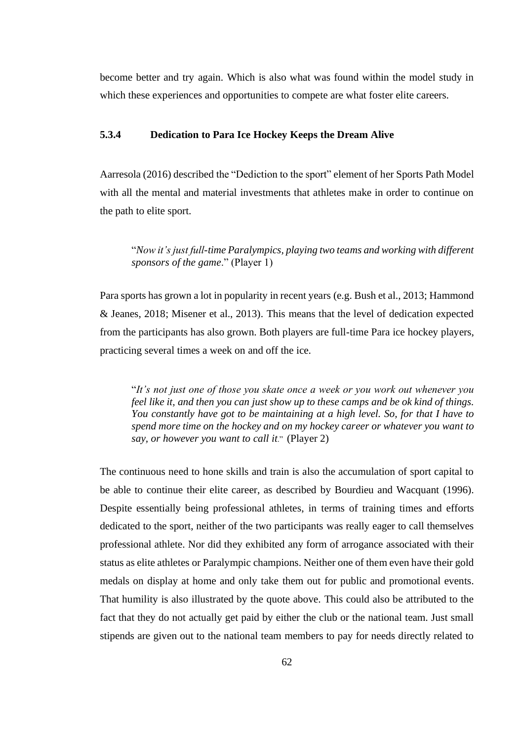become better and try again. Which is also what was found within the model study in which these experiences and opportunities to compete are what foster elite careers.

### 5.3.4 Dedication to Para Ice Hockey Keeps the Dream Alive

Aarresola (2016) described the "Dediction to the sport" element of her Sports Path Model with all the mental and material investments that athletes make in order to continue on the path to elite sport.

> "*Now it's just full-time Paralympics, playing two teams and working with different sponsors of the game*." (Player 1)

Para sports has grown a lot in popularity in recent years (e.g. Bush et al., 2013; Hammond & Jeanes, 2018; Misener et al., 2013). This means that the level of dedication expected from the participants has also grown. Both players are full-time Para ice hockey players, practicing several times a week on and off the ice.

> "*It's not just one of those you skate once a week or you work out whenever you feel like it, and then you can just show up to these camps and be ok kind of things. You constantly have got to be maintaining at a high level. So, for that I have to spend more time on the hockey and on my hockey career or whatever you want to say, or however you want to call it*." (Player 2)

The continuous need to hone skills and train is also the accumulation of sport capital to be able to continue their elite career, as described by Bourdieu and Wacquant (1996). Despite essentially being professional athletes, in terms of training times and efforts dedicated to the sport, neither of the two participants was really eager to call themselves professional athlete. Nor did they exhibited any form of arrogance associated with their status as elite athletes or Paralympic champions. Neither one of them even have their gold medals on display at home and only take them out for public and promotional events. That humility is also illustrated by the quote above. This could also be attributed to the fact that they do not actually get paid by either the club or the national team. Just small stipends are given out to the national team members to pay for needs directly related to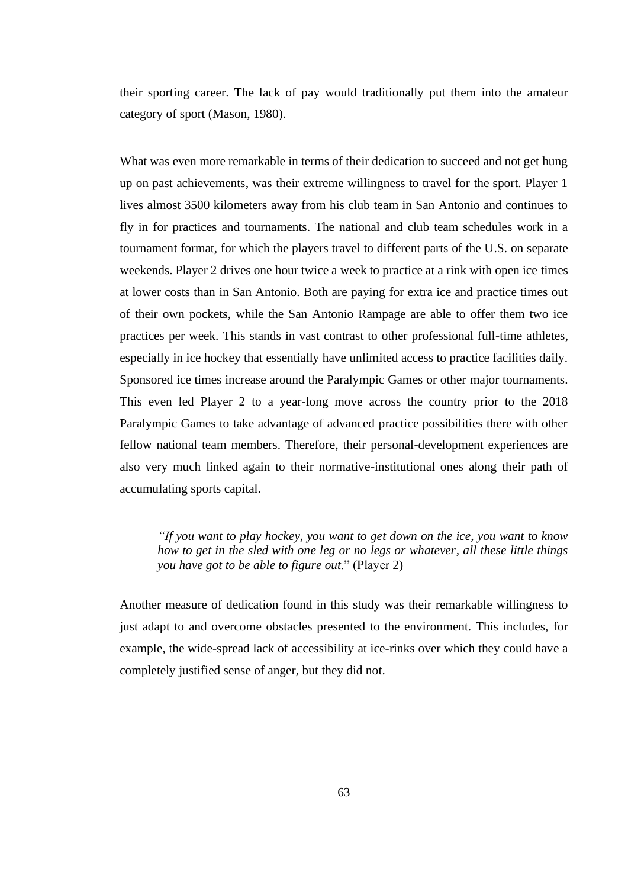their sporting career. The lack of pay would traditionally put them into the amateur category of sport (Mason, 1980).

What was even more remarkable in terms of their dedication to succeed and not get hung up on past achievements, was their extreme willingness to travel for the sport. Player 1 lives almost 3500 kilometers away from his club team in San Antonio and continues to fly in for practices and tournaments. The national and club team schedules work in a tournament format, for which the players travel to different parts of the U.S. on separate weekends. Player 2 drives one hour twice a week to practice at a rink with open ice times at lower costs than in San Antonio. Both are paying for extra ice and practice times out of their own pockets, while the San Antonio Rampage are able to offer them two ice practices per week. This stands in vast contrast to other professional full-time athletes, especially in ice hockey that essentially have unlimited access to practice facilities daily. Sponsored ice times increase around the Paralympic Games or other major tournaments. This even led Player 2 to a year-long move across the country prior to the 2018 Paralympic Games to take advantage of advanced practice possibilities there with other fellow national team members. Therefore, their personal-development experiences are also very much linked again to their normative-institutional ones along their path of accumulating sports capital.

> *"If you want to play hockey, you want to get down on the ice, you want to know how to get in the sled with one leg or no legs or whatever, all these little things you have got to be able to figure out*." (Player 2)

Another measure of dedication found in this study was their remarkable willingness to just adapt to and overcome obstacles presented to the environment. This includes, for example, the wide-spread lack of accessibility at ice-rinks over which they could have a completely justified sense of anger, but they did not.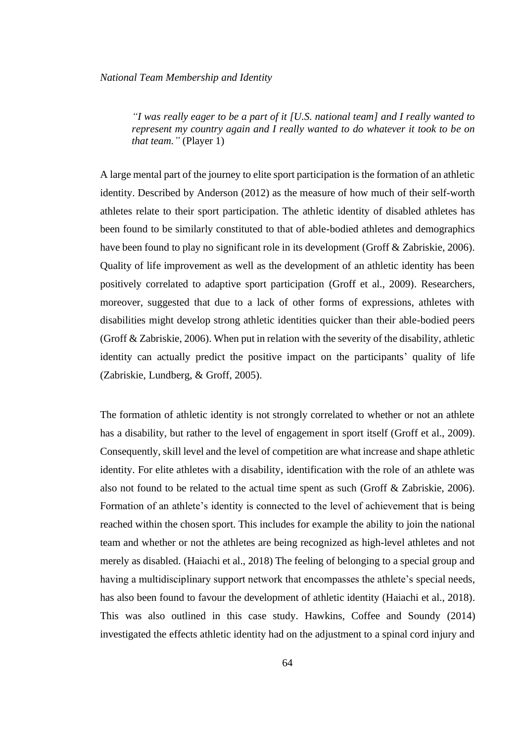*National Team Membership and Identity*

> *"I was really eager to be a part of it [U.S. national team] and I really wanted to represent my country again and I really wanted to do whatever it took to be on that team."* (Player 1)

A large mental part of the journey to elite sport participation is the formation of an athletic identity. Described by Anderson (2012) as the measure of how much of their self-worth athletes relate to their sport participation. The athletic identity of disabled athletes has been found to be similarly constituted to that of able-bodied athletes and demographics have been found to play no significant role in its development (Groff & Zabriskie, 2006). Quality of life improvement as well as the development of an athletic identity has been positively correlated to adaptive sport participation (Groff et al., 2009). Researchers, moreover, suggested that due to a lack of other forms of expressions, athletes with disabilities might develop strong athletic identities quicker than their able-bodied peers (Groff & Zabriskie, 2006). When put in relation with the severity of the disability, athletic identity can actually predict the positive impact on the participants' quality of life (Zabriskie, Lundberg, & Groff, 2005).

The formation of athletic identity is not strongly correlated to whether or not an athlete has a disability, but rather to the level of engagement in sport itself (Groff et al., 2009). Consequently, skill level and the level of competition are what increase and shape athletic identity. For elite athletes with a disability, identification with the role of an athlete was also not found to be related to the actual time spent as such (Groff & Zabriskie, 2006). Formation of an athlete's identity is connected to the level of achievement that is being reached within the chosen sport. This includes for example the ability to join the national team and whether or not the athletes are being recognized as high-level athletes and not merely as disabled. (Haiachi et al., 2018) The feeling of belonging to a special group and having a multidisciplinary support network that encompasses the athlete's special needs, has also been found to favour the development of athletic identity (Haiachi et al., 2018). This was also outlined in this case study. Hawkins, Coffee and Soundy (2014) investigated the effects athletic identity had on the adjustment to a spinal cord injury and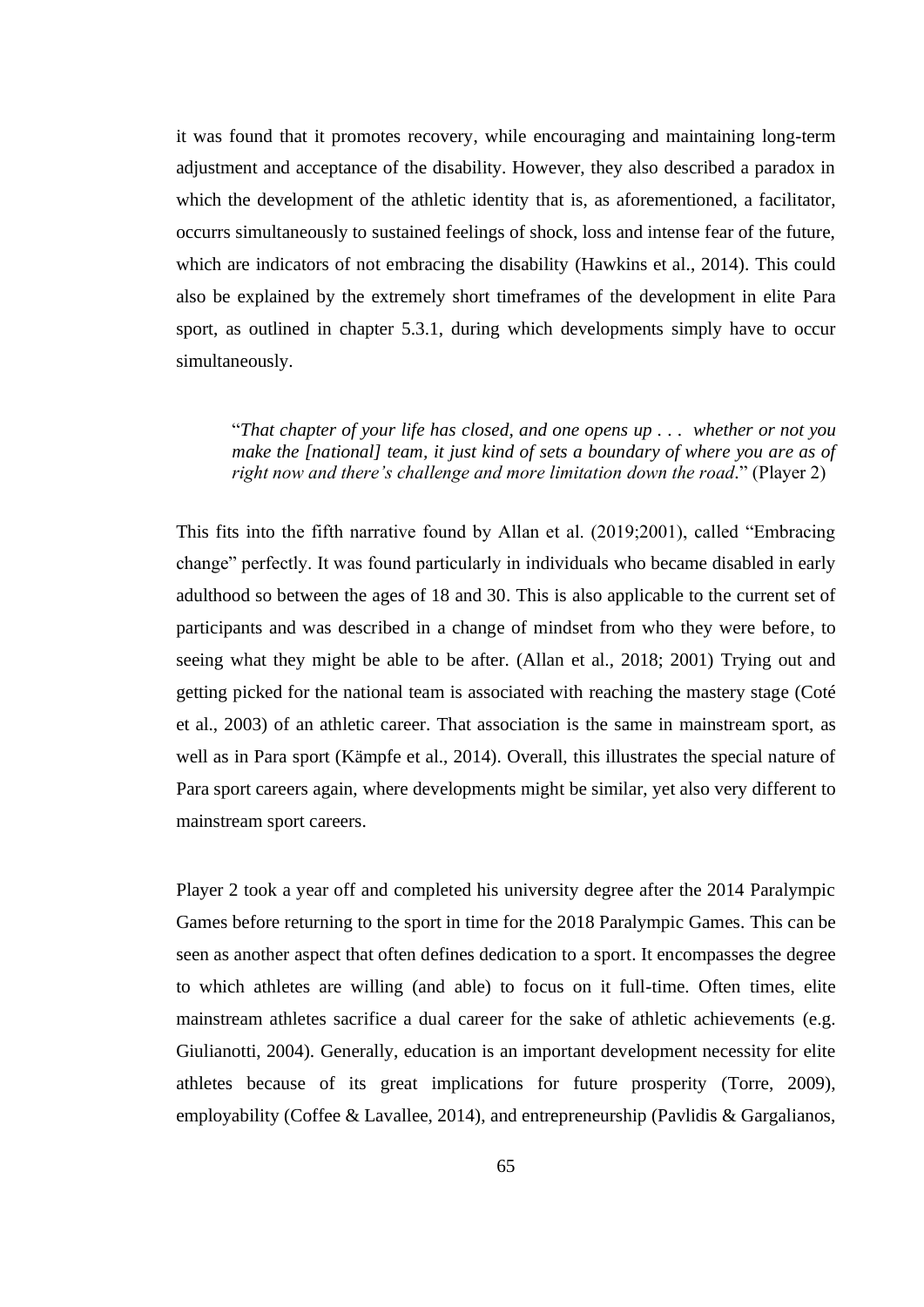it was found that it promotes recovery, while encouraging and maintaining long-term adjustment and acceptance of the disability. However, they also described a paradox in which the development of the athletic identity that is, as aforementioned, a facilitator, occurrs simultaneously to sustained feelings of shock, loss and intense fear of the future, which are indicators of not embracing the disability (Hawkins et al., 2014). This could also be explained by the extremely short timeframes of the development in elite Para sport, as outlined in chapter 5.3.1, during which developments simply have to occur simultaneously.

> "*That chapter of your life has closed, and one opens up . . . whether or not you make the [national] team, it just kind of sets a boundary of where you are as of right now and there's challenge and more limitation down the road*." (Player 2)

This fits into the fifth narrative found by Allan et al. (2019;2001), called "Embracing change" perfectly. It was found particularly in individuals who became disabled in early adulthood so between the ages of 18 and 30. This is also applicable to the current set of participants and was described in a change of mindset from who they were before, to seeing what they might be able to be after. (Allan et al., 2018; 2001) Trying out and getting picked for the national team is associated with reaching the mastery stage (Coté et al., 2003) of an athletic career. That association is the same in mainstream sport, as well as in Para sport (Kämpfe et al., 2014). Overall, this illustrates the special nature of Para sport careers again, where developments might be similar, yet also very different to mainstream sport careers.

Player 2 took a year off and completed his university degree after the 2014 Paralympic Games before returning to the sport in time for the 2018 Paralympic Games. This can be seen as another aspect that often defines dedication to a sport. It encompasses the degree to which athletes are willing (and able) to focus on it full-time. Often times, elite mainstream athletes sacrifice a dual career for the sake of athletic achievements (e.g. Giulianotti, 2004). Generally, education is an important development necessity for elite athletes because of its great implications for future prosperity (Torre, 2009), employability (Coffee & Lavallee, 2014), and entrepreneurship (Pavlidis & Gargalianos,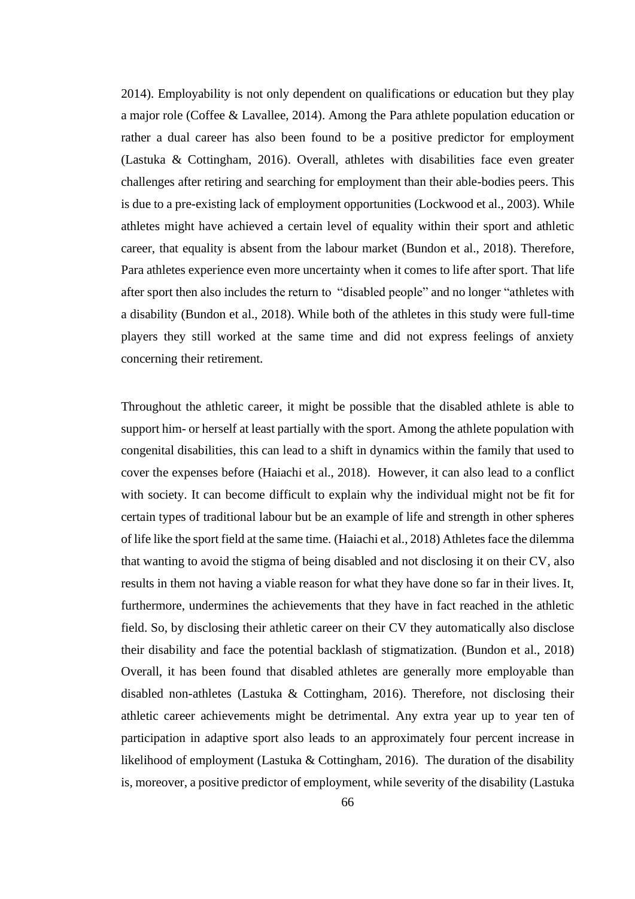2014). Employability is not only dependent on qualifications or education but they play a major role (Coffee & Lavallee, 2014). Among the Para athlete population education or rather a dual career has also been found to be a positive predictor for employment (Lastuka & Cottingham, 2016). Overall, athletes with disabilities face even greater challenges after retiring and searching for employment than their able-bodies peers. This is due to a pre-existing lack of employment opportunities (Lockwood et al., 2003). While athletes might have achieved a certain level of equality within their sport and athletic career, that equality is absent from the labour market (Bundon et al., 2018). Therefore, Para athletes experience even more uncertainty when it comes to life after sport. That life after sport then also includes the return to "disabled people" and no longer "athletes with a disability (Bundon et al., 2018). While both of the athletes in this study were full-time players they still worked at the same time and did not express feelings of anxiety concerning their retirement.

Throughout the athletic career, it might be possible that the disabled athlete is able to support him- or herself at least partially with the sport. Among the athlete population with congenital disabilities, this can lead to a shift in dynamics within the family that used to cover the expenses before (Haiachi et al., 2018). However, it can also lead to a conflict with society. It can become difficult to explain why the individual might not be fit for certain types of traditional labour but be an example of life and strength in other spheres of life like the sport field at the same time. (Haiachi et al., 2018) Athletes face the dilemma that wanting to avoid the stigma of being disabled and not disclosing it on their CV, also results in them not having a viable reason for what they have done so far in their lives. It, furthermore, undermines the achievements that they have in fact reached in the athletic field. So, by disclosing their athletic career on their CV they automatically also disclose their disability and face the potential backlash of stigmatization. (Bundon et al., 2018) Overall, it has been found that disabled athletes are generally more employable than disabled non-athletes (Lastuka & Cottingham, 2016). Therefore, not disclosing their athletic career achievements might be detrimental. Any extra year up to year ten of participation in adaptive sport also leads to an approximately four percent increase in likelihood of employment (Lastuka & Cottingham, 2016). The duration of the disability is, moreover, a positive predictor of employment, while severity of the disability (Lastuka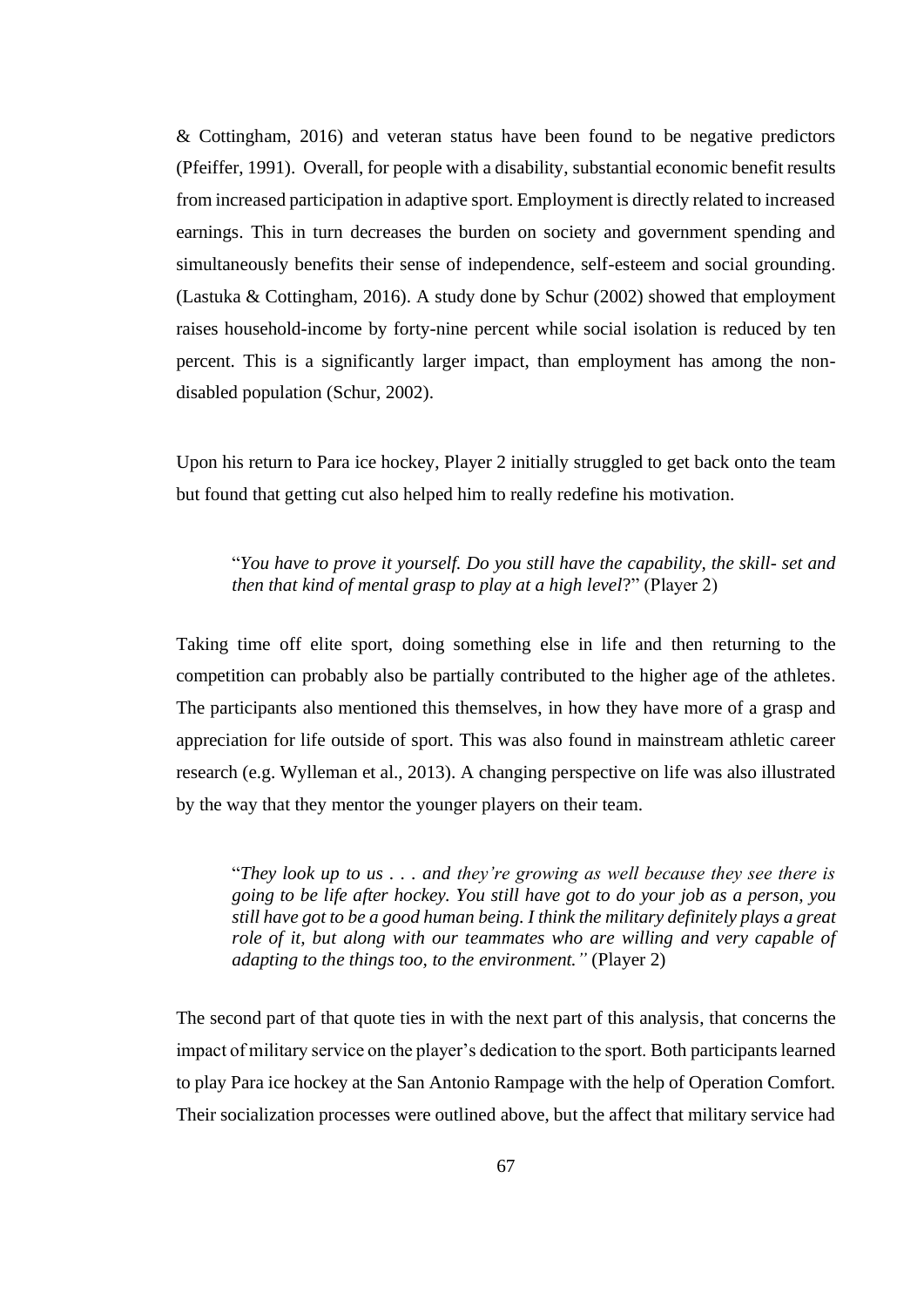& Cottingham, 2016) and veteran status have been found to be negative predictors (Pfeiffer, 1991). Overall, for people with a disability, substantial economic benefit results from increased participation in adaptive sport. Employment is directly related to increased earnings. This in turn decreases the burden on society and government spending and simultaneously benefits their sense of independence, self-esteem and social grounding. (Lastuka & Cottingham, 2016). A study done by Schur (2002) showed that employment raises household-income by forty-nine percent while social isolation is reduced by ten percent. This is a significantly larger impact, than employment has among the non-disabled population (Schur, 2002).

Upon his return to Para ice hockey, Player 2 initially struggled to get back onto the team but found that getting cut also helped him to really redefine his motivation.

> "*You have to prove it yourself. Do you still have the capability, the skill- set and then that kind of mental grasp to play at a high level*?" (Player 2)

Taking time off elite sport, doing something else in life and then returning to the competition can probably also be partially contributed to the higher age of the athletes. The participants also mentioned this themselves, in how they have more of a grasp and appreciation for life outside of sport. This was also found in mainstream athletic career research (e.g. Wylleman et al., 2013). A changing perspective on life was also illustrated by the way that they mentor the younger players on their team.

> "*They look up to us . . . and they're growing as well because they see there is going to be life after hockey. You still have got to do your job as a person, you still have got to be a good human being. I think the military definitely plays a great role of it, but along with our teammates who are willing and very capable of adapting to the things too, to the environment."* (Player 2)

The second part of that quote ties in with the next part of this analysis, that concerns the impact of military service on the player's dedication to the sport. Both participants learned to play Para ice hockey at the San Antonio Rampage with the help of Operation Comfort. Their socialization processes were outlined above, but the affect that military service had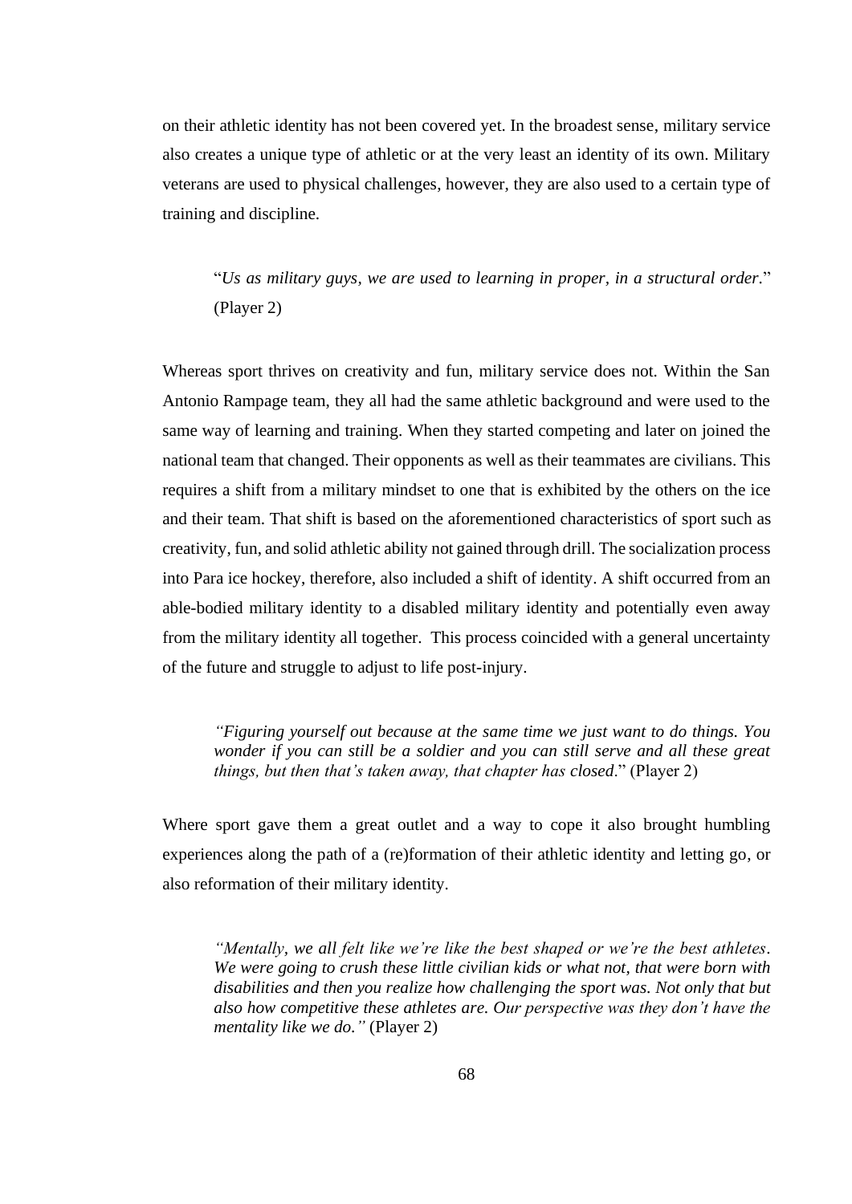on their athletic identity has not been covered yet. In the broadest sense, military service also creates a unique type of athletic or at the very least an identity of its own. Military veterans are used to physical challenges, however, they are also used to a certain type of training and discipline.

> "*Us as military guys, we are used to learning in proper, in a structural order.*" (Player 2)

Whereas sport thrives on creativity and fun, military service does not. Within the San Antonio Rampage team, they all had the same athletic background and were used to the same way of learning and training. When they started competing and later on joined the national team that changed. Their opponents as well as their teammates are civilians. This requires a shift from a military mindset to one that is exhibited by the others on the ice and their team. That shift is based on the aforementioned characteristics of sport such as creativity, fun, and solid athletic ability not gained through drill. The socialization process into Para ice hockey, therefore, also included a shift of identity. A shift occurred from an able-bodied military identity to a disabled military identity and potentially even away from the military identity all together. This process coincided with a general uncertainty of the future and struggle to adjust to life post-injury.

> *"Figuring yourself out because at the same time we just want to do things. You wonder if you can still be a soldier and you can still serve and all these great things, but then that's taken away, that chapter has closed.*" (Player 2)

Where sport gave them a great outlet and a way to cope it also brought humbling experiences along the path of a (re)formation of their athletic identity and letting go, or also reformation of their military identity.

> *"Mentally, we all felt like we're like the best shaped or we're the best athletes. We were going to crush these little civilian kids or what not, that were born with disabilities and then you realize how challenging the sport was. Not only that but also how competitive these athletes are. Our perspective was they don't have the mentality like we do."* (Player 2)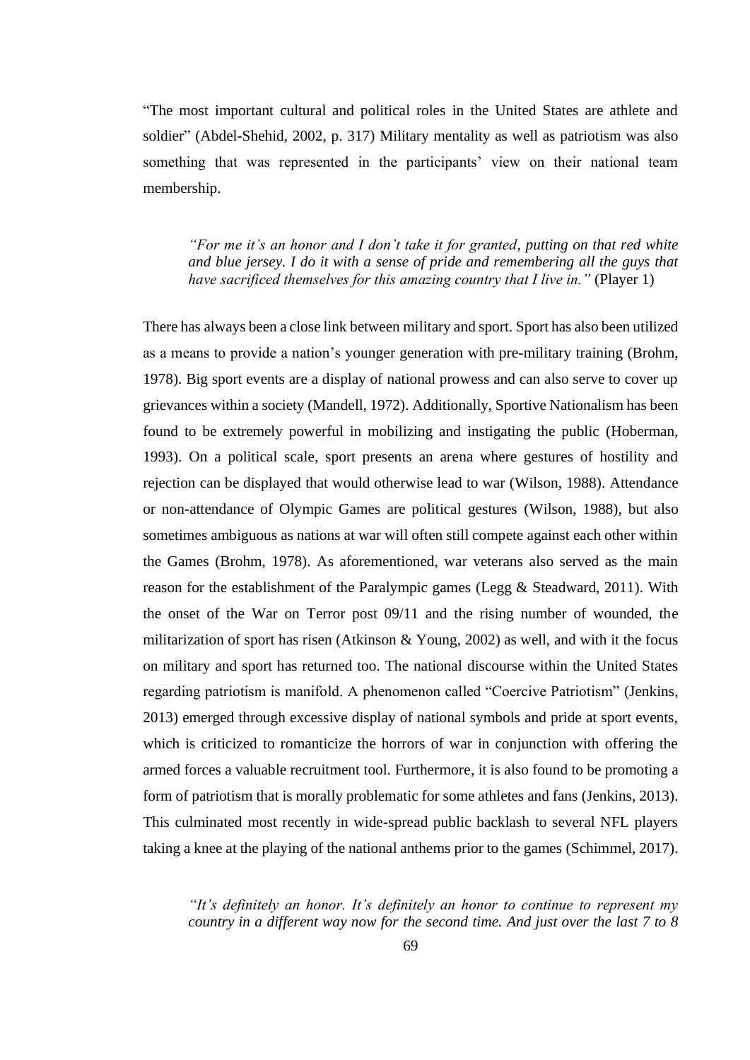"The most important cultural and political roles in the United States are athlete and soldier" (Abdel-Shehid, 2002, p. 317) Military mentality as well as patriotism was also something that was represented in the participants' view on their national team membership.

> *"For me it's an honor and I don't take it for granted, putting on that red white and blue jersey. I do it with a sense of pride and remembering all the guys that have sacrificed themselves for this amazing country that I live in."* (Player 1)

There has always been a close link between military and sport. Sport has also been utilized as a means to provide a nation's younger generation with pre-military training (Brohm, 1978). Big sport events are a display of national prowess and can also serve to cover up grievances within a society (Mandell, 1972). Additionally, Sportive Nationalism has been found to be extremely powerful in mobilizing and instigating the public (Hoberman, 1993). On a political scale, sport presents an arena where gestures of hostility and rejection can be displayed that would otherwise lead to war (Wilson, 1988). Attendance or non-attendance of Olympic Games are political gestures (Wilson, 1988), but also sometimes ambiguous as nations at war will often still compete against each other within the Games (Brohm, 1978). As aforementioned, war veterans also served as the main reason for the establishment of the Paralympic games (Legg & Steadward, 2011). With the onset of the War on Terror post 09/11 and the rising number of wounded, the militarization of sport has risen (Atkinson & Young, 2002) as well, and with it the focus on military and sport has returned too. The national discourse within the United States regarding patriotism is manifold. A phenomenon called "Coercive Patriotism" (Jenkins, 2013) emerged through excessive display of national symbols and pride at sport events, which is criticized to romanticize the horrors of war in conjunction with offering the armed forces a valuable recruitment tool. Furthermore, it is also found to be promoting a form of patriotism that is morally problematic for some athletes and fans (Jenkins, 2013). This culminated most recently in wide-spread public backlash to several NFL players taking a knee at the playing of the national anthems prior to the games (Schimmel, 2017).

> *"It's definitely an honor. It's definitely an honor to continue to represent my country in a different way now for the second time. And just over the last 7 to 8*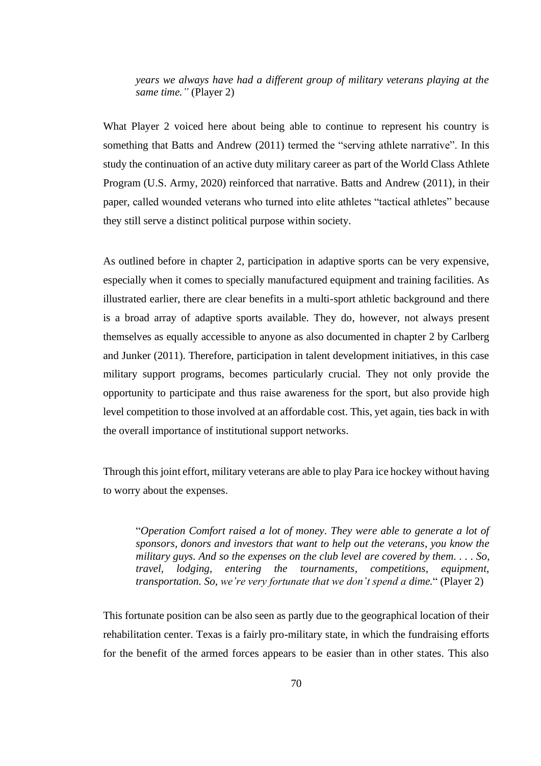> *years we always have had a different group of military veterans playing at the same time."* (Player 2)

What Player 2 voiced here about being able to continue to represent his country is something that Batts and Andrew (2011) termed the "serving athlete narrative". In this study the continuation of an active duty military career as part of the World Class Athlete Program (U.S. Army, 2020) reinforced that narrative. Batts and Andrew (2011), in their paper, called wounded veterans who turned into elite athletes "tactical athletes" because they still serve a distinct political purpose within society.

As outlined before in chapter 2, participation in adaptive sports can be very expensive, especially when it comes to specially manufactured equipment and training facilities. As illustrated earlier, there are clear benefits in a multi-sport athletic background and there is a broad array of adaptive sports available. They do, however, not always present themselves as equally accessible to anyone as also documented in chapter 2 by Carlberg and Junker (2011). Therefore, participation in talent development initiatives, in this case military support programs, becomes particularly crucial. They not only provide the opportunity to participate and thus raise awareness for the sport, but also provide high level competition to those involved at an affordable cost. This, yet again, ties back in with the overall importance of institutional support networks.

Through this joint effort, military veterans are able to play Para ice hockey without having to worry about the expenses.

> "*Operation Comfort raised a lot of money. They were able to generate a lot of sponsors, donors and investors that want to help out the veterans, you know the military guys. And so the expenses on the club level are covered by them. . . . So, travel, lodging, entering the tournaments, competitions, equipment, transportation. So, we're very fortunate that we don't spend a dime.*" (Player 2)

This fortunate position can be also seen as partly due to the geographical location of their rehabilitation center. Texas is a fairly pro-military state, in which the fundraising efforts for the benefit of the armed forces appears to be easier than in other states. This also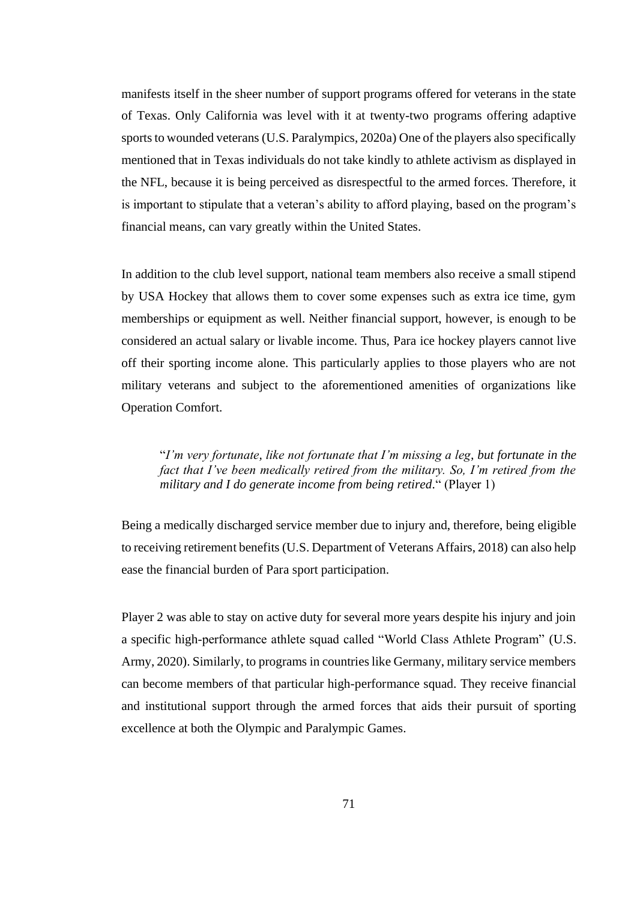manifests itself in the sheer number of support programs offered for veterans in the state of Texas. Only California was level with it at twenty-two programs offering adaptive sports to wounded veterans (U.S. Paralympics, 2020a) One of the players also specifically mentioned that in Texas individuals do not take kindly to athlete activism as displayed in the NFL, because it is being perceived as disrespectful to the armed forces. Therefore, it is important to stipulate that a veteran's ability to afford playing, based on the program's financial means, can vary greatly within the United States.

In addition to the club level support, national team members also receive a small stipend by USA Hockey that allows them to cover some expenses such as extra ice time, gym memberships or equipment as well. Neither financial support, however, is enough to be considered an actual salary or livable income. Thus, Para ice hockey players cannot live off their sporting income alone. This particularly applies to those players who are not military veterans and subject to the aforementioned amenities of organizations like Operation Comfort.

> "*I'm very fortunate, like not fortunate that I'm missing a leg, but fortunate in the fact that I've been medically retired from the military. So, I'm retired from the military and I do generate income from being retired*." (Player 1)

Being a medically discharged service member due to injury and, therefore, being eligible to receiving retirement benefits (U.S. Department of Veterans Affairs, 2018) can also help ease the financial burden of Para sport participation.

Player 2 was able to stay on active duty for several more years despite his injury and join a specific high-performance athlete squad called "World Class Athlete Program" (U.S. Army, 2020). Similarly, to programs in countries like Germany, military service members can become members of that particular high-performance squad. They receive financial and institutional support through the armed forces that aids their pursuit of sporting excellence at both the Olympic and Paralympic Games.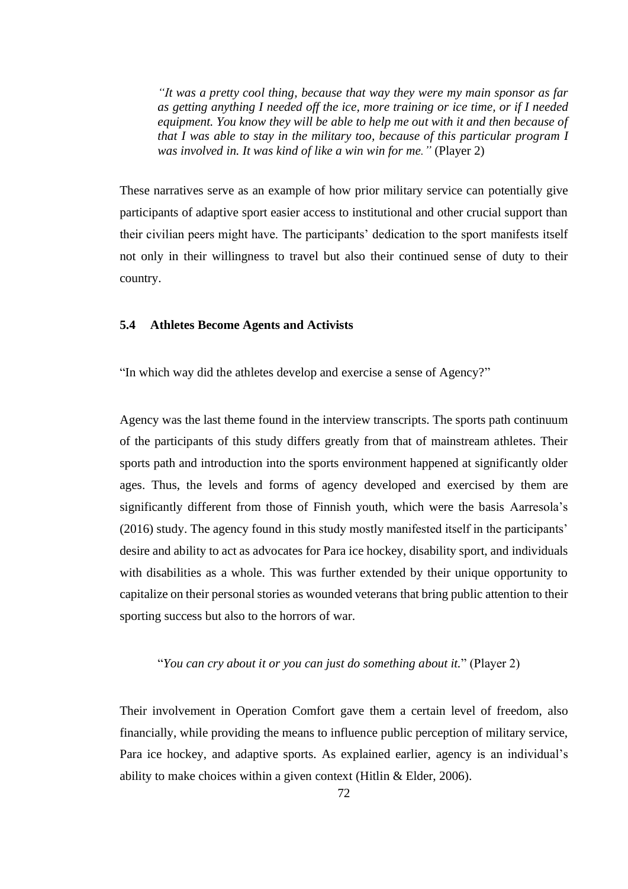> *"It was a pretty cool thing, because that way they were my main sponsor as far as getting anything I needed off the ice, more training or ice time, or if I needed equipment. You know they will be able to help me out with it and then because of that I was able to stay in the military too, because of this particular program I was involved in. It was kind of like a win win for me."* (Player 2)

These narratives serve as an example of how prior military service can potentially give participants of adaptive sport easier access to institutional and other crucial support than their civilian peers might have. The participants' dedication to the sport manifests itself not only in their willingness to travel but also their continued sense of duty to their country.

### 5.4 Athletes Become Agents and Activists

"In which way did the athletes develop and exercise a sense of Agency?"

Agency was the last theme found in the interview transcripts. The sports path continuum of the participants of this study differs greatly from that of mainstream athletes. Their sports path and introduction into the sports environment happened at significantly older ages. Thus, the levels and forms of agency developed and exercised by them are significantly different from those of Finnish youth, which were the basis Aarresola's (2016) study. The agency found in this study mostly manifested itself in the participants' desire and ability to act as advocates for Para ice hockey, disability sport, and individuals with disabilities as a whole. This was further extended by their unique opportunity to capitalize on their personal stories as wounded veterans that bring public attention to their sporting success but also to the horrors of war.

> "*You can cry about it or you can just do something about it.*" (Player 2)

Their involvement in Operation Comfort gave them a certain level of freedom, also financially, while providing the means to influence public perception of military service, Para ice hockey, and adaptive sports. As explained earlier, agency is an individual's ability to make choices within a given context (Hitlin & Elder, 2006).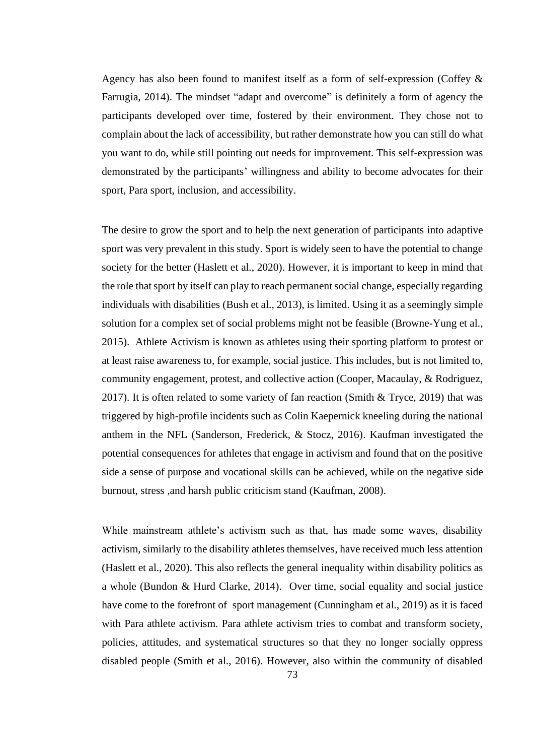Agency has also been found to manifest itself as a form of self-expression (Coffey & Farrugia, 2014). The mindset "adapt and overcome" is definitely a form of agency the participants developed over time, fostered by their environment. They chose not to complain about the lack of accessibility, but rather demonstrate how you can still do what you want to do, while still pointing out needs for improvement. This self-expression was demonstrated by the participants' willingness and ability to become advocates for their sport, Para sport, inclusion, and accessibility.

The desire to grow the sport and to help the next generation of participants into adaptive sport was very prevalent in this study. Sport is widely seen to have the potential to change society for the better (Haslett et al., 2020). However, it is important to keep in mind that the role that sport by itself can play to reach permanent social change, especially regarding individuals with disabilities (Bush et al., 2013), is limited. Using it as a seemingly simple solution for a complex set of social problems might not be feasible (Browne-Yung et al., 2015). Athlete Activism is known as athletes using their sporting platform to protest or at least raise awareness to, for example, social justice. This includes, but is not limited to, community engagement, protest, and collective action (Cooper, Macaulay, & Rodriguez, 2017). It is often related to some variety of fan reaction (Smith & Tryce, 2019) that was triggered by high-profile incidents such as Colin Kaepernick kneeling during the national anthem in the NFL (Sanderson, Frederick, & Stocz, 2016). Kaufman investigated the potential consequences for athletes that engage in activism and found that on the positive side a sense of purpose and vocational skills can be achieved, while on the negative side burnout, stress ,and harsh public criticism stand (Kaufman, 2008).

While mainstream athlete's activism such as that, has made some waves, disability activism, similarly to the disability athletes themselves, have received much less attention (Haslett et al., 2020). This also reflects the general inequality within disability politics as a whole (Bundon & Hurd Clarke, 2014). Over time, social equality and social justice have come to the forefront of sport management (Cunningham et al., 2019) as it is faced with Para athlete activism. Para athlete activism tries to combat and transform society, policies, attitudes, and systematical structures so that they no longer socially oppress disabled people (Smith et al., 2016). However, also within the community of disabled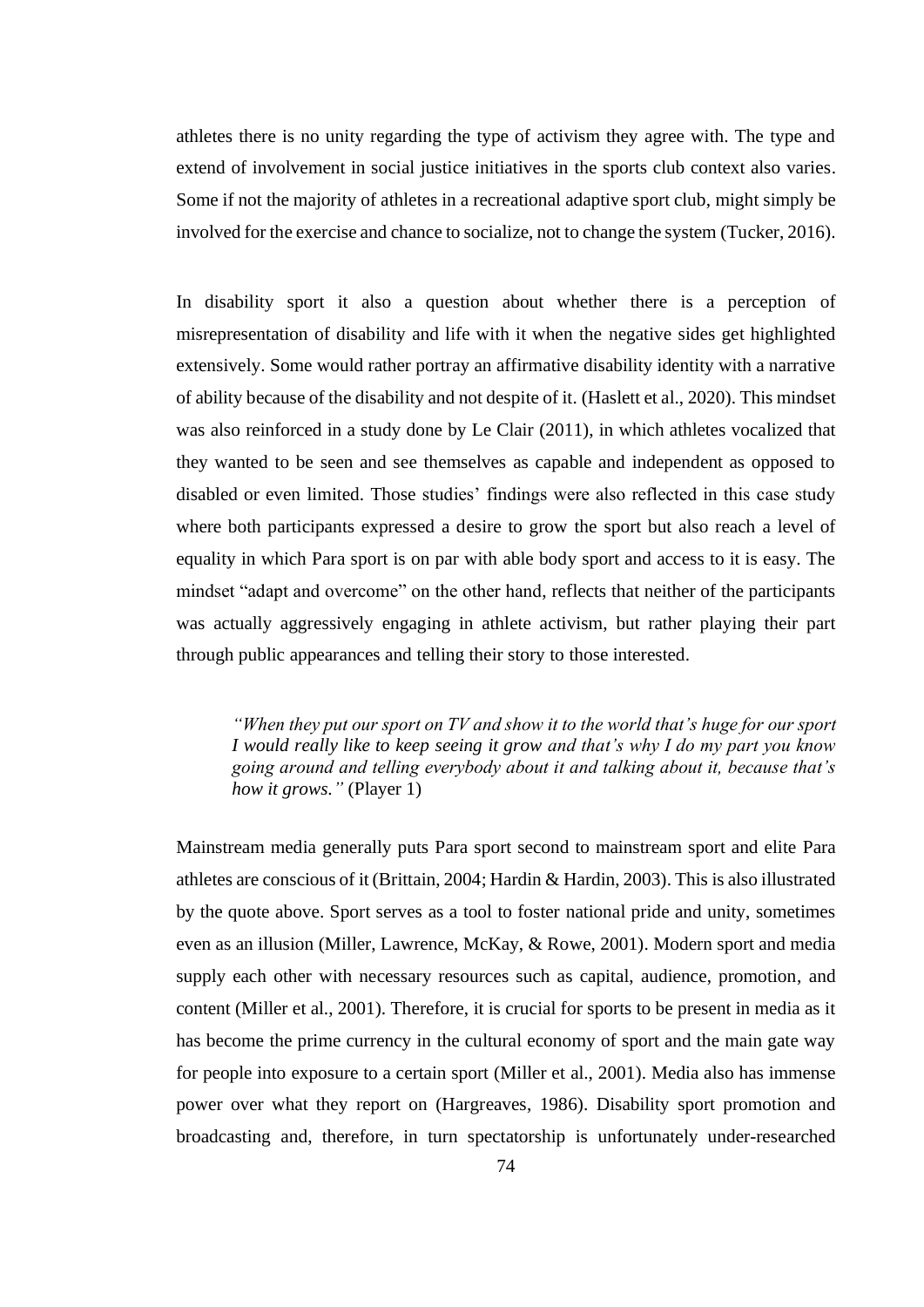athletes there is no unity regarding the type of activism they agree with. The type and extend of involvement in social justice initiatives in the sports club context also varies. Some if not the majority of athletes in a recreational adaptive sport club, might simply be involved for the exercise and chance to socialize, not to change the system (Tucker, 2016).

In disability sport it also a question about whether there is a perception of misrepresentation of disability and life with it when the negative sides get highlighted extensively. Some would rather portray an affirmative disability identity with a narrative of ability because of the disability and not despite of it. (Haslett et al., 2020). This mindset was also reinforced in a study done by Le Clair (2011), in which athletes vocalized that they wanted to be seen and see themselves as capable and independent as opposed to disabled or even limited. Those studies' findings were also reflected in this case study where both participants expressed a desire to grow the sport but also reach a level of equality in which Para sport is on par with able body sport and access to it is easy. The mindset "adapt and overcome" on the other hand, reflects that neither of the participants was actually aggressively engaging in athlete activism, but rather playing their part through public appearances and telling their story to those interested.

> *"When they put our sport on TV and show it to the world that's huge for our sport I would really like to keep seeing it grow and that's why I do my part you know going around and telling everybody about it and talking about it, because that's how it grows."* (Player 1)

Mainstream media generally puts Para sport second to mainstream sport and elite Para athletes are conscious of it (Brittain, 2004; Hardin & Hardin, 2003). This is also illustrated by the quote above. Sport serves as a tool to foster national pride and unity, sometimes even as an illusion (Miller, Lawrence, McKay, & Rowe, 2001). Modern sport and media supply each other with necessary resources such as capital, audience, promotion, and content (Miller et al., 2001). Therefore, it is crucial for sports to be present in media as it has become the prime currency in the cultural economy of sport and the main gate way for people into exposure to a certain sport (Miller et al., 2001). Media also has immense power over what they report on (Hargreaves, 1986). Disability sport promotion and broadcasting and, therefore, in turn spectatorship is unfortunately under-researched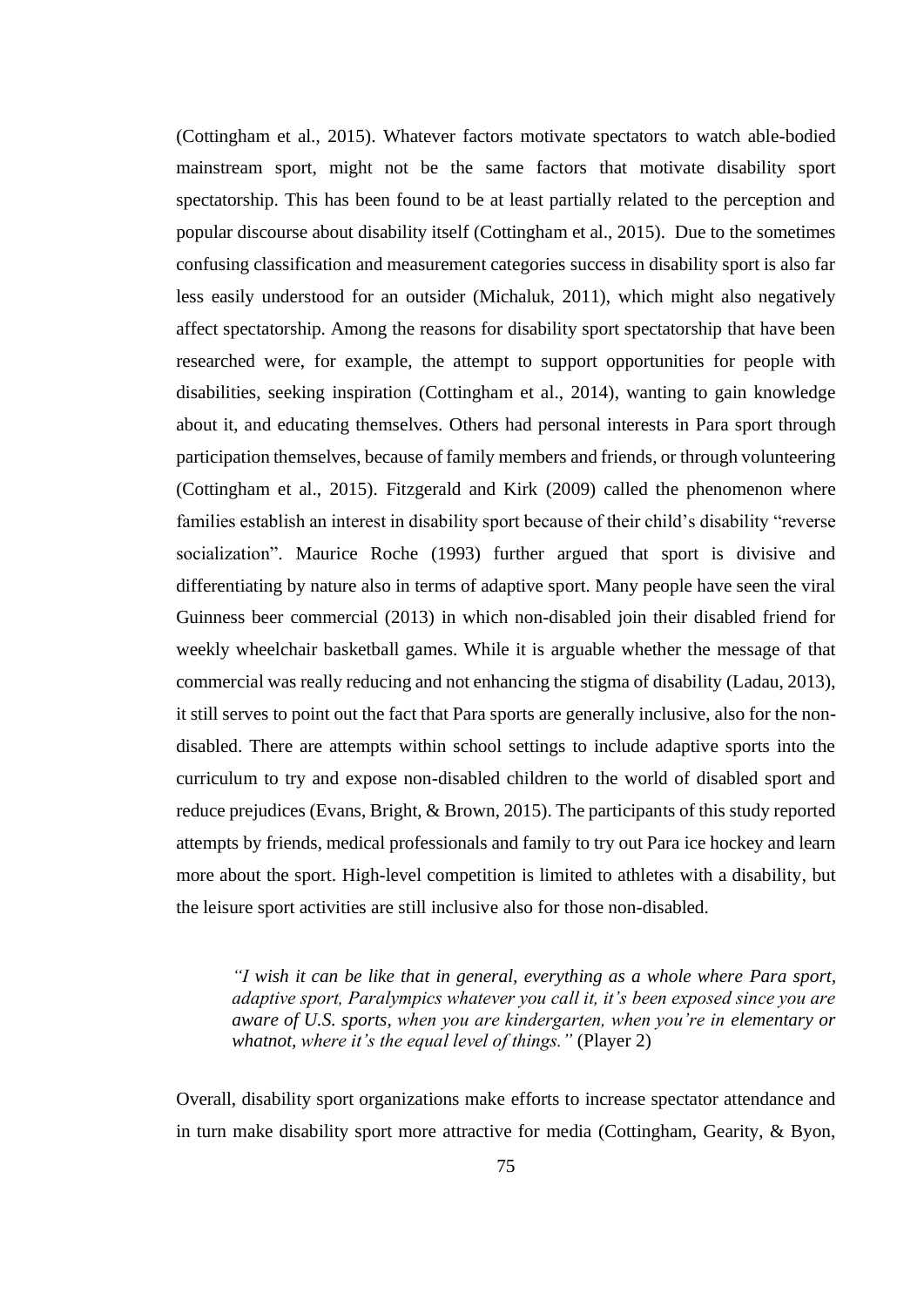(Cottingham et al., 2015). Whatever factors motivate spectators to watch able-bodied mainstream sport, might not be the same factors that motivate disability sport spectatorship. This has been found to be at least partially related to the perception and popular discourse about disability itself (Cottingham et al., 2015). Due to the sometimes confusing classification and measurement categories success in disability sport is also far less easily understood for an outsider (Michaluk, 2011), which might also negatively affect spectatorship. Among the reasons for disability sport spectatorship that have been researched were, for example, the attempt to support opportunities for people with disabilities, seeking inspiration (Cottingham et al., 2014), wanting to gain knowledge about it, and educating themselves. Others had personal interests in Para sport through participation themselves, because of family members and friends, or through volunteering (Cottingham et al., 2015). Fitzgerald and Kirk (2009) called the phenomenon where families establish an interest in disability sport because of their child's disability "reverse socialization". Maurice Roche (1993) further argued that sport is divisive and differentiating by nature also in terms of adaptive sport. Many people have seen the viral Guinness beer commercial (2013) in which non-disabled join their disabled friend for weekly wheelchair basketball games. While it is arguable whether the message of that commercial was really reducing and not enhancing the stigma of disability (Ladau, 2013), it still serves to point out the fact that Para sports are generally inclusive, also for the non-disabled. There are attempts within school settings to include adaptive sports into the curriculum to try and expose non-disabled children to the world of disabled sport and reduce prejudices (Evans, Bright, & Brown, 2015). The participants of this study reported attempts by friends, medical professionals and family to try out Para ice hockey and learn more about the sport. High-level competition is limited to athletes with a disability, but the leisure sport activities are still inclusive also for those non-disabled.

> *"I wish it can be like that in general, everything as a whole where Para sport, adaptive sport, Paralympics whatever you call it, it's been exposed since you are aware of U.S. sports, when you are kindergarten, when you're in elementary or whatnot, where it's the equal level of things."* (Player 2)

Overall, disability sport organizations make efforts to increase spectator attendance and in turn make disability sport more attractive for media (Cottingham, Gearity, & Byon,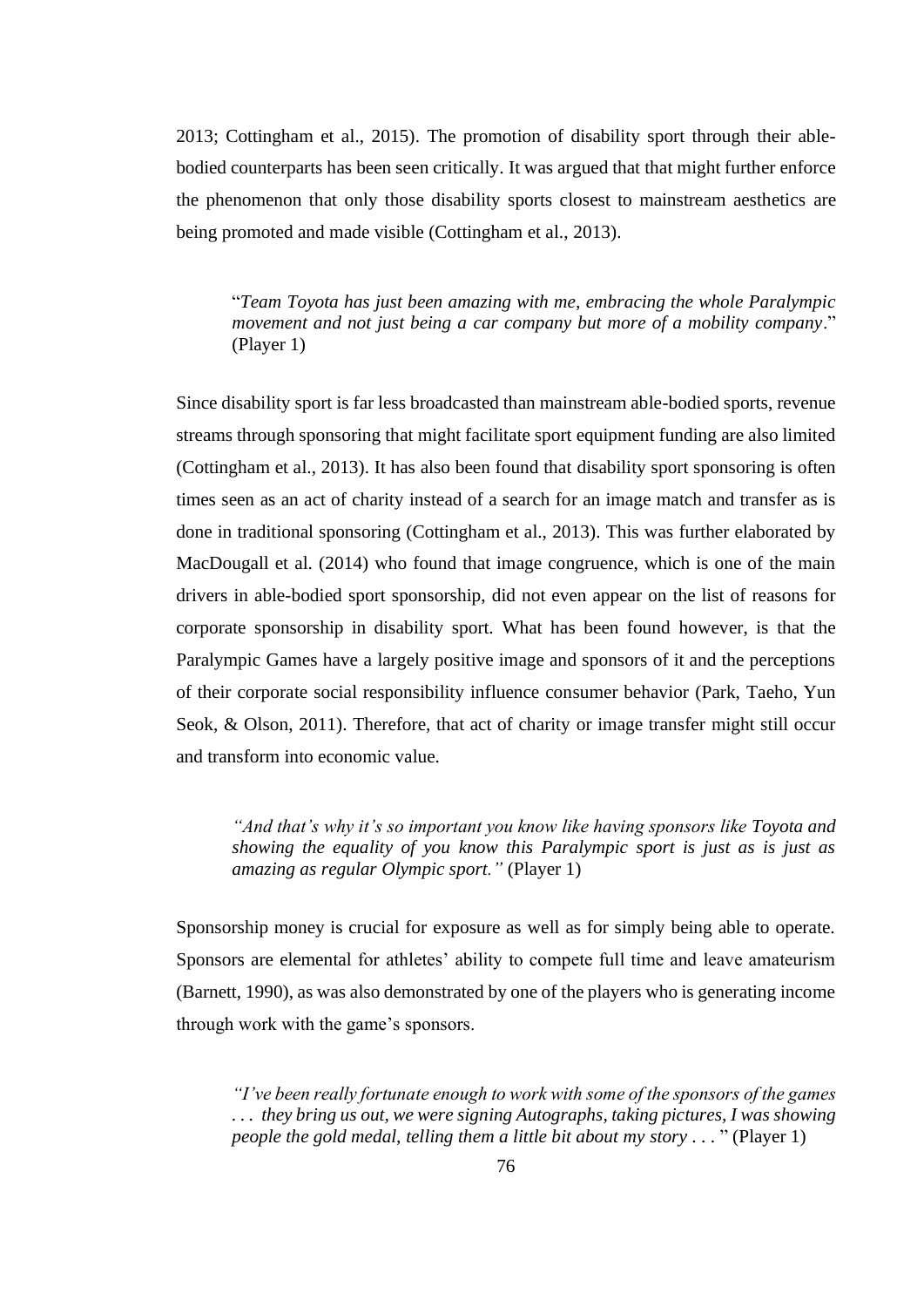2013; Cottingham et al., 2015). The promotion of disability sport through their able-bodied counterparts has been seen critically. It was argued that that might further enforce the phenomenon that only those disability sports closest to mainstream aesthetics are being promoted and made visible (Cottingham et al., 2013).

> "*Team Toyota has just been amazing with me, embracing the whole Paralympic movement and not just being a car company but more of a mobility company*." (Player 1)

Since disability sport is far less broadcasted than mainstream able-bodied sports, revenue streams through sponsoring that might facilitate sport equipment funding are also limited (Cottingham et al., 2013). It has also been found that disability sport sponsoring is often times seen as an act of charity instead of a search for an image match and transfer as is done in traditional sponsoring (Cottingham et al., 2013). This was further elaborated by MacDougall et al. (2014) who found that image congruence, which is one of the main drivers in able-bodied sport sponsorship, did not even appear on the list of reasons for corporate sponsorship in disability sport. What has been found however, is that the Paralympic Games have a largely positive image and sponsors of it and the perceptions of their corporate social responsibility influence consumer behavior (Park, Taeho, Yun Seok, & Olson, 2011). Therefore, that act of charity or image transfer might still occur and transform into economic value.

> *"And that's why it's so important you know like having sponsors like Toyota and showing the equality of you know this Paralympic sport is just as is just as amazing as regular Olympic sport."* (Player 1)

Sponsorship money is crucial for exposure as well as for simply being able to operate. Sponsors are elemental for athletes' ability to compete full time and leave amateurism (Barnett, 1990), as was also demonstrated by one of the players who is generating income through work with the game's sponsors.

> *"I've been really fortunate enough to work with some of the sponsors of the games . . . they bring us out, we were signing Autographs, taking pictures, I was showing people the gold medal, telling them a little bit about my story . . .* " (Player 1)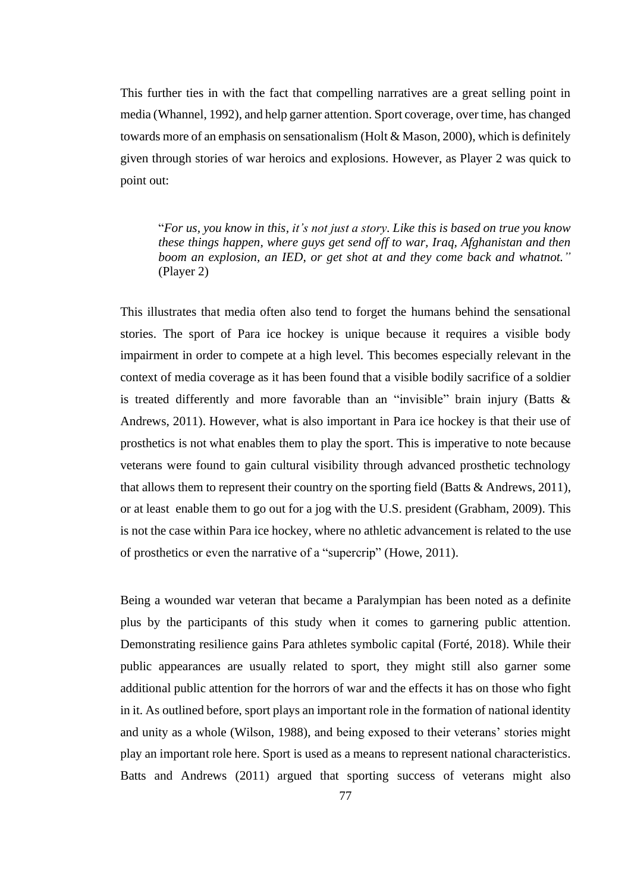This further ties in with the fact that compelling narratives are a great selling point in media (Whannel, 1992), and help garner attention. Sport coverage, over time, has changed towards more of an emphasis on sensationalism (Holt & Mason, 2000), which is definitely given through stories of war heroics and explosions. However, as Player 2 was quick to point out:

> "*For us, you know in this, it's not just a story. Like this is based on true you know these things happen, where guys get send off to war, Iraq, Afghanistan and then boom an explosion, an IED, or get shot at and they come back and whatnot."* (Player 2)

This illustrates that media often also tend to forget the humans behind the sensational stories. The sport of Para ice hockey is unique because it requires a visible body impairment in order to compete at a high level. This becomes especially relevant in the context of media coverage as it has been found that a visible bodily sacrifice of a soldier is treated differently and more favorable than an "invisible" brain injury (Batts & Andrews, 2011). However, what is also important in Para ice hockey is that their use of prosthetics is not what enables them to play the sport. This is imperative to note because veterans were found to gain cultural visibility through advanced prosthetic technology that allows them to represent their country on the sporting field (Batts & Andrews, 2011), or at least enable them to go out for a jog with the U.S. president (Grabham, 2009). This is not the case within Para ice hockey, where no athletic advancement is related to the use of prosthetics or even the narrative of a "supercrip" (Howe, 2011).

Being a wounded war veteran that became a Paralympian has been noted as a definite plus by the participants of this study when it comes to garnering public attention. Demonstrating resilience gains Para athletes symbolic capital (Forté, 2018). While their public appearances are usually related to sport, they might still also garner some additional public attention for the horrors of war and the effects it has on those who fight in it. As outlined before, sport plays an important role in the formation of national identity and unity as a whole (Wilson, 1988), and being exposed to their veterans' stories might play an important role here. Sport is used as a means to represent national characteristics. Batts and Andrews (2011) argued that sporting success of veterans might also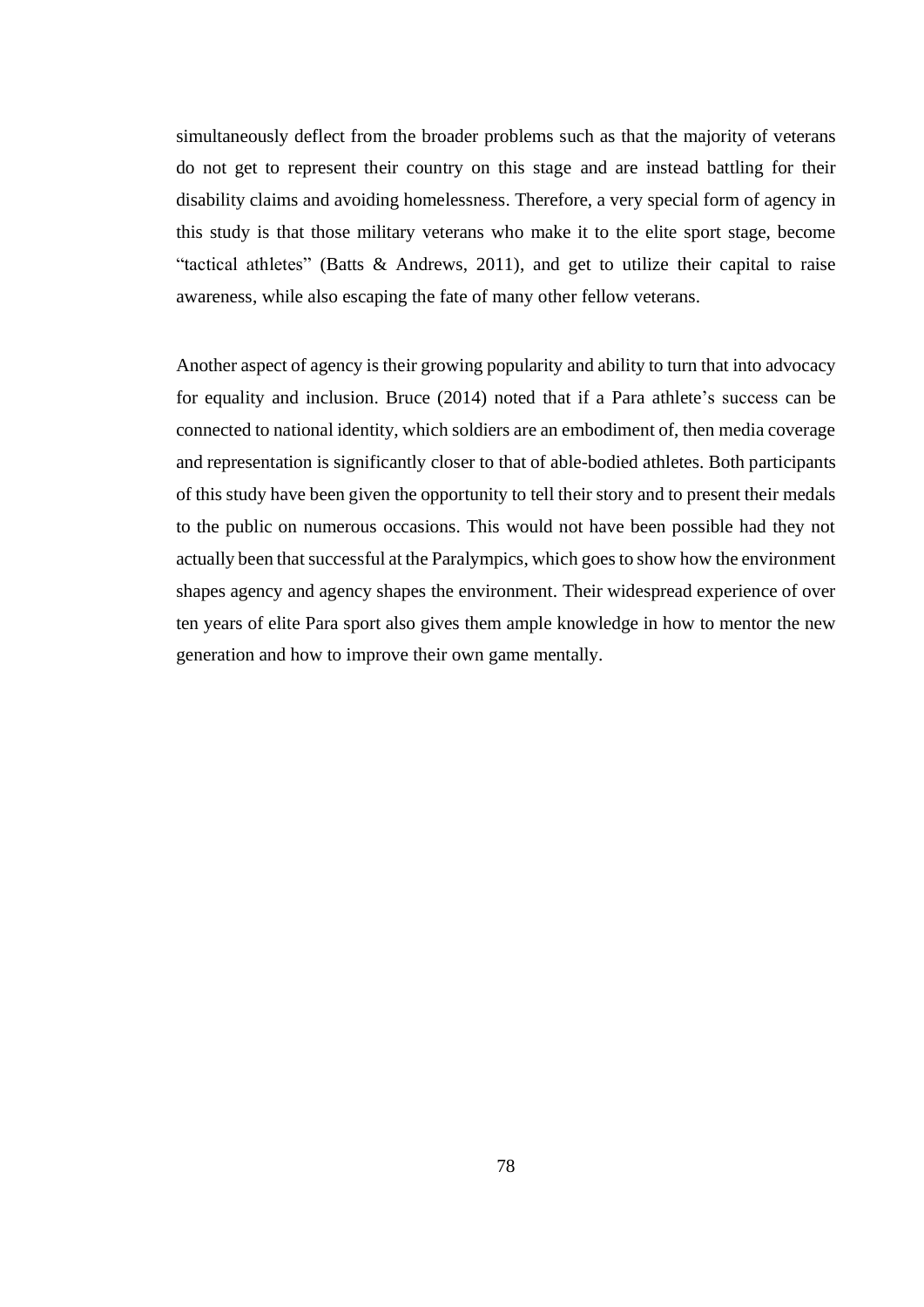simultaneously deflect from the broader problems such as that the majority of veterans do not get to represent their country on this stage and are instead battling for their disability claims and avoiding homelessness. Therefore, a very special form of agency in this study is that those military veterans who make it to the elite sport stage, become "tactical athletes" (Batts & Andrews, 2011), and get to utilize their capital to raise awareness, while also escaping the fate of many other fellow veterans.

Another aspect of agency is their growing popularity and ability to turn that into advocacy for equality and inclusion. Bruce (2014) noted that if a Para athlete's success can be connected to national identity, which soldiers are an embodiment of, then media coverage and representation is significantly closer to that of able-bodied athletes. Both participants of this study have been given the opportunity to tell their story and to present their medals to the public on numerous occasions. This would not have been possible had they not actually been that successful at the Paralympics, which goes to show how the environment shapes agency and agency shapes the environment. Their widespread experience of over ten years of elite Para sport also gives them ample knowledge in how to mentor the new generation and how to improve their own game mentally.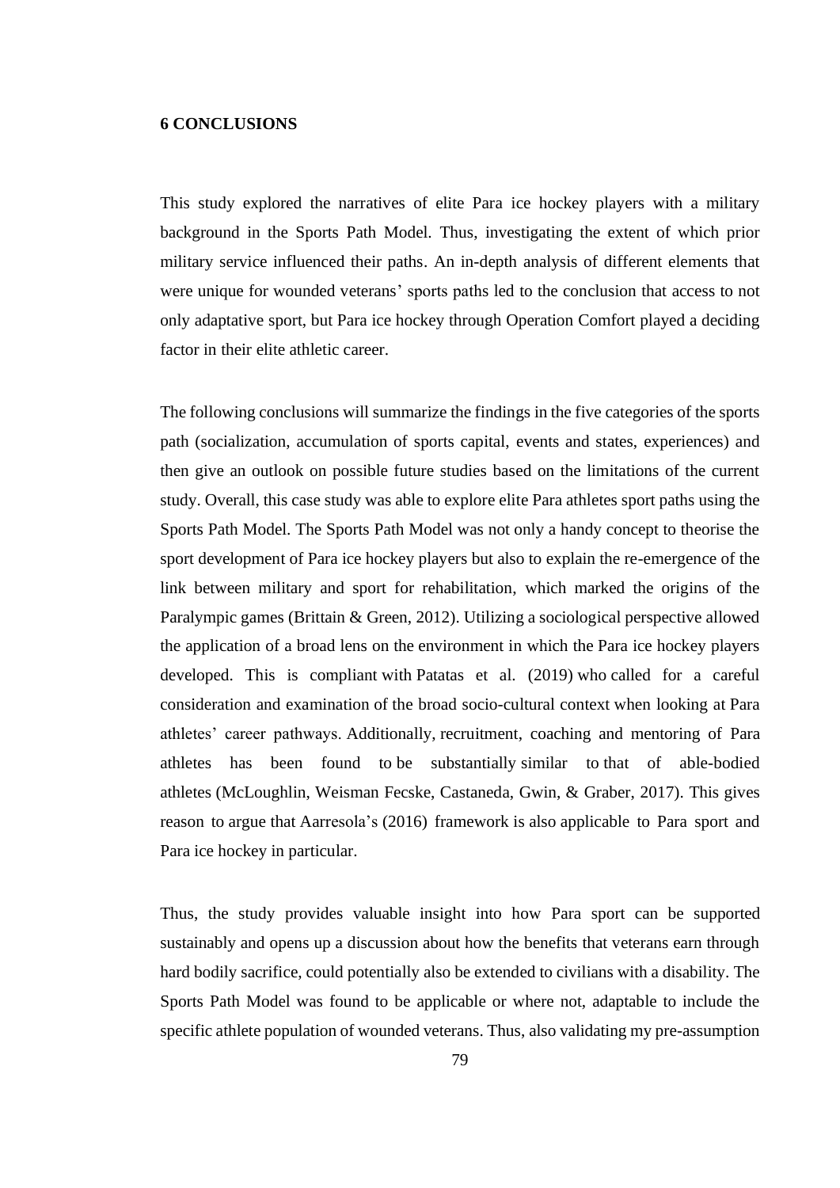# 6 CONCLUSIONS

This study explored the narratives of elite Para ice hockey players with a military background in the Sports Path Model. Thus, investigating the extent of which prior military service influenced their paths. An in-depth analysis of different elements that were unique for wounded veterans' sports paths led to the conclusion that access to not only adaptative sport, but Para ice hockey through Operation Comfort played a deciding factor in their elite athletic career.

The following conclusions will summarize the findings in the five categories of the sports path (socialization, accumulation of sports capital, events and states, experiences) and then give an outlook on possible future studies based on the limitations of the current study. Overall, this case study was able to explore elite Para athletes sport paths using the Sports Path Model. The Sports Path Model was not only a handy concept to theorise the sport development of Para ice hockey players but also to explain the re-emergence of the link between military and sport for rehabilitation, which marked the origins of the Paralympic games (Brittain & Green, 2012). Utilizing a sociological perspective allowed the application of a broad lens on the environment in which the Para ice hockey players developed. This is compliant with Patatas et al. (2019) who called for a careful consideration and examination of the broad socio-cultural context when looking at Para athletes' career pathways. Additionally, recruitment, coaching and mentoring of Para athletes has been found to be substantially similar to that of able-bodied athletes (McLoughlin, Weisman Fecske, Castaneda, Gwin, & Graber, 2017). This gives reason to argue that Aarresola's (2016) framework is also applicable to Para sport and Para ice hockey in particular.

Thus, the study provides valuable insight into how Para sport can be supported sustainably and opens up a discussion about how the benefits that veterans earn through hard bodily sacrifice, could potentially also be extended to civilians with a disability. The Sports Path Model was found to be applicable or where not, adaptable to include the specific athlete population of wounded veterans. Thus, also validating my pre-assumption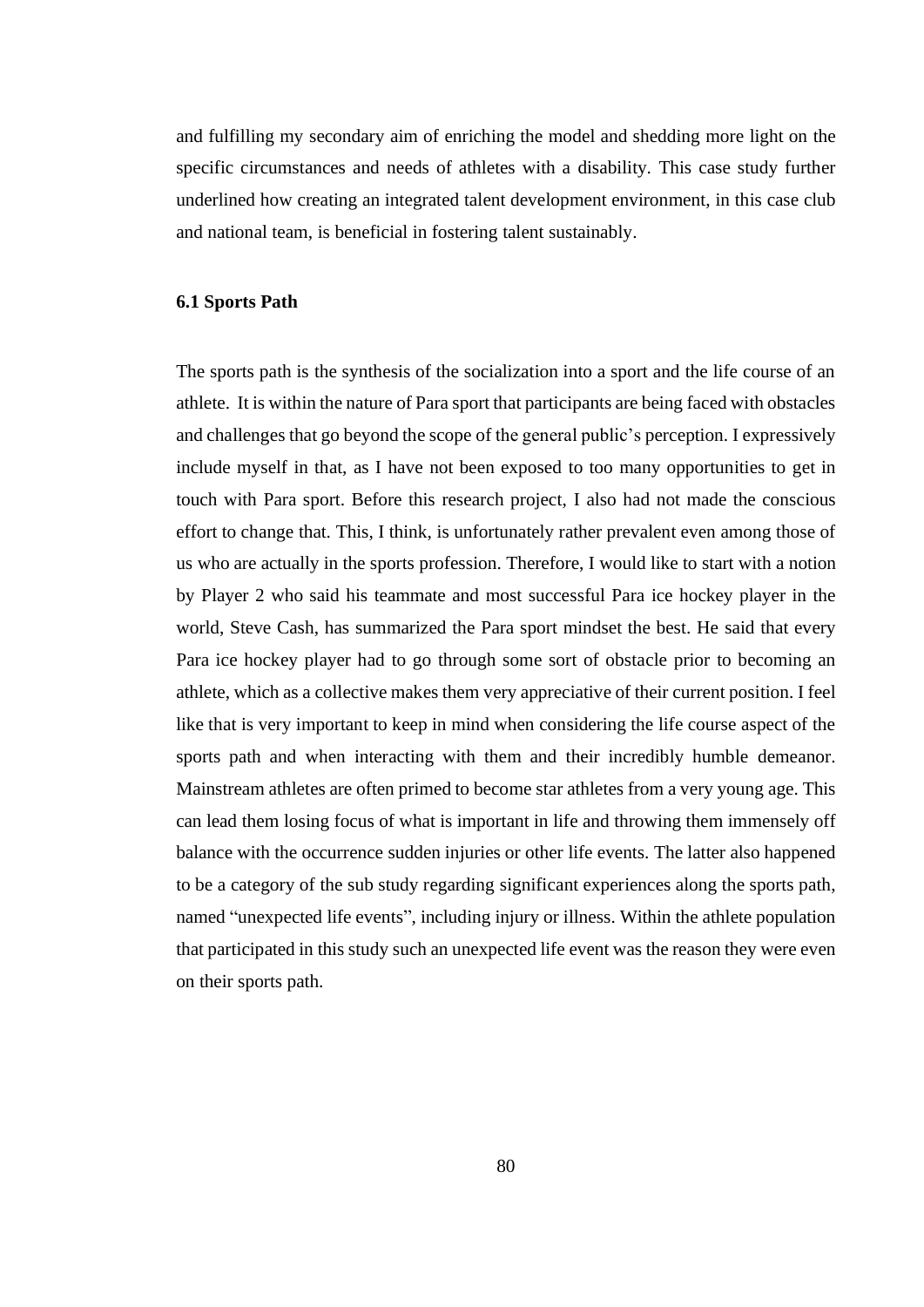and fulfilling my secondary aim of enriching the model and shedding more light on the specific circumstances and needs of athletes with a disability. This case study further underlined how creating an integrated talent development environment, in this case club and national team, is beneficial in fostering talent sustainably.

### 6.1 Sports Path

The sports path is the synthesis of the socialization into a sport and the life course of an athlete. It is within the nature of Para sport that participants are being faced with obstacles and challenges that go beyond the scope of the general public's perception. I expressively include myself in that, as I have not been exposed to too many opportunities to get in touch with Para sport. Before this research project, I also had not made the conscious effort to change that. This, I think, is unfortunately rather prevalent even among those of us who are actually in the sports profession. Therefore, I would like to start with a notion by Player 2 who said his teammate and most successful Para ice hockey player in the world, Steve Cash, has summarized the Para sport mindset the best. He said that every Para ice hockey player had to go through some sort of obstacle prior to becoming an athlete, which as a collective makes them very appreciative of their current position. I feel like that is very important to keep in mind when considering the life course aspect of the sports path and when interacting with them and their incredibly humble demeanor. Mainstream athletes are often primed to become star athletes from a very young age. This can lead them losing focus of what is important in life and throwing them immensely off balance with the occurrence sudden injuries or other life events. The latter also happened to be a category of the sub study regarding significant experiences along the sports path, named "unexpected life events", including injury or illness. Within the athlete population that participated in this study such an unexpected life event was the reason they were even on their sports path.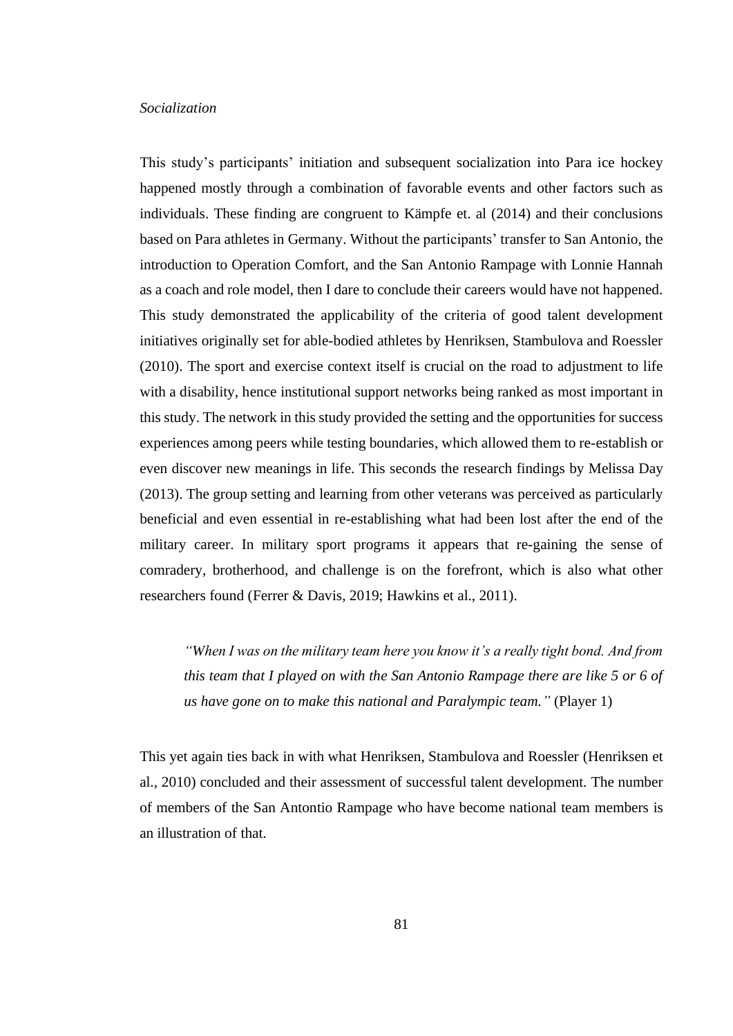*Socialization*

This study's participants' initiation and subsequent socialization into Para ice hockey happened mostly through a combination of favorable events and other factors such as individuals. These finding are congruent to Kämpfe et. al (2014) and their conclusions based on Para athletes in Germany. Without the participants' transfer to San Antonio, the introduction to Operation Comfort, and the San Antonio Rampage with Lonnie Hannah as a coach and role model, then I dare to conclude their careers would have not happened. This study demonstrated the applicability of the criteria of good talent development initiatives originally set for able-bodied athletes by Henriksen, Stambulova and Roessler (2010). The sport and exercise context itself is crucial on the road to adjustment to life with a disability, hence institutional support networks being ranked as most important in this study. The network in this study provided the setting and the opportunities for success experiences among peers while testing boundaries, which allowed them to re-establish or even discover new meanings in life. This seconds the research findings by Melissa Day (2013). The group setting and learning from other veterans was perceived as particularly beneficial and even essential in re-establishing what had been lost after the end of the military career. In military sport programs it appears that re-gaining the sense of comradery, brotherhood, and challenge is on the forefront, which is also what other researchers found (Ferrer & Davis, 2019; Hawkins et al., 2011).

> *"When I was on the military team here you know it's a really tight bond. And from this team that I played on with the San Antonio Rampage there are like 5 or 6 of us have gone on to make this national and Paralympic team."* (Player 1)

This yet again ties back in with what Henriksen, Stambulova and Roessler (Henriksen et al., 2010) concluded and their assessment of successful talent development. The number of members of the San Antontio Rampage who have become national team members is an illustration of that.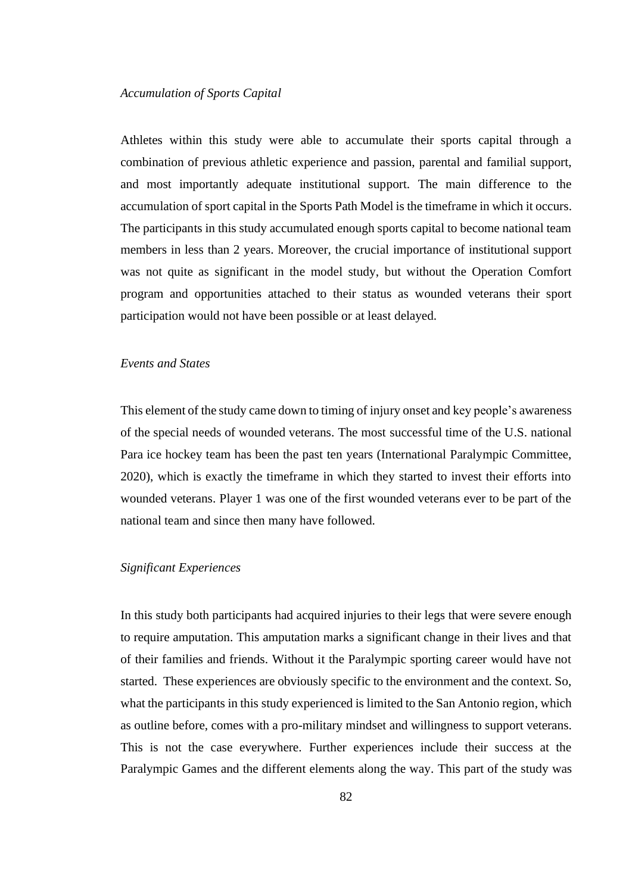*Accumulation of Sports Capital*

Athletes within this study were able to accumulate their sports capital through a combination of previous athletic experience and passion, parental and familial support, and most importantly adequate institutional support. The main difference to the accumulation of sport capital in the Sports Path Model is the timeframe in which it occurs. The participants in this study accumulated enough sports capital to become national team members in less than 2 years. Moreover, the crucial importance of institutional support was not quite as significant in the model study, but without the Operation Comfort program and opportunities attached to their status as wounded veterans their sport participation would not have been possible or at least delayed.

*Events and States*

This element of the study came down to timing of injury onset and key people's awareness of the special needs of wounded veterans. The most successful time of the U.S. national Para ice hockey team has been the past ten years (International Paralympic Committee, 2020), which is exactly the timeframe in which they started to invest their efforts into wounded veterans. Player 1 was one of the first wounded veterans ever to be part of the national team and since then many have followed.

*Significant Experiences*

In this study both participants had acquired injuries to their legs that were severe enough to require amputation. This amputation marks a significant change in their lives and that of their families and friends. Without it the Paralympic sporting career would have not started. These experiences are obviously specific to the environment and the context. So, what the participants in this study experienced is limited to the San Antonio region, which as outline before, comes with a pro-military mindset and willingness to support veterans. This is not the case everywhere. Further experiences include their success at the Paralympic Games and the different elements along the way. This part of the study was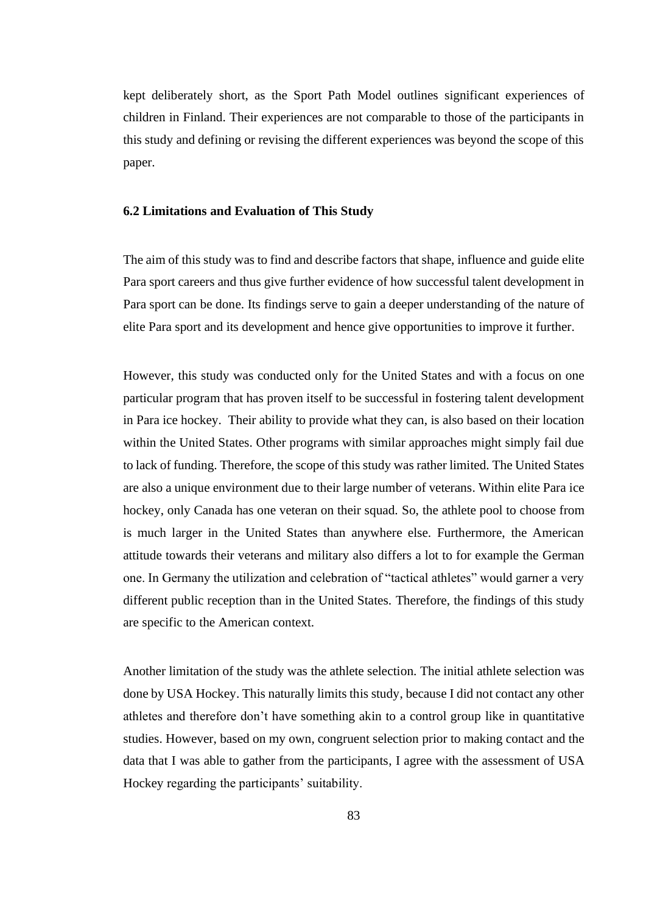kept deliberately short, as the Sport Path Model outlines significant experiences of children in Finland. Their experiences are not comparable to those of the participants in this study and defining or revising the different experiences was beyond the scope of this paper.

### 6.2 Limitations and Evaluation of This Study

The aim of this study was to find and describe factors that shape, influence and guide elite Para sport careers and thus give further evidence of how successful talent development in Para sport can be done. Its findings serve to gain a deeper understanding of the nature of elite Para sport and its development and hence give opportunities to improve it further.

However, this study was conducted only for the United States and with a focus on one particular program that has proven itself to be successful in fostering talent development in Para ice hockey. Their ability to provide what they can, is also based on their location within the United States. Other programs with similar approaches might simply fail due to lack of funding. Therefore, the scope of this study was rather limited. The United States are also a unique environment due to their large number of veterans. Within elite Para ice hockey, only Canada has one veteran on their squad. So, the athlete pool to choose from is much larger in the United States than anywhere else. Furthermore, the American attitude towards their veterans and military also differs a lot to for example the German one. In Germany the utilization and celebration of "tactical athletes" would garner a very different public reception than in the United States. Therefore, the findings of this study are specific to the American context.

Another limitation of the study was the athlete selection. The initial athlete selection was done by USA Hockey. This naturally limits this study, because I did not contact any other athletes and therefore don't have something akin to a control group like in quantitative studies. However, based on my own, congruent selection prior to making contact and the data that I was able to gather from the participants, I agree with the assessment of USA Hockey regarding the participants' suitability.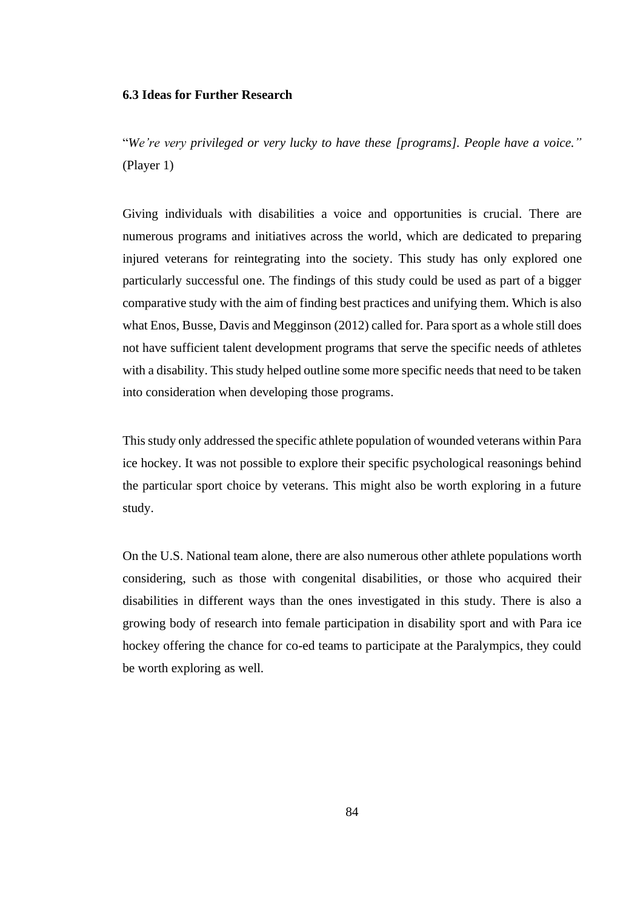### 6.3 Ideas for Further Research

"*We're very privileged or very lucky to have these [programs]. People have a voice."* (Player 1)

Giving individuals with disabilities a voice and opportunities is crucial. There are numerous programs and initiatives across the world, which are dedicated to preparing injured veterans for reintegrating into the society. This study has only explored one particularly successful one. The findings of this study could be used as part of a bigger comparative study with the aim of finding best practices and unifying them. Which is also what Enos, Busse, Davis and Megginson (2012) called for. Para sport as a whole still does not have sufficient talent development programs that serve the specific needs of athletes with a disability. This study helped outline some more specific needs that need to be taken into consideration when developing those programs.

This study only addressed the specific athlete population of wounded veterans within Para ice hockey. It was not possible to explore their specific psychological reasonings behind the particular sport choice by veterans. This might also be worth exploring in a future study.

On the U.S. National team alone, there are also numerous other athlete populations worth considering, such as those with congenital disabilities, or those who acquired their disabilities in different ways than the ones investigated in this study. There is also a growing body of research into female participation in disability sport and with Para ice hockey offering the chance for co-ed teams to participate at the Paralympics, they could be worth exploring as well.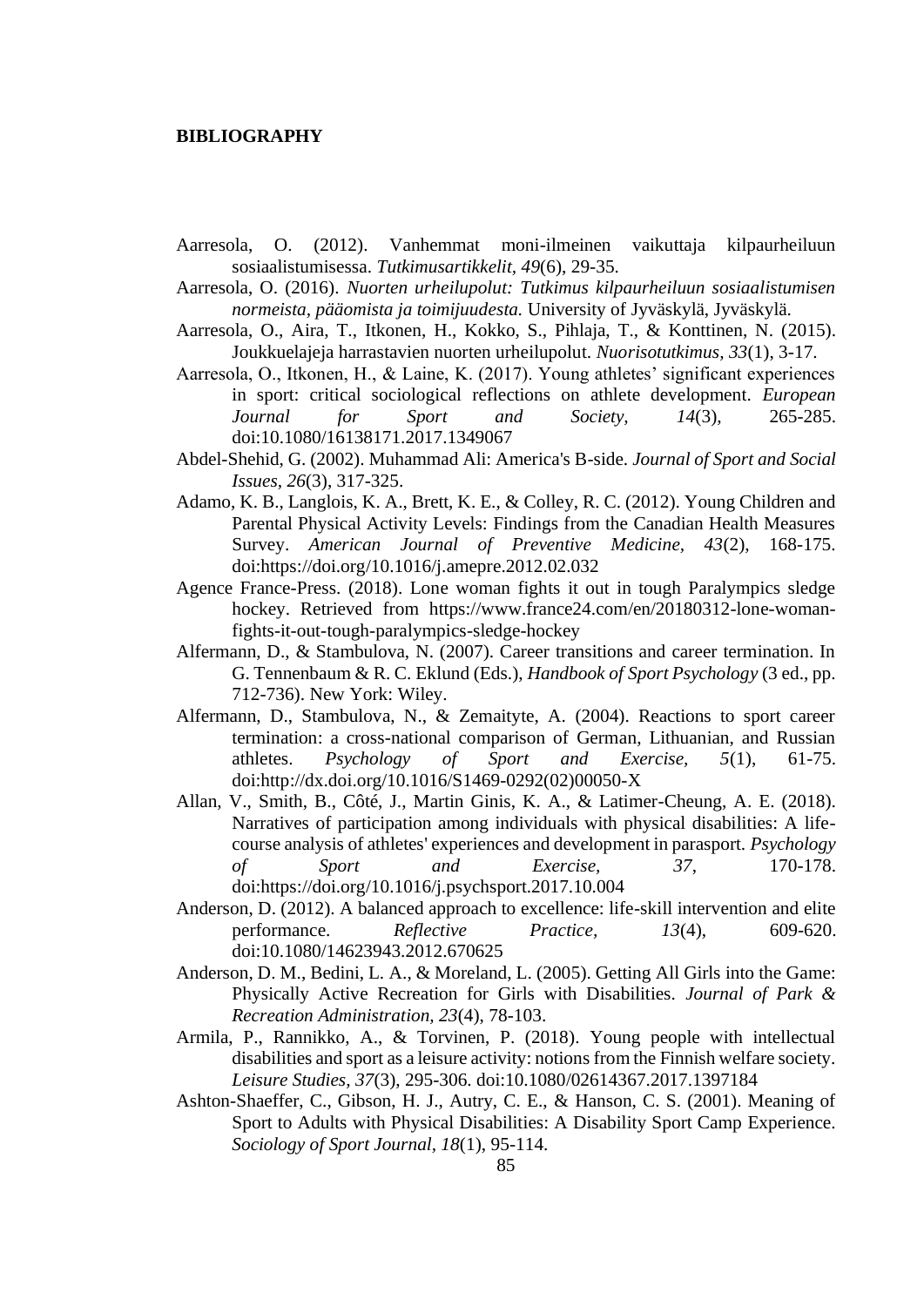# BIBLIOGRAPHY

Aarresola, O. (2012). Vanhemmat moni-ilmeinen vaikuttaja kilpaurheiluun sosiaalistumisessa. *Tutkimusartikkelit, 49*(6), 29-35.

Aarresola, O. (2016). *Nuorten urheilupolut: Tutkimus kilpaurheiluun sosiaalistumisen normeista, pääomista ja toimijuudesta.* University of Jyväskylä, Jyväskylä.

Aarresola, O., Aira, T., Itkonen, H., Kokko, S., Pihlaja, T., & Konttinen, N. (2015). Joukkuelajeja harrastavien nuorten urheilupolut. *Nuorisotutkimus, 33*(1), 3-17.

Aarresola, O., Itkonen, H., & Laine, K. (2017). Young athletes' significant experiences in sport: critical sociological reflections on athlete development. *European Journal for Sport and Society, 14*(3), 265-285. doi:10.1080/16138171.2017.1349067

Abdel-Shehid, G. (2002). Muhammad Ali: America's B-side. *Journal of Sport and Social Issues, 26*(3), 317-325.

Adamo, K. B., Langlois, K. A., Brett, K. E., & Colley, R. C. (2012). Young Children and Parental Physical Activity Levels: Findings from the Canadian Health Measures Survey. *American Journal of Preventive Medicine, 43*(2), 168-175. doi:https://doi.org/10.1016/j.amepre.2012.02.032

Agence France-Press. (2018). Lone woman fights it out in tough Paralympics sledge hockey. Retrieved from https://www.france24.com/en/20180312-lone-woman-fights-it-out-tough-paralympics-sledge-hockey

Alfermann, D., & Stambulova, N. (2007). Career transitions and career termination. In G. Tennenbaum & R. C. Eklund (Eds.), *Handbook of Sport Psychology* (3 ed., pp. 712-736). New York: Wiley.

Alfermann, D., Stambulova, N., & Zemaityte, A. (2004). Reactions to sport career termination: a cross-national comparison of German, Lithuanian, and Russian athletes. *Psychology of Sport and Exercise, 5*(1), 61-75. doi:http://dx.doi.org/10.1016/S1469-0292(02)00050-X

Allan, V., Smith, B., Côté, J., Martin Ginis, K. A., & Latimer-Cheung, A. E. (2018). Narratives of participation among individuals with physical disabilities: A life-course analysis of athletes' experiences and development in parasport. *Psychology of Sport and Exercise, 37*, 170-178. doi:https://doi.org/10.1016/j.psychsport.2017.10.004

Anderson, D. (2012). A balanced approach to excellence: life-skill intervention and elite performance. *Reflective Practice, 13*(4), 609-620. doi:10.1080/14623943.2012.670625

Anderson, D. M., Bedini, L. A., & Moreland, L. (2005). Getting All Girls into the Game: Physically Active Recreation for Girls with Disabilities. *Journal of Park & Recreation Administration, 23*(4), 78-103.

Armila, P., Rannikko, A., & Torvinen, P. (2018). Young people with intellectual disabilities and sport as a leisure activity: notions from the Finnish welfare society. *Leisure Studies, 37*(3), 295-306. doi:10.1080/02614367.2017.1397184

Ashton-Shaeffer, C., Gibson, H. J., Autry, C. E., & Hanson, C. S. (2001). Meaning of Sport to Adults with Physical Disabilities: A Disability Sport Camp Experience. *Sociology of Sport Journal, 18*(1), 95-114.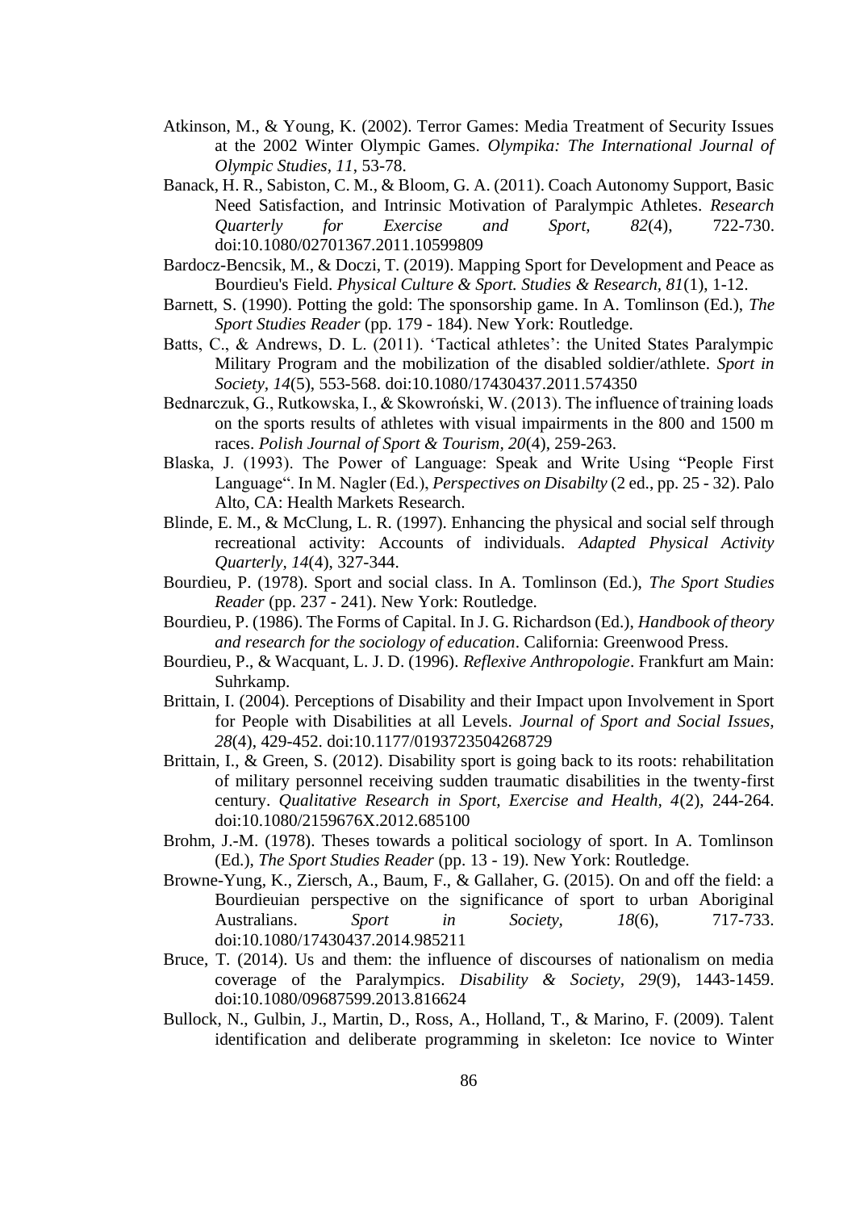Atkinson, M., & Young, K. (2002). Terror Games: Media Treatment of Security Issues at the 2002 Winter Olympic Games. *Olympika: The International Journal of Olympic Studies, 11*, 53-78.

Banack, H. R., Sabiston, C. M., & Bloom, G. A. (2011). Coach Autonomy Support, Basic Need Satisfaction, and Intrinsic Motivation of Paralympic Athletes. *Research Quarterly for Exercise and Sport, 82*(4), 722-730. doi:10.1080/02701367.2011.10599809

Bardocz-Bencsik, M., & Doczi, T. (2019). Mapping Sport for Development and Peace as Bourdieu's Field. *Physical Culture & Sport. Studies & Research, 81*(1), 1-12.

Barnett, S. (1990). Potting the gold: The sponsorship game. In A. Tomlinson (Ed.), *The Sport Studies Reader* (pp. 179 - 184). New York: Routledge.

Batts, C., & Andrews, D. L. (2011). 'Tactical athletes': the United States Paralympic Military Program and the mobilization of the disabled soldier/athlete. *Sport in Society, 14*(5), 553-568. doi:10.1080/17430437.2011.574350

Bednarczuk, G., Rutkowska, I., & Skowroński, W. (2013). The influence of training loads on the sports results of athletes with visual impairments in the 800 and 1500 m races. *Polish Journal of Sport & Tourism, 20*(4), 259-263.

Blaska, J. (1993). The Power of Language: Speak and Write Using "People First Language". In M. Nagler (Ed.), *Perspectives on Disabilty* (2 ed., pp. 25 - 32). Palo Alto, CA: Health Markets Research.

Blinde, E. M., & McClung, L. R. (1997). Enhancing the physical and social self through recreational activity: Accounts of individuals. *Adapted Physical Activity Quarterly, 14*(4), 327-344.

Bourdieu, P. (1978). Sport and social class. In A. Tomlinson (Ed.), *The Sport Studies Reader* (pp. 237 - 241). New York: Routledge.

Bourdieu, P. (1986). The Forms of Capital. In J. G. Richardson (Ed.), *Handbook of theory and research for the sociology of education*. California: Greenwood Press.

Bourdieu, P., & Wacquant, L. J. D. (1996). *Reflexive Anthropologie*. Frankfurt am Main: Suhrkamp.

Brittain, I. (2004). Perceptions of Disability and their Impact upon Involvement in Sport for People with Disabilities at all Levels. *Journal of Sport and Social Issues, 28*(4), 429-452. doi:10.1177/0193723504268729

Brittain, I., & Green, S. (2012). Disability sport is going back to its roots: rehabilitation of military personnel receiving sudden traumatic disabilities in the twenty-first century. *Qualitative Research in Sport, Exercise and Health, 4*(2), 244-264. doi:10.1080/2159676X.2012.685100

Brohm, J.-M. (1978). Theses towards a political sociology of sport. In A. Tomlinson (Ed.), *The Sport Studies Reader* (pp. 13 - 19). New York: Routledge.

Browne-Yung, K., Ziersch, A., Baum, F., & Gallaher, G. (2015). On and off the field: a Bourdieuian perspective on the significance of sport to urban Aboriginal Australians. *Sport in Society, 18*(6), 717-733. doi:10.1080/17430437.2014.985211

Bruce, T. (2014). Us and them: the influence of discourses of nationalism on media coverage of the Paralympics. *Disability & Society, 29*(9), 1443-1459. doi:10.1080/09687599.2013.816624

Bullock, N., Gulbin, J., Martin, D., Ross, A., Holland, T., & Marino, F. (2009). Talent identification and deliberate programming in skeleton: Ice novice to Winter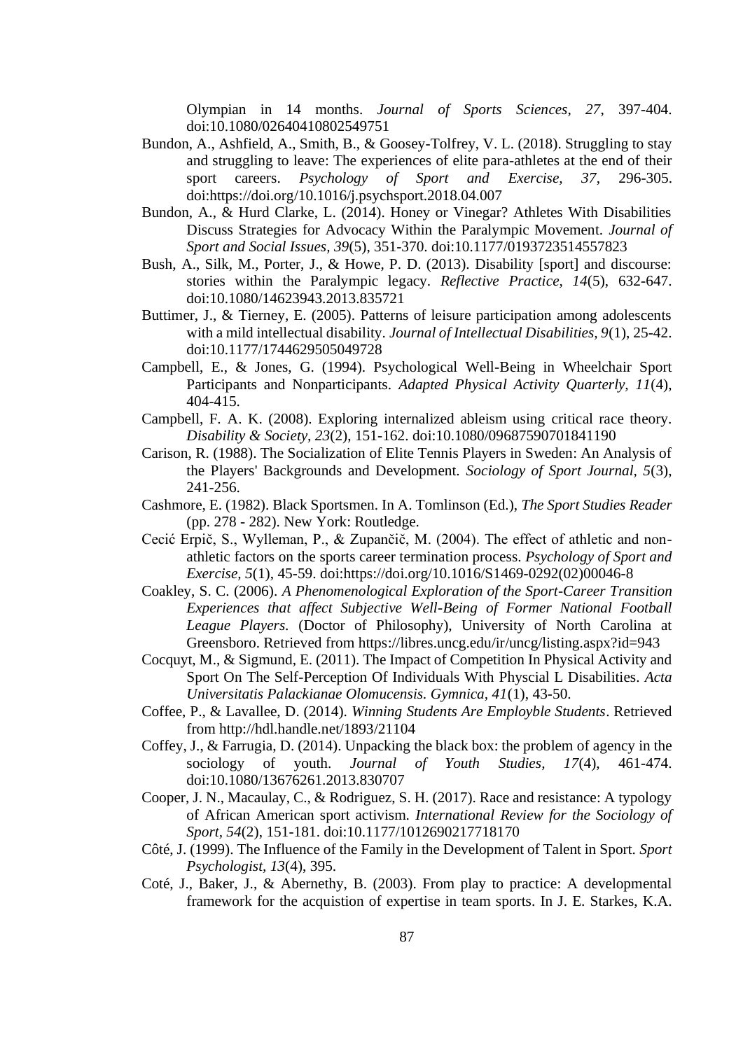Olympian in 14 months. *Journal of Sports Sciences, 27*, 397-404. doi:10.1080/02640410802549751

Bundon, A., Ashfield, A., Smith, B., & Goosey-Tolfrey, V. L. (2018). Struggling to stay and struggling to leave: The experiences of elite para-athletes at the end of their sport careers. *Psychology of Sport and Exercise, 37*, 296-305. doi:https://doi.org/10.1016/j.psychsport.2018.04.007

Bundon, A., & Hurd Clarke, L. (2014). Honey or Vinegar? Athletes With Disabilities Discuss Strategies for Advocacy Within the Paralympic Movement. *Journal of Sport and Social Issues, 39*(5), 351-370. doi:10.1177/0193723514557823

Bush, A., Silk, M., Porter, J., & Howe, P. D. (2013). Disability [sport] and discourse: stories within the Paralympic legacy. *Reflective Practice, 14*(5), 632-647. doi:10.1080/14623943.2013.835721

Buttimer, J., & Tierney, E. (2005). Patterns of leisure participation among adolescents with a mild intellectual disability. *Journal of Intellectual Disabilities, 9*(1), 25-42. doi:10.1177/1744629505049728

Campbell, E., & Jones, G. (1994). Psychological Well-Being in Wheelchair Sport Participants and Nonparticipants. *Adapted Physical Activity Quarterly, 11*(4), 404-415.

Campbell, F. A. K. (2008). Exploring internalized ableism using critical race theory. *Disability & Society, 23*(2), 151-162. doi:10.1080/09687590701841190

Carison, R. (1988). The Socialization of Elite Tennis Players in Sweden: An Analysis of the Players' Backgrounds and Development. *Sociology of Sport Journal, 5*(3), 241-256.

Cashmore, E. (1982). Black Sportsmen. In A. Tomlinson (Ed.), *The Sport Studies Reader* (pp. 278 - 282). New York: Routledge.

Cecić Erpič, S., Wylleman, P., & Zupančič, M. (2004). The effect of athletic and non-athletic factors on the sports career termination process. *Psychology of Sport and Exercise, 5*(1), 45-59. doi:https://doi.org/10.1016/S1469-0292(02)00046-8

Coakley, S. C. (2006). *A Phenomenological Exploration of the Sport-Career Transition Experiences that affect Subjective Well-Being of Former National Football League Players.* (Doctor of Philosophy), University of North Carolina at Greensboro. Retrieved from https://libres.uncg.edu/ir/uncg/listing.aspx?id=943

Cocquyt, M., & Sigmund, E. (2011). The Impact of Competition In Physical Activity and Sport On The Self-Perception Of Individuals With Physcial L Disabilities. *Acta Universitatis Palackianae Olomucensis. Gymnica, 41*(1), 43-50.

Coffee, P., & Lavallee, D. (2014). *Winning Students Are Employble Students*. Retrieved from http://hdl.handle.net/1893/21104

Coffey, J., & Farrugia, D. (2014). Unpacking the black box: the problem of agency in the sociology of youth. *Journal of Youth Studies, 17*(4), 461-474. doi:10.1080/13676261.2013.830707

Cooper, J. N., Macaulay, C., & Rodriguez, S. H. (2017). Race and resistance: A typology of African American sport activism. *International Review for the Sociology of Sport, 54*(2), 151-181. doi:10.1177/1012690217718170

Côté, J. (1999). The Influence of the Family in the Development of Talent in Sport. *Sport Psychologist, 13*(4), 395.

Coté, J., Baker, J., & Abernethy, B. (2003). From play to practice: A developmental framework for the acquistion of expertise in team sports. In J. E. Starkes, K.A.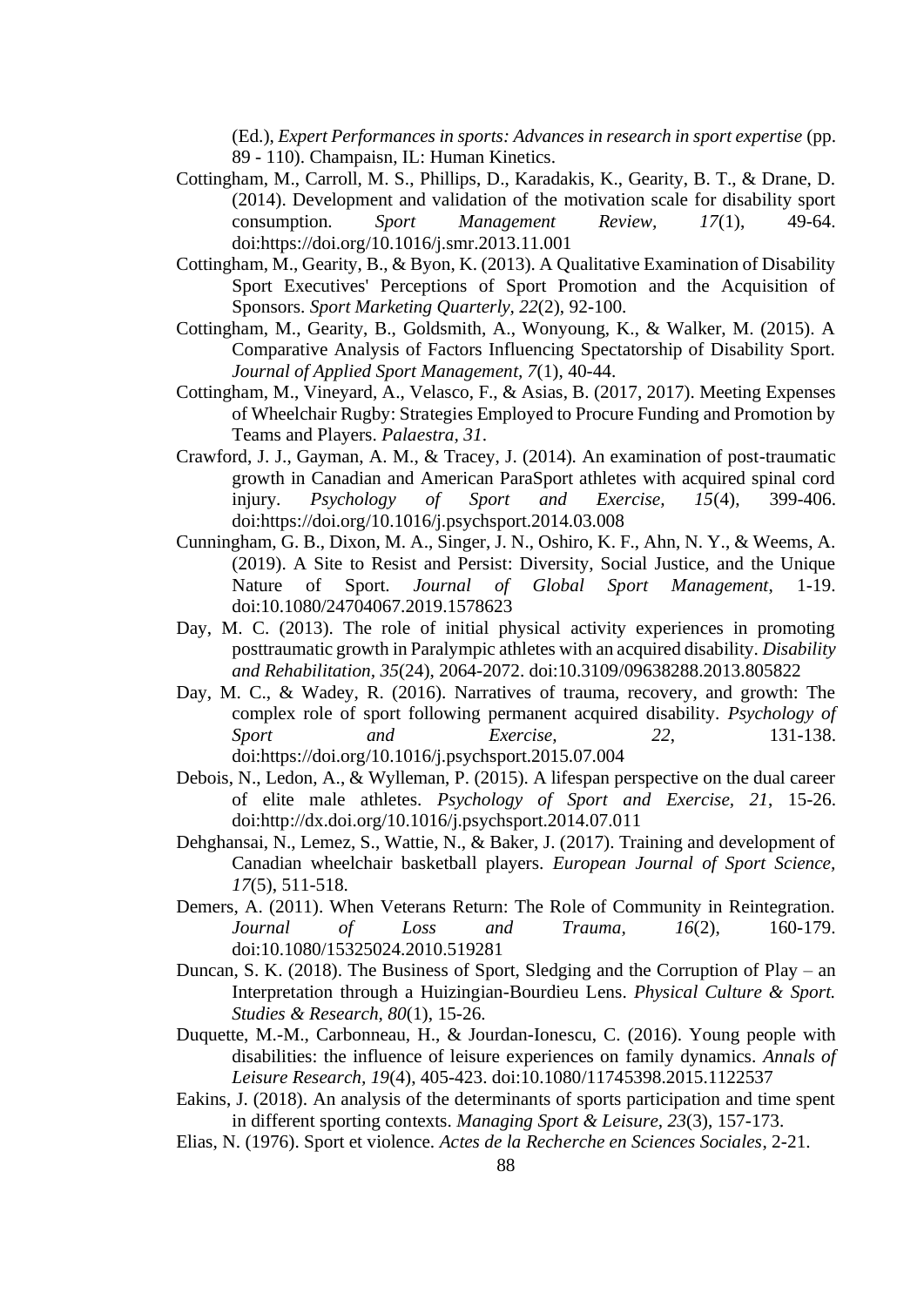(Ed.), *Expert Performances in sports: Advances in research in sport expertise* (pp. 89 - 110). Champaisn, IL: Human Kinetics.

Cottingham, M., Carroll, M. S., Phillips, D., Karadakis, K., Gearity, B. T., & Drane, D. (2014). Development and validation of the motivation scale for disability sport consumption. *Sport Management Review*, *17*(1), 49-64. doi:https://doi.org/10.1016/j.smr.2013.11.001

Cottingham, M., Gearity, B., & Byon, K. (2013). A Qualitative Examination of Disability Sport Executives' Perceptions of Sport Promotion and the Acquisition of Sponsors. *Sport Marketing Quarterly, 22*(2), 92-100.

Cottingham, M., Gearity, B., Goldsmith, A., Wonyoung, K., & Walker, M. (2015). A Comparative Analysis of Factors Influencing Spectatorship of Disability Sport. *Journal of Applied Sport Management, 7*(1), 40-44.

Cottingham, M., Vineyard, A., Velasco, F., & Asias, B. (2017, 2017). Meeting Expenses of Wheelchair Rugby: Strategies Employed to Procure Funding and Promotion by Teams and Players. *Palaestra, 31*.

Crawford, J. J., Gayman, A. M., & Tracey, J. (2014). An examination of post-traumatic growth in Canadian and American ParaSport athletes with acquired spinal cord injury. *Psychology of Sport and Exercise, 15*(4), 399-406. doi:https://doi.org/10.1016/j.psychsport.2014.03.008

Cunningham, G. B., Dixon, M. A., Singer, J. N., Oshiro, K. F., Ahn, N. Y., & Weems, A. (2019). A Site to Resist and Persist: Diversity, Social Justice, and the Unique Nature of Sport. *Journal of Global Sport Management*, 1-19. doi:10.1080/24704067.2019.1578623

Day, M. C. (2013). The role of initial physical activity experiences in promoting posttraumatic growth in Paralympic athletes with an acquired disability. *Disability and Rehabilitation, 35*(24), 2064-2072. doi:10.3109/09638288.2013.805822

Day, M. C., & Wadey, R. (2016). Narratives of trauma, recovery, and growth: The complex role of sport following permanent acquired disability. *Psychology of Sport and Exercise, 22*, 131-138. doi:https://doi.org/10.1016/j.psychsport.2015.07.004

Debois, N., Ledon, A., & Wylleman, P. (2015). A lifespan perspective on the dual career of elite male athletes. *Psychology of Sport and Exercise, 21*, 15-26. doi:http://dx.doi.org/10.1016/j.psychsport.2014.07.011

Dehghansai, N., Lemez, S., Wattie, N., & Baker, J. (2017). Training and development of Canadian wheelchair basketball players. *European Journal of Sport Science, 17*(5), 511-518.

Demers, A. (2011). When Veterans Return: The Role of Community in Reintegration. *Journal of Loss and Trauma, 16*(2), 160-179. doi:10.1080/15325024.2010.519281

Duncan, S. K. (2018). The Business of Sport, Sledging and the Corruption of Play – an Interpretation through a Huizingian-Bourdieu Lens. *Physical Culture & Sport. Studies & Research, 80*(1), 15-26.

Duquette, M.-M., Carbonneau, H., & Jourdan-Ionescu, C. (2016). Young people with disabilities: the influence of leisure experiences on family dynamics. *Annals of Leisure Research, 19*(4), 405-423. doi:10.1080/11745398.2015.1122537

Eakins, J. (2018). An analysis of the determinants of sports participation and time spent in different sporting contexts. *Managing Sport & Leisure, 23*(3), 157-173.

Elias, N. (1976). Sport et violence. *Actes de la Recherche en Sciences Sociales*, 2-21.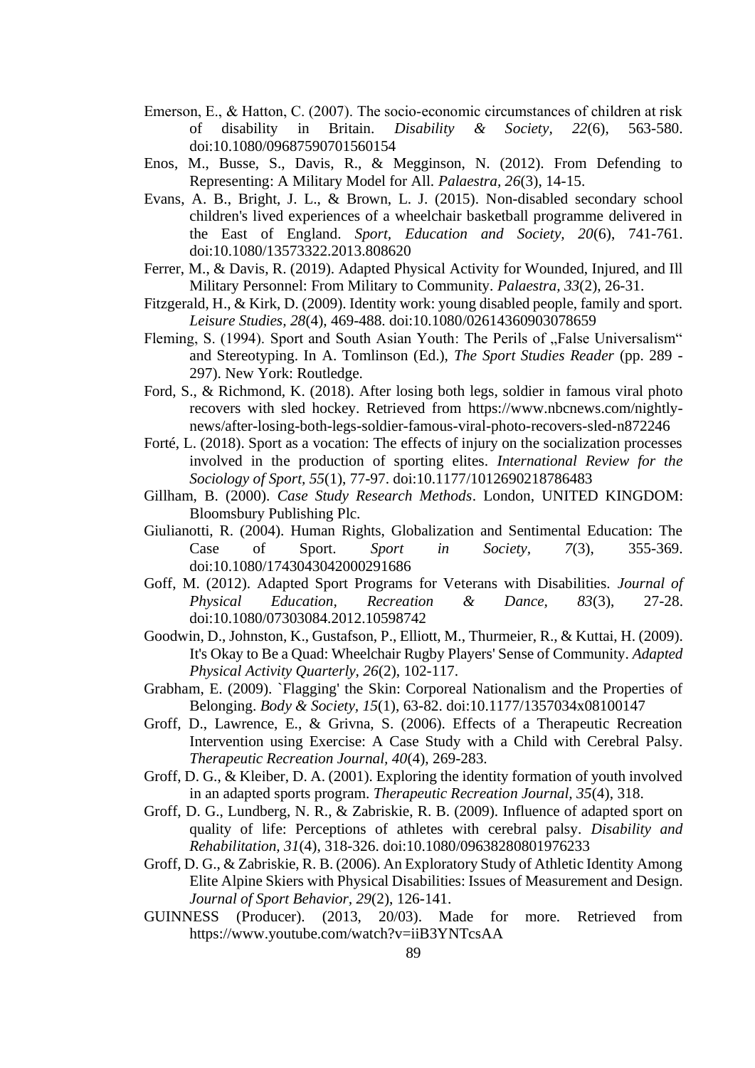Emerson, E., & Hatton, C. (2007). The socio-economic circumstances of children at risk of disability in Britain. *Disability & Society, 22*(6), 563-580. doi:10.1080/09687590701560154

Enos, M., Busse, S., Davis, R., & Megginson, N. (2012). From Defending to Representing: A Military Model for All. *Palaestra, 26*(3), 14-15.

Evans, A. B., Bright, J. L., & Brown, L. J. (2015). Non-disabled secondary school children's lived experiences of a wheelchair basketball programme delivered in the East of England. *Sport, Education and Society, 20*(6), 741-761. doi:10.1080/13573322.2013.808620

Ferrer, M., & Davis, R. (2019). Adapted Physical Activity for Wounded, Injured, and Ill Military Personnel: From Military to Community. *Palaestra, 33*(2), 26-31.

Fitzgerald, H., & Kirk, D. (2009). Identity work: young disabled people, family and sport. *Leisure Studies, 28*(4), 469-488. doi:10.1080/02614360903078659

Fleming, S. (1994). Sport and South Asian Youth: The Perils of „False Universalism“ and Stereotyping. In A. Tomlinson (Ed.), *The Sport Studies Reader* (pp. 289 - 297). New York: Routledge.

Ford, S., & Richmond, K. (2018). After losing both legs, soldier in famous viral photo recovers with sled hockey. Retrieved from https://www.nbcnews.com/nightly-news/after-losing-both-legs-soldier-famous-viral-photo-recovers-sled-n872246

Forté, L. (2018). Sport as a vocation: The effects of injury on the socialization processes involved in the production of sporting elites. *International Review for the Sociology of Sport, 55*(1), 77-97. doi:10.1177/1012690218786483

Gillham, B. (2000). *Case Study Research Methods*. London, UNITED KINGDOM: Bloomsbury Publishing Plc.

Giulianotti, R. (2004). Human Rights, Globalization and Sentimental Education: The Case of Sport. *Sport in Society, 7*(3), 355-369. doi:10.1080/1743043042000291686

Goff, M. (2012). Adapted Sport Programs for Veterans with Disabilities. *Journal of Physical Education, Recreation & Dance, 83*(3), 27-28. doi:10.1080/07303084.2012.10598742

Goodwin, D., Johnston, K., Gustafson, P., Elliott, M., Thurmeier, R., & Kuttai, H. (2009). It's Okay to Be a Quad: Wheelchair Rugby Players' Sense of Community. *Adapted Physical Activity Quarterly, 26*(2), 102-117.

Grabham, E. (2009). `Flagging' the Skin: Corporeal Nationalism and the Properties of Belonging. *Body & Society, 15*(1), 63-82. doi:10.1177/1357034x08100147

Groff, D., Lawrence, E., & Grivna, S. (2006). Effects of a Therapeutic Recreation Intervention using Exercise: A Case Study with a Child with Cerebral Palsy. *Therapeutic Recreation Journal, 40*(4), 269-283.

Groff, D. G., & Kleiber, D. A. (2001). Exploring the identity formation of youth involved in an adapted sports program. *Therapeutic Recreation Journal, 35*(4), 318.

Groff, D. G., Lundberg, N. R., & Zabriskie, R. B. (2009). Influence of adapted sport on quality of life: Perceptions of athletes with cerebral palsy. *Disability and Rehabilitation, 31*(4), 318-326. doi:10.1080/09638280801976233

Groff, D. G., & Zabriskie, R. B. (2006). An Exploratory Study of Athletic Identity Among Elite Alpine Skiers with Physical Disabilities: Issues of Measurement and Design. *Journal of Sport Behavior, 29*(2), 126-141.

GUINNESS (Producer). (2013, 20/03). Made for more. Retrieved from https://www.youtube.com/watch?v=iiB3YNTcsAA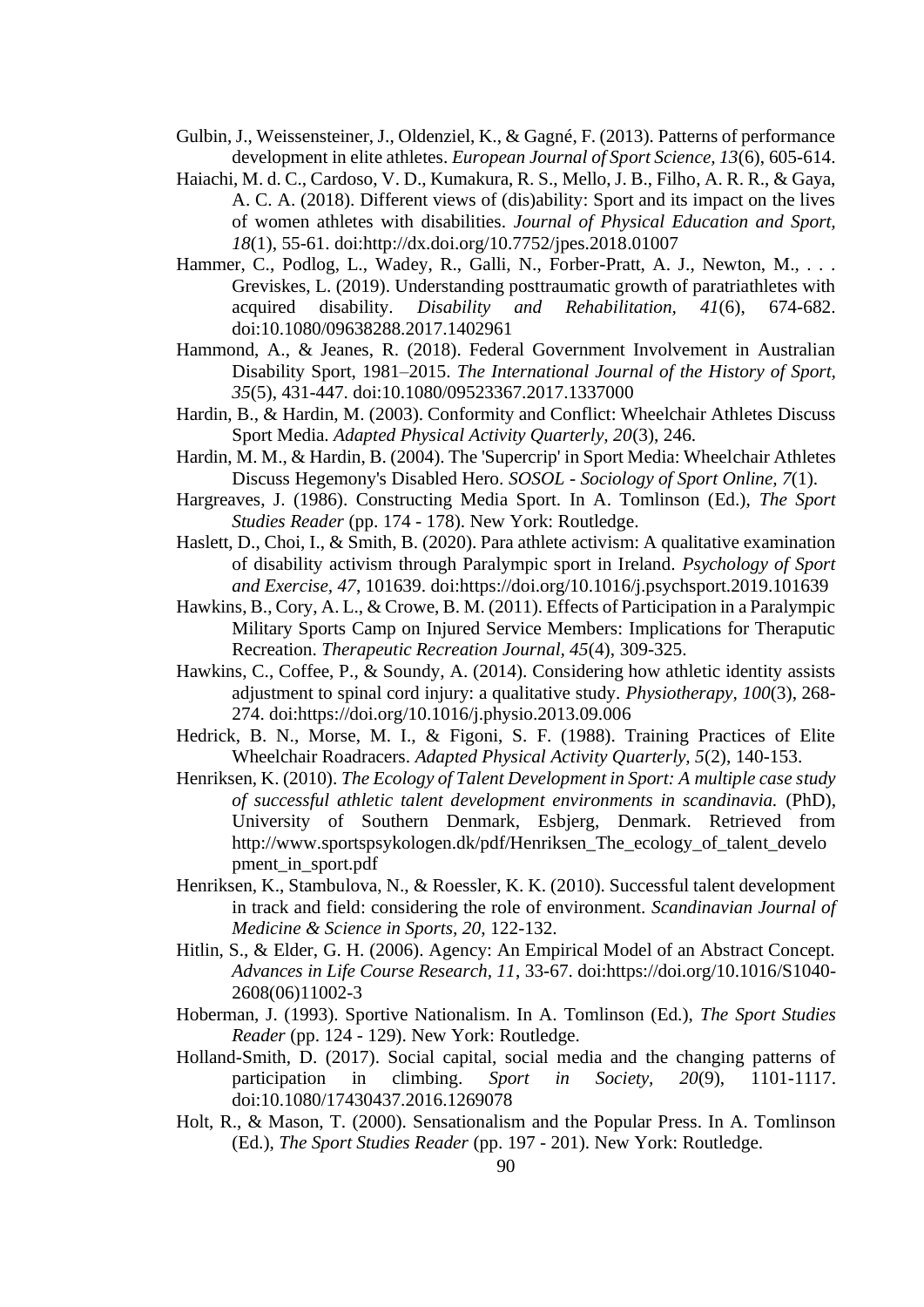Gulbin, J., Weissensteiner, J., Oldenziel, K., & Gagné, F. (2013). Patterns of performance development in elite athletes. *European Journal of Sport Science, 13*(6), 605-614.

Haiachi, M. d. C., Cardoso, V. D., Kumakura, R. S., Mello, J. B., Filho, A. R. R., & Gaya, A. C. A. (2018). Different views of (dis)ability: Sport and its impact on the lives of women athletes with disabilities. *Journal of Physical Education and Sport, 18*(1), 55-61. doi:http://dx.doi.org/10.7752/jpes.2018.01007

Hammer, C., Podlog, L., Wadey, R., Galli, N., Forber-Pratt, A. J., Newton, M., . . . Greviskes, L. (2019). Understanding posttraumatic growth of paratriathletes with acquired disability. *Disability and Rehabilitation, 41*(6), 674-682. doi:10.1080/09638288.2017.1402961

Hammond, A., & Jeanes, R. (2018). Federal Government Involvement in Australian Disability Sport, 1981–2015. *The International Journal of the History of Sport, 35*(5), 431-447. doi:10.1080/09523367.2017.1337000

Hardin, B., & Hardin, M. (2003). Conformity and Conflict: Wheelchair Athletes Discuss Sport Media. *Adapted Physical Activity Quarterly, 20*(3), 246.

Hardin, M. M., & Hardin, B. (2004). The 'Supercrip' in Sport Media: Wheelchair Athletes Discuss Hegemony's Disabled Hero. *SOSOL - Sociology of Sport Online, 7*(1).

Hargreaves, J. (1986). Constructing Media Sport. In A. Tomlinson (Ed.), *The Sport Studies Reader* (pp. 174 - 178). New York: Routledge.

Haslett, D., Choi, I., & Smith, B. (2020). Para athlete activism: A qualitative examination of disability activism through Paralympic sport in Ireland. *Psychology of Sport and Exercise, 47*, 101639. doi:https://doi.org/10.1016/j.psychsport.2019.101639

Hawkins, B., Cory, A. L., & Crowe, B. M. (2011). Effects of Participation in a Paralympic Military Sports Camp on Injured Service Members: Implications for Theraputic Recreation. *Therapeutic Recreation Journal, 45*(4), 309-325.

Hawkins, C., Coffee, P., & Soundy, A. (2014). Considering how athletic identity assists adjustment to spinal cord injury: a qualitative study. *Physiotherapy, 100*(3), 268-274. doi:https://doi.org/10.1016/j.physio.2013.09.006

Hedrick, B. N., Morse, M. I., & Figoni, S. F. (1988). Training Practices of Elite Wheelchair Roadracers. *Adapted Physical Activity Quarterly, 5*(2), 140-153.

Henriksen, K. (2010). *The Ecology of Talent Development in Sport: A multiple case study of successful athletic talent development environments in scandinavia.* (PhD), University of Southern Denmark, Esbjerg, Denmark. Retrieved from http://www.sportspsykologen.dk/pdf/Henriksen_The_ecology_of_talent_development_in_sport.pdf

Henriksen, K., Stambulova, N., & Roessler, K. K. (2010). Successful talent development in track and field: considering the role of environment. *Scandinavian Journal of Medicine & Science in Sports, 20*, 122-132.

Hitlin, S., & Elder, G. H. (2006). Agency: An Empirical Model of an Abstract Concept. *Advances in Life Course Research, 11*, 33-67. doi:https://doi.org/10.1016/S1040-2608(06)11002-3

Hoberman, J. (1993). Sportive Nationalism. In A. Tomlinson (Ed.), *The Sport Studies Reader* (pp. 124 - 129). New York: Routledge.

Holland-Smith, D. (2017). Social capital, social media and the changing patterns of participation in climbing. *Sport in Society, 20*(9), 1101-1117. doi:10.1080/17430437.2016.1269078

Holt, R., & Mason, T. (2000). Sensationalism and the Popular Press. In A. Tomlinson (Ed.), *The Sport Studies Reader* (pp. 197 - 201). New York: Routledge.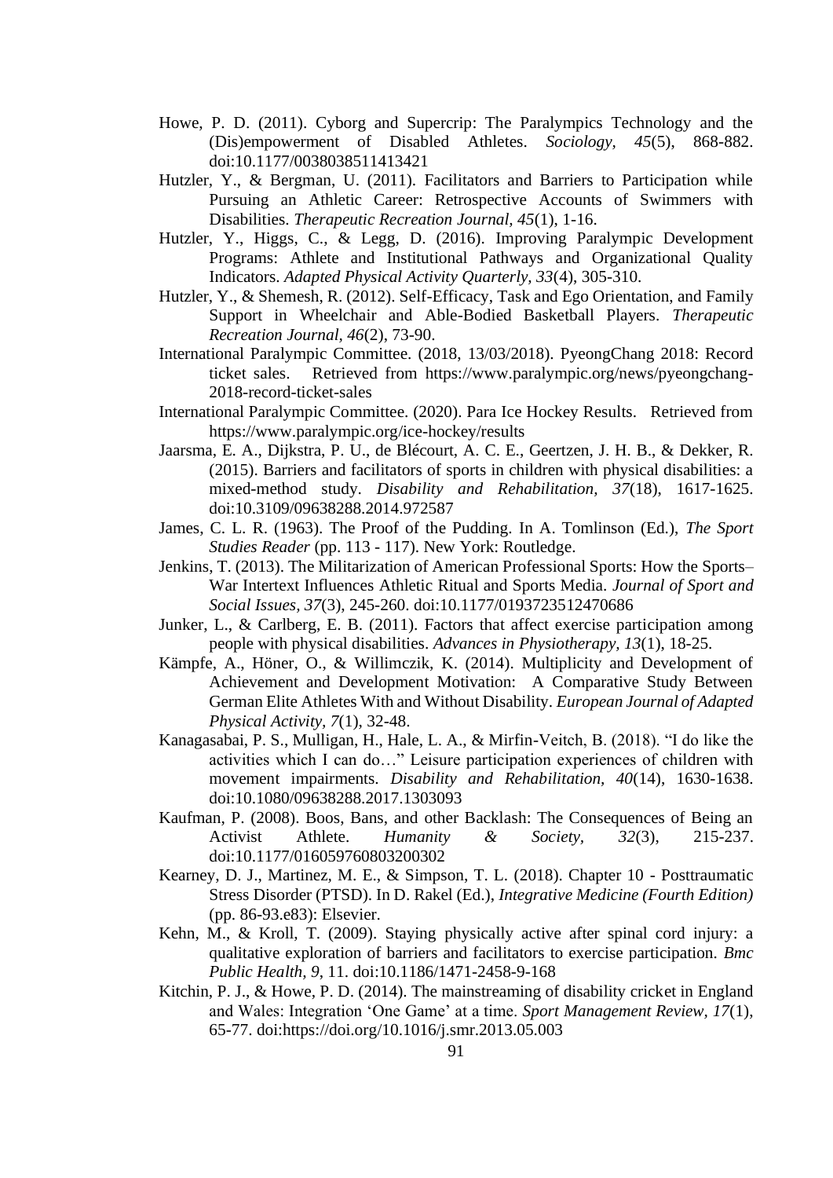Howe, P. D. (2011). Cyborg and Supercrip: The Paralympics Technology and the (Dis)empowerment of Disabled Athletes. *Sociology, 45*(5), 868-882. doi:10.1177/0038038511413421

Hutzler, Y., & Bergman, U. (2011). Facilitators and Barriers to Participation while Pursuing an Athletic Career: Retrospective Accounts of Swimmers with Disabilities. *Therapeutic Recreation Journal, 45*(1), 1-16.

Hutzler, Y., Higgs, C., & Legg, D. (2016). Improving Paralympic Development Programs: Athlete and Institutional Pathways and Organizational Quality Indicators. *Adapted Physical Activity Quarterly, 33*(4), 305-310.

Hutzler, Y., & Shemesh, R. (2012). Self-Efficacy, Task and Ego Orientation, and Family Support in Wheelchair and Able-Bodied Basketball Players. *Therapeutic Recreation Journal, 46*(2), 73-90.

International Paralympic Committee. (2018, 13/03/2018). PyeongChang 2018: Record ticket sales. Retrieved from https://www.paralympic.org/news/pyeongchang-2018-record-ticket-sales

International Paralympic Committee. (2020). Para Ice Hockey Results. Retrieved from https://www.paralympic.org/ice-hockey/results

Jaarsma, E. A., Dijkstra, P. U., de Blécourt, A. C. E., Geertzen, J. H. B., & Dekker, R. (2015). Barriers and facilitators of sports in children with physical disabilities: a mixed-method study. *Disability and Rehabilitation, 37*(18), 1617-1625. doi:10.3109/09638288.2014.972587

James, C. L. R. (1963). The Proof of the Pudding. In A. Tomlinson (Ed.), *The Sport Studies Reader* (pp. 113 - 117). New York: Routledge.

Jenkins, T. (2013). The Militarization of American Professional Sports: How the Sports–War Intertext Influences Athletic Ritual and Sports Media. *Journal of Sport and Social Issues, 37*(3), 245-260. doi:10.1177/0193723512470686

Junker, L., & Carlberg, E. B. (2011). Factors that affect exercise participation among people with physical disabilities. *Advances in Physiotherapy, 13*(1), 18-25.

Kämpfe, A., Höner, O., & Willimczik, K. (2014). Multiplicity and Development of Achievement and Development Motivation: A Comparative Study Between German Elite Athletes With and Without Disability. *European Journal of Adapted Physical Activity, 7*(1), 32-48.

Kanagasabai, P. S., Mulligan, H., Hale, L. A., & Mirfin-Veitch, B. (2018). "I do like the activities which I can do…" Leisure participation experiences of children with movement impairments. *Disability and Rehabilitation, 40*(14), 1630-1638. doi:10.1080/09638288.2017.1303093

Kaufman, P. (2008). Boos, Bans, and other Backlash: The Consequences of Being an Activist Athlete. *Humanity & Society, 32*(3), 215-237. doi:10.1177/016059760803200302

Kearney, D. J., Martinez, M. E., & Simpson, T. L. (2018). Chapter 10 - Posttraumatic Stress Disorder (PTSD). In D. Rakel (Ed.), *Integrative Medicine (Fourth Edition)* (pp. 86-93.e83): Elsevier.

Kehn, M., & Kroll, T. (2009). Staying physically active after spinal cord injury: a qualitative exploration of barriers and facilitators to exercise participation. *Bmc Public Health, 9*, 11. doi:10.1186/1471-2458-9-168

Kitchin, P. J., & Howe, P. D. (2014). The mainstreaming of disability cricket in England and Wales: Integration 'One Game' at a time. *Sport Management Review, 17*(1), 65-77. doi:https://doi.org/10.1016/j.smr.2013.05.003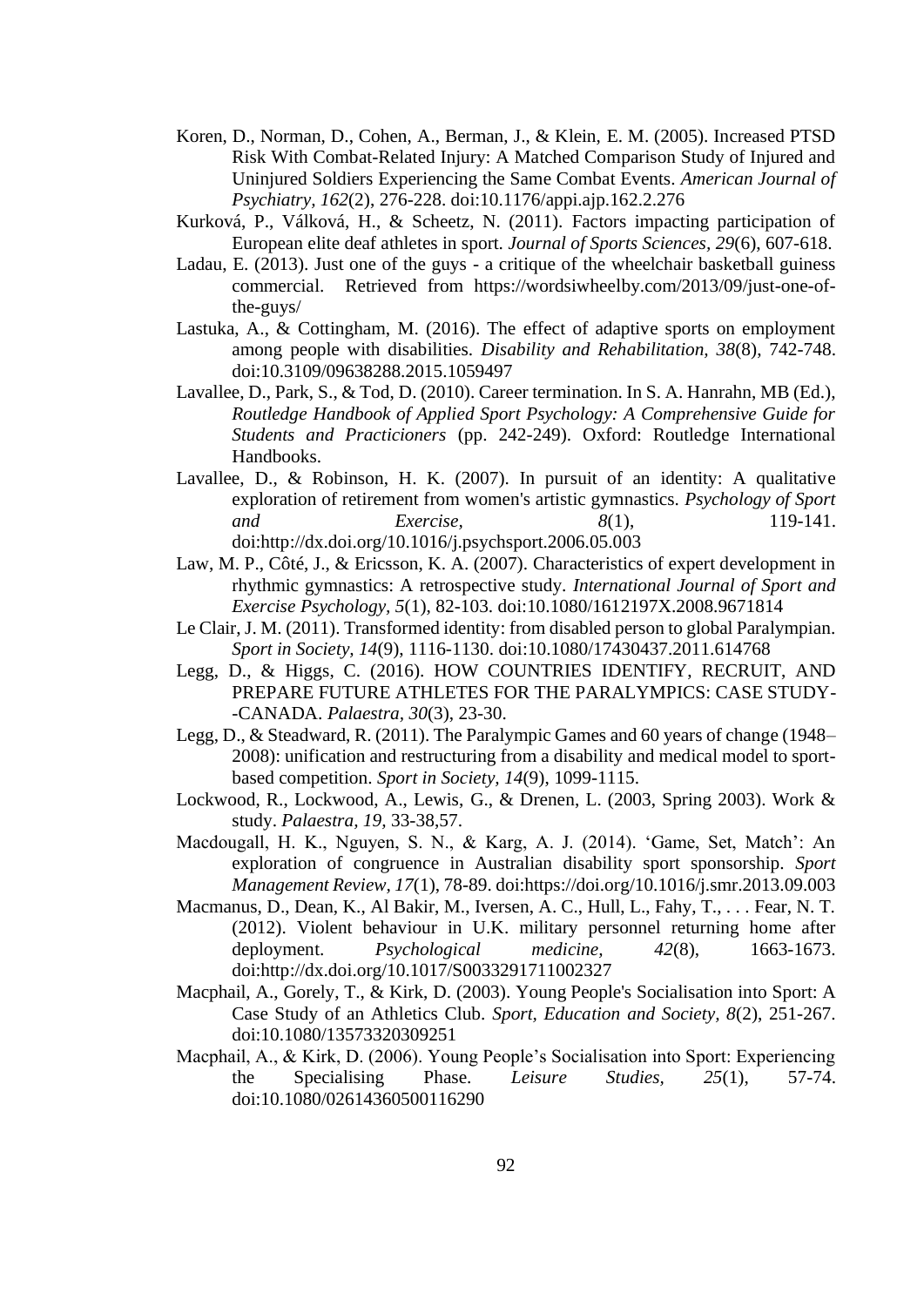Koren, D., Norman, D., Cohen, A., Berman, J., & Klein, E. M. (2005). Increased PTSD Risk With Combat-Related Injury: A Matched Comparison Study of Injured and Uninjured Soldiers Experiencing the Same Combat Events. *American Journal of Psychiatry, 162*(2), 276-228. doi:10.1176/appi.ajp.162.2.276

Kurková, P., Válková, H., & Scheetz, N. (2011). Factors impacting participation of European elite deaf athletes in sport. *Journal of Sports Sciences, 29*(6), 607-618.

Ladau, E. (2013). Just one of the guys - a critique of the wheelchair basketball guiness commercial. Retrieved from https://wordsiwheelby.com/2013/09/just-one-of-the-guys/

Lastuka, A., & Cottingham, M. (2016). The effect of adaptive sports on employment among people with disabilities. *Disability and Rehabilitation, 38*(8), 742-748. doi:10.3109/09638288.2015.1059497

Lavallee, D., Park, S., & Tod, D. (2010). Career termination. In S. A. Hanrahn, MB (Ed.), *Routledge Handbook of Applied Sport Psychology: A Comprehensive Guide for Students and Practicioners* (pp. 242-249). Oxford: Routledge International Handbooks.

Lavallee, D., & Robinson, H. K. (2007). In pursuit of an identity: A qualitative exploration of retirement from women's artistic gymnastics. *Psychology of Sport and Exercise, 8*(1), 119-141. doi:http://dx.doi.org/10.1016/j.psychsport.2006.05.003

Law, M. P., Côté, J., & Ericsson, K. A. (2007). Characteristics of expert development in rhythmic gymnastics: A retrospective study. *International Journal of Sport and Exercise Psychology, 5*(1), 82-103. doi:10.1080/1612197X.2008.9671814

Le Clair, J. M. (2011). Transformed identity: from disabled person to global Paralympian. *Sport in Society, 14*(9), 1116-1130. doi:10.1080/17430437.2011.614768

Legg, D., & Higgs, C. (2016). HOW COUNTRIES IDENTIFY, RECRUIT, AND PREPARE FUTURE ATHLETES FOR THE PARALYMPICS: CASE STUDY--CANADA. *Palaestra, 30*(3), 23-30.

Legg, D., & Steadward, R. (2011). The Paralympic Games and 60 years of change (1948–2008): unification and restructuring from a disability and medical model to sport-based competition. *Sport in Society, 14*(9), 1099-1115.

Lockwood, R., Lockwood, A., Lewis, G., & Drenen, L. (2003, Spring 2003). Work & study. *Palaestra, 19,* 33-38,57.

Macdougall, H. K., Nguyen, S. N., & Karg, A. J. (2014). 'Game, Set, Match': An exploration of congruence in Australian disability sport sponsorship. *Sport Management Review, 17*(1), 78-89. doi:https://doi.org/10.1016/j.smr.2013.09.003

Macmanus, D., Dean, K., Al Bakir, M., Iversen, A. C., Hull, L., Fahy, T., . . . Fear, N. T. (2012). Violent behaviour in U.K. military personnel returning home after deployment. *Psychological medicine, 42*(8), 1663-1673. doi:http://dx.doi.org/10.1017/S0033291711002327

Macphail, A., Gorely, T., & Kirk, D. (2003). Young People's Socialisation into Sport: A Case Study of an Athletics Club. *Sport, Education and Society, 8*(2), 251-267. doi:10.1080/13573320309251

Macphail, A., & Kirk, D. (2006). Young People's Socialisation into Sport: Experiencing the Specialising Phase. *Leisure Studies, 25*(1), 57-74. doi:10.1080/02614360500116290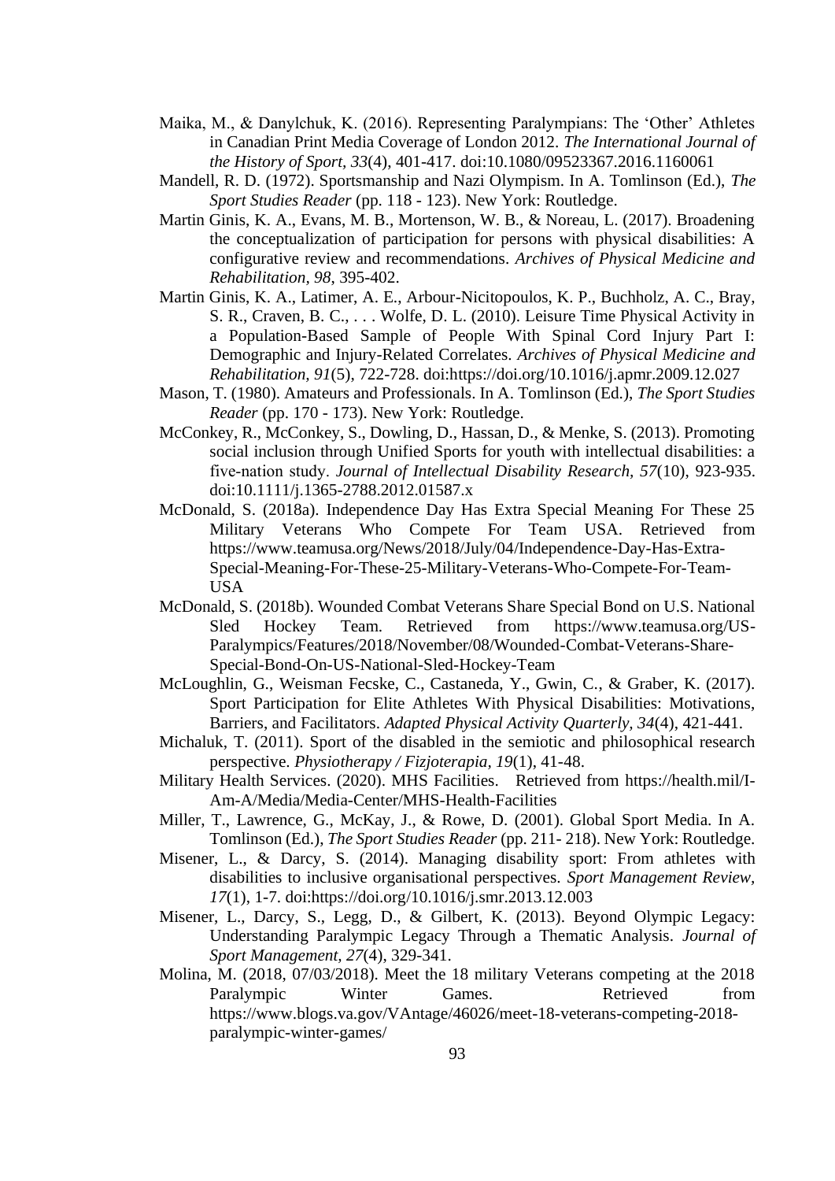Maika, M., & Danylchuk, K. (2016). Representing Paralympians: The 'Other' Athletes in Canadian Print Media Coverage of London 2012. *The International Journal of the History of Sport, 33*(4), 401-417. doi:10.1080/09523367.2016.1160061

Mandell, R. D. (1972). Sportsmanship and Nazi Olympism. In A. Tomlinson (Ed.), *The Sport Studies Reader* (pp. 118 - 123). New York: Routledge.

Martin Ginis, K. A., Evans, M. B., Mortenson, W. B., & Noreau, L. (2017). Broadening the conceptualization of participation for persons with physical disabilities: A configurative review and recommendations. *Archives of Physical Medicine and Rehabilitation, 98*, 395-402.

Martin Ginis, K. A., Latimer, A. E., Arbour-Nicitopoulos, K. P., Buchholz, A. C., Bray, S. R., Craven, B. C., . . . Wolfe, D. L. (2010). Leisure Time Physical Activity in a Population-Based Sample of People With Spinal Cord Injury Part I: Demographic and Injury-Related Correlates. *Archives of Physical Medicine and Rehabilitation, 91*(5), 722-728. doi:https://doi.org/10.1016/j.apmr.2009.12.027

Mason, T. (1980). Amateurs and Professionals. In A. Tomlinson (Ed.), *The Sport Studies Reader* (pp. 170 - 173). New York: Routledge.

McConkey, R., McConkey, S., Dowling, D., Hassan, D., & Menke, S. (2013). Promoting social inclusion through Unified Sports for youth with intellectual disabilities: a five-nation study. *Journal of Intellectual Disability Research, 57*(10), 923-935. doi:10.1111/j.1365-2788.2012.01587.x

McDonald, S. (2018a). Independence Day Has Extra Special Meaning For These 25 Military Veterans Who Compete For Team USA. Retrieved from https://www.teamusa.org/News/2018/July/04/Independence-Day-Has-Extra-Special-Meaning-For-These-25-Military-Veterans-Who-Compete-For-Team-USA

McDonald, S. (2018b). Wounded Combat Veterans Share Special Bond on U.S. National Sled Hockey Team. Retrieved from https://www.teamusa.org/US-Paralympics/Features/2018/November/08/Wounded-Combat-Veterans-Share-Special-Bond-On-US-National-Sled-Hockey-Team

McLoughlin, G., Weisman Fecske, C., Castaneda, Y., Gwin, C., & Graber, K. (2017). Sport Participation for Elite Athletes With Physical Disabilities: Motivations, Barriers, and Facilitators. *Adapted Physical Activity Quarterly, 34*(4), 421-441.

Michaluk, T. (2011). Sport of the disabled in the semiotic and philosophical research perspective. *Physiotherapy / Fizjoterapia, 19*(1), 41-48.

Military Health Services. (2020). MHS Facilities. Retrieved from https://health.mil/I-Am-A/Media/Media-Center/MHS-Health-Facilities

Miller, T., Lawrence, G., McKay, J., & Rowe, D. (2001). Global Sport Media. In A. Tomlinson (Ed.), *The Sport Studies Reader* (pp. 211- 218). New York: Routledge.

Misener, L., & Darcy, S. (2014). Managing disability sport: From athletes with disabilities to inclusive organisational perspectives. *Sport Management Review, 17*(1), 1-7. doi:https://doi.org/10.1016/j.smr.2013.12.003

Misener, L., Darcy, S., Legg, D., & Gilbert, K. (2013). Beyond Olympic Legacy: Understanding Paralympic Legacy Through a Thematic Analysis. *Journal of Sport Management, 27*(4), 329-341.

Molina, M. (2018, 07/03/2018). Meet the 18 military Veterans competing at the 2018 Paralympic Winter Games. Retrieved from https://www.blogs.va.gov/VAntage/46026/meet-18-veterans-competing-2018-paralympic-winter-games/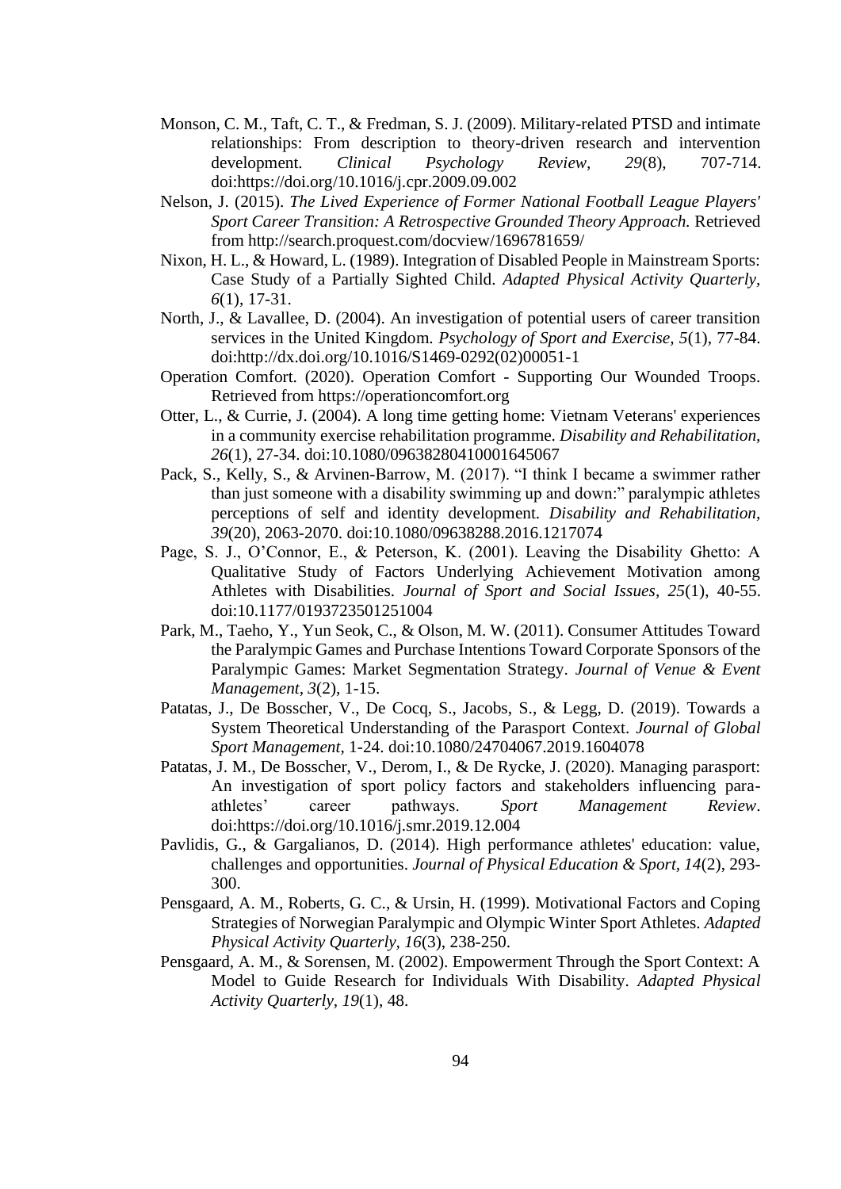Monson, C. M., Taft, C. T., & Fredman, S. J. (2009). Military-related PTSD and intimate relationships: From description to theory-driven research and intervention development. *Clinical Psychology Review, 29*(8), 707-714. doi:https://doi.org/10.1016/j.cpr.2009.09.002

Nelson, J. (2015). *The Lived Experience of Former National Football League Players' Sport Career Transition: A Retrospective Grounded Theory Approach.* Retrieved from http://search.proquest.com/docview/1696781659/

Nixon, H. L., & Howard, L. (1989). Integration of Disabled People in Mainstream Sports: Case Study of a Partially Sighted Child. *Adapted Physical Activity Quarterly, 6*(1), 17-31.

North, J., & Lavallee, D. (2004). An investigation of potential users of career transition services in the United Kingdom. *Psychology of Sport and Exercise, 5*(1), 77-84. doi:http://dx.doi.org/10.1016/S1469-0292(02)00051-1

Operation Comfort. (2020). Operation Comfort - Supporting Our Wounded Troops. Retrieved from https://operationcomfort.org

Otter, L., & Currie, J. (2004). A long time getting home: Vietnam Veterans' experiences in a community exercise rehabilitation programme. *Disability and Rehabilitation, 26*(1), 27-34. doi:10.1080/09638280410001645067

Pack, S., Kelly, S., & Arvinen-Barrow, M. (2017). "I think I became a swimmer rather than just someone with a disability swimming up and down:" paralympic athletes perceptions of self and identity development. *Disability and Rehabilitation, 39*(20), 2063-2070. doi:10.1080/09638288.2016.1217074

Page, S. J., O'Connor, E., & Peterson, K. (2001). Leaving the Disability Ghetto: A Qualitative Study of Factors Underlying Achievement Motivation among Athletes with Disabilities. *Journal of Sport and Social Issues, 25*(1), 40-55. doi:10.1177/0193723501251004

Park, M., Taeho, Y., Yun Seok, C., & Olson, M. W. (2011). Consumer Attitudes Toward the Paralympic Games and Purchase Intentions Toward Corporate Sponsors of the Paralympic Games: Market Segmentation Strategy. *Journal of Venue & Event Management, 3*(2), 1-15.

Patatas, J., De Bosscher, V., De Cocq, S., Jacobs, S., & Legg, D. (2019). Towards a System Theoretical Understanding of the Parasport Context. *Journal of Global Sport Management*, 1-24. doi:10.1080/24704067.2019.1604078

Patatas, J. M., De Bosscher, V., Derom, I., & De Rycke, J. (2020). Managing parasport: An investigation of sport policy factors and stakeholders influencing para-athletes' career pathways. *Sport Management Review*. doi:https://doi.org/10.1016/j.smr.2019.12.004

Pavlidis, G., & Gargalianos, D. (2014). High performance athletes' education: value, challenges and opportunities. *Journal of Physical Education & Sport, 14*(2), 293-300.

Pensgaard, A. M., Roberts, G. C., & Ursin, H. (1999). Motivational Factors and Coping Strategies of Norwegian Paralympic and Olympic Winter Sport Athletes. *Adapted Physical Activity Quarterly, 16*(3), 238-250.

Pensgaard, A. M., & Sorensen, M. (2002). Empowerment Through the Sport Context: A Model to Guide Research for Individuals With Disability. *Adapted Physical Activity Quarterly, 19*(1), 48.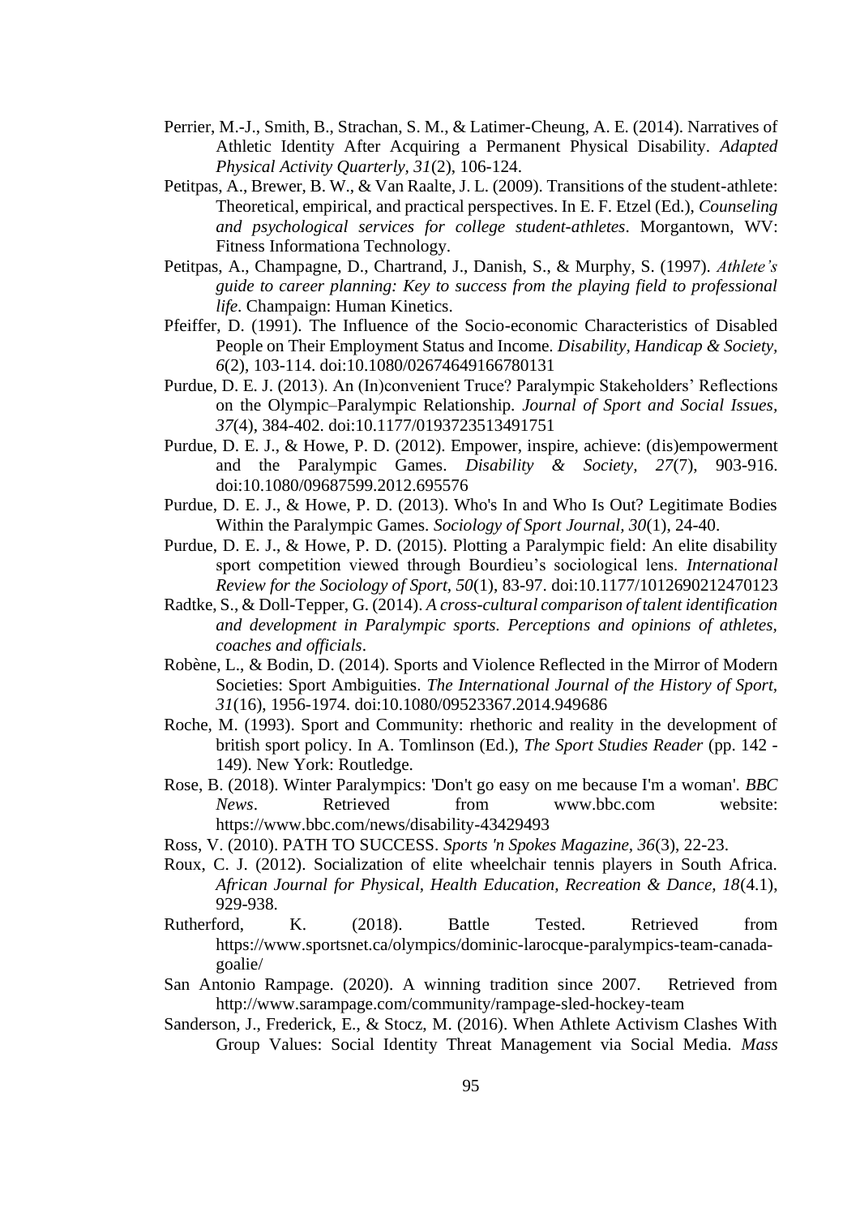Perrier, M.-J., Smith, B., Strachan, S. M., & Latimer-Cheung, A. E. (2014). Narratives of Athletic Identity After Acquiring a Permanent Physical Disability. *Adapted Physical Activity Quarterly, 31*(2), 106-124.

Petitpas, A., Brewer, B. W., & Van Raalte, J. L. (2009). Transitions of the student-athlete: Theoretical, empirical, and practical perspectives. In E. F. Etzel (Ed.), *Counseling and psychological services for college student-athletes*. Morgantown, WV: Fitness Informationa Technology.

Petitpas, A., Champagne, D., Chartrand, J., Danish, S., & Murphy, S. (1997). *Athlete's guide to career planning: Key to success from the playing field to professional life*. Champaign: Human Kinetics.

Pfeiffer, D. (1991). The Influence of the Socio-economic Characteristics of Disabled People on Their Employment Status and Income. *Disability, Handicap & Society, 6*(2), 103-114. doi:10.1080/02674649166780131

Purdue, D. E. J. (2013). An (In)convenient Truce? Paralympic Stakeholders' Reflections on the Olympic–Paralympic Relationship. *Journal of Sport and Social Issues, 37*(4), 384-402. doi:10.1177/0193723513491751

Purdue, D. E. J., & Howe, P. D. (2012). Empower, inspire, achieve: (dis)empowerment and the Paralympic Games. *Disability & Society, 27*(7), 903-916. doi:10.1080/09687599.2012.695576

Purdue, D. E. J., & Howe, P. D. (2013). Who's In and Who Is Out? Legitimate Bodies Within the Paralympic Games. *Sociology of Sport Journal, 30*(1), 24-40.

Purdue, D. E. J., & Howe, P. D. (2015). Plotting a Paralympic field: An elite disability sport competition viewed through Bourdieu's sociological lens. *International Review for the Sociology of Sport, 50*(1), 83-97. doi:10.1177/1012690212470123

Radtke, S., & Doll-Tepper, G. (2014). *A cross-cultural comparison of talent identification and development in Paralympic sports. Perceptions and opinions of athletes, coaches and officials*.

Robène, L., & Bodin, D. (2014). Sports and Violence Reflected in the Mirror of Modern Societies: Sport Ambiguities. *The International Journal of the History of Sport, 31*(16), 1956-1974. doi:10.1080/09523367.2014.949686

Roche, M. (1993). Sport and Community: rhethoric and reality in the development of british sport policy. In A. Tomlinson (Ed.), *The Sport Studies Reader* (pp. 142 - 149). New York: Routledge.

Rose, B. (2018). Winter Paralympics: 'Don't go easy on me because I'm a woman'. *BBC News*. Retrieved from www.bbc.com website: https://www.bbc.com/news/disability-43429493

Ross, V. (2010). PATH TO SUCCESS. *Sports 'n Spokes Magazine, 36*(3), 22-23.

Roux, C. J. (2012). Socialization of elite wheelchair tennis players in South Africa. *African Journal for Physical, Health Education, Recreation & Dance, 18*(4.1), 929-938.

Rutherford, K. (2018). Battle Tested. Retrieved from https://www.sportsnet.ca/olympics/dominic-larocque-paralympics-team-canada-goalie/

San Antonio Rampage. (2020). A winning tradition since 2007. Retrieved from http://www.sarampage.com/community/rampage-sled-hockey-team

Sanderson, J., Frederick, E., & Stocz, M. (2016). When Athlete Activism Clashes With Group Values: Social Identity Threat Management via Social Media. *Mass*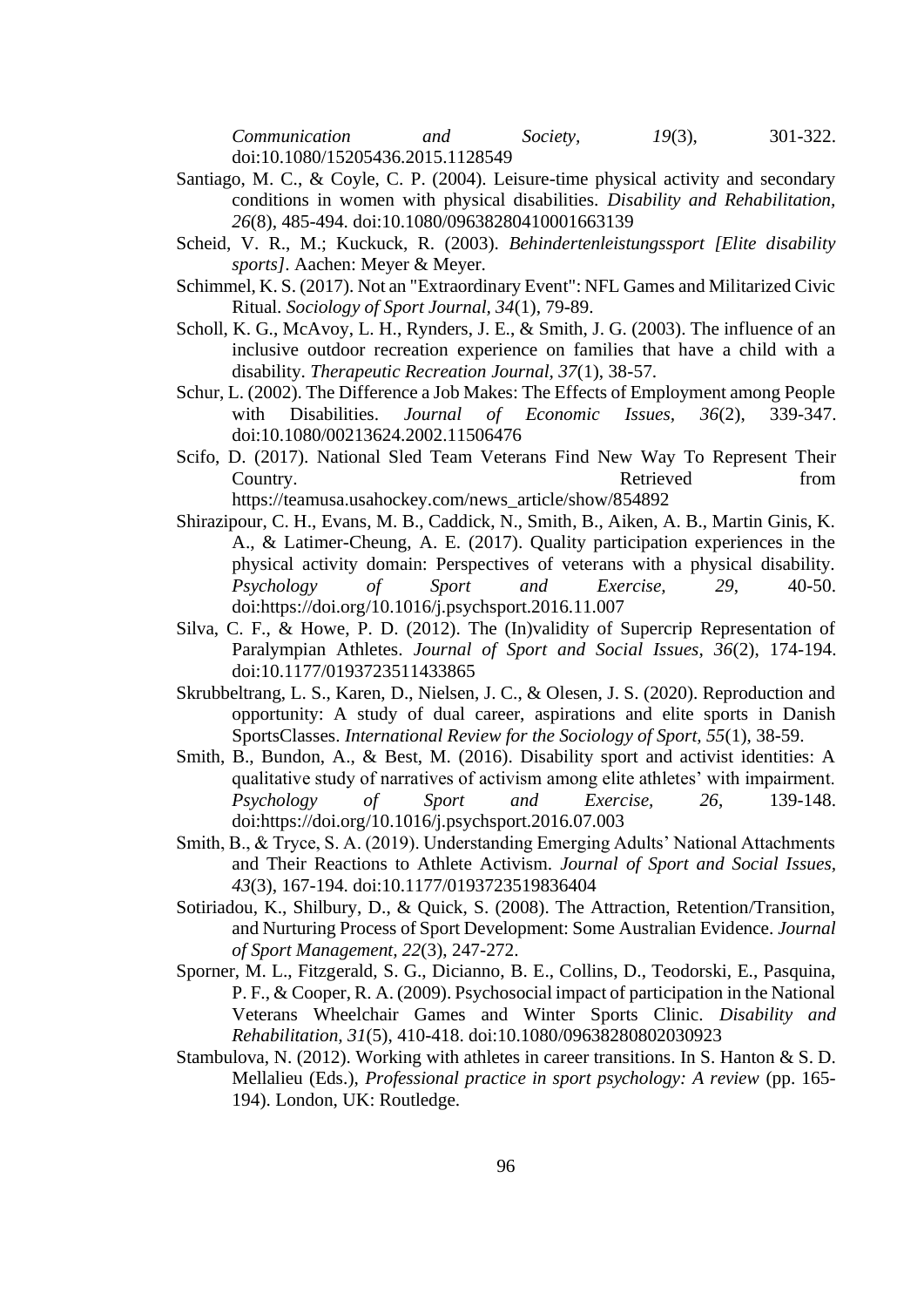*Communication and Society, 19*(3), 301-322. doi:10.1080/15205436.2015.1128549

Santiago, M. C., & Coyle, C. P. (2004). Leisure-time physical activity and secondary conditions in women with physical disabilities. *Disability and Rehabilitation, 26*(8), 485-494. doi:10.1080/09638280410001663139

Scheid, V. R., M.; Kuckuck, R. (2003). *Behindertenleistungssport [Elite disability sports]*. Aachen: Meyer & Meyer.

Schimmel, K. S. (2017). Not an "Extraordinary Event": NFL Games and Militarized Civic Ritual. *Sociology of Sport Journal, 34*(1), 79-89.

Scholl, K. G., McAvoy, L. H., Rynders, J. E., & Smith, J. G. (2003). The influence of an inclusive outdoor recreation experience on families that have a child with a disability. *Therapeutic Recreation Journal, 37*(1), 38-57.

Schur, L. (2002). The Difference a Job Makes: The Effects of Employment among People with Disabilities. *Journal of Economic Issues, 36*(2), 339-347. doi:10.1080/00213624.2002.11506476

Scifo, D. (2017). National Sled Team Veterans Find New Way To Represent Their Country. Retrieved from https://teamusa.usahockey.com/news_article/show/854892

Shirazipour, C. H., Evans, M. B., Caddick, N., Smith, B., Aiken, A. B., Martin Ginis, K. A., & Latimer-Cheung, A. E. (2017). Quality participation experiences in the physical activity domain: Perspectives of veterans with a physical disability. *Psychology of Sport and Exercise, 29*, 40-50. doi:https://doi.org/10.1016/j.psychsport.2016.11.007

Silva, C. F., & Howe, P. D. (2012). The (In)validity of Supercrip Representation of Paralympian Athletes. *Journal of Sport and Social Issues, 36*(2), 174-194. doi:10.1177/0193723511433865

Skrubbeltrang, L. S., Karen, D., Nielsen, J. C., & Olesen, J. S. (2020). Reproduction and opportunity: A study of dual career, aspirations and elite sports in Danish SportsClasses. *International Review for the Sociology of Sport, 55*(1), 38-59.

Smith, B., Bundon, A., & Best, M. (2016). Disability sport and activist identities: A qualitative study of narratives of activism among elite athletes' with impairment. *Psychology of Sport and Exercise, 26*, 139-148. doi:https://doi.org/10.1016/j.psychsport.2016.07.003

Smith, B., & Tryce, S. A. (2019). Understanding Emerging Adults' National Attachments and Their Reactions to Athlete Activism. *Journal of Sport and Social Issues, 43*(3), 167-194. doi:10.1177/0193723519836404

Sotiriadou, K., Shilbury, D., & Quick, S. (2008). The Attraction, Retention/Transition, and Nurturing Process of Sport Development: Some Australian Evidence. *Journal of Sport Management, 22*(3), 247-272.

Sporner, M. L., Fitzgerald, S. G., Dicianno, B. E., Collins, D., Teodorski, E., Pasquina, P. F., & Cooper, R. A. (2009). Psychosocial impact of participation in the National Veterans Wheelchair Games and Winter Sports Clinic. *Disability and Rehabilitation, 31*(5), 410-418. doi:10.1080/09638280802030923

Stambulova, N. (2012). Working with athletes in career transitions. In S. Hanton & S. D. Mellalieu (Eds.), *Professional practice in sport psychology: A review* (pp. 165-194). London, UK: Routledge.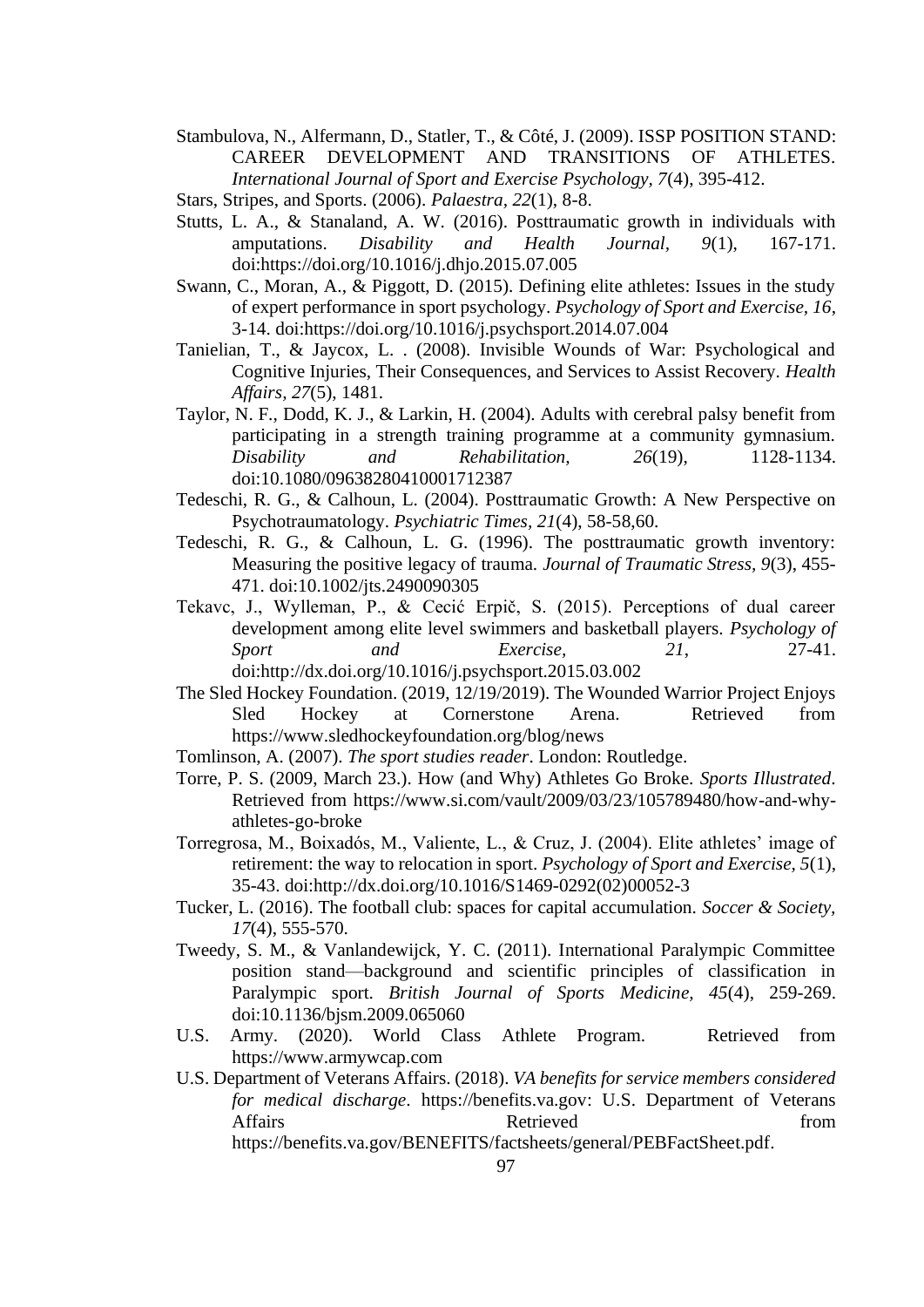Stambulova, N., Alfermann, D., Statler, T., & Côté, J. (2009). ISSP POSITION STAND: CAREER DEVELOPMENT AND TRANSITIONS OF ATHLETES. *International Journal of Sport and Exercise Psychology, 7*(4), 395-412.

Stars, Stripes, and Sports. (2006). *Palaestra, 22*(1), 8-8.

Stutts, L. A., & Stanaland, A. W. (2016). Posttraumatic growth in individuals with amputations. *Disability and Health Journal, 9*(1), 167-171. doi:https://doi.org/10.1016/j.dhjo.2015.07.005

Swann, C., Moran, A., & Piggott, D. (2015). Defining elite athletes: Issues in the study of expert performance in sport psychology. *Psychology of Sport and Exercise, 16*, 3-14. doi:https://doi.org/10.1016/j.psychsport.2014.07.004

Tanielian, T., & Jaycox, L. . (2008). Invisible Wounds of War: Psychological and Cognitive Injuries, Their Consequences, and Services to Assist Recovery. *Health Affairs, 27*(5), 1481.

Taylor, N. F., Dodd, K. J., & Larkin, H. (2004). Adults with cerebral palsy benefit from participating in a strength training programme at a community gymnasium. *Disability and Rehabilitation, 26*(19), 1128-1134. doi:10.1080/09638280410001712387

Tedeschi, R. G., & Calhoun, L. (2004). Posttraumatic Growth: A New Perspective on Psychotraumatology. *Psychiatric Times, 21*(4), 58-58,60.

Tedeschi, R. G., & Calhoun, L. G. (1996). The posttraumatic growth inventory: Measuring the positive legacy of trauma. *Journal of Traumatic Stress, 9*(3), 455-471. doi:10.1002/jts.2490090305

Tekavc, J., Wylleman, P., & Cecić Erpič, S. (2015). Perceptions of dual career development among elite level swimmers and basketball players. *Psychology of Sport and Exercise, 21*, 27-41. doi:http://dx.doi.org/10.1016/j.psychsport.2015.03.002

The Sled Hockey Foundation. (2019, 12/19/2019). The Wounded Warrior Project Enjoys Sled Hockey at Cornerstone Arena. Retrieved from https://www.sledhockeyfoundation.org/blog/news

Tomlinson, A. (2007). *The sport studies reader*. London: Routledge.

Torre, P. S. (2009, March 23.). How (and Why) Athletes Go Broke. *Sports Illustrated*. Retrieved from https://www.si.com/vault/2009/03/23/105789480/how-and-why-athletes-go-broke

Torregrosa, M., Boixadós, M., Valiente, L., & Cruz, J. (2004). Elite athletes' image of retirement: the way to relocation in sport. *Psychology of Sport and Exercise, 5*(1), 35-43. doi:http://dx.doi.org/10.1016/S1469-0292(02)00052-3

Tucker, L. (2016). The football club: spaces for capital accumulation. *Soccer & Society, 17*(4), 555-570.

Tweedy, S. M., & Vanlandewijck, Y. C. (2011). International Paralympic Committee position stand—background and scientific principles of classification in Paralympic sport. *British Journal of Sports Medicine, 45*(4), 259-269. doi:10.1136/bjsm.2009.065060

U.S. Army. (2020). World Class Athlete Program. Retrieved from https://www.armywcap.com

U.S. Department of Veterans Affairs. (2018). *VA benefits for service members considered for medical discharge*. https://benefits.va.gov: U.S. Department of Veterans Affairs Retrieved from https://benefits.va.gov/BENEFITS/factsheets/general/PEBFactSheet.pdf.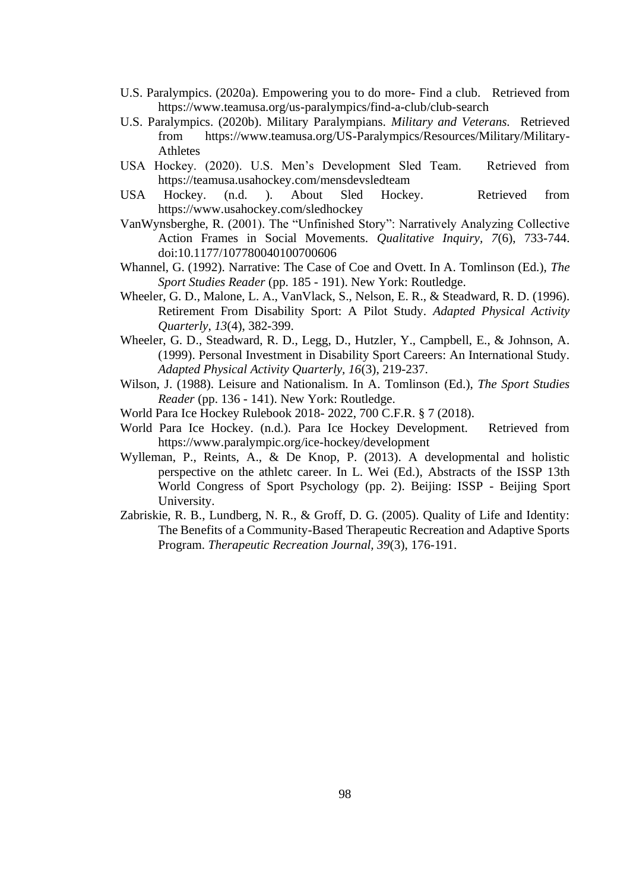U.S. Paralympics. (2020a). Empowering you to do more- Find a club. Retrieved from https://www.teamusa.org/us-paralympics/find-a-club/club-search

U.S. Paralympics. (2020b). Military Paralympians. *Military and Veterans.* Retrieved from https://www.teamusa.org/US-Paralympics/Resources/Military/Military-Athletes

USA Hockey. (2020). U.S. Men's Development Sled Team. Retrieved from https://teamusa.usahockey.com/mensdevsledteam

USA Hockey. (n.d. ). About Sled Hockey. Retrieved from https://www.usahockey.com/sledhockey

VanWynsberghe, R. (2001). The "Unfinished Story": Narratively Analyzing Collective Action Frames in Social Movements. *Qualitative Inquiry, 7*(6), 733-744. doi:10.1177/107780040100700606

Whannel, G. (1992). Narrative: The Case of Coe and Ovett. In A. Tomlinson (Ed.), *The Sport Studies Reader* (pp. 185 - 191). New York: Routledge.

Wheeler, G. D., Malone, L. A., VanVlack, S., Nelson, E. R., & Steadward, R. D. (1996). Retirement From Disability Sport: A Pilot Study. *Adapted Physical Activity Quarterly, 13*(4), 382-399.

Wheeler, G. D., Steadward, R. D., Legg, D., Hutzler, Y., Campbell, E., & Johnson, A. (1999). Personal Investment in Disability Sport Careers: An International Study. *Adapted Physical Activity Quarterly, 16*(3), 219-237.

Wilson, J. (1988). Leisure and Nationalism. In A. Tomlinson (Ed.), *The Sport Studies Reader* (pp. 136 - 141). New York: Routledge.

World Para Ice Hockey Rulebook 2018- 2022, 700 C.F.R. § 7 (2018).

World Para Ice Hockey. (n.d.). Para Ice Hockey Development. Retrieved from https://www.paralympic.org/ice-hockey/development

Wylleman, P., Reints, A., & De Knop, P. (2013). A developmental and holistic perspective on the athletc career. In L. Wei (Ed.), Abstracts of the ISSP 13th World Congress of Sport Psychology (pp. 2). Beijing: ISSP - Beijing Sport University.

Zabriskie, R. B., Lundberg, N. R., & Groff, D. G. (2005). Quality of Life and Identity: The Benefits of a Community-Based Therapeutic Recreation and Adaptive Sports Program. *Therapeutic Recreation Journal, 39*(3), 176-191.